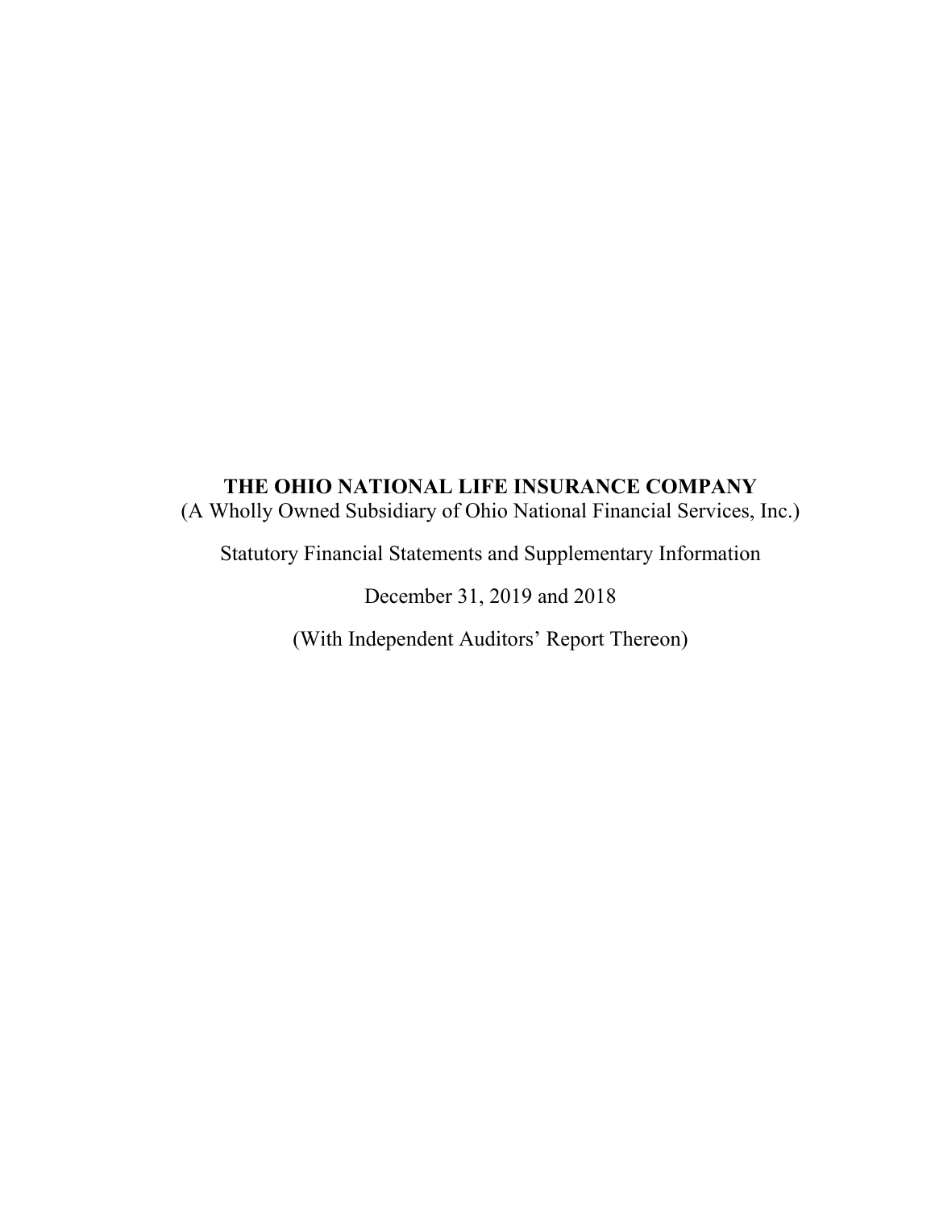# THE OHIO NATIONAL LIFE INSURANCE COMPANY

(A Wholly Owned Subsidiary of Ohio National Financial Services, Inc.)

Statutory Financial Statements and Supplementary Information

December 31, 2019 and 2018

(With Independent Auditors' Report Thereon)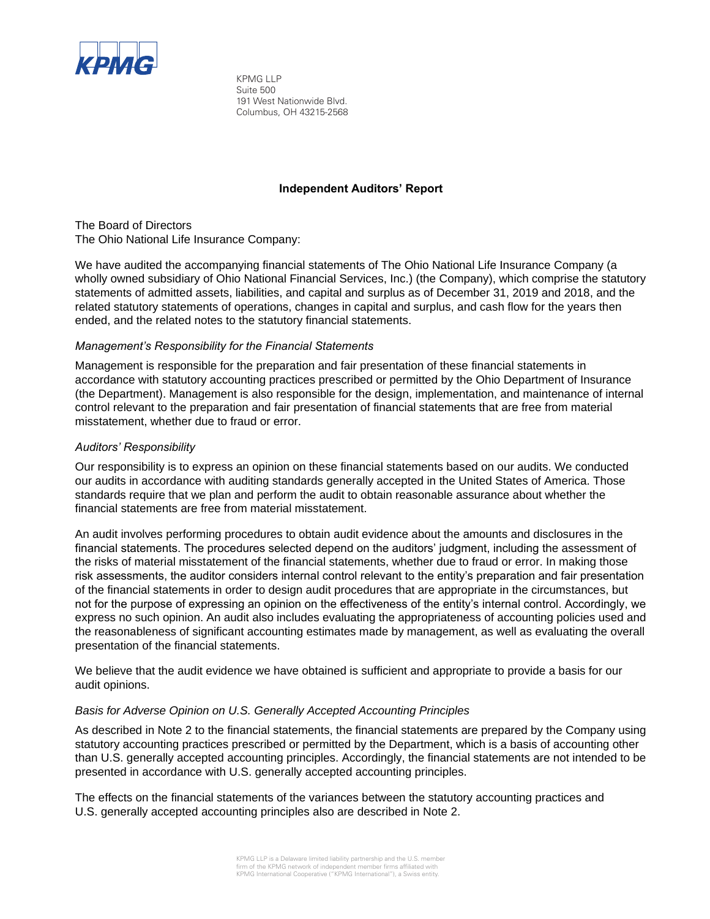KPMG LLP
Suite 500
191 West Nationwide Blvd.
Columbus, OH 43215-2568

## Independent Auditors' Report

The Board of Directors
The Ohio National Life Insurance Company:

We have audited the accompanying financial statements of The Ohio National Life Insurance Company (a wholly owned subsidiary of Ohio National Financial Services, Inc.) (the Company), which comprise the statutory statements of admitted assets, liabilities, and capital and surplus as of December 31, 2019 and 2018, and the related statutory statements of operations, changes in capital and surplus, and cash flow for the years then ended, and the related notes to the statutory financial statements.

### *Management's Responsibility for the Financial Statements*

Management is responsible for the preparation and fair presentation of these financial statements in accordance with statutory accounting practices prescribed or permitted by the Ohio Department of Insurance (the Department). Management is also responsible for the design, implementation, and maintenance of internal control relevant to the preparation and fair presentation of financial statements that are free from material misstatement, whether due to fraud or error.

### *Auditors' Responsibility*

Our responsibility is to express an opinion on these financial statements based on our audits. We conducted our audits in accordance with auditing standards generally accepted in the United States of America. Those standards require that we plan and perform the audit to obtain reasonable assurance about whether the financial statements are free from material misstatement.

An audit involves performing procedures to obtain audit evidence about the amounts and disclosures in the financial statements. The procedures selected depend on the auditors' judgment, including the assessment of the risks of material misstatement of the financial statements, whether due to fraud or error. In making those risk assessments, the auditor considers internal control relevant to the entity's preparation and fair presentation of the financial statements in order to design audit procedures that are appropriate in the circumstances, but not for the purpose of expressing an opinion on the effectiveness of the entity's internal control. Accordingly, we express no such opinion. An audit also includes evaluating the appropriateness of accounting policies used and the reasonableness of significant accounting estimates made by management, as well as evaluating the overall presentation of the financial statements.

We believe that the audit evidence we have obtained is sufficient and appropriate to provide a basis for our audit opinions.

### *Basis for Adverse Opinion on U.S. Generally Accepted Accounting Principles*

As described in Note 2 to the financial statements, the financial statements are prepared by the Company using statutory accounting practices prescribed or permitted by the Department, which is a basis of accounting other than U.S. generally accepted accounting principles. Accordingly, the financial statements are not intended to be presented in accordance with U.S. generally accepted accounting principles.

The effects on the financial statements of the variances between the statutory accounting practices and U.S. generally accepted accounting principles also are described in Note 2.

KPMG LLP is a Delaware limited liability partnership and the U.S. member firm of the KPMG network of independent member firms affiliated with KPMG International Cooperative ("KPMG International"), a Swiss entity.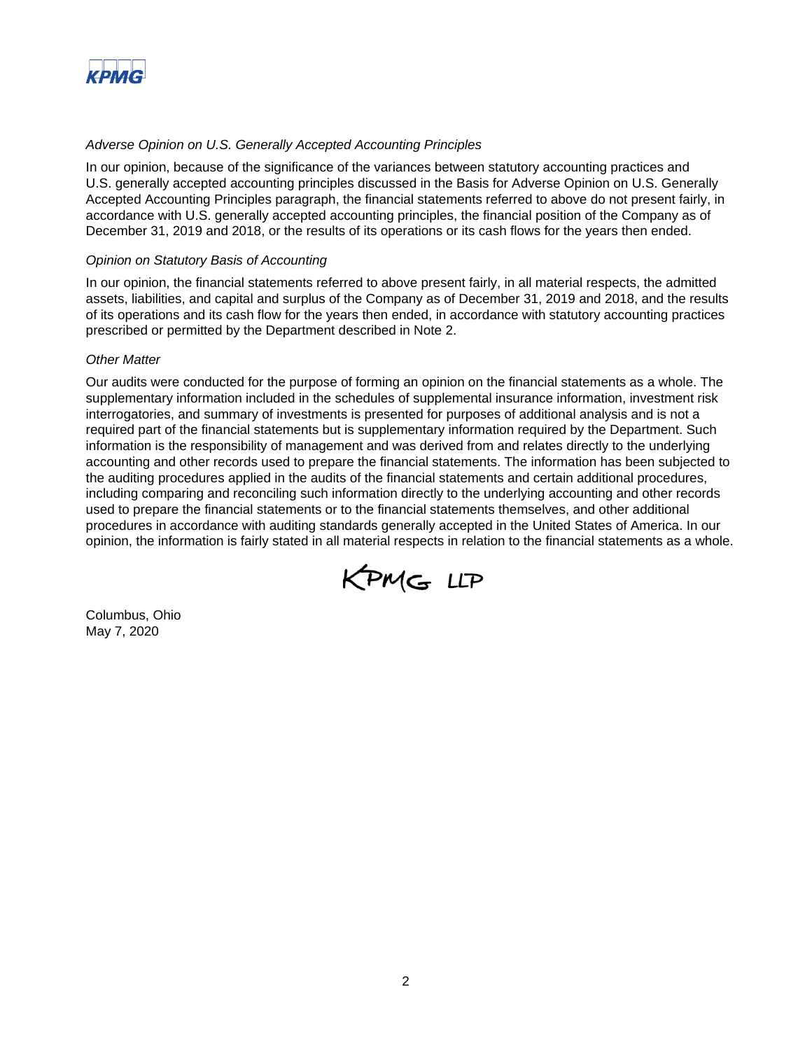*Adverse Opinion on U.S. Generally Accepted Accounting Principles*

In our opinion, because of the significance of the variances between statutory accounting practices and U.S. generally accepted accounting principles discussed in the Basis for Adverse Opinion on U.S. Generally Accepted Accounting Principles paragraph, the financial statements referred to above do not present fairly, in accordance with U.S. generally accepted accounting principles, the financial position of the Company as of December 31, 2019 and 2018, or the results of its operations or its cash flows for the years then ended.

*Opinion on Statutory Basis of Accounting*

In our opinion, the financial statements referred to above present fairly, in all material respects, the admitted assets, liabilities, and capital and surplus of the Company as of December 31, 2019 and 2018, and the results of its operations and its cash flow for the years then ended, in accordance with statutory accounting practices prescribed or permitted by the Department described in Note 2.

*Other Matter*

Our audits were conducted for the purpose of forming an opinion on the financial statements as a whole. The supplementary information included in the schedules of supplemental insurance information, investment risk interrogatories, and summary of investments is presented for purposes of additional analysis and is not a required part of the financial statements but is supplementary information required by the Department. Such information is the responsibility of management and was derived from and relates directly to the underlying accounting and other records used to prepare the financial statements. The information has been subjected to the auditing procedures applied in the audits of the financial statements and certain additional procedures, including comparing and reconciling such information directly to the underlying accounting and other records used to prepare the financial statements or to the financial statements themselves, and other additional procedures in accordance with auditing standards generally accepted in the United States of America. In our opinion, the information is fairly stated in all material respects in relation to the financial statements as a whole.

KPMG LLP

Columbus, Ohio
May 7, 2020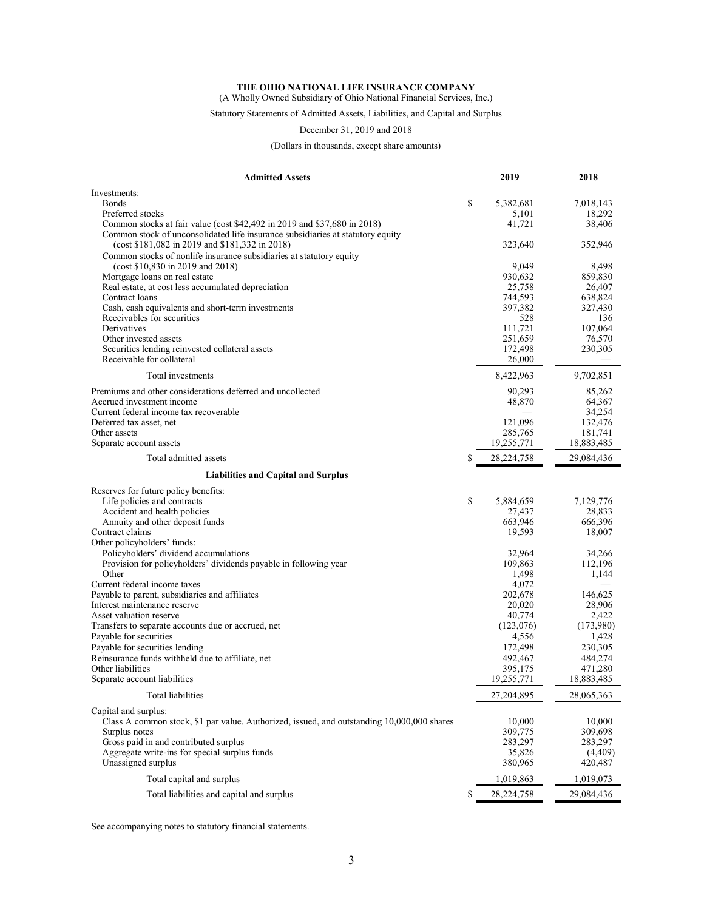**THE OHIO NATIONAL LIFE INSURANCE COMPANY**

(A Wholly Owned Subsidiary of Ohio National Financial Services, Inc.)

Statutory Statements of Admitted Assets, Liabilities, and Capital and Surplus

December 31, 2019 and 2018

(Dollars in thousands, except share amounts)

| **Admitted Assets** | | **2019** | **2018** |
|---|---|---|---|
| Investments: | | | |
| Bonds | $ | 5,382,681 | 7,018,143 |
| Preferred stocks | | 5,101 | 18,292 |
| Common stocks at fair value (cost $42,492 in 2019 and $37,680 in 2018) | | 41,721 | 38,406 |
| Common stock of unconsolidated life insurance subsidiaries at statutory equity (cost $181,082 in 2019 and $181,332 in 2018) | | 323,640 | 352,946 |
| Common stocks of nonlife insurance subsidiaries at statutory equity (cost $10,830 in 2019 and 2018) | | 9,049 | 8,498 |
| Mortgage loans on real estate | | 930,632 | 859,830 |
| Real estate, at cost less accumulated depreciation | | 25,758 | 26,407 |
| Contract loans | | 744,593 | 638,824 |
| Cash, cash equivalents and short-term investments | | 397,382 | 327,430 |
| Receivables for securities | | 528 | 136 |
| Derivatives | | 111,721 | 107,064 |
| Other invested assets | | 251,659 | 76,570 |
| Securities lending reinvested collateral assets | | 172,498 | 230,305 |
| Receivable for collateral | | 26,000 | — |
| Total investments | | 8,422,963 | 9,702,851 |
| Premiums and other considerations deferred and uncollected | | 90,293 | 85,262 |
| Accrued investment income | | 48,870 | 64,367 |
| Current federal income tax recoverable | | — | 34,254 |
| Deferred tax asset, net | | 121,096 | 132,476 |
| Other assets | | 285,765 | 181,741 |
| Separate account assets | | 19,255,771 | 18,883,485 |
| Total admitted assets | $ | 28,224,758 | 29,084,436 |
| **Liabilities and Capital and Surplus** | | | |
| Reserves for future policy benefits: | | | |
| Life policies and contracts | $ | 5,884,659 | 7,129,776 |
| Accident and health policies | | 27,437 | 28,833 |
| Annuity and other deposit funds | | 663,946 | 666,396 |
| Contract claims | | 19,593 | 18,007 |
| Other policyholders' funds: | | | |
| Policyholders' dividend accumulations | | 32,964 | 34,266 |
| Provision for policyholders' dividends payable in following year | | 109,863 | 112,196 |
| Other | | 1,498 | 1,144 |
| Current federal income taxes | | 4,072 | — |
| Payable to parent, subsidiaries and affiliates | | 202,678 | 146,625 |
| Interest maintenance reserve | | 20,020 | 28,906 |
| Asset valuation reserve | | 40,774 | 2,422 |
| Transfers to separate accounts due or accrued, net | | (123,076) | (173,980) |
| Payable for securities | | 4,556 | 1,428 |
| Payable for securities lending | | 172,498 | 230,305 |
| Reinsurance funds withheld due to affiliate, net | | 492,467 | 484,274 |
| Other liabilities | | 395,175 | 471,280 |
| Separate account liabilities | | 19,255,771 | 18,883,485 |
| Total liabilities | | 27,204,895 | 28,065,363 |
| Capital and surplus: | | | |
| Class A common stock, $1 par value. Authorized, issued, and outstanding 10,000,000 shares | | 10,000 | 10,000 |
| Surplus notes | | 309,775 | 309,698 |
| Gross paid in and contributed surplus | | 283,297 | 283,297 |
| Aggregate write-ins for special surplus funds | | 35,826 | (4,409) |
| Unassigned surplus | | 380,965 | 420,487 |
| Total capital and surplus | | 1,019,863 | 1,019,073 |
| Total liabilities and capital and surplus | $ | 28,224,758 | 29,084,436 |

See accompanying notes to statutory financial statements.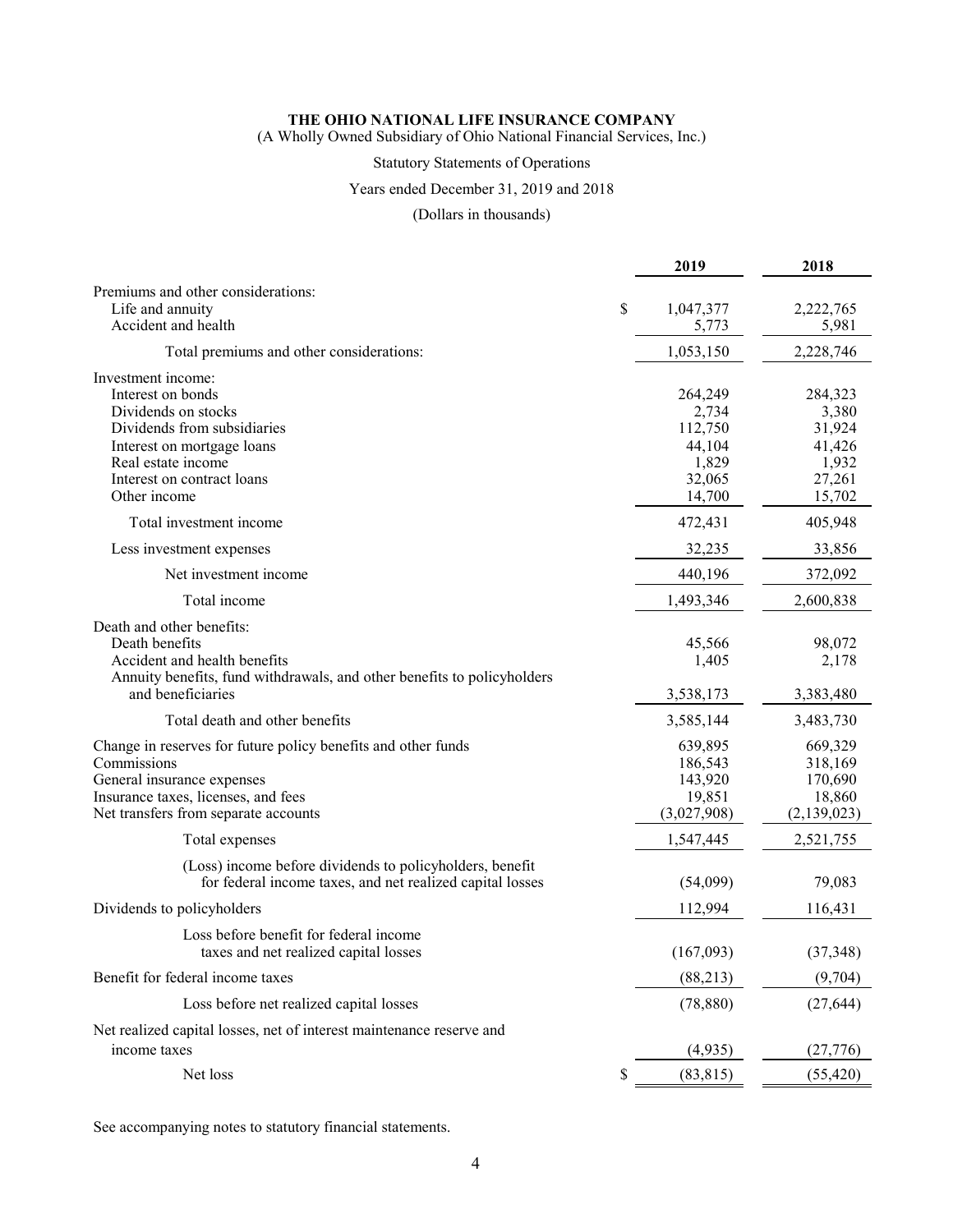**THE OHIO NATIONAL LIFE INSURANCE COMPANY**

(A Wholly Owned Subsidiary of Ohio National Financial Services, Inc.)

Statutory Statements of Operations

Years ended December 31, 2019 and 2018

(Dollars in thousands)

| | 2019 | 2018 |
|---|---|---|
| Premiums and other considerations: | | |
| Life and annuity | $ 1,047,377 | 2,222,765 |
| Accident and health | 5,773 | 5,981 |
| Total premiums and other considerations: | 1,053,150 | 2,228,746 |
| Investment income: | | |
| Interest on bonds | 264,249 | 284,323 |
| Dividends on stocks | 2,734 | 3,380 |
| Dividends from subsidiaries | 112,750 | 31,924 |
| Interest on mortgage loans | 44,104 | 41,426 |
| Real estate income | 1,829 | 1,932 |
| Interest on contract loans | 32,065 | 27,261 |
| Other income | 14,700 | 15,702 |
| Total investment income | 472,431 | 405,948 |
| Less investment expenses | 32,235 | 33,856 |
| Net investment income | 440,196 | 372,092 |
| Total income | 1,493,346 | 2,600,838 |
| Death and other benefits: | | |
| Death benefits | 45,566 | 98,072 |
| Accident and health benefits | 1,405 | 2,178 |
| Annuity benefits, fund withdrawals, and other benefits to policyholders and beneficiaries | 3,538,173 | 3,383,480 |
| Total death and other benefits | 3,585,144 | 3,483,730 |
| Change in reserves for future policy benefits and other funds | 639,895 | 669,329 |
| Commissions | 186,543 | 318,169 |
| General insurance expenses | 143,920 | 170,690 |
| Insurance taxes, licenses, and fees | 19,851 | 18,860 |
| Net transfers from separate accounts | (3,027,908) | (2,139,023) |
| Total expenses | 1,547,445 | 2,521,755 |
| (Loss) income before dividends to policyholders, benefit for federal income taxes, and net realized capital losses | (54,099) | 79,083 |
| Dividends to policyholders | 112,994 | 116,431 |
| Loss before benefit for federal income taxes and net realized capital losses | (167,093) | (37,348) |
| Benefit for federal income taxes | (88,213) | (9,704) |
| Loss before net realized capital losses | (78,880) | (27,644) |
| Net realized capital losses, net of interest maintenance reserve and income taxes | (4,935) | (27,776) |
| Net loss | $ (83,815) | (55,420) |

See accompanying notes to statutory financial statements.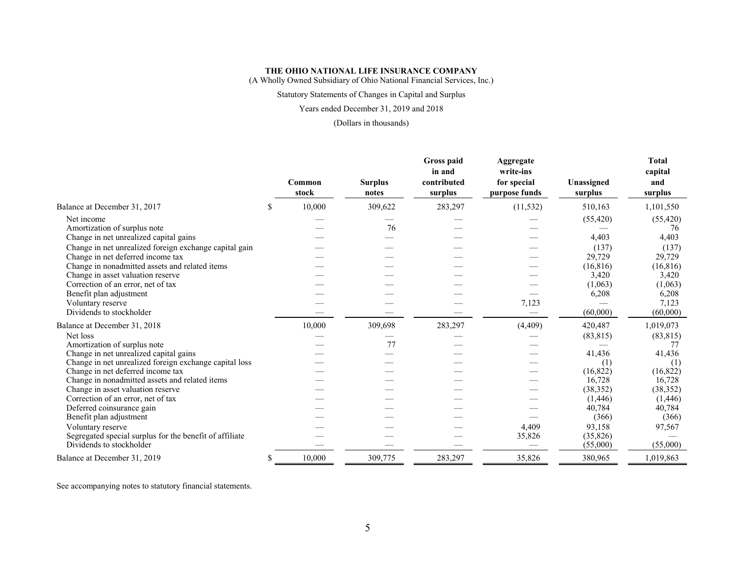**THE OHIO NATIONAL LIFE INSURANCE COMPANY**
(A Wholly Owned Subsidiary of Ohio National Financial Services, Inc.)

Statutory Statements of Changes in Capital and Surplus

Years ended December 31, 2019 and 2018

(Dollars in thousands)

| | Common stock | Surplus notes | Gross paid in and contributed surplus | Aggregate write-ins for special purpose funds | Unassigned surplus | Total capital and surplus |
|---|---|---|---|---|---|---|
| Balance at December 31, 2017 | $ 10,000 | 309,622 | 283,297 | (11,532) | 510,163 | 1,101,550 |
| Net income | — | — | — | — | (55,420) | (55,420) |
| Amortization of surplus note | — | 76 | — | — | — | 76 |
| Change in net unrealized capital gains | — | — | — | — | 4,403 | 4,403 |
| Change in net unrealized foreign exchange capital gain | — | — | — | — | (137) | (137) |
| Change in net deferred income tax | — | — | — | — | 29,729 | 29,729 |
| Change in nonadmitted assets and related items | — | — | — | — | (16,816) | (16,816) |
| Change in asset valuation reserve | — | — | — | — | 3,420 | 3,420 |
| Correction of an error, net of tax | — | — | — | — | (1,063) | (1,063) |
| Benefit plan adjustment | — | — | — | — | 6,208 | 6,208 |
| Voluntary reserve | — | — | — | 7,123 | — | 7,123 |
| Dividends to stockholder | — | — | — | — | (60,000) | (60,000) |
| Balance at December 31, 2018 | 10,000 | 309,698 | 283,297 | (4,409) | 420,487 | 1,019,073 |
| Net loss | — | — | — | — | (83,815) | (83,815) |
| Amortization of surplus note | — | 77 | — | — | — | 77 |
| Change in net unrealized capital gains | — | — | — | — | 41,436 | 41,436 |
| Change in net unrealized foreign exchange capital loss | — | — | — | — | (1) | (1) |
| Change in net deferred income tax | — | — | — | — | (16,822) | (16,822) |
| Change in nonadmitted assets and related items | — | — | — | — | 16,728 | 16,728 |
| Change in asset valuation reserve | — | — | — | — | (38,352) | (38,352) |
| Correction of an error, net of tax | — | — | — | — | (1,446) | (1,446) |
| Deferred coinsurance gain | — | — | — | — | 40,784 | 40,784 |
| Benefit plan adjustment | — | — | — | — | (366) | (366) |
| Voluntary reserve | — | — | — | 4,409 | 93,158 | 97,567 |
| Segregated special surplus for the benefit of affiliate | — | — | — | 35,826 | (35,826) | — |
| Dividends to stockholder | — | — | — | — | (55,000) | (55,000) |
| Balance at December 31, 2019 | $ 10,000 | 309,775 | 283,297 | 35,826 | 380,965 | 1,019,863 |

See accompanying notes to statutory financial statements.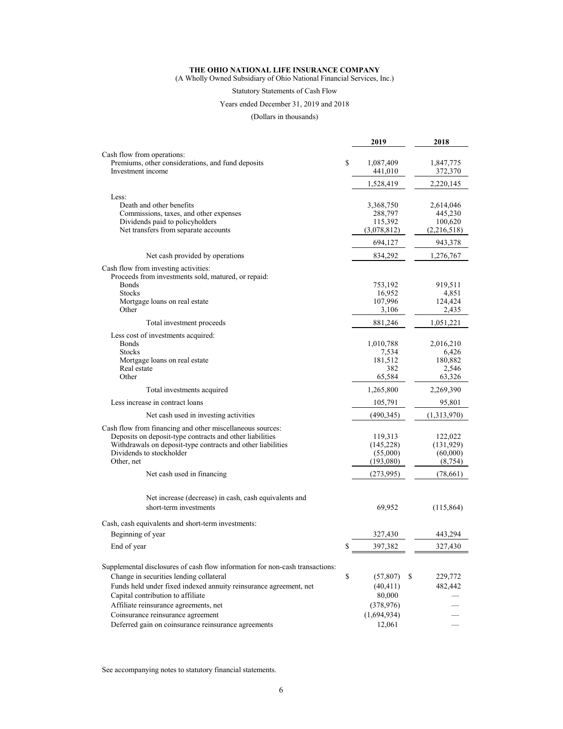**THE OHIO NATIONAL LIFE INSURANCE COMPANY**

(A Wholly Owned Subsidiary of Ohio National Financial Services, Inc.)

Statutory Statements of Cash Flow

Years ended December 31, 2019 and 2018

(Dollars in thousands)

| | 2019 | 2018 |
|---|---|---|
| Cash flow from operations: | | |
| Premiums, other considerations, and fund deposits | $ 1,087,409 | 1,847,775 |
| Investment income | 441,010 | 372,370 |
| | 1,528,419 | 2,220,145 |
| Less: | | |
| Death and other benefits | 3,368,750 | 2,614,046 |
| Commissions, taxes, and other expenses | 288,797 | 445,230 |
| Dividends paid to policyholders | 115,392 | 100,620 |
| Net transfers from separate accounts | (3,078,812) | (2,216,518) |
| | 694,127 | 943,378 |
| Net cash provided by operations | 834,292 | 1,276,767 |
| Cash flow from investing activities: | | |
| Proceeds from investments sold, matured, or repaid: | | |
| Bonds | 753,192 | 919,511 |
| Stocks | 16,952 | 4,851 |
| Mortgage loans on real estate | 107,996 | 124,424 |
| Other | 3,106 | 2,435 |
| Total investment proceeds | 881,246 | 1,051,221 |
| Less cost of investments acquired: | | |
| Bonds | 1,010,788 | 2,016,210 |
| Stocks | 7,534 | 6,426 |
| Mortgage loans on real estate | 181,512 | 180,882 |
| Real estate | 382 | 2,546 |
| Other | 65,584 | 63,326 |
| Total investments acquired | 1,265,800 | 2,269,390 |
| Less increase in contract loans | 105,791 | 95,801 |
| Net cash used in investing activities | (490,345) | (1,313,970) |
| Cash flow from financing and other miscellaneous sources: | | |
| Deposits on deposit-type contracts and other liabilities | 119,313 | 122,022 |
| Withdrawals on deposit-type contracts and other liabilities | (145,228) | (131,929) |
| Dividends to stockholder | (55,000) | (60,000) |
| Other, net | (193,080) | (8,754) |
| Net cash used in financing | (273,995) | (78,661) |
| Net increase (decrease) in cash, cash equivalents and short-term investments | 69,952 | (115,864) |
| Cash, cash equivalents and short-term investments: | | |
| Beginning of year | 327,430 | 443,294 |
| End of year | $ 397,382 | 327,430 |
| Supplemental disclosures of cash flow information for non-cash transactions: | | |
| Change in securities lending collateral | $ (57,807) | $ 229,772 |
| Funds held under fixed indexed annuity reinsurance agreement, net | (40,411) | 482,442 |
| Capital contribution to affiliate | 80,000 | — |
| Affiliate reinsurance agreements, net | (378,976) | — |
| Coinsurance reinsurance agreement | (1,694,934) | — |
| Deferred gain on coinsurance reinsurance agreements | 12,061 | — |

See accompanying notes to statutory financial statements.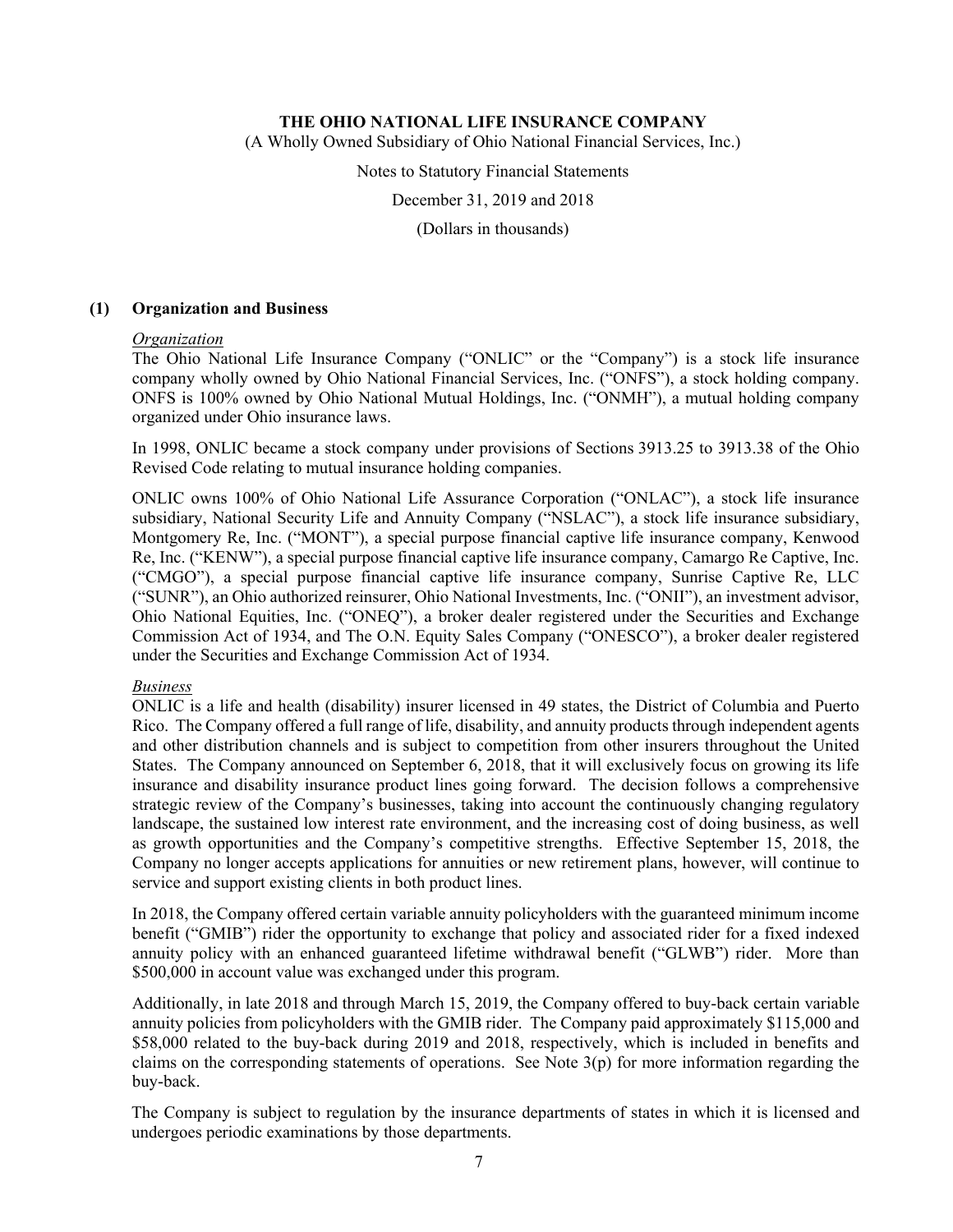# THE OHIO NATIONAL LIFE INSURANCE COMPANY

(A Wholly Owned Subsidiary of Ohio National Financial Services, Inc.)

Notes to Statutory Financial Statements

December 31, 2019 and 2018

(Dollars in thousands)

## (1) Organization and Business

*Organization*

The Ohio National Life Insurance Company ("ONLIC" or the "Company") is a stock life insurance company wholly owned by Ohio National Financial Services, Inc. ("ONFS"), a stock holding company. ONFS is 100% owned by Ohio National Mutual Holdings, Inc. ("ONMH"), a mutual holding company organized under Ohio insurance laws.

In 1998, ONLIC became a stock company under provisions of Sections 3913.25 to 3913.38 of the Ohio Revised Code relating to mutual insurance holding companies.

ONLIC owns 100% of Ohio National Life Assurance Corporation ("ONLAC"), a stock life insurance subsidiary, National Security Life and Annuity Company ("NSLAC"), a stock life insurance subsidiary, Montgomery Re, Inc. ("MONT"), a special purpose financial captive life insurance company, Kenwood Re, Inc. ("KENW"), a special purpose financial captive life insurance company, Camargo Re Captive, Inc. ("CMGO"), a special purpose financial captive life insurance company, Sunrise Captive Re, LLC ("SUNR"), an Ohio authorized reinsurer, Ohio National Investments, Inc. ("ONII"), an investment advisor, Ohio National Equities, Inc. ("ONEQ"), a broker dealer registered under the Securities and Exchange Commission Act of 1934, and The O.N. Equity Sales Company ("ONESCO"), a broker dealer registered under the Securities and Exchange Commission Act of 1934.

*Business*

ONLIC is a life and health (disability) insurer licensed in 49 states, the District of Columbia and Puerto Rico. The Company offered a full range of life, disability, and annuity products through independent agents and other distribution channels and is subject to competition from other insurers throughout the United States. The Company announced on September 6, 2018, that it will exclusively focus on growing its life insurance and disability insurance product lines going forward. The decision follows a comprehensive strategic review of the Company's businesses, taking into account the continuously changing regulatory landscape, the sustained low interest rate environment, and the increasing cost of doing business, as well as growth opportunities and the Company's competitive strengths. Effective September 15, 2018, the Company no longer accepts applications for annuities or new retirement plans, however, will continue to service and support existing clients in both product lines.

In 2018, the Company offered certain variable annuity policyholders with the guaranteed minimum income benefit ("GMIB") rider the opportunity to exchange that policy and associated rider for a fixed indexed annuity policy with an enhanced guaranteed lifetime withdrawal benefit ("GLWB") rider. More than $500,000 in account value was exchanged under this program.

Additionally, in late 2018 and through March 15, 2019, the Company offered to buy-back certain variable annuity policies from policyholders with the GMIB rider. The Company paid approximately $115,000 and $58,000 related to the buy-back during 2019 and 2018, respectively, which is included in benefits and claims on the corresponding statements of operations. See Note 3(p) for more information regarding the buy-back.

The Company is subject to regulation by the insurance departments of states in which it is licensed and undergoes periodic examinations by those departments.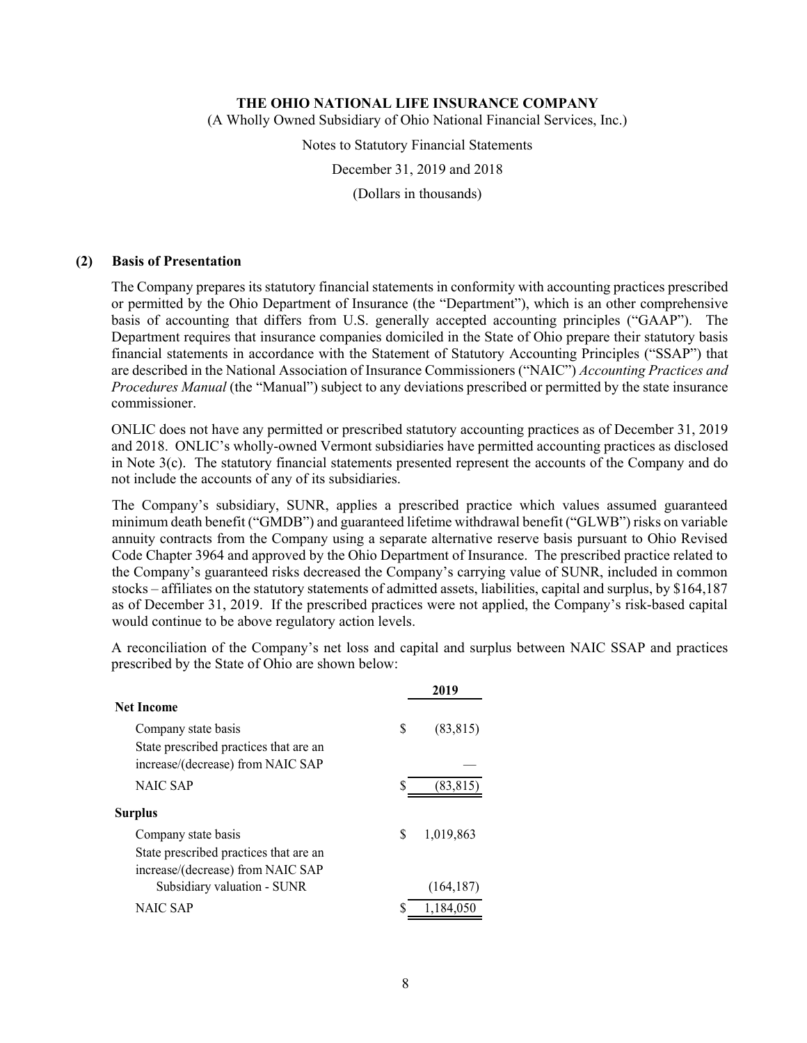## (2) Basis of Presentation

The Company prepares its statutory financial statements in conformity with accounting practices prescribed or permitted by the Ohio Department of Insurance (the "Department"), which is an other comprehensive basis of accounting that differs from U.S. generally accepted accounting principles ("GAAP"). The Department requires that insurance companies domiciled in the State of Ohio prepare their statutory basis financial statements in accordance with the Statement of Statutory Accounting Principles ("SSAP") that are described in the National Association of Insurance Commissioners ("NAIC") *Accounting Practices and Procedures Manual* (the "Manual") subject to any deviations prescribed or permitted by the state insurance commissioner.

ONLIC does not have any permitted or prescribed statutory accounting practices as of December 31, 2019 and 2018. ONLIC's wholly-owned Vermont subsidiaries have permitted accounting practices as disclosed in Note 3(c). The statutory financial statements presented represent the accounts of the Company and do not include the accounts of any of its subsidiaries.

The Company's subsidiary, SUNR, applies a prescribed practice which values assumed guaranteed minimum death benefit ("GMDB") and guaranteed lifetime withdrawal benefit ("GLWB") risks on variable annuity contracts from the Company using a separate alternative reserve basis pursuant to Ohio Revised Code Chapter 3964 and approved by the Ohio Department of Insurance. The prescribed practice related to the Company's guaranteed risks decreased the Company's carrying value of SUNR, included in common stocks – affiliates on the statutory statements of admitted assets, liabilities, capital and surplus, by $164,187 as of December 31, 2019. If the prescribed practices were not applied, the Company's risk-based capital would continue to be above regulatory action levels.

A reconciliation of the Company's net loss and capital and surplus between NAIC SSAP and practices prescribed by the State of Ohio are shown below:

| | 2019 |
|---|---|
| **Net Income** | |
| Company state basis | $ (83,815) |
| State prescribed practices that are an increase/(decrease) from NAIC SAP | — |
| NAIC SAP | $ (83,815) |
| **Surplus** | |
| Company state basis | $ 1,019,863 |
| State prescribed practices that are an increase/(decrease) from NAIC SAP | |
| Subsidiary valuation - SUNR | (164,187) |
| NAIC SAP | $ 1,184,050 |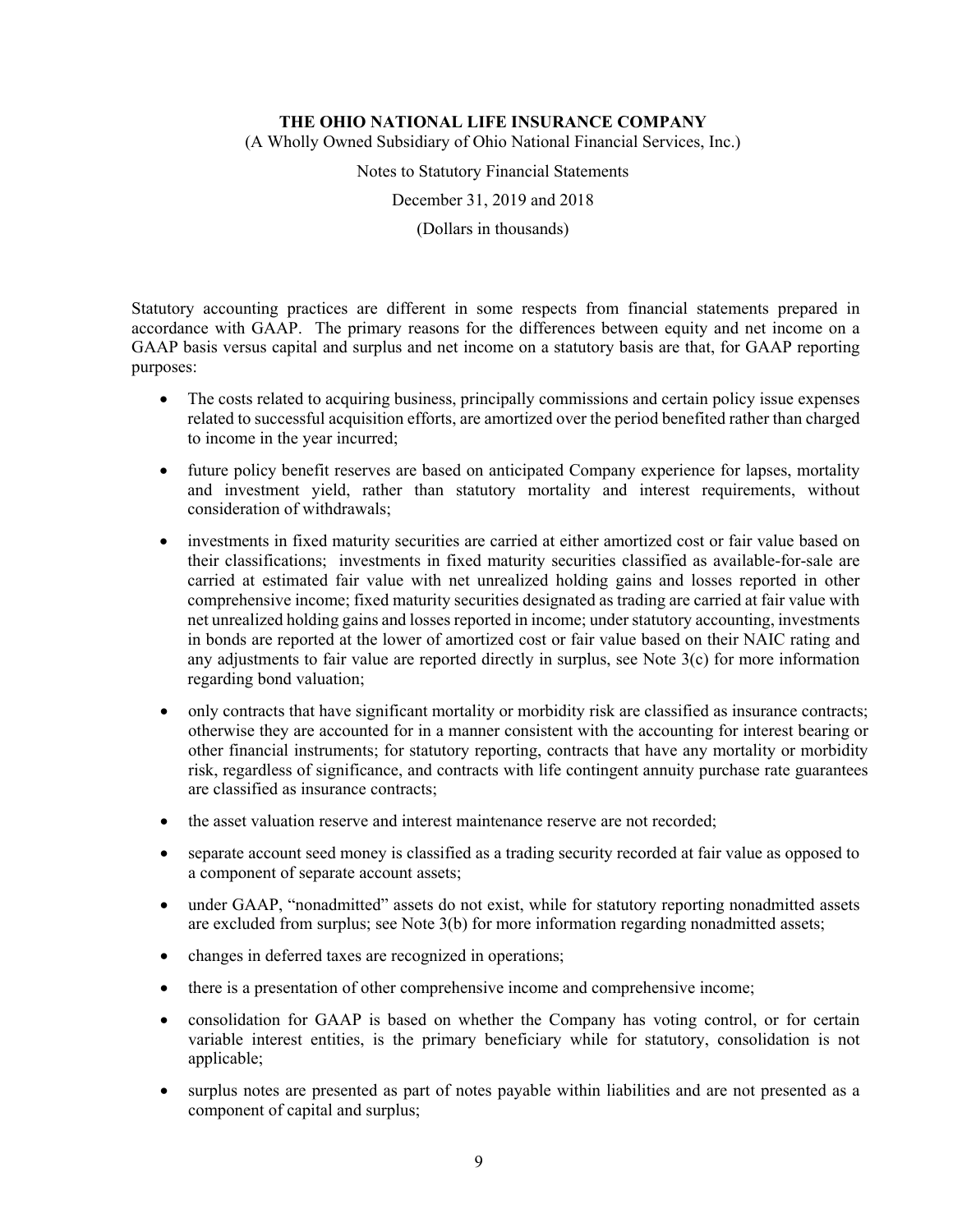Statutory accounting practices are different in some respects from financial statements prepared in accordance with GAAP. The primary reasons for the differences between equity and net income on a GAAP basis versus capital and surplus and net income on a statutory basis are that, for GAAP reporting purposes:

- The costs related to acquiring business, principally commissions and certain policy issue expenses related to successful acquisition efforts, are amortized over the period benefited rather than charged to income in the year incurred;
- future policy benefit reserves are based on anticipated Company experience for lapses, mortality and investment yield, rather than statutory mortality and interest requirements, without consideration of withdrawals;
- investments in fixed maturity securities are carried at either amortized cost or fair value based on their classifications; investments in fixed maturity securities classified as available-for-sale are carried at estimated fair value with net unrealized holding gains and losses reported in other comprehensive income; fixed maturity securities designated as trading are carried at fair value with net unrealized holding gains and losses reported in income; under statutory accounting, investments in bonds are reported at the lower of amortized cost or fair value based on their NAIC rating and any adjustments to fair value are reported directly in surplus, see Note 3(c) for more information regarding bond valuation;
- only contracts that have significant mortality or morbidity risk are classified as insurance contracts; otherwise they are accounted for in a manner consistent with the accounting for interest bearing or other financial instruments; for statutory reporting, contracts that have any mortality or morbidity risk, regardless of significance, and contracts with life contingent annuity purchase rate guarantees are classified as insurance contracts;
- the asset valuation reserve and interest maintenance reserve are not recorded;
- separate account seed money is classified as a trading security recorded at fair value as opposed to a component of separate account assets;
- under GAAP, "nonadmitted" assets do not exist, while for statutory reporting nonadmitted assets are excluded from surplus; see Note 3(b) for more information regarding nonadmitted assets;
- changes in deferred taxes are recognized in operations;
- there is a presentation of other comprehensive income and comprehensive income;
- consolidation for GAAP is based on whether the Company has voting control, or for certain variable interest entities, is the primary beneficiary while for statutory, consolidation is not applicable;
- surplus notes are presented as part of notes payable within liabilities and are not presented as a component of capital and surplus;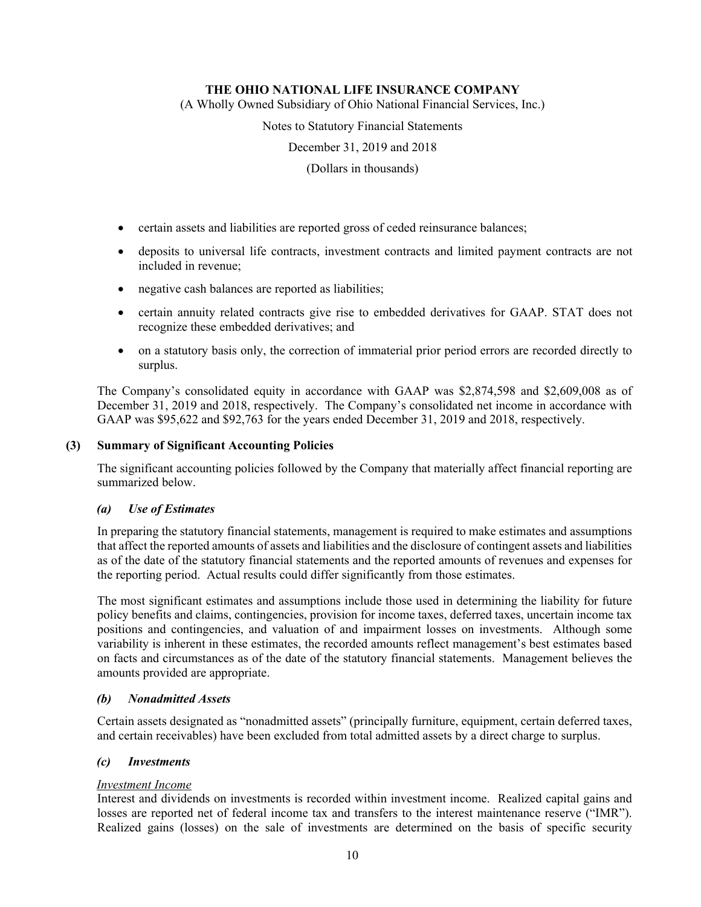- certain assets and liabilities are reported gross of ceded reinsurance balances;
- deposits to universal life contracts, investment contracts and limited payment contracts are not included in revenue;
- negative cash balances are reported as liabilities;
- certain annuity related contracts give rise to embedded derivatives for GAAP. STAT does not recognize these embedded derivatives; and
- on a statutory basis only, the correction of immaterial prior period errors are recorded directly to surplus.

The Company's consolidated equity in accordance with GAAP was $2,874,598 and $2,609,008 as of December 31, 2019 and 2018, respectively. The Company's consolidated net income in accordance with GAAP was $95,622 and $92,763 for the years ended December 31, 2019 and 2018, respectively.

## (3) Summary of Significant Accounting Policies

The significant accounting policies followed by the Company that materially affect financial reporting are summarized below.

### *(a) Use of Estimates*

In preparing the statutory financial statements, management is required to make estimates and assumptions that affect the reported amounts of assets and liabilities and the disclosure of contingent assets and liabilities as of the date of the statutory financial statements and the reported amounts of revenues and expenses for the reporting period. Actual results could differ significantly from those estimates.

The most significant estimates and assumptions include those used in determining the liability for future policy benefits and claims, contingencies, provision for income taxes, deferred taxes, uncertain income tax positions and contingencies, and valuation of and impairment losses on investments. Although some variability is inherent in these estimates, the recorded amounts reflect management's best estimates based on facts and circumstances as of the date of the statutory financial statements. Management believes the amounts provided are appropriate.

### *(b) Nonadmitted Assets*

Certain assets designated as "nonadmitted assets" (principally furniture, equipment, certain deferred taxes, and certain receivables) have been excluded from total admitted assets by a direct charge to surplus.

### *(c) Investments*

*Investment Income*

Interest and dividends on investments is recorded within investment income. Realized capital gains and losses are reported net of federal income tax and transfers to the interest maintenance reserve ("IMR"). Realized gains (losses) on the sale of investments are determined on the basis of specific security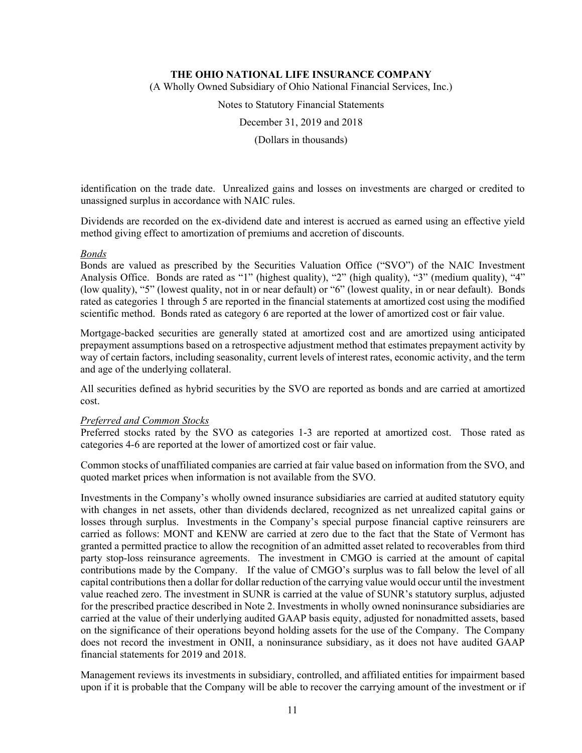identification on the trade date. Unrealized gains and losses on investments are charged or credited to unassigned surplus in accordance with NAIC rules.

Dividends are recorded on the ex-dividend date and interest is accrued as earned using an effective yield method giving effect to amortization of premiums and accretion of discounts.

*Bonds*

Bonds are valued as prescribed by the Securities Valuation Office ("SVO") of the NAIC Investment Analysis Office. Bonds are rated as "1" (highest quality), "2" (high quality), "3" (medium quality), "4" (low quality), "5" (lowest quality, not in or near default) or "6" (lowest quality, in or near default). Bonds rated as categories 1 through 5 are reported in the financial statements at amortized cost using the modified scientific method. Bonds rated as category 6 are reported at the lower of amortized cost or fair value.

Mortgage-backed securities are generally stated at amortized cost and are amortized using anticipated prepayment assumptions based on a retrospective adjustment method that estimates prepayment activity by way of certain factors, including seasonality, current levels of interest rates, economic activity, and the term and age of the underlying collateral.

All securities defined as hybrid securities by the SVO are reported as bonds and are carried at amortized cost.

*Preferred and Common Stocks*

Preferred stocks rated by the SVO as categories 1-3 are reported at amortized cost. Those rated as categories 4-6 are reported at the lower of amortized cost or fair value.

Common stocks of unaffiliated companies are carried at fair value based on information from the SVO, and quoted market prices when information is not available from the SVO.

Investments in the Company's wholly owned insurance subsidiaries are carried at audited statutory equity with changes in net assets, other than dividends declared, recognized as net unrealized capital gains or losses through surplus. Investments in the Company's special purpose financial captive reinsurers are carried as follows: MONT and KENW are carried at zero due to the fact that the State of Vermont has granted a permitted practice to allow the recognition of an admitted asset related to recoverables from third party stop-loss reinsurance agreements. The investment in CMGO is carried at the amount of capital contributions made by the Company. If the value of CMGO's surplus was to fall below the level of all capital contributions then a dollar for dollar reduction of the carrying value would occur until the investment value reached zero. The investment in SUNR is carried at the value of SUNR's statutory surplus, adjusted for the prescribed practice described in Note 2. Investments in wholly owned noninsurance subsidiaries are carried at the value of their underlying audited GAAP basis equity, adjusted for nonadmitted assets, based on the significance of their operations beyond holding assets for the use of the Company. The Company does not record the investment in ONII, a noninsurance subsidiary, as it does not have audited GAAP financial statements for 2019 and 2018.

Management reviews its investments in subsidiary, controlled, and affiliated entities for impairment based upon if it is probable that the Company will be able to recover the carrying amount of the investment or if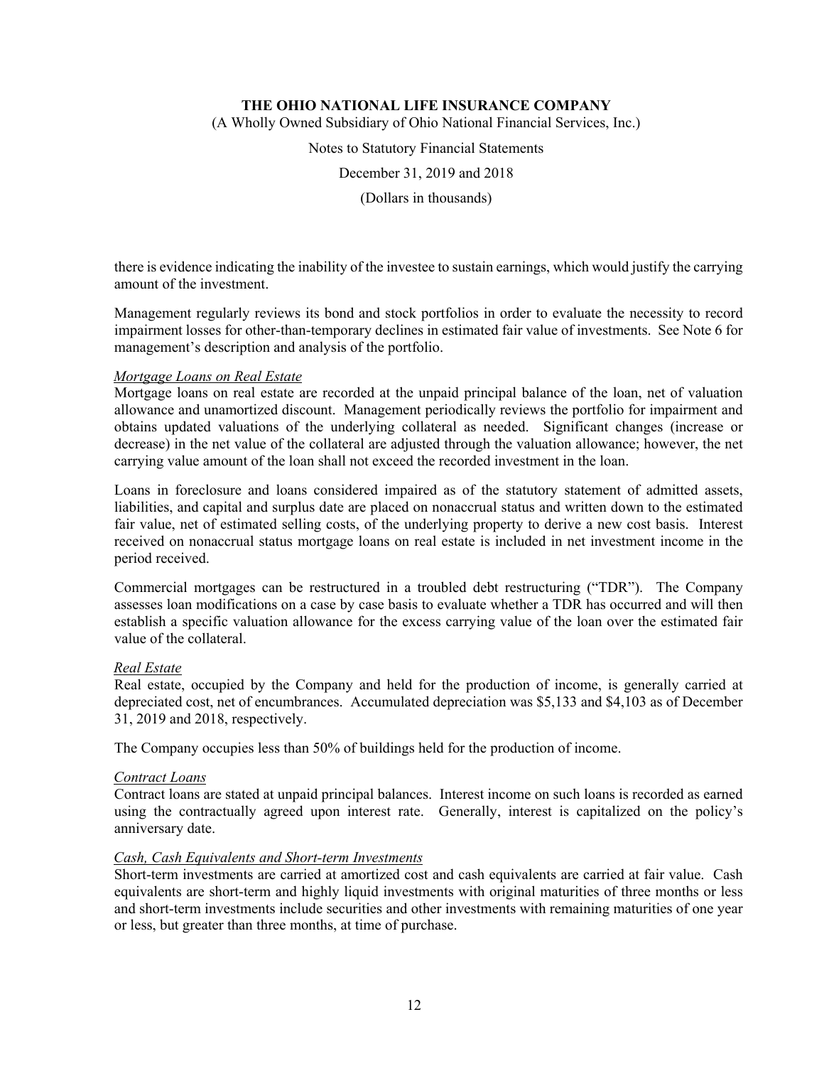there is evidence indicating the inability of the investee to sustain earnings, which would justify the carrying amount of the investment.

Management regularly reviews its bond and stock portfolios in order to evaluate the necessity to record impairment losses for other-than-temporary declines in estimated fair value of investments. See Note 6 for management's description and analysis of the portfolio.

*Mortgage Loans on Real Estate*

Mortgage loans on real estate are recorded at the unpaid principal balance of the loan, net of valuation allowance and unamortized discount. Management periodically reviews the portfolio for impairment and obtains updated valuations of the underlying collateral as needed. Significant changes (increase or decrease) in the net value of the collateral are adjusted through the valuation allowance; however, the net carrying value amount of the loan shall not exceed the recorded investment in the loan.

Loans in foreclosure and loans considered impaired as of the statutory statement of admitted assets, liabilities, and capital and surplus date are placed on nonaccrual status and written down to the estimated fair value, net of estimated selling costs, of the underlying property to derive a new cost basis. Interest received on nonaccrual status mortgage loans on real estate is included in net investment income in the period received.

Commercial mortgages can be restructured in a troubled debt restructuring ("TDR"). The Company assesses loan modifications on a case by case basis to evaluate whether a TDR has occurred and will then establish a specific valuation allowance for the excess carrying value of the loan over the estimated fair value of the collateral.

*Real Estate*

Real estate, occupied by the Company and held for the production of income, is generally carried at depreciated cost, net of encumbrances. Accumulated depreciation was $5,133 and $4,103 as of December 31, 2019 and 2018, respectively.

The Company occupies less than 50% of buildings held for the production of income.

*Contract Loans*

Contract loans are stated at unpaid principal balances. Interest income on such loans is recorded as earned using the contractually agreed upon interest rate. Generally, interest is capitalized on the policy's anniversary date.

*Cash, Cash Equivalents and Short-term Investments*

Short-term investments are carried at amortized cost and cash equivalents are carried at fair value. Cash equivalents are short-term and highly liquid investments with original maturities of three months or less and short-term investments include securities and other investments with remaining maturities of one year or less, but greater than three months, at time of purchase.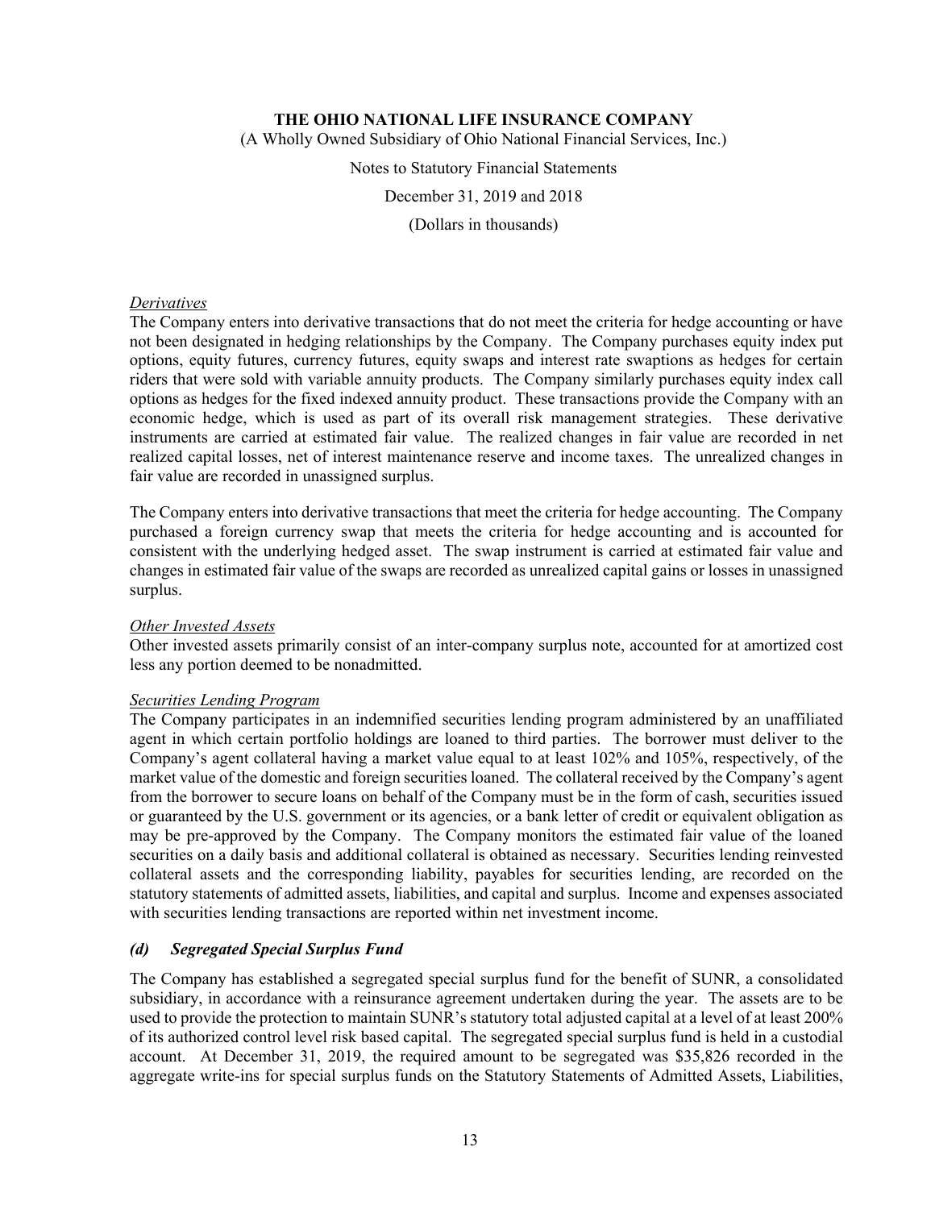*Derivatives*
The Company enters into derivative transactions that do not meet the criteria for hedge accounting or have not been designated in hedging relationships by the Company. The Company purchases equity index put options, equity futures, currency futures, equity swaps and interest rate swaptions as hedges for certain riders that were sold with variable annuity products. The Company similarly purchases equity index call options as hedges for the fixed indexed annuity product. These transactions provide the Company with an economic hedge, which is used as part of its overall risk management strategies. These derivative instruments are carried at estimated fair value. The realized changes in fair value are recorded in net realized capital losses, net of interest maintenance reserve and income taxes. The unrealized changes in fair value are recorded in unassigned surplus.

The Company enters into derivative transactions that meet the criteria for hedge accounting. The Company purchased a foreign currency swap that meets the criteria for hedge accounting and is accounted for consistent with the underlying hedged asset. The swap instrument is carried at estimated fair value and changes in estimated fair value of the swaps are recorded as unrealized capital gains or losses in unassigned surplus.

*Other Invested Assets*
Other invested assets primarily consist of an inter-company surplus note, accounted for at amortized cost less any portion deemed to be nonadmitted.

*Securities Lending Program*
The Company participates in an indemnified securities lending program administered by an unaffiliated agent in which certain portfolio holdings are loaned to third parties. The borrower must deliver to the Company's agent collateral having a market value equal to at least 102% and 105%, respectively, of the market value of the domestic and foreign securities loaned. The collateral received by the Company's agent from the borrower to secure loans on behalf of the Company must be in the form of cash, securities issued or guaranteed by the U.S. government or its agencies, or a bank letter of credit or equivalent obligation as may be pre-approved by the Company. The Company monitors the estimated fair value of the loaned securities on a daily basis and additional collateral is obtained as necessary. Securities lending reinvested collateral assets and the corresponding liability, payables for securities lending, are recorded on the statutory statements of admitted assets, liabilities, and capital and surplus. Income and expenses associated with securities lending transactions are reported within net investment income.

### *(d) Segregated Special Surplus Fund*

The Company has established a segregated special surplus fund for the benefit of SUNR, a consolidated subsidiary, in accordance with a reinsurance agreement undertaken during the year. The assets are to be used to provide the protection to maintain SUNR's statutory total adjusted capital at a level of at least 200% of its authorized control level risk based capital. The segregated special surplus fund is held in a custodial account. At December 31, 2019, the required amount to be segregated was $35,826 recorded in the aggregate write-ins for special surplus funds on the Statutory Statements of Admitted Assets, Liabilities,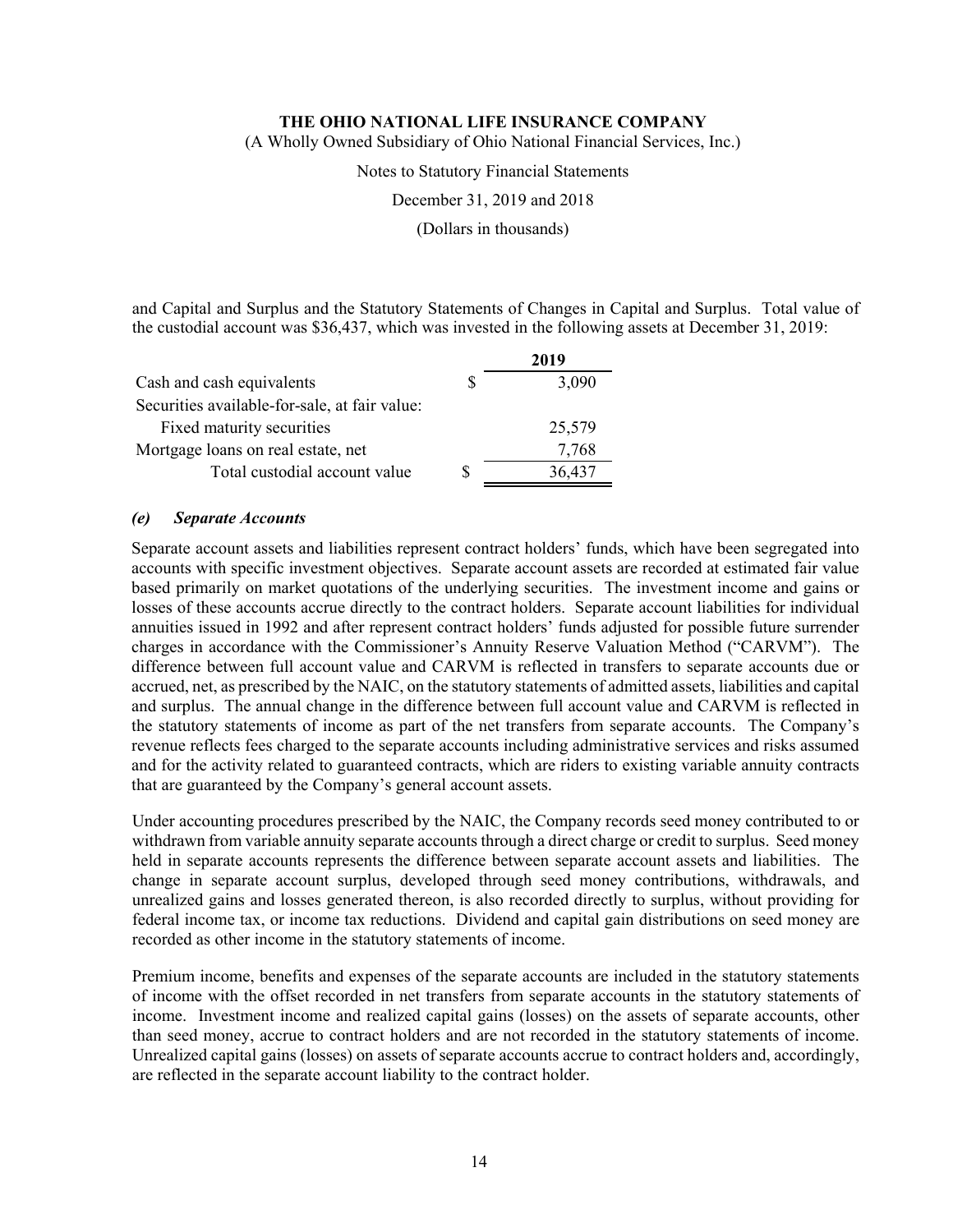and Capital and Surplus and the Statutory Statements of Changes in Capital and Surplus. Total value of the custodial account was $36,437, which was invested in the following assets at December 31, 2019:

| | 2019 |
|---|---|
| Cash and cash equivalents | $ 3,090 |
| Securities available-for-sale, at fair value: | |
| Fixed maturity securities | 25,579 |
| Mortgage loans on real estate, net | 7,768 |
| Total custodial account value | $ 36,437 |

### *(e) Separate Accounts*

Separate account assets and liabilities represent contract holders' funds, which have been segregated into accounts with specific investment objectives. Separate account assets are recorded at estimated fair value based primarily on market quotations of the underlying securities. The investment income and gains or losses of these accounts accrue directly to the contract holders. Separate account liabilities for individual annuities issued in 1992 and after represent contract holders' funds adjusted for possible future surrender charges in accordance with the Commissioner's Annuity Reserve Valuation Method ("CARVM"). The difference between full account value and CARVM is reflected in transfers to separate accounts due or accrued, net, as prescribed by the NAIC, on the statutory statements of admitted assets, liabilities and capital and surplus. The annual change in the difference between full account value and CARVM is reflected in the statutory statements of income as part of the net transfers from separate accounts. The Company's revenue reflects fees charged to the separate accounts including administrative services and risks assumed and for the activity related to guaranteed contracts, which are riders to existing variable annuity contracts that are guaranteed by the Company's general account assets.

Under accounting procedures prescribed by the NAIC, the Company records seed money contributed to or withdrawn from variable annuity separate accounts through a direct charge or credit to surplus. Seed money held in separate accounts represents the difference between separate account assets and liabilities. The change in separate account surplus, developed through seed money contributions, withdrawals, and unrealized gains and losses generated thereon, is also recorded directly to surplus, without providing for federal income tax, or income tax reductions. Dividend and capital gain distributions on seed money are recorded as other income in the statutory statements of income.

Premium income, benefits and expenses of the separate accounts are included in the statutory statements of income with the offset recorded in net transfers from separate accounts in the statutory statements of income. Investment income and realized capital gains (losses) on the assets of separate accounts, other than seed money, accrue to contract holders and are not recorded in the statutory statements of income. Unrealized capital gains (losses) on assets of separate accounts accrue to contract holders and, accordingly, are reflected in the separate account liability to the contract holder.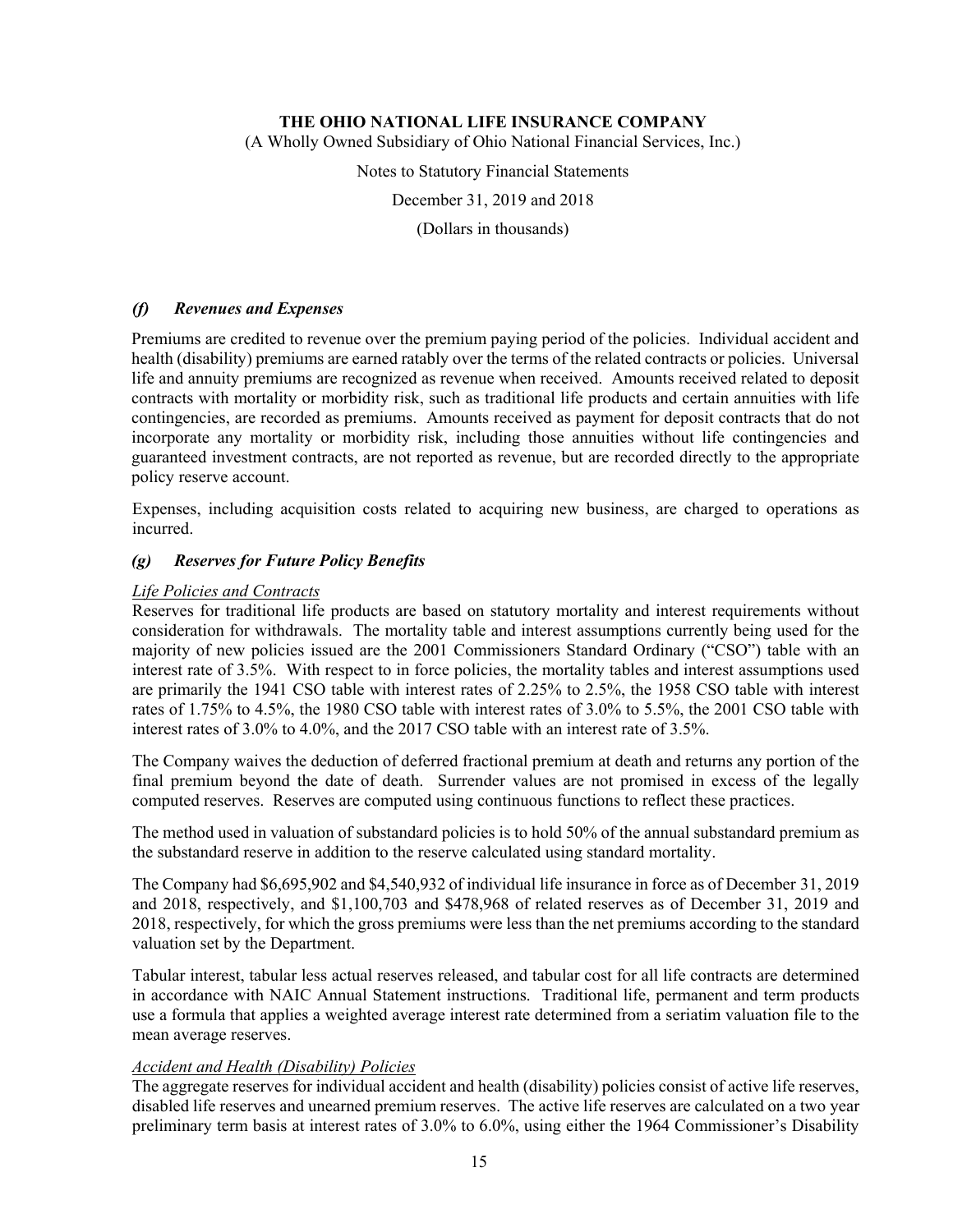### *(f) Revenues and Expenses*

Premiums are credited to revenue over the premium paying period of the policies. Individual accident and health (disability) premiums are earned ratably over the terms of the related contracts or policies. Universal life and annuity premiums are recognized as revenue when received. Amounts received related to deposit contracts with mortality or morbidity risk, such as traditional life products and certain annuities with life contingencies, are recorded as premiums. Amounts received as payment for deposit contracts that do not incorporate any mortality or morbidity risk, including those annuities without life contingencies and guaranteed investment contracts, are not reported as revenue, but are recorded directly to the appropriate policy reserve account.

Expenses, including acquisition costs related to acquiring new business, are charged to operations as incurred.

### *(g) Reserves for Future Policy Benefits*

*Life Policies and Contracts*

Reserves for traditional life products are based on statutory mortality and interest requirements without consideration for withdrawals. The mortality table and interest assumptions currently being used for the majority of new policies issued are the 2001 Commissioners Standard Ordinary ("CSO") table with an interest rate of 3.5%. With respect to in force policies, the mortality tables and interest assumptions used are primarily the 1941 CSO table with interest rates of 2.25% to 2.5%, the 1958 CSO table with interest rates of 1.75% to 4.5%, the 1980 CSO table with interest rates of 3.0% to 5.5%, the 2001 CSO table with interest rates of 3.0% to 4.0%, and the 2017 CSO table with an interest rate of 3.5%.

The Company waives the deduction of deferred fractional premium at death and returns any portion of the final premium beyond the date of death. Surrender values are not promised in excess of the legally computed reserves. Reserves are computed using continuous functions to reflect these practices.

The method used in valuation of substandard policies is to hold 50% of the annual substandard premium as the substandard reserve in addition to the reserve calculated using standard mortality.

The Company had $6,695,902 and $4,540,932 of individual life insurance in force as of December 31, 2019 and 2018, respectively, and $1,100,703 and $478,968 of related reserves as of December 31, 2019 and 2018, respectively, for which the gross premiums were less than the net premiums according to the standard valuation set by the Department.

Tabular interest, tabular less actual reserves released, and tabular cost for all life contracts are determined in accordance with NAIC Annual Statement instructions. Traditional life, permanent and term products use a formula that applies a weighted average interest rate determined from a seriatim valuation file to the mean average reserves.

*Accident and Health (Disability) Policies*

The aggregate reserves for individual accident and health (disability) policies consist of active life reserves, disabled life reserves and unearned premium reserves. The active life reserves are calculated on a two year preliminary term basis at interest rates of 3.0% to 6.0%, using either the 1964 Commissioner's Disability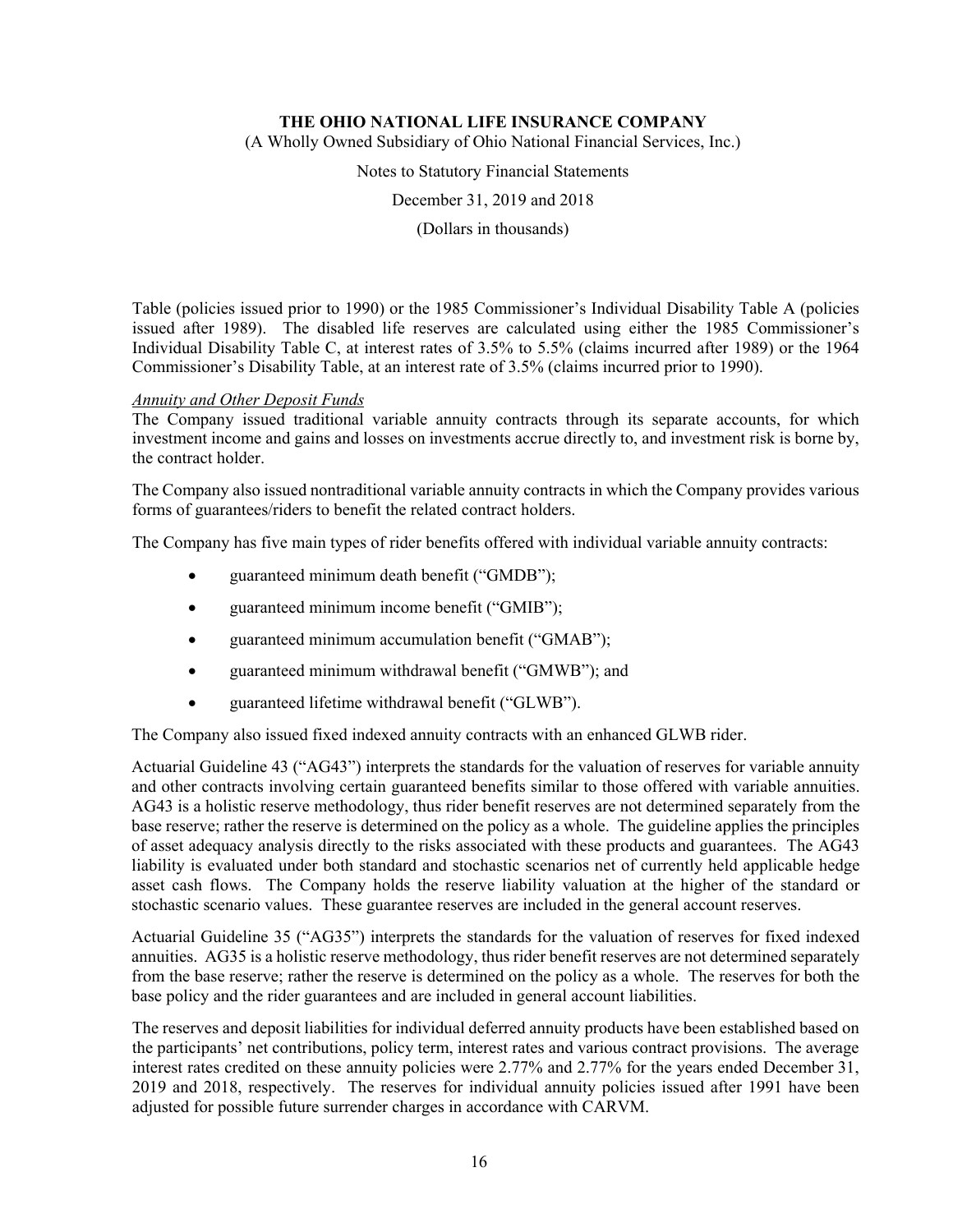Table (policies issued prior to 1990) or the 1985 Commissioner's Individual Disability Table A (policies issued after 1989). The disabled life reserves are calculated using either the 1985 Commissioner's Individual Disability Table C, at interest rates of 3.5% to 5.5% (claims incurred after 1989) or the 1964 Commissioner's Disability Table, at an interest rate of 3.5% (claims incurred prior to 1990).

*Annuity and Other Deposit Funds*

The Company issued traditional variable annuity contracts through its separate accounts, for which investment income and gains and losses on investments accrue directly to, and investment risk is borne by, the contract holder.

The Company also issued nontraditional variable annuity contracts in which the Company provides various forms of guarantees/riders to benefit the related contract holders.

The Company has five main types of rider benefits offered with individual variable annuity contracts:

- guaranteed minimum death benefit ("GMDB");
- guaranteed minimum income benefit ("GMIB");
- guaranteed minimum accumulation benefit ("GMAB");
- guaranteed minimum withdrawal benefit ("GMWB"); and
- guaranteed lifetime withdrawal benefit ("GLWB").

The Company also issued fixed indexed annuity contracts with an enhanced GLWB rider.

Actuarial Guideline 43 ("AG43") interprets the standards for the valuation of reserves for variable annuity and other contracts involving certain guaranteed benefits similar to those offered with variable annuities. AG43 is a holistic reserve methodology, thus rider benefit reserves are not determined separately from the base reserve; rather the reserve is determined on the policy as a whole. The guideline applies the principles of asset adequacy analysis directly to the risks associated with these products and guarantees. The AG43 liability is evaluated under both standard and stochastic scenarios net of currently held applicable hedge asset cash flows. The Company holds the reserve liability valuation at the higher of the standard or stochastic scenario values. These guarantee reserves are included in the general account reserves.

Actuarial Guideline 35 ("AG35") interprets the standards for the valuation of reserves for fixed indexed annuities. AG35 is a holistic reserve methodology, thus rider benefit reserves are not determined separately from the base reserve; rather the reserve is determined on the policy as a whole. The reserves for both the base policy and the rider guarantees and are included in general account liabilities.

The reserves and deposit liabilities for individual deferred annuity products have been established based on the participants' net contributions, policy term, interest rates and various contract provisions. The average interest rates credited on these annuity policies were 2.77% and 2.77% for the years ended December 31, 2019 and 2018, respectively. The reserves for individual annuity policies issued after 1991 have been adjusted for possible future surrender charges in accordance with CARVM.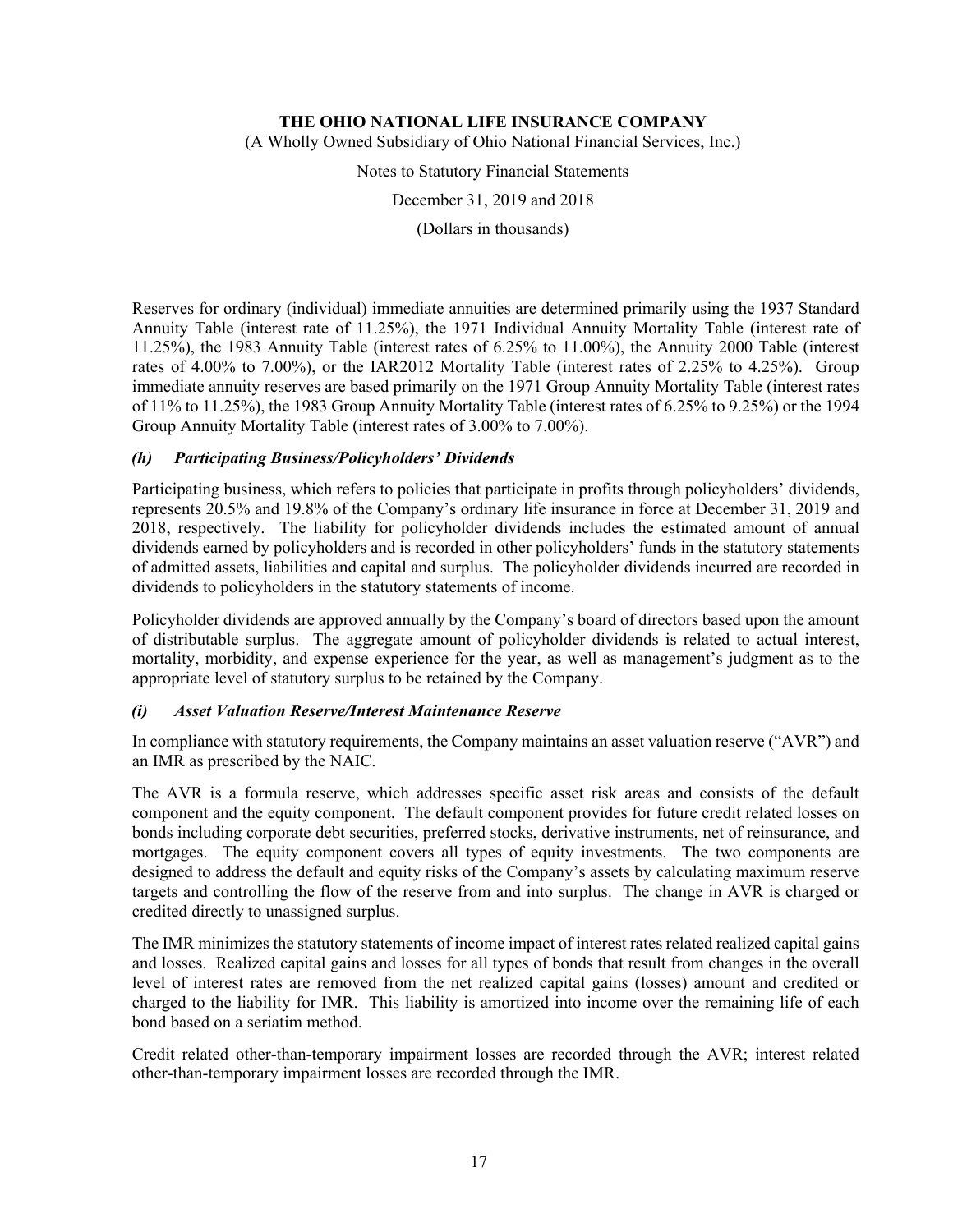Reserves for ordinary (individual) immediate annuities are determined primarily using the 1937 Standard Annuity Table (interest rate of 11.25%), the 1971 Individual Annuity Mortality Table (interest rate of 11.25%), the 1983 Annuity Table (interest rates of 6.25% to 11.00%), the Annuity 2000 Table (interest rates of 4.00% to 7.00%), or the IAR2012 Mortality Table (interest rates of 2.25% to 4.25%). Group immediate annuity reserves are based primarily on the 1971 Group Annuity Mortality Table (interest rates of 11% to 11.25%), the 1983 Group Annuity Mortality Table (interest rates of 6.25% to 9.25%) or the 1994 Group Annuity Mortality Table (interest rates of 3.00% to 7.00%).

### *(h) Participating Business/Policyholders' Dividends*

Participating business, which refers to policies that participate in profits through policyholders' dividends, represents 20.5% and 19.8% of the Company's ordinary life insurance in force at December 31, 2019 and 2018, respectively. The liability for policyholder dividends includes the estimated amount of annual dividends earned by policyholders and is recorded in other policyholders' funds in the statutory statements of admitted assets, liabilities and capital and surplus. The policyholder dividends incurred are recorded in dividends to policyholders in the statutory statements of income.

Policyholder dividends are approved annually by the Company's board of directors based upon the amount of distributable surplus. The aggregate amount of policyholder dividends is related to actual interest, mortality, morbidity, and expense experience for the year, as well as management's judgment as to the appropriate level of statutory surplus to be retained by the Company.

### *(i) Asset Valuation Reserve/Interest Maintenance Reserve*

In compliance with statutory requirements, the Company maintains an asset valuation reserve ("AVR") and an IMR as prescribed by the NAIC.

The AVR is a formula reserve, which addresses specific asset risk areas and consists of the default component and the equity component. The default component provides for future credit related losses on bonds including corporate debt securities, preferred stocks, derivative instruments, net of reinsurance, and mortgages. The equity component covers all types of equity investments. The two components are designed to address the default and equity risks of the Company's assets by calculating maximum reserve targets and controlling the flow of the reserve from and into surplus. The change in AVR is charged or credited directly to unassigned surplus.

The IMR minimizes the statutory statements of income impact of interest rates related realized capital gains and losses. Realized capital gains and losses for all types of bonds that result from changes in the overall level of interest rates are removed from the net realized capital gains (losses) amount and credited or charged to the liability for IMR. This liability is amortized into income over the remaining life of each bond based on a seriatim method.

Credit related other-than-temporary impairment losses are recorded through the AVR; interest related other-than-temporary impairment losses are recorded through the IMR.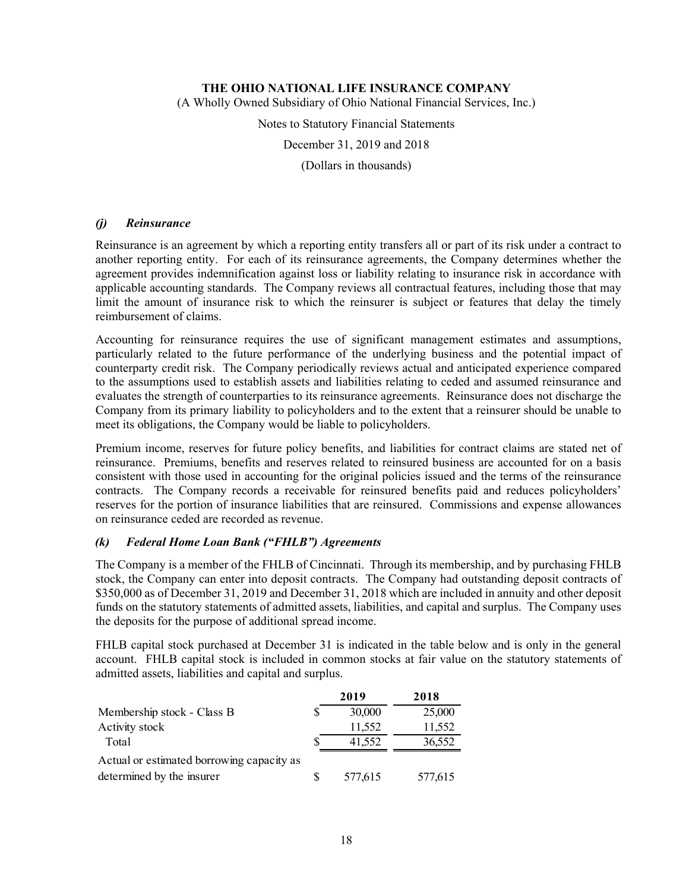### *(j) Reinsurance*

Reinsurance is an agreement by which a reporting entity transfers all or part of its risk under a contract to another reporting entity. For each of its reinsurance agreements, the Company determines whether the agreement provides indemnification against loss or liability relating to insurance risk in accordance with applicable accounting standards. The Company reviews all contractual features, including those that may limit the amount of insurance risk to which the reinsurer is subject or features that delay the timely reimbursement of claims.

Accounting for reinsurance requires the use of significant management estimates and assumptions, particularly related to the future performance of the underlying business and the potential impact of counterparty credit risk. The Company periodically reviews actual and anticipated experience compared to the assumptions used to establish assets and liabilities relating to ceded and assumed reinsurance and evaluates the strength of counterparties to its reinsurance agreements. Reinsurance does not discharge the Company from its primary liability to policyholders and to the extent that a reinsurer should be unable to meet its obligations, the Company would be liable to policyholders.

Premium income, reserves for future policy benefits, and liabilities for contract claims are stated net of reinsurance. Premiums, benefits and reserves related to reinsured business are accounted for on a basis consistent with those used in accounting for the original policies issued and the terms of the reinsurance contracts. The Company records a receivable for reinsured benefits paid and reduces policyholders' reserves for the portion of insurance liabilities that are reinsured. Commissions and expense allowances on reinsurance ceded are recorded as revenue.

### *(k) Federal Home Loan Bank ("FHLB") Agreements*

The Company is a member of the FHLB of Cincinnati. Through its membership, and by purchasing FHLB stock, the Company can enter into deposit contracts. The Company had outstanding deposit contracts of $350,000 as of December 31, 2019 and December 31, 2018 which are included in annuity and other deposit funds on the statutory statements of admitted assets, liabilities, and capital and surplus. The Company uses the deposits for the purpose of additional spread income.

FHLB capital stock purchased at December 31 is indicated in the table below and is only in the general account. FHLB capital stock is included in common stocks at fair value on the statutory statements of admitted assets, liabilities and capital and surplus.

| | 2019 | 2018 |
|---|---|---|
| Membership stock - Class B | $ 30,000 | 25,000 |
| Activity stock | 11,552 | 11,552 |
| Total | $ 41,552 | 36,552 |
| Actual or estimated borrowing capacity as determined by the insurer | $ 577,615 | 577,615 |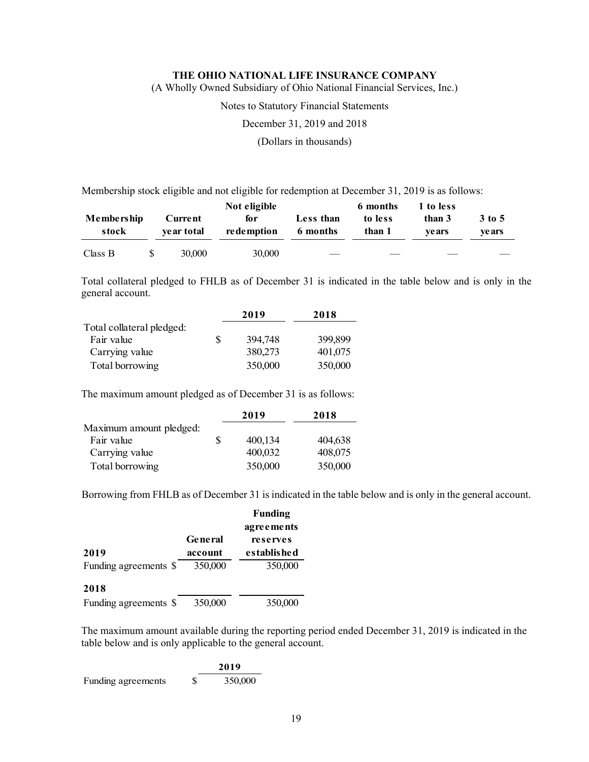THE OHIO NATIONAL LIFE INSURANCE COMPANY
(A Wholly Owned Subsidiary of Ohio National Financial Services, Inc.)

Notes to Statutory Financial Statements

December 31, 2019 and 2018

(Dollars in thousands)

Membership stock eligible and not eligible for redemption at December 31, 2019 is as follows:

| Membership stock | Current year total | Not eligible for redemption | Less than 6 months | 6 months to less than 1 | 1 to less than 3 years | 3 to 5 years |
|---|---|---|---|---|---|---|
| Class B | $ 30,000 | 30,000 | — | — | — | — |

Total collateral pledged to FHLB as of December 31 is indicated in the table below and is only in the general account.

| | 2019 | 2018 |
|---|---|---|
| Total collateral pledged: | | |
| Fair value | $ 394,748 | 399,899 |
| Carrying value | 380,273 | 401,075 |
| Total borrowing | 350,000 | 350,000 |

The maximum amount pledged as of December 31 is as follows:

| | 2019 | 2018 |
|---|---|---|
| Maximum amount pledged: | | |
| Fair value | $ 400,134 | 404,638 |
| Carrying value | 400,032 | 408,075 |
| Total borrowing | 350,000 | 350,000 |

Borrowing from FHLB as of December 31 is indicated in the table below and is only in the general account.

| | General account | Funding agreements reserves established |
|---|---|---|
| **2019** | | |
| Funding agreements | $ 350,000 | 350,000 |
| **2018** | | |
| Funding agreements | $ 350,000 | 350,000 |

The maximum amount available during the reporting period ended December 31, 2019 is indicated in the table below and is only applicable to the general account.

| | 2019 |
|---|---|
| Funding agreements | $ 350,000 |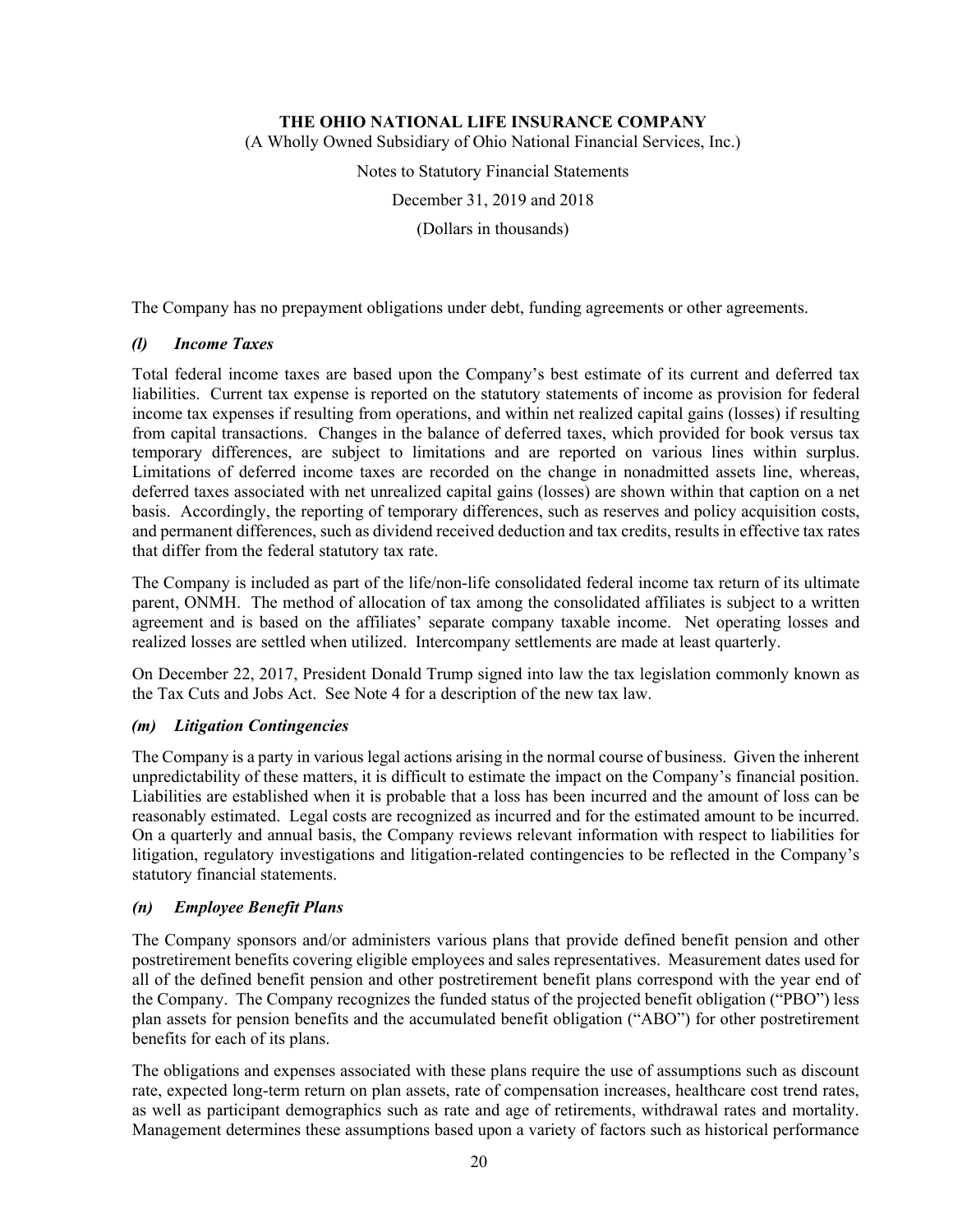The Company has no prepayment obligations under debt, funding agreements or other agreements.

### *(l) Income Taxes*

Total federal income taxes are based upon the Company's best estimate of its current and deferred tax liabilities. Current tax expense is reported on the statutory statements of income as provision for federal income tax expenses if resulting from operations, and within net realized capital gains (losses) if resulting from capital transactions. Changes in the balance of deferred taxes, which provided for book versus tax temporary differences, are subject to limitations and are reported on various lines within surplus. Limitations of deferred income taxes are recorded on the change in nonadmitted assets line, whereas, deferred taxes associated with net unrealized capital gains (losses) are shown within that caption on a net basis. Accordingly, the reporting of temporary differences, such as reserves and policy acquisition costs, and permanent differences, such as dividend received deduction and tax credits, results in effective tax rates that differ from the federal statutory tax rate.

The Company is included as part of the life/non-life consolidated federal income tax return of its ultimate parent, ONMH. The method of allocation of tax among the consolidated affiliates is subject to a written agreement and is based on the affiliates' separate company taxable income. Net operating losses and realized losses are settled when utilized. Intercompany settlements are made at least quarterly.

On December 22, 2017, President Donald Trump signed into law the tax legislation commonly known as the Tax Cuts and Jobs Act. See Note 4 for a description of the new tax law.

### *(m) Litigation Contingencies*

The Company is a party in various legal actions arising in the normal course of business. Given the inherent unpredictability of these matters, it is difficult to estimate the impact on the Company's financial position. Liabilities are established when it is probable that a loss has been incurred and the amount of loss can be reasonably estimated. Legal costs are recognized as incurred and for the estimated amount to be incurred. On a quarterly and annual basis, the Company reviews relevant information with respect to liabilities for litigation, regulatory investigations and litigation-related contingencies to be reflected in the Company's statutory financial statements.

### *(n) Employee Benefit Plans*

The Company sponsors and/or administers various plans that provide defined benefit pension and other postretirement benefits covering eligible employees and sales representatives. Measurement dates used for all of the defined benefit pension and other postretirement benefit plans correspond with the year end of the Company. The Company recognizes the funded status of the projected benefit obligation ("PBO") less plan assets for pension benefits and the accumulated benefit obligation ("ABO") for other postretirement benefits for each of its plans.

The obligations and expenses associated with these plans require the use of assumptions such as discount rate, expected long-term return on plan assets, rate of compensation increases, healthcare cost trend rates, as well as participant demographics such as rate and age of retirements, withdrawal rates and mortality. Management determines these assumptions based upon a variety of factors such as historical performance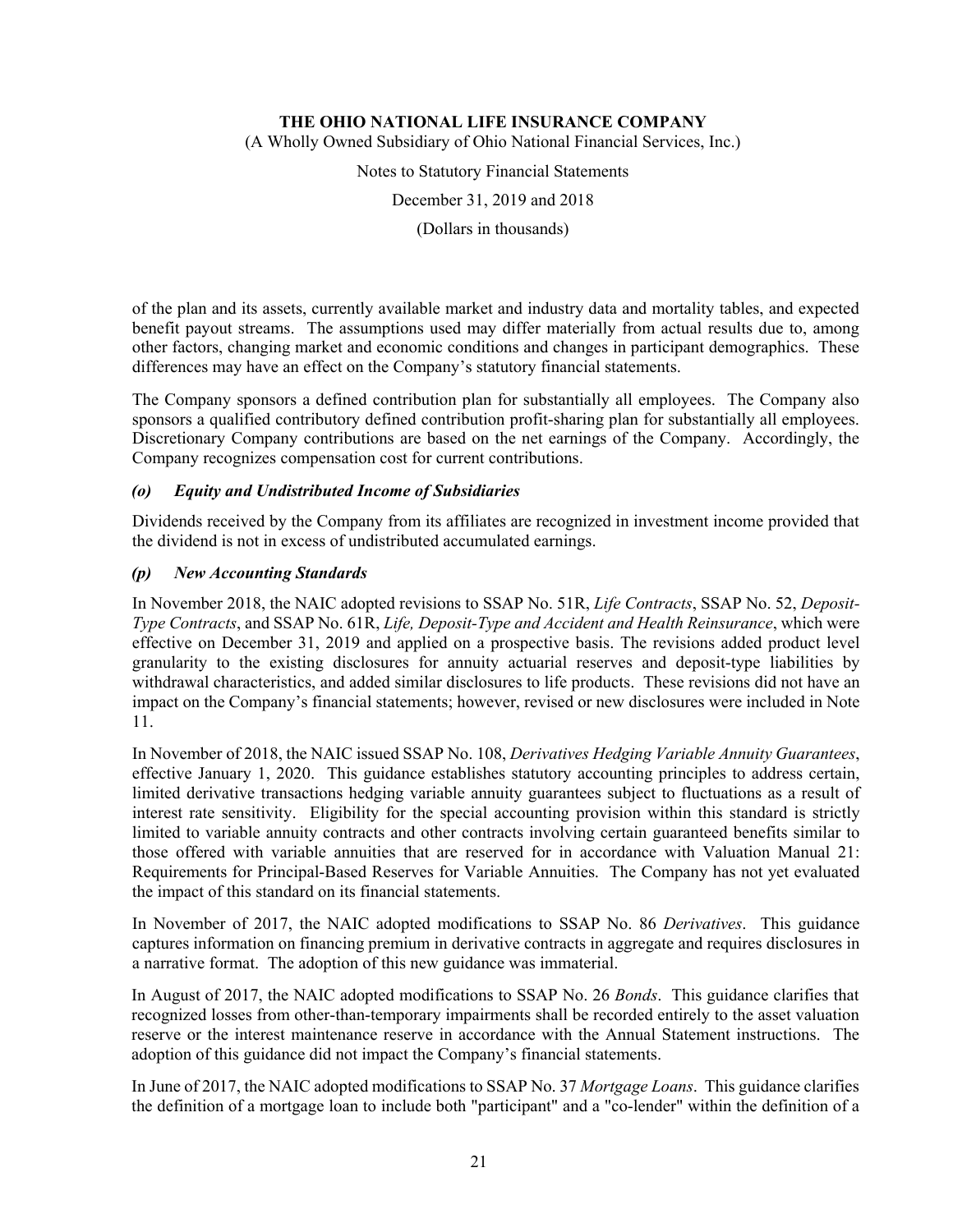of the plan and its assets, currently available market and industry data and mortality tables, and expected benefit payout streams. The assumptions used may differ materially from actual results due to, among other factors, changing market and economic conditions and changes in participant demographics. These differences may have an effect on the Company's statutory financial statements.

The Company sponsors a defined contribution plan for substantially all employees. The Company also sponsors a qualified contributory defined contribution profit-sharing plan for substantially all employees. Discretionary Company contributions are based on the net earnings of the Company. Accordingly, the Company recognizes compensation cost for current contributions.

### *(o) Equity and Undistributed Income of Subsidiaries*

Dividends received by the Company from its affiliates are recognized in investment income provided that the dividend is not in excess of undistributed accumulated earnings.

### *(p) New Accounting Standards*

In November 2018, the NAIC adopted revisions to SSAP No. 51R, *Life Contracts*, SSAP No. 52, *Deposit-Type Contracts*, and SSAP No. 61R, *Life, Deposit-Type and Accident and Health Reinsurance*, which were effective on December 31, 2019 and applied on a prospective basis. The revisions added product level granularity to the existing disclosures for annuity actuarial reserves and deposit-type liabilities by withdrawal characteristics, and added similar disclosures to life products. These revisions did not have an impact on the Company's financial statements; however, revised or new disclosures were included in Note 11.

In November of 2018, the NAIC issued SSAP No. 108, *Derivatives Hedging Variable Annuity Guarantees*, effective January 1, 2020. This guidance establishes statutory accounting principles to address certain, limited derivative transactions hedging variable annuity guarantees subject to fluctuations as a result of interest rate sensitivity. Eligibility for the special accounting provision within this standard is strictly limited to variable annuity contracts and other contracts involving certain guaranteed benefits similar to those offered with variable annuities that are reserved for in accordance with Valuation Manual 21: Requirements for Principal-Based Reserves for Variable Annuities. The Company has not yet evaluated the impact of this standard on its financial statements.

In November of 2017, the NAIC adopted modifications to SSAP No. 86 *Derivatives*. This guidance captures information on financing premium in derivative contracts in aggregate and requires disclosures in a narrative format. The adoption of this new guidance was immaterial.

In August of 2017, the NAIC adopted modifications to SSAP No. 26 *Bonds*. This guidance clarifies that recognized losses from other-than-temporary impairments shall be recorded entirely to the asset valuation reserve or the interest maintenance reserve in accordance with the Annual Statement instructions. The adoption of this guidance did not impact the Company's financial statements.

In June of 2017, the NAIC adopted modifications to SSAP No. 37 *Mortgage Loans*. This guidance clarifies the definition of a mortgage loan to include both "participant" and a "co-lender" within the definition of a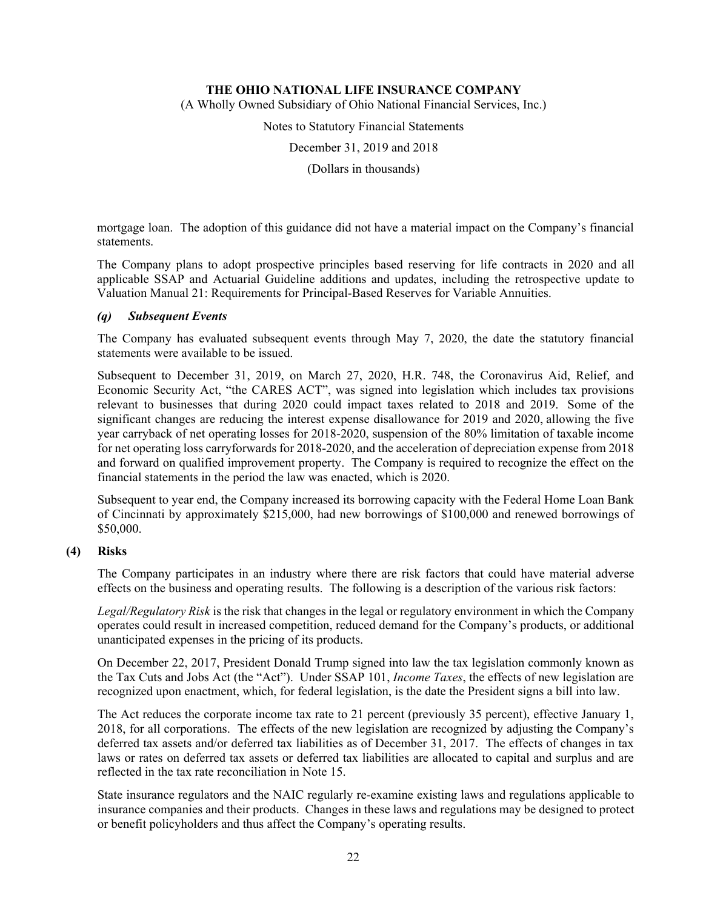mortgage loan. The adoption of this guidance did not have a material impact on the Company's financial statements.

The Company plans to adopt prospective principles based reserving for life contracts in 2020 and all applicable SSAP and Actuarial Guideline additions and updates, including the retrospective update to Valuation Manual 21: Requirements for Principal-Based Reserves for Variable Annuities.

### *(q) Subsequent Events*

The Company has evaluated subsequent events through May 7, 2020, the date the statutory financial statements were available to be issued.

Subsequent to December 31, 2019, on March 27, 2020, H.R. 748, the Coronavirus Aid, Relief, and Economic Security Act, "the CARES ACT", was signed into legislation which includes tax provisions relevant to businesses that during 2020 could impact taxes related to 2018 and 2019. Some of the significant changes are reducing the interest expense disallowance for 2019 and 2020, allowing the five year carryback of net operating losses for 2018-2020, suspension of the 80% limitation of taxable income for net operating loss carryforwards for 2018-2020, and the acceleration of depreciation expense from 2018 and forward on qualified improvement property. The Company is required to recognize the effect on the financial statements in the period the law was enacted, which is 2020.

Subsequent to year end, the Company increased its borrowing capacity with the Federal Home Loan Bank of Cincinnati by approximately $215,000, had new borrowings of $100,000 and renewed borrowings of $50,000.

## (4) Risks

The Company participates in an industry where there are risk factors that could have material adverse effects on the business and operating results. The following is a description of the various risk factors:

*Legal/Regulatory Risk* is the risk that changes in the legal or regulatory environment in which the Company operates could result in increased competition, reduced demand for the Company's products, or additional unanticipated expenses in the pricing of its products.

On December 22, 2017, President Donald Trump signed into law the tax legislation commonly known as the Tax Cuts and Jobs Act (the "Act"). Under SSAP 101, *Income Taxes*, the effects of new legislation are recognized upon enactment, which, for federal legislation, is the date the President signs a bill into law.

The Act reduces the corporate income tax rate to 21 percent (previously 35 percent), effective January 1, 2018, for all corporations. The effects of the new legislation are recognized by adjusting the Company's deferred tax assets and/or deferred tax liabilities as of December 31, 2017. The effects of changes in tax laws or rates on deferred tax assets or deferred tax liabilities are allocated to capital and surplus and are reflected in the tax rate reconciliation in Note 15.

State insurance regulators and the NAIC regularly re-examine existing laws and regulations applicable to insurance companies and their products. Changes in these laws and regulations may be designed to protect or benefit policyholders and thus affect the Company's operating results.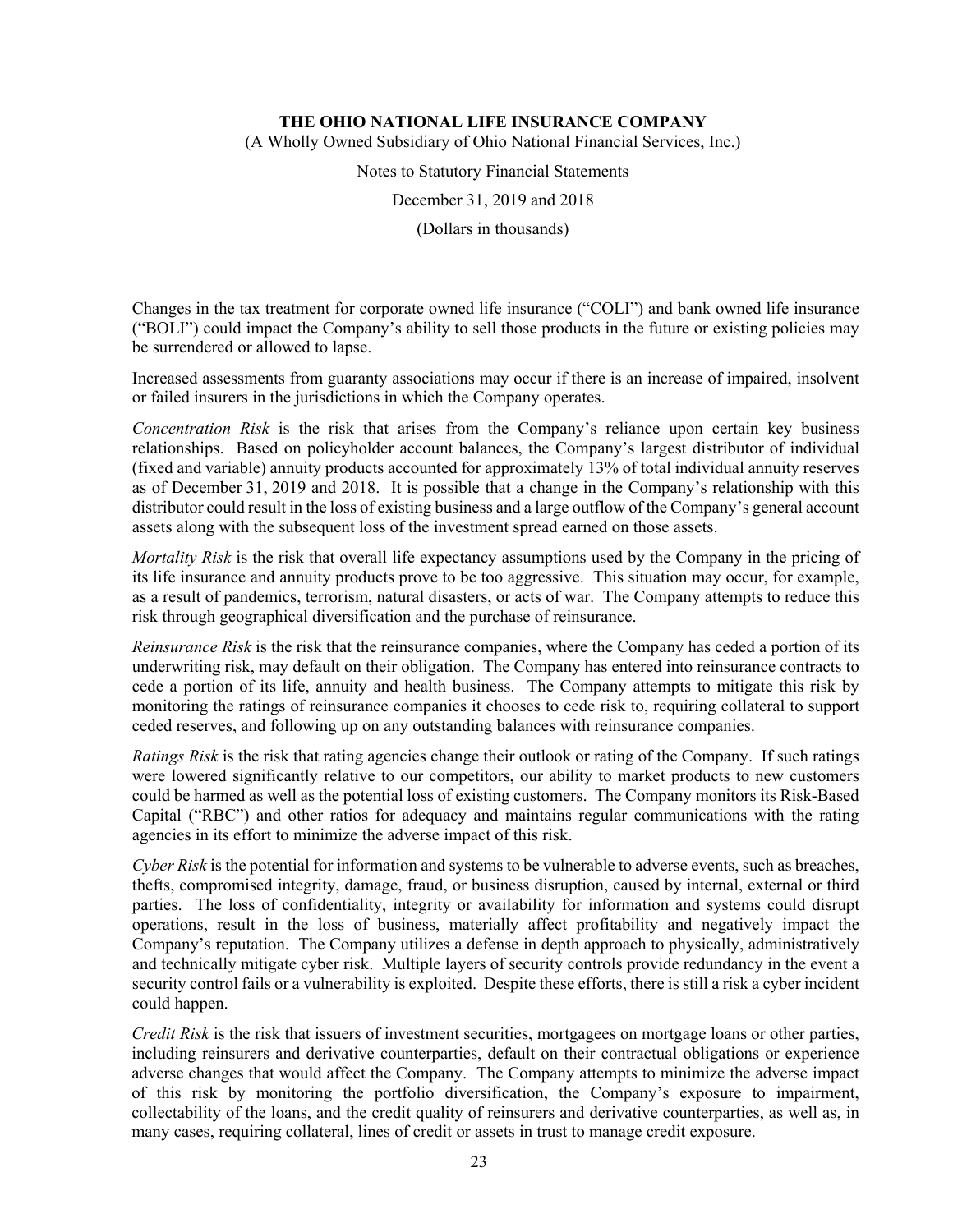Changes in the tax treatment for corporate owned life insurance ("COLI") and bank owned life insurance ("BOLI") could impact the Company's ability to sell those products in the future or existing policies may be surrendered or allowed to lapse.

Increased assessments from guaranty associations may occur if there is an increase of impaired, insolvent or failed insurers in the jurisdictions in which the Company operates.

*Concentration Risk* is the risk that arises from the Company's reliance upon certain key business relationships. Based on policyholder account balances, the Company's largest distributor of individual (fixed and variable) annuity products accounted for approximately 13% of total individual annuity reserves as of December 31, 2019 and 2018. It is possible that a change in the Company's relationship with this distributor could result in the loss of existing business and a large outflow of the Company's general account assets along with the subsequent loss of the investment spread earned on those assets.

*Mortality Risk* is the risk that overall life expectancy assumptions used by the Company in the pricing of its life insurance and annuity products prove to be too aggressive. This situation may occur, for example, as a result of pandemics, terrorism, natural disasters, or acts of war. The Company attempts to reduce this risk through geographical diversification and the purchase of reinsurance.

*Reinsurance Risk* is the risk that the reinsurance companies, where the Company has ceded a portion of its underwriting risk, may default on their obligation. The Company has entered into reinsurance contracts to cede a portion of its life, annuity and health business. The Company attempts to mitigate this risk by monitoring the ratings of reinsurance companies it chooses to cede risk to, requiring collateral to support ceded reserves, and following up on any outstanding balances with reinsurance companies.

*Ratings Risk* is the risk that rating agencies change their outlook or rating of the Company. If such ratings were lowered significantly relative to our competitors, our ability to market products to new customers could be harmed as well as the potential loss of existing customers. The Company monitors its Risk-Based Capital ("RBC") and other ratios for adequacy and maintains regular communications with the rating agencies in its effort to minimize the adverse impact of this risk.

*Cyber Risk* is the potential for information and systems to be vulnerable to adverse events, such as breaches, thefts, compromised integrity, damage, fraud, or business disruption, caused by internal, external or third parties. The loss of confidentiality, integrity or availability for information and systems could disrupt operations, result in the loss of business, materially affect profitability and negatively impact the Company's reputation. The Company utilizes a defense in depth approach to physically, administratively and technically mitigate cyber risk. Multiple layers of security controls provide redundancy in the event a security control fails or a vulnerability is exploited. Despite these efforts, there is still a risk a cyber incident could happen.

*Credit Risk* is the risk that issuers of investment securities, mortgagees on mortgage loans or other parties, including reinsurers and derivative counterparties, default on their contractual obligations or experience adverse changes that would affect the Company. The Company attempts to minimize the adverse impact of this risk by monitoring the portfolio diversification, the Company's exposure to impairment, collectability of the loans, and the credit quality of reinsurers and derivative counterparties, as well as, in many cases, requiring collateral, lines of credit or assets in trust to manage credit exposure.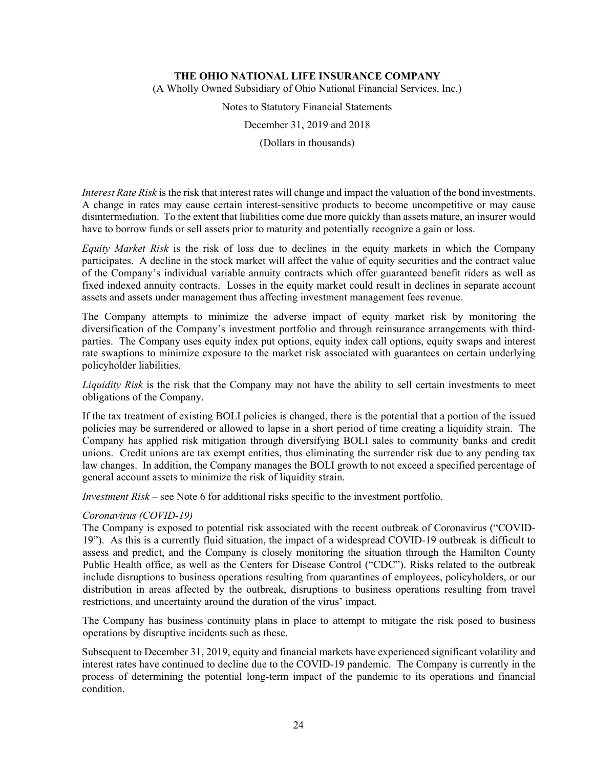*Interest Rate Risk* is the risk that interest rates will change and impact the valuation of the bond investments. A change in rates may cause certain interest-sensitive products to become uncompetitive or may cause disintermediation. To the extent that liabilities come due more quickly than assets mature, an insurer would have to borrow funds or sell assets prior to maturity and potentially recognize a gain or loss.

*Equity Market Risk* is the risk of loss due to declines in the equity markets in which the Company participates. A decline in the stock market will affect the value of equity securities and the contract value of the Company's individual variable annuity contracts which offer guaranteed benefit riders as well as fixed indexed annuity contracts. Losses in the equity market could result in declines in separate account assets and assets under management thus affecting investment management fees revenue.

The Company attempts to minimize the adverse impact of equity market risk by monitoring the diversification of the Company's investment portfolio and through reinsurance arrangements with third-parties. The Company uses equity index put options, equity index call options, equity swaps and interest rate swaptions to minimize exposure to the market risk associated with guarantees on certain underlying policyholder liabilities.

*Liquidity Risk* is the risk that the Company may not have the ability to sell certain investments to meet obligations of the Company.

If the tax treatment of existing BOLI policies is changed, there is the potential that a portion of the issued policies may be surrendered or allowed to lapse in a short period of time creating a liquidity strain. The Company has applied risk mitigation through diversifying BOLI sales to community banks and credit unions. Credit unions are tax exempt entities, thus eliminating the surrender risk due to any pending tax law changes. In addition, the Company manages the BOLI growth to not exceed a specified percentage of general account assets to minimize the risk of liquidity strain.

*Investment Risk* – see Note 6 for additional risks specific to the investment portfolio.

*Coronavirus (COVID-19)*

The Company is exposed to potential risk associated with the recent outbreak of Coronavirus ("COVID-19"). As this is a currently fluid situation, the impact of a widespread COVID-19 outbreak is difficult to assess and predict, and the Company is closely monitoring the situation through the Hamilton County Public Health office, as well as the Centers for Disease Control ("CDC"). Risks related to the outbreak include disruptions to business operations resulting from quarantines of employees, policyholders, or our distribution in areas affected by the outbreak, disruptions to business operations resulting from travel restrictions, and uncertainty around the duration of the virus' impact.

The Company has business continuity plans in place to attempt to mitigate the risk posed to business operations by disruptive incidents such as these.

Subsequent to December 31, 2019, equity and financial markets have experienced significant volatility and interest rates have continued to decline due to the COVID-19 pandemic. The Company is currently in the process of determining the potential long-term impact of the pandemic to its operations and financial condition.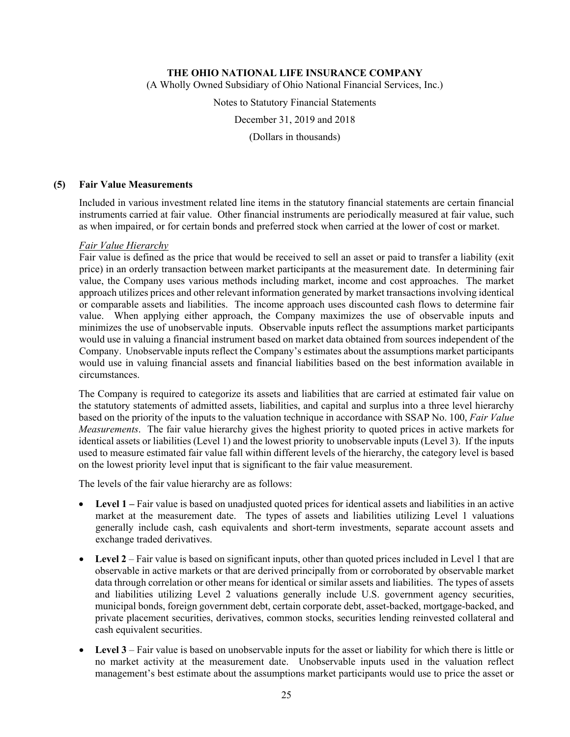## (5) Fair Value Measurements

Included in various investment related line items in the statutory financial statements are certain financial instruments carried at fair value. Other financial instruments are periodically measured at fair value, such as when impaired, or for certain bonds and preferred stock when carried at the lower of cost or market.

*Fair Value Hierarchy*

Fair value is defined as the price that would be received to sell an asset or paid to transfer a liability (exit price) in an orderly transaction between market participants at the measurement date. In determining fair value, the Company uses various methods including market, income and cost approaches. The market approach utilizes prices and other relevant information generated by market transactions involving identical or comparable assets and liabilities. The income approach uses discounted cash flows to determine fair value. When applying either approach, the Company maximizes the use of observable inputs and minimizes the use of unobservable inputs. Observable inputs reflect the assumptions market participants would use in valuing a financial instrument based on market data obtained from sources independent of the Company. Unobservable inputs reflect the Company's estimates about the assumptions market participants would use in valuing financial assets and financial liabilities based on the best information available in circumstances.

The Company is required to categorize its assets and liabilities that are carried at estimated fair value on the statutory statements of admitted assets, liabilities, and capital and surplus into a three level hierarchy based on the priority of the inputs to the valuation technique in accordance with SSAP No. 100, *Fair Value Measurements*. The fair value hierarchy gives the highest priority to quoted prices in active markets for identical assets or liabilities (Level 1) and the lowest priority to unobservable inputs (Level 3). If the inputs used to measure estimated fair value fall within different levels of the hierarchy, the category level is based on the lowest priority level input that is significant to the fair value measurement.

The levels of the fair value hierarchy are as follows:

- **Level 1 –** Fair value is based on unadjusted quoted prices for identical assets and liabilities in an active market at the measurement date. The types of assets and liabilities utilizing Level 1 valuations generally include cash, cash equivalents and short-term investments, separate account assets and exchange traded derivatives.
- **Level 2** – Fair value is based on significant inputs, other than quoted prices included in Level 1 that are observable in active markets or that are derived principally from or corroborated by observable market data through correlation or other means for identical or similar assets and liabilities. The types of assets and liabilities utilizing Level 2 valuations generally include U.S. government agency securities, municipal bonds, foreign government debt, certain corporate debt, asset-backed, mortgage-backed, and private placement securities, derivatives, common stocks, securities lending reinvested collateral and cash equivalent securities.
- **Level 3** – Fair value is based on unobservable inputs for the asset or liability for which there is little or no market activity at the measurement date. Unobservable inputs used in the valuation reflect management's best estimate about the assumptions market participants would use to price the asset or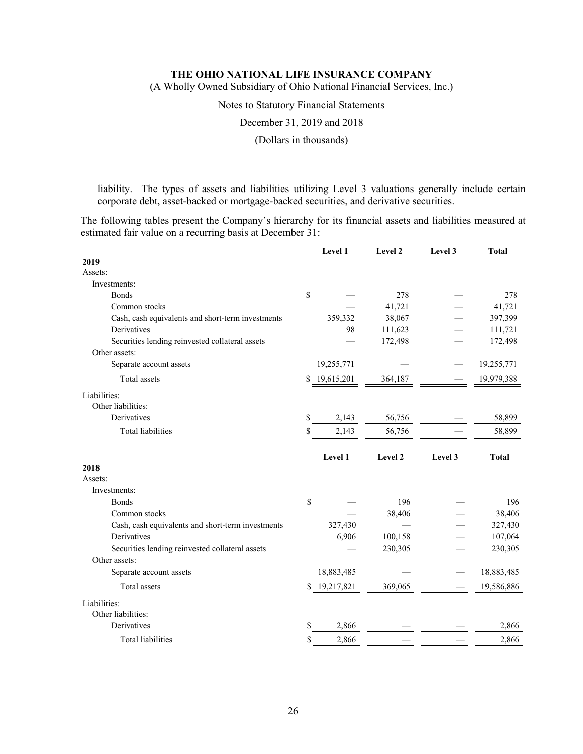liability. The types of assets and liabilities utilizing Level 3 valuations generally include certain corporate debt, asset-backed or mortgage-backed securities, and derivative securities.

The following tables present the Company's hierarchy for its financial assets and liabilities measured at estimated fair value on a recurring basis at December 31:

| | Level 1 | Level 2 | Level 3 | Total |
|---|---|---|---|---|
| **2019** | | | | |
| Assets: | | | | |
| Investments: | | | | |
| Bonds | $ — | 278 | — | 278 |
| Common stocks | — | 41,721 | — | 41,721 |
| Cash, cash equivalents and short-term investments | 359,332 | 38,067 | — | 397,399 |
| Derivatives | 98 | 111,623 | — | 111,721 |
| Securities lending reinvested collateral assets | — | 172,498 | — | 172,498 |
| Other assets: | | | | |
| Separate account assets | 19,255,771 | — | — | 19,255,771 |
| Total assets | $ 19,615,201 | 364,187 | — | 19,979,388 |
| Liabilities: | | | | |
| Other liabilities: | | | | |
| Derivatives | $ 2,143 | 56,756 | — | 58,899 |
| Total liabilities | $ 2,143 | 56,756 | — | 58,899 |

| | Level 1 | Level 2 | Level 3 | Total |
|---|---|---|---|---|
| **2018** | | | | |
| Assets: | | | | |
| Investments: | | | | |
| Bonds | $ — | 196 | — | 196 |
| Common stocks | — | 38,406 | — | 38,406 |
| Cash, cash equivalents and short-term investments | 327,430 | — | — | 327,430 |
| Derivatives | 6,906 | 100,158 | — | 107,064 |
| Securities lending reinvested collateral assets | — | 230,305 | — | 230,305 |
| Other assets: | | | | |
| Separate account assets | 18,883,485 | — | — | 18,883,485 |
| Total assets | $ 19,217,821 | 369,065 | — | 19,586,886 |
| Liabilities: | | | | |
| Other liabilities: | | | | |
| Derivatives | $ 2,866 | — | — | 2,866 |
| Total liabilities | $ 2,866 | — | — | 2,866 |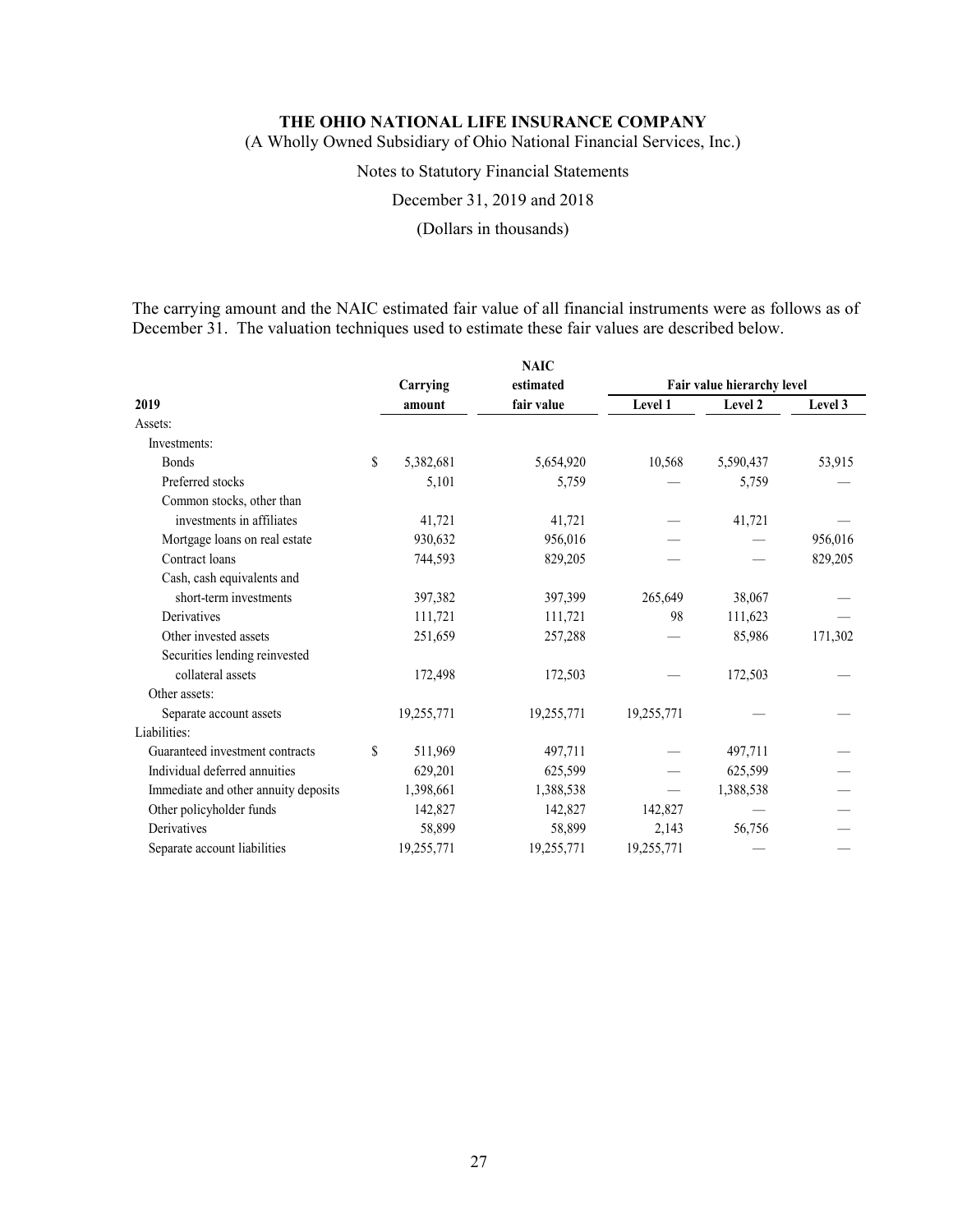The carrying amount and the NAIC estimated fair value of all financial instruments were as follows as of December 31. The valuation techniques used to estimate these fair values are described below.

| 2019 | Carrying amount | NAIC estimated fair value | Fair value hierarchy level | | |
|---|---|---|---|---|---|
| | | | Level 1 | Level 2 | Level 3 |
| Assets: | | | | | |
| Investments: | | | | | |
| Bonds | $ 5,382,681 | 5,654,920 | 10,568 | 5,590,437 | 53,915 |
| Preferred stocks | 5,101 | 5,759 | — | 5,759 | — |
| Common stocks, other than investments in affiliates | 41,721 | 41,721 | — | 41,721 | — |
| Mortgage loans on real estate | 930,632 | 956,016 | — | — | 956,016 |
| Contract loans | 744,593 | 829,205 | — | — | 829,205 |
| Cash, cash equivalents and short-term investments | 397,382 | 397,399 | 265,649 | 38,067 | — |
| Derivatives | 111,721 | 111,721 | 98 | 111,623 | — |
| Other invested assets | 251,659 | 257,288 | — | 85,986 | 171,302 |
| Securities lending reinvested collateral assets | 172,498 | 172,503 | — | 172,503 | — |
| Other assets: | | | | | |
| Separate account assets | 19,255,771 | 19,255,771 | 19,255,771 | — | — |
| Liabilities: | | | | | |
| Guaranteed investment contracts | $ 511,969 | 497,711 | — | 497,711 | — |
| Individual deferred annuities | 629,201 | 625,599 | — | 625,599 | — |
| Immediate and other annuity deposits | 1,398,661 | 1,388,538 | — | 1,388,538 | — |
| Other policyholder funds | 142,827 | 142,827 | 142,827 | — | — |
| Derivatives | 58,899 | 58,899 | 2,143 | 56,756 | — |
| Separate account liabilities | 19,255,771 | 19,255,771 | 19,255,771 | — | — |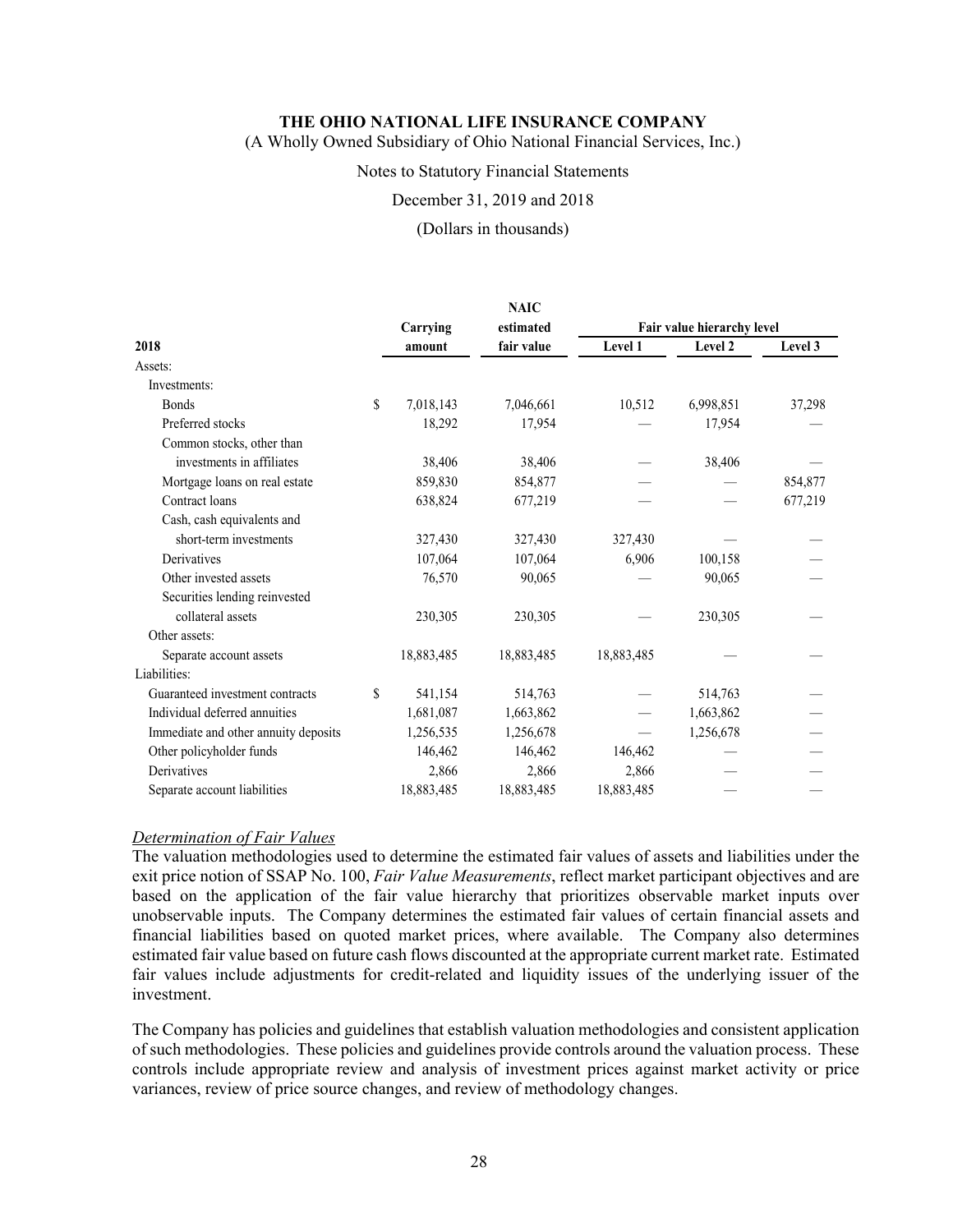| 2018 | Carrying amount | NAIC estimated fair value | Fair value hierarchy level | | |
|---|---|---|---|---|---|
| | | | Level 1 | Level 2 | Level 3 |
| Assets: | | | | | |
| Investments: | | | | | |
| Bonds | $ 7,018,143 | 7,046,661 | 10,512 | 6,998,851 | 37,298 |
| Preferred stocks | 18,292 | 17,954 | — | 17,954 | — |
| Common stocks, other than investments in affiliates | 38,406 | 38,406 | — | 38,406 | — |
| Mortgage loans on real estate | 859,830 | 854,877 | — | — | 854,877 |
| Contract loans | 638,824 | 677,219 | — | — | 677,219 |
| Cash, cash equivalents and short-term investments | 327,430 | 327,430 | 327,430 | — | — |
| Derivatives | 107,064 | 107,064 | 6,906 | 100,158 | — |
| Other invested assets | 76,570 | 90,065 | — | 90,065 | — |
| Securities lending reinvested collateral assets | 230,305 | 230,305 | — | 230,305 | — |
| Other assets: | | | | | |
| Separate account assets | 18,883,485 | 18,883,485 | 18,883,485 | — | — |
| Liabilities: | | | | | |
| Guaranteed investment contracts | $ 541,154 | 514,763 | — | 514,763 | — |
| Individual deferred annuities | 1,681,087 | 1,663,862 | — | 1,663,862 | — |
| Immediate and other annuity deposits | 1,256,535 | 1,256,678 | — | 1,256,678 | — |
| Other policyholder funds | 146,462 | 146,462 | 146,462 | — | — |
| Derivatives | 2,866 | 2,866 | 2,866 | — | — |
| Separate account liabilities | 18,883,485 | 18,883,485 | 18,883,485 | — | — |

*Determination of Fair Values*

The valuation methodologies used to determine the estimated fair values of assets and liabilities under the exit price notion of SSAP No. 100, *Fair Value Measurements*, reflect market participant objectives and are based on the application of the fair value hierarchy that prioritizes observable market inputs over unobservable inputs. The Company determines the estimated fair values of certain financial assets and financial liabilities based on quoted market prices, where available. The Company also determines estimated fair value based on future cash flows discounted at the appropriate current market rate. Estimated fair values include adjustments for credit-related and liquidity issues of the underlying issuer of the investment.

The Company has policies and guidelines that establish valuation methodologies and consistent application of such methodologies. These policies and guidelines provide controls around the valuation process. These controls include appropriate review and analysis of investment prices against market activity or price variances, review of price source changes, and review of methodology changes.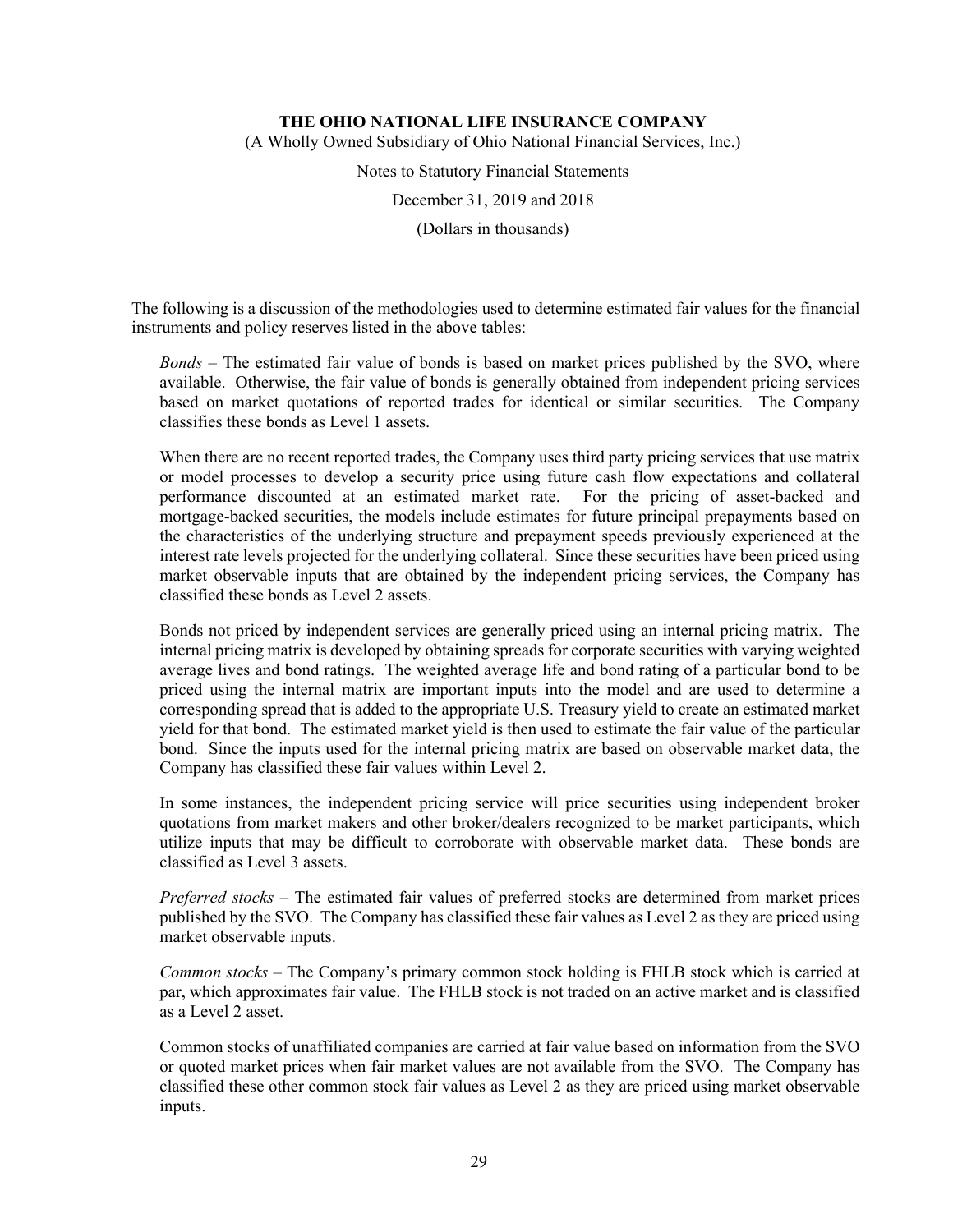The following is a discussion of the methodologies used to determine estimated fair values for the financial instruments and policy reserves listed in the above tables:

*Bonds* – The estimated fair value of bonds is based on market prices published by the SVO, where available. Otherwise, the fair value of bonds is generally obtained from independent pricing services based on market quotations of reported trades for identical or similar securities. The Company classifies these bonds as Level 1 assets.

When there are no recent reported trades, the Company uses third party pricing services that use matrix or model processes to develop a security price using future cash flow expectations and collateral performance discounted at an estimated market rate. For the pricing of asset-backed and mortgage-backed securities, the models include estimates for future principal prepayments based on the characteristics of the underlying structure and prepayment speeds previously experienced at the interest rate levels projected for the underlying collateral. Since these securities have been priced using market observable inputs that are obtained by the independent pricing services, the Company has classified these bonds as Level 2 assets.

Bonds not priced by independent services are generally priced using an internal pricing matrix. The internal pricing matrix is developed by obtaining spreads for corporate securities with varying weighted average lives and bond ratings. The weighted average life and bond rating of a particular bond to be priced using the internal matrix are important inputs into the model and are used to determine a corresponding spread that is added to the appropriate U.S. Treasury yield to create an estimated market yield for that bond. The estimated market yield is then used to estimate the fair value of the particular bond. Since the inputs used for the internal pricing matrix are based on observable market data, the Company has classified these fair values within Level 2.

In some instances, the independent pricing service will price securities using independent broker quotations from market makers and other broker/dealers recognized to be market participants, which utilize inputs that may be difficult to corroborate with observable market data. These bonds are classified as Level 3 assets.

*Preferred stocks* – The estimated fair values of preferred stocks are determined from market prices published by the SVO. The Company has classified these fair values as Level 2 as they are priced using market observable inputs.

*Common stocks* – The Company's primary common stock holding is FHLB stock which is carried at par, which approximates fair value. The FHLB stock is not traded on an active market and is classified as a Level 2 asset.

Common stocks of unaffiliated companies are carried at fair value based on information from the SVO or quoted market prices when fair market values are not available from the SVO. The Company has classified these other common stock fair values as Level 2 as they are priced using market observable inputs.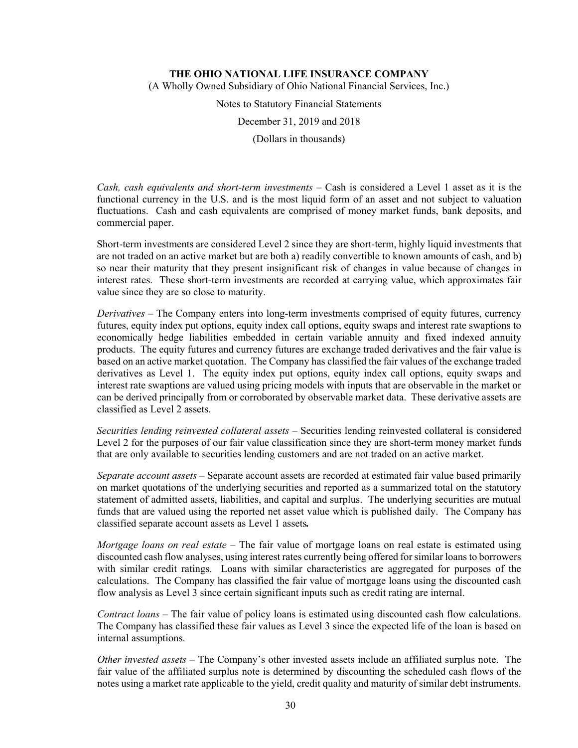*Cash, cash equivalents and short-term investments* – Cash is considered a Level 1 asset as it is the functional currency in the U.S. and is the most liquid form of an asset and not subject to valuation fluctuations. Cash and cash equivalents are comprised of money market funds, bank deposits, and commercial paper.

Short-term investments are considered Level 2 since they are short-term, highly liquid investments that are not traded on an active market but are both a) readily convertible to known amounts of cash, and b) so near their maturity that they present insignificant risk of changes in value because of changes in interest rates. These short-term investments are recorded at carrying value, which approximates fair value since they are so close to maturity.

*Derivatives* – The Company enters into long-term investments comprised of equity futures, currency futures, equity index put options, equity index call options, equity swaps and interest rate swaptions to economically hedge liabilities embedded in certain variable annuity and fixed indexed annuity products. The equity futures and currency futures are exchange traded derivatives and the fair value is based on an active market quotation. The Company has classified the fair values of the exchange traded derivatives as Level 1. The equity index put options, equity index call options, equity swaps and interest rate swaptions are valued using pricing models with inputs that are observable in the market or can be derived principally from or corroborated by observable market data. These derivative assets are classified as Level 2 assets.

*Securities lending reinvested collateral assets* – Securities lending reinvested collateral is considered Level 2 for the purposes of our fair value classification since they are short-term money market funds that are only available to securities lending customers and are not traded on an active market.

*Separate account assets* – Separate account assets are recorded at estimated fair value based primarily on market quotations of the underlying securities and reported as a summarized total on the statutory statement of admitted assets, liabilities, and capital and surplus. The underlying securities are mutual funds that are valued using the reported net asset value which is published daily. The Company has classified separate account assets as Level 1 assets**.**

*Mortgage loans on real estate* – The fair value of mortgage loans on real estate is estimated using discounted cash flow analyses, using interest rates currently being offered for similar loans to borrowers with similar credit ratings. Loans with similar characteristics are aggregated for purposes of the calculations. The Company has classified the fair value of mortgage loans using the discounted cash flow analysis as Level 3 since certain significant inputs such as credit rating are internal.

*Contract loans* – The fair value of policy loans is estimated using discounted cash flow calculations. The Company has classified these fair values as Level 3 since the expected life of the loan is based on internal assumptions.

*Other invested assets* – The Company's other invested assets include an affiliated surplus note. The fair value of the affiliated surplus note is determined by discounting the scheduled cash flows of the notes using a market rate applicable to the yield, credit quality and maturity of similar debt instruments.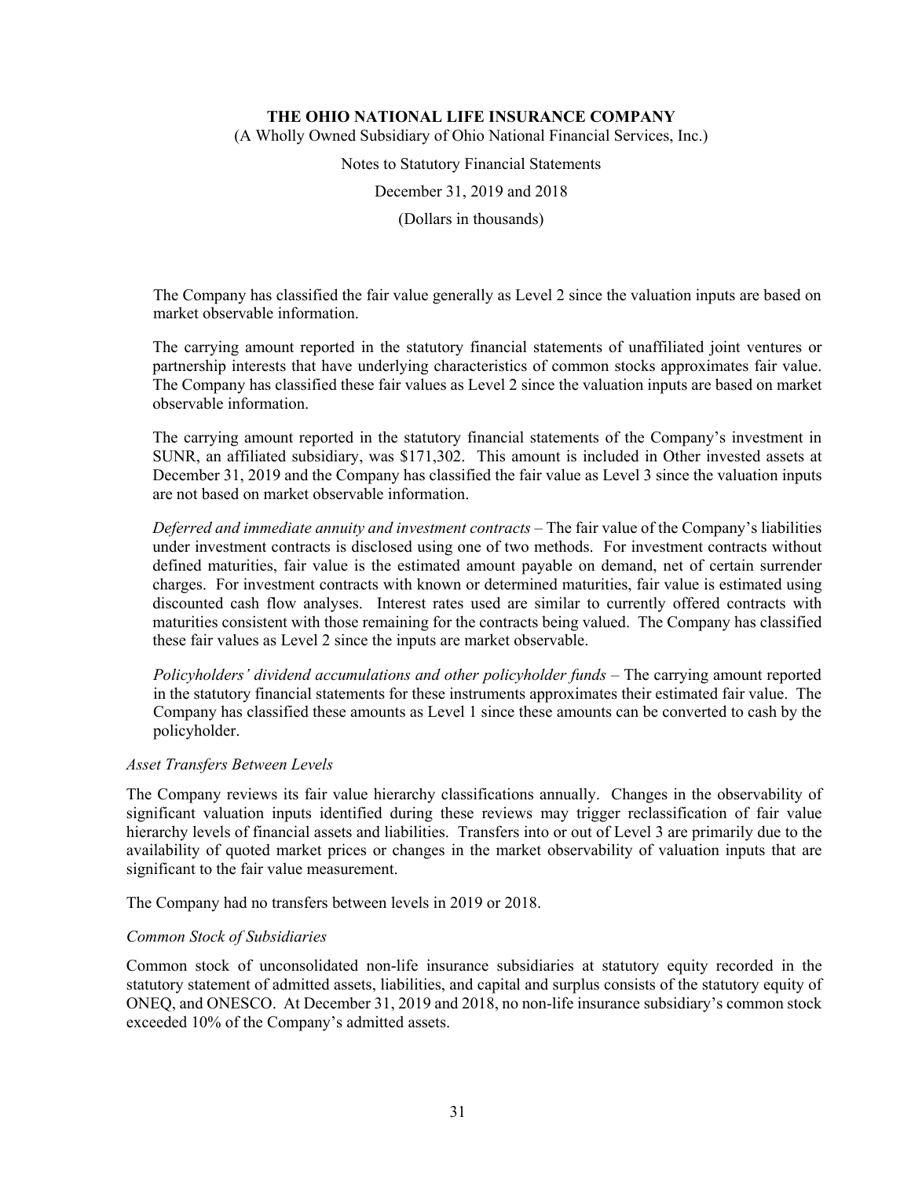The Company has classified the fair value generally as Level 2 since the valuation inputs are based on market observable information.

The carrying amount reported in the statutory financial statements of unaffiliated joint ventures or partnership interests that have underlying characteristics of common stocks approximates fair value. The Company has classified these fair values as Level 2 since the valuation inputs are based on market observable information.

The carrying amount reported in the statutory financial statements of the Company's investment in SUNR, an affiliated subsidiary, was $171,302. This amount is included in Other invested assets at December 31, 2019 and the Company has classified the fair value as Level 3 since the valuation inputs are not based on market observable information.

*Deferred and immediate annuity and investment contracts* – The fair value of the Company's liabilities under investment contracts is disclosed using one of two methods. For investment contracts without defined maturities, fair value is the estimated amount payable on demand, net of certain surrender charges. For investment contracts with known or determined maturities, fair value is estimated using discounted cash flow analyses. Interest rates used are similar to currently offered contracts with maturities consistent with those remaining for the contracts being valued. The Company has classified these fair values as Level 2 since the inputs are market observable.

*Policyholders' dividend accumulations and other policyholder funds* – The carrying amount reported in the statutory financial statements for these instruments approximates their estimated fair value. The Company has classified these amounts as Level 1 since these amounts can be converted to cash by the policyholder.

*Asset Transfers Between Levels*

The Company reviews its fair value hierarchy classifications annually. Changes in the observability of significant valuation inputs identified during these reviews may trigger reclassification of fair value hierarchy levels of financial assets and liabilities. Transfers into or out of Level 3 are primarily due to the availability of quoted market prices or changes in the market observability of valuation inputs that are significant to the fair value measurement.

The Company had no transfers between levels in 2019 or 2018.

*Common Stock of Subsidiaries*

Common stock of unconsolidated non-life insurance subsidiaries at statutory equity recorded in the statutory statement of admitted assets, liabilities, and capital and surplus consists of the statutory equity of ONEQ, and ONESCO. At December 31, 2019 and 2018, no non-life insurance subsidiary's common stock exceeded 10% of the Company's admitted assets.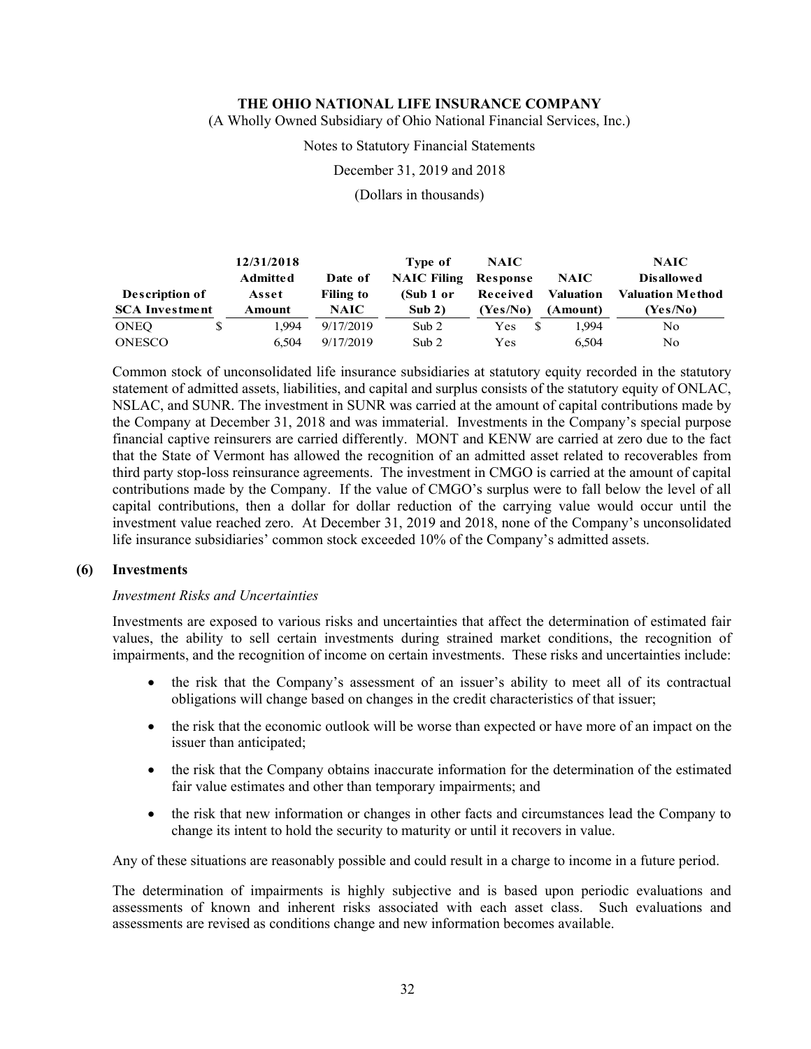| Description of SCA Investment | 12/31/2018 Admitted Asset Amount | Date of Filing to NAIC | Type of NAIC Filing (Sub 1 or Sub 2) | NAIC Response Received (Yes/No) | NAIC Valuation (Amount) | NAIC Disallowed Valuation Method (Yes/No) |
|---|---|---|---|---|---|---|
| ONEQ | $ 1,994 | 9/17/2019 | Sub 2 | Yes | $ 1,994 | No |
| ONESCO | 6,504 | 9/17/2019 | Sub 2 | Yes | 6,504 | No |

Common stock of unconsolidated life insurance subsidiaries at statutory equity recorded in the statutory statement of admitted assets, liabilities, and capital and surplus consists of the statutory equity of ONLAC, NSLAC, and SUNR. The investment in SUNR was carried at the amount of capital contributions made by the Company at December 31, 2018 and was immaterial. Investments in the Company's special purpose financial captive reinsurers are carried differently. MONT and KENW are carried at zero due to the fact that the State of Vermont has allowed the recognition of an admitted asset related to recoverables from third party stop-loss reinsurance agreements. The investment in CMGO is carried at the amount of capital contributions made by the Company. If the value of CMGO's surplus were to fall below the level of all capital contributions, then a dollar for dollar reduction of the carrying value would occur until the investment value reached zero. At December 31, 2019 and 2018, none of the Company's unconsolidated life insurance subsidiaries' common stock exceeded 10% of the Company's admitted assets.

## (6) Investments

*Investment Risks and Uncertainties*

Investments are exposed to various risks and uncertainties that affect the determination of estimated fair values, the ability to sell certain investments during strained market conditions, the recognition of impairments, and the recognition of income on certain investments. These risks and uncertainties include:

- the risk that the Company's assessment of an issuer's ability to meet all of its contractual obligations will change based on changes in the credit characteristics of that issuer;
- the risk that the economic outlook will be worse than expected or have more of an impact on the issuer than anticipated;
- the risk that the Company obtains inaccurate information for the determination of the estimated fair value estimates and other than temporary impairments; and
- the risk that new information or changes in other facts and circumstances lead the Company to change its intent to hold the security to maturity or until it recovers in value.

Any of these situations are reasonably possible and could result in a charge to income in a future period.

The determination of impairments is highly subjective and is based upon periodic evaluations and assessments of known and inherent risks associated with each asset class. Such evaluations and assessments are revised as conditions change and new information becomes available.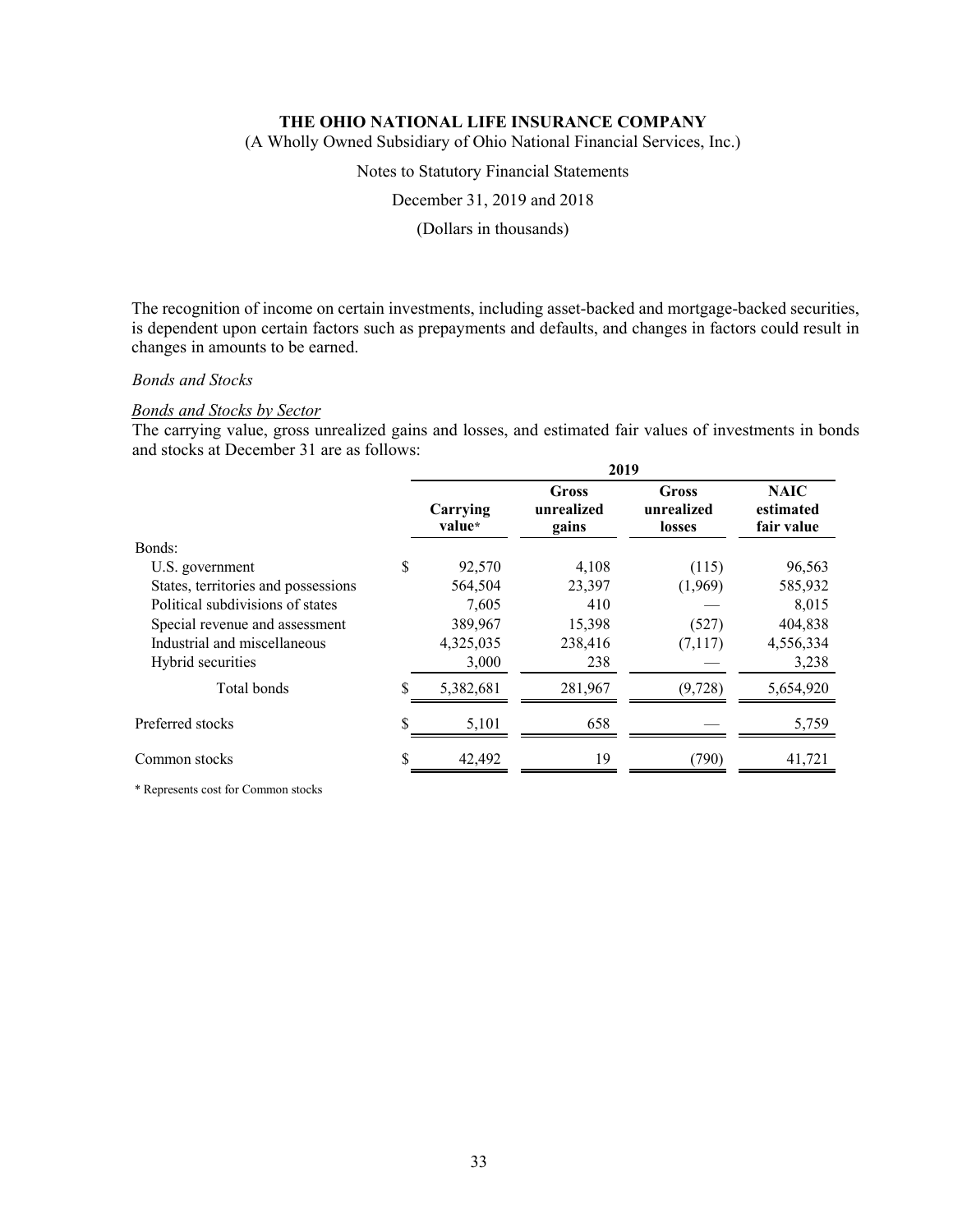The recognition of income on certain investments, including asset-backed and mortgage-backed securities, is dependent upon certain factors such as prepayments and defaults, and changes in factors could result in changes in amounts to be earned.

*Bonds and Stocks*

*Bonds and Stocks by Sector*

The carrying value, gross unrealized gains and losses, and estimated fair values of investments in bonds and stocks at December 31 are as follows:

| | 2019 | | | |
|---|---|---|---|---|
| | **Carrying value*** | **Gross unrealized gains** | **Gross unrealized losses** | **NAIC estimated fair value** |
| Bonds: | | | | |
| U.S. government | $ 92,570 | 4,108 | (115) | 96,563 |
| States, territories and possessions | 564,504 | 23,397 | (1,969) | 585,932 |
| Political subdivisions of states | 7,605 | 410 | — | 8,015 |
| Special revenue and assessment | 389,967 | 15,398 | (527) | 404,838 |
| Industrial and miscellaneous | 4,325,035 | 238,416 | (7,117) | 4,556,334 |
| Hybrid securities | 3,000 | 238 | — | 3,238 |
| Total bonds | $ 5,382,681 | 281,967 | (9,728) | 5,654,920 |
| Preferred stocks | $ 5,101 | 658 | — | 5,759 |
| Common stocks | $ 42,492 | 19 | (790) | 41,721 |

* Represents cost for Common stocks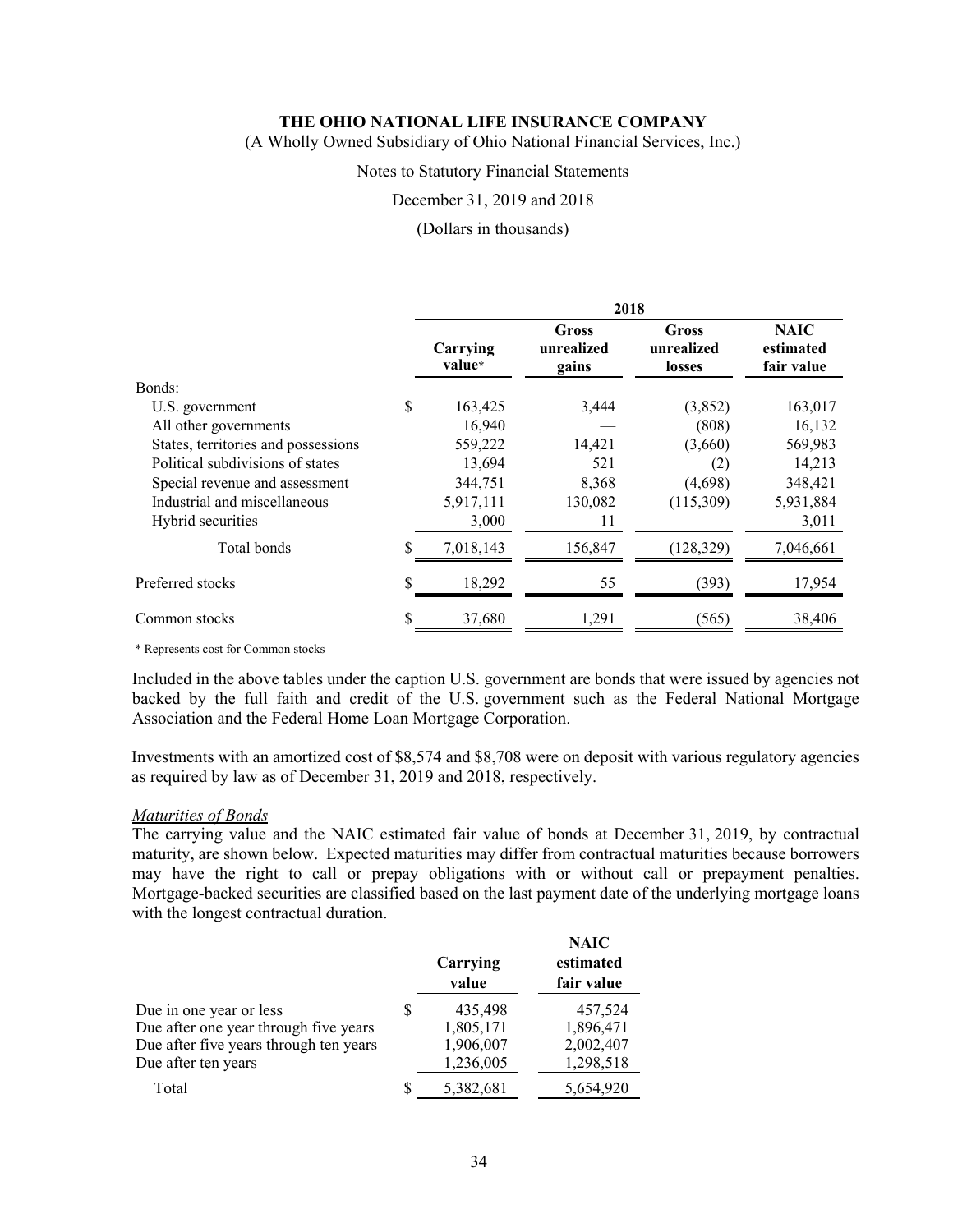|  | 2018 |  |  |  |
|---|---|---|---|---|
|  | Carrying value* | Gross unrealized gains | Gross unrealized losses | NAIC estimated fair value |
| Bonds: |  |  |  |  |
| U.S. government | $ 163,425 | 3,444 | (3,852) | 163,017 |
| All other governments | 16,940 | — | (808) | 16,132 |
| States, territories and possessions | 559,222 | 14,421 | (3,660) | 569,983 |
| Political subdivisions of states | 13,694 | 521 | (2) | 14,213 |
| Special revenue and assessment | 344,751 | 8,368 | (4,698) | 348,421 |
| Industrial and miscellaneous | 5,917,111 | 130,082 | (115,309) | 5,931,884 |
| Hybrid securities | 3,000 | 11 | — | 3,011 |
| Total bonds | $ 7,018,143 | 156,847 | (128,329) | 7,046,661 |
| Preferred stocks | $ 18,292 | 55 | (393) | 17,954 |
| Common stocks | $ 37,680 | 1,291 | (565) | 38,406 |

\* Represents cost for Common stocks

Included in the above tables under the caption U.S. government are bonds that were issued by agencies not backed by the full faith and credit of the U.S. government such as the Federal National Mortgage Association and the Federal Home Loan Mortgage Corporation.

Investments with an amortized cost of $8,574 and $8,708 were on deposit with various regulatory agencies as required by law as of December 31, 2019 and 2018, respectively.

*Maturities of Bonds*

The carrying value and the NAIC estimated fair value of bonds at December 31, 2019, by contractual maturity, are shown below. Expected maturities may differ from contractual maturities because borrowers may have the right to call or prepay obligations with or without call or prepayment penalties. Mortgage-backed securities are classified based on the last payment date of the underlying mortgage loans with the longest contractual duration.

|  | Carrying value | NAIC estimated fair value |
|---|---|---|
| Due in one year or less | $ 435,498 | 457,524 |
| Due after one year through five years | 1,805,171 | 1,896,471 |
| Due after five years through ten years | 1,906,007 | 2,002,407 |
| Due after ten years | 1,236,005 | 1,298,518 |
| Total | $ 5,382,681 | 5,654,920 |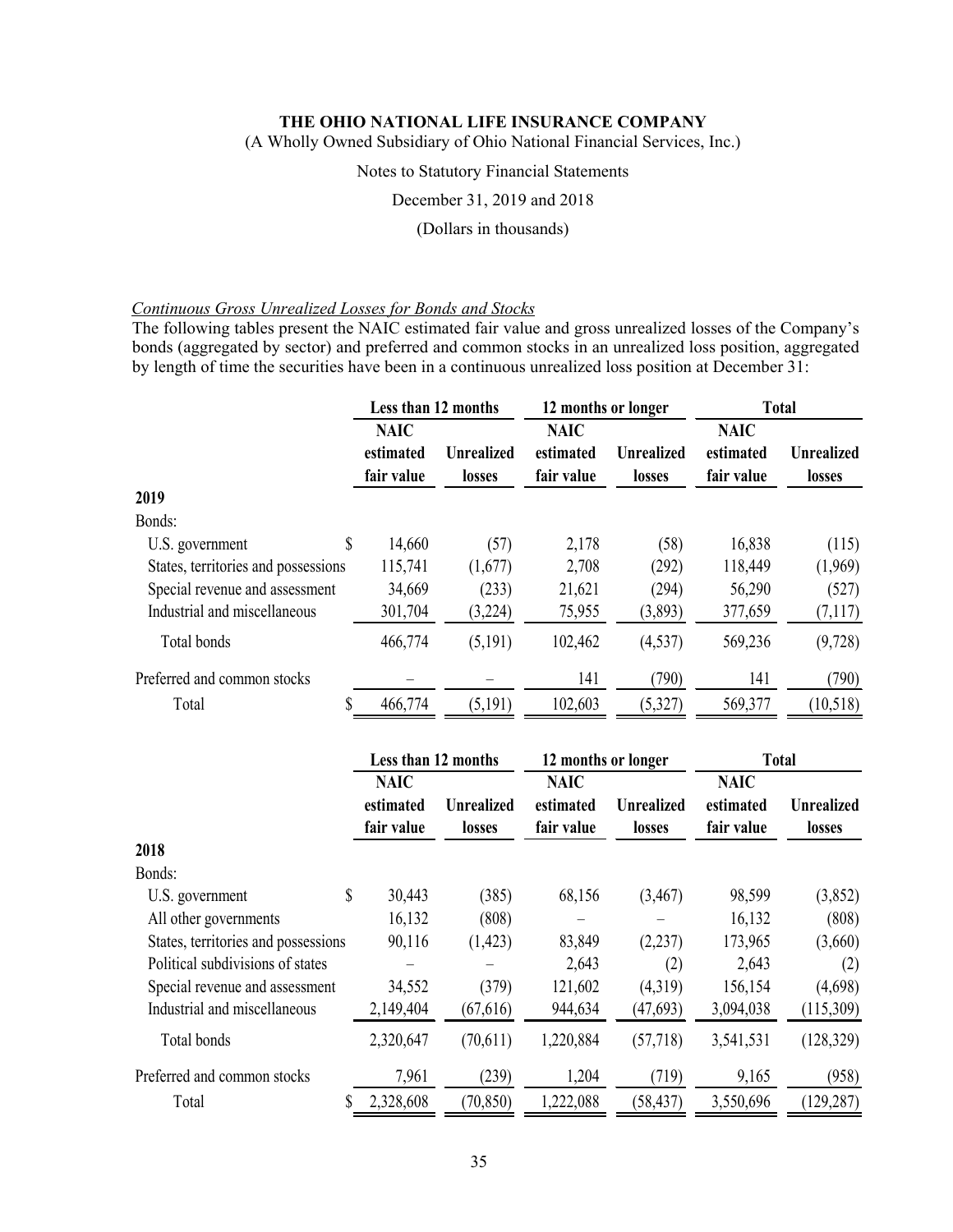# THE OHIO NATIONAL LIFE INSURANCE COMPANY

(A Wholly Owned Subsidiary of Ohio National Financial Services, Inc.)

Notes to Statutory Financial Statements

December 31, 2019 and 2018

(Dollars in thousands)

*Continuous Gross Unrealized Losses for Bonds and Stocks*

The following tables present the NAIC estimated fair value and gross unrealized losses of the Company's bonds (aggregated by sector) and preferred and common stocks in an unrealized loss position, aggregated by length of time the securities have been in a continuous unrealized loss position at December 31:

| | Less than 12 months | | 12 months or longer | | Total | |
|---|---|---|---|---|---|---|
| | NAIC estimated fair value | Unrealized losses | NAIC estimated fair value | Unrealized losses | NAIC estimated fair value | Unrealized losses |
| **2019** | | | | | | |
| Bonds: | | | | | | |
| U.S. government | $ 14,660 | (57) | 2,178 | (58) | 16,838 | (115) |
| States, territories and possessions | 115,741 | (1,677) | 2,708 | (292) | 118,449 | (1,969) |
| Special revenue and assessment | 34,669 | (233) | 21,621 | (294) | 56,290 | (527) |
| Industrial and miscellaneous | 301,704 | (3,224) | 75,955 | (3,893) | 377,659 | (7,117) |
| Total bonds | 466,774 | (5,191) | 102,462 | (4,537) | 569,236 | (9,728) |
| Preferred and common stocks | – | – | 141 | (790) | 141 | (790) |
| Total | $ 466,774 | (5,191) | 102,603 | (5,327) | 569,377 | (10,518) |

| | Less than 12 months | | 12 months or longer | | Total | |
|---|---|---|---|---|---|---|
| | NAIC estimated fair value | Unrealized losses | NAIC estimated fair value | Unrealized losses | NAIC estimated fair value | Unrealized losses |
| **2018** | | | | | | |
| Bonds: | | | | | | |
| U.S. government | $ 30,443 | (385) | 68,156 | (3,467) | 98,599 | (3,852) |
| All other governments | 16,132 | (808) | – | – | 16,132 | (808) |
| States, territories and possessions | 90,116 | (1,423) | 83,849 | (2,237) | 173,965 | (3,660) |
| Political subdivisions of states | – | – | 2,643 | (2) | 2,643 | (2) |
| Special revenue and assessment | 34,552 | (379) | 121,602 | (4,319) | 156,154 | (4,698) |
| Industrial and miscellaneous | 2,149,404 | (67,616) | 944,634 | (47,693) | 3,094,038 | (115,309) |
| Total bonds | 2,320,647 | (70,611) | 1,220,884 | (57,718) | 3,541,531 | (128,329) |
| Preferred and common stocks | 7,961 | (239) | 1,204 | (719) | 9,165 | (958) |
| Total | $ 2,328,608 | (70,850) | 1,222,088 | (58,437) | 3,550,696 | (129,287) |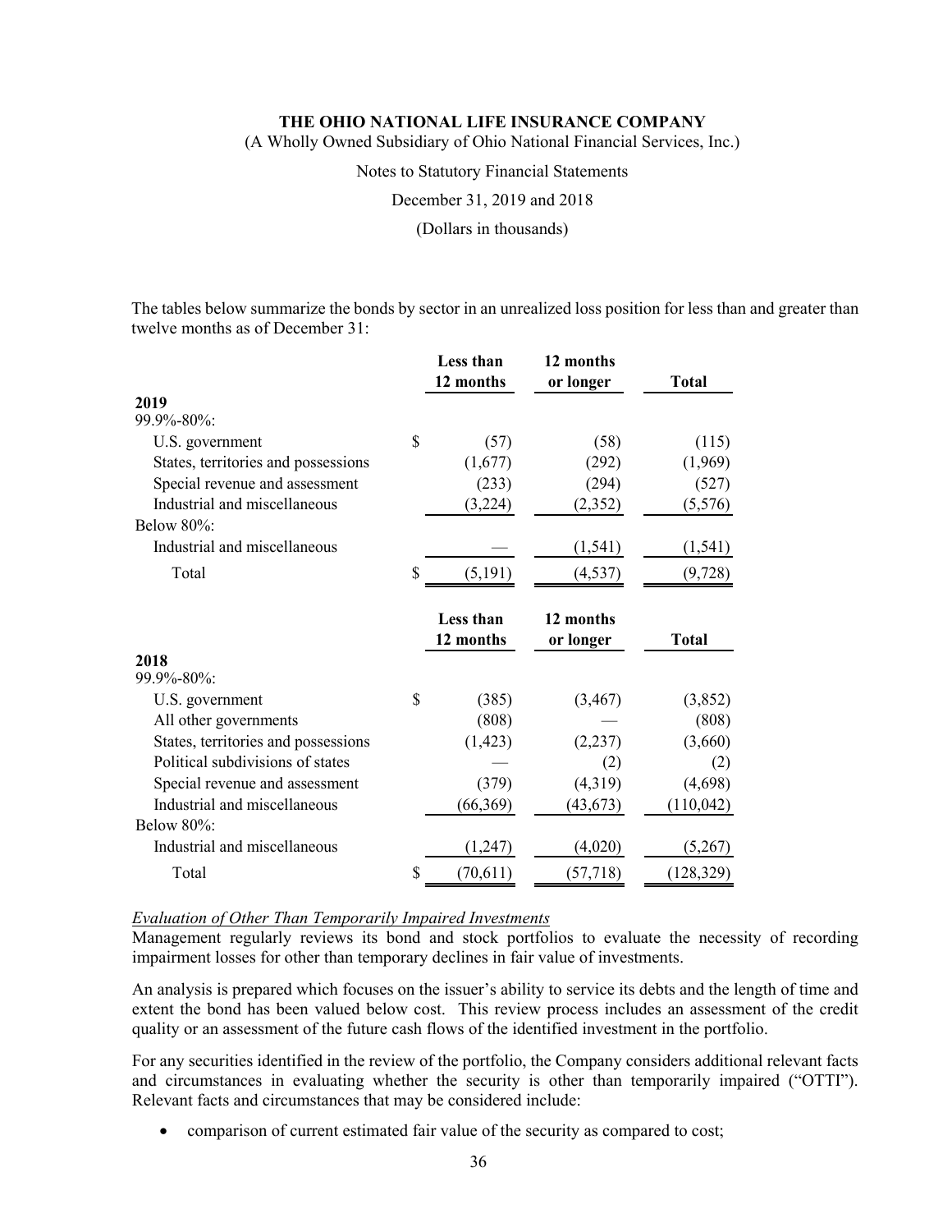The tables below summarize the bonds by sector in an unrealized loss position for less than and greater than twelve months as of December 31:

| | Less than 12 months | 12 months or longer | Total |
|---|---|---|---|
| **2019** | | | |
| 99.9%-80%: | | | |
| U.S. government | $ (57) | (58) | (115) |
| States, territories and possessions | (1,677) | (292) | (1,969) |
| Special revenue and assessment | (233) | (294) | (527) |
| Industrial and miscellaneous | (3,224) | (2,352) | (5,576) |
| Below 80%: | | | |
| Industrial and miscellaneous | — | (1,541) | (1,541) |
| Total | $ (5,191) | (4,537) | (9,728) |

| | Less than 12 months | 12 months or longer | Total |
|---|---|---|---|
| **2018** | | | |
| 99.9%-80%: | | | |
| U.S. government | $ (385) | (3,467) | (3,852) |
| All other governments | (808) | — | (808) |
| States, territories and possessions | (1,423) | (2,237) | (3,660) |
| Political subdivisions of states | — | (2) | (2) |
| Special revenue and assessment | (379) | (4,319) | (4,698) |
| Industrial and miscellaneous | (66,369) | (43,673) | (110,042) |
| Below 80%: | | | |
| Industrial and miscellaneous | (1,247) | (4,020) | (5,267) |
| Total | $ (70,611) | (57,718) | (128,329) |

*Evaluation of Other Than Temporarily Impaired Investments*

Management regularly reviews its bond and stock portfolios to evaluate the necessity of recording impairment losses for other than temporary declines in fair value of investments.

An analysis is prepared which focuses on the issuer's ability to service its debts and the length of time and extent the bond has been valued below cost. This review process includes an assessment of the credit quality or an assessment of the future cash flows of the identified investment in the portfolio.

For any securities identified in the review of the portfolio, the Company considers additional relevant facts and circumstances in evaluating whether the security is other than temporarily impaired ("OTTI"). Relevant facts and circumstances that may be considered include:

- comparison of current estimated fair value of the security as compared to cost;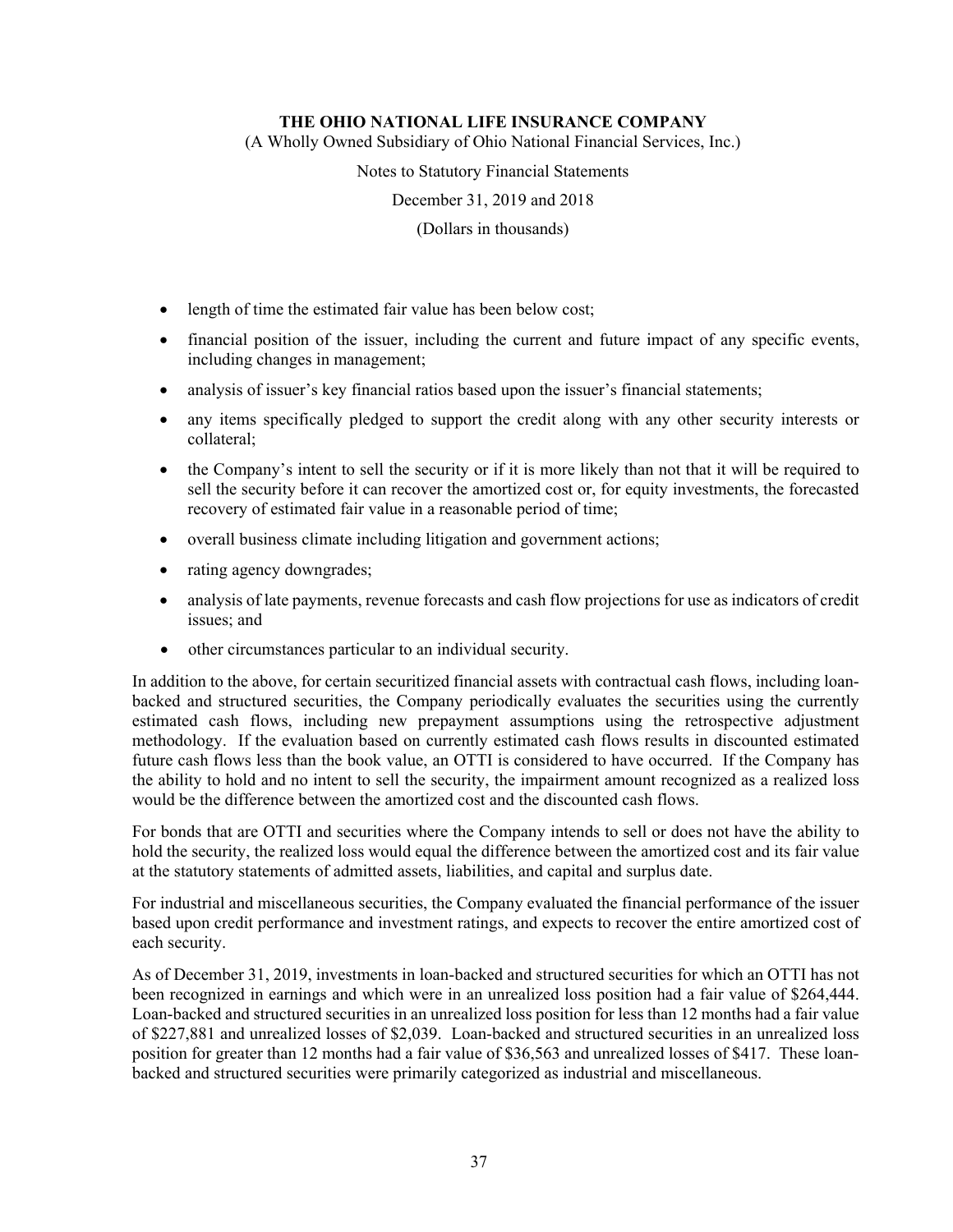- length of time the estimated fair value has been below cost;
- financial position of the issuer, including the current and future impact of any specific events, including changes in management;
- analysis of issuer's key financial ratios based upon the issuer's financial statements;
- any items specifically pledged to support the credit along with any other security interests or collateral;
- the Company's intent to sell the security or if it is more likely than not that it will be required to sell the security before it can recover the amortized cost or, for equity investments, the forecasted recovery of estimated fair value in a reasonable period of time;
- overall business climate including litigation and government actions;
- rating agency downgrades;
- analysis of late payments, revenue forecasts and cash flow projections for use as indicators of credit issues; and
- other circumstances particular to an individual security.

In addition to the above, for certain securitized financial assets with contractual cash flows, including loan-backed and structured securities, the Company periodically evaluates the securities using the currently estimated cash flows, including new prepayment assumptions using the retrospective adjustment methodology. If the evaluation based on currently estimated cash flows results in discounted estimated future cash flows less than the book value, an OTTI is considered to have occurred. If the Company has the ability to hold and no intent to sell the security, the impairment amount recognized as a realized loss would be the difference between the amortized cost and the discounted cash flows.

For bonds that are OTTI and securities where the Company intends to sell or does not have the ability to hold the security, the realized loss would equal the difference between the amortized cost and its fair value at the statutory statements of admitted assets, liabilities, and capital and surplus date.

For industrial and miscellaneous securities, the Company evaluated the financial performance of the issuer based upon credit performance and investment ratings, and expects to recover the entire amortized cost of each security.

As of December 31, 2019, investments in loan-backed and structured securities for which an OTTI has not been recognized in earnings and which were in an unrealized loss position had a fair value of $264,444. Loan-backed and structured securities in an unrealized loss position for less than 12 months had a fair value of $227,881 and unrealized losses of $2,039. Loan-backed and structured securities in an unrealized loss position for greater than 12 months had a fair value of $36,563 and unrealized losses of $417. These loan-backed and structured securities were primarily categorized as industrial and miscellaneous.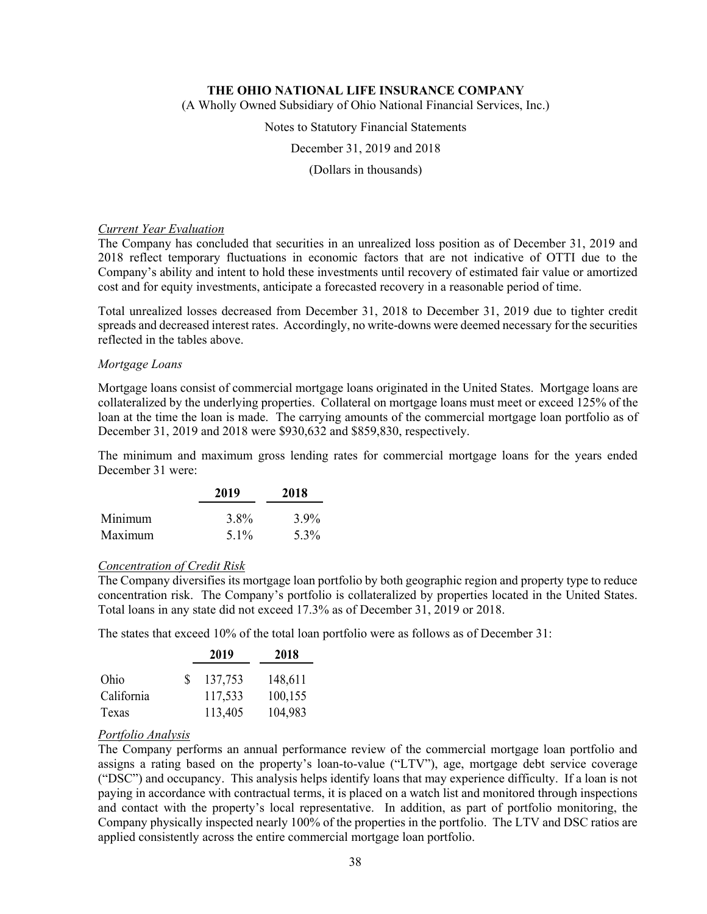*Current Year Evaluation*

The Company has concluded that securities in an unrealized loss position as of December 31, 2019 and 2018 reflect temporary fluctuations in economic factors that are not indicative of OTTI due to the Company's ability and intent to hold these investments until recovery of estimated fair value or amortized cost and for equity investments, anticipate a forecasted recovery in a reasonable period of time.

Total unrealized losses decreased from December 31, 2018 to December 31, 2019 due to tighter credit spreads and decreased interest rates. Accordingly, no write-downs were deemed necessary for the securities reflected in the tables above.

*Mortgage Loans*

Mortgage loans consist of commercial mortgage loans originated in the United States. Mortgage loans are collateralized by the underlying properties. Collateral on mortgage loans must meet or exceed 125% of the loan at the time the loan is made. The carrying amounts of the commercial mortgage loan portfolio as of December 31, 2019 and 2018 were \$930,632 and \$859,830, respectively.

The minimum and maximum gross lending rates for commercial mortgage loans for the years ended December 31 were:

| | 2019 | 2018 |
|---|---|---|
| Minimum | 3.8% | 3.9% |
| Maximum | 5.1% | 5.3% |

*Concentration of Credit Risk*

The Company diversifies its mortgage loan portfolio by both geographic region and property type to reduce concentration risk. The Company's portfolio is collateralized by properties located in the United States. Total loans in any state did not exceed 17.3% as of December 31, 2019 or 2018.

The states that exceed 10% of the total loan portfolio were as follows as of December 31:

| | 2019 | 2018 |
|---|---|---|
| Ohio | $ 137,753 | 148,611 |
| California | 117,533 | 100,155 |
| Texas | 113,405 | 104,983 |

*Portfolio Analysis*

The Company performs an annual performance review of the commercial mortgage loan portfolio and assigns a rating based on the property's loan-to-value ("LTV"), age, mortgage debt service coverage ("DSC") and occupancy. This analysis helps identify loans that may experience difficulty. If a loan is not paying in accordance with contractual terms, it is placed on a watch list and monitored through inspections and contact with the property's local representative. In addition, as part of portfolio monitoring, the Company physically inspected nearly 100% of the properties in the portfolio. The LTV and DSC ratios are applied consistently across the entire commercial mortgage loan portfolio.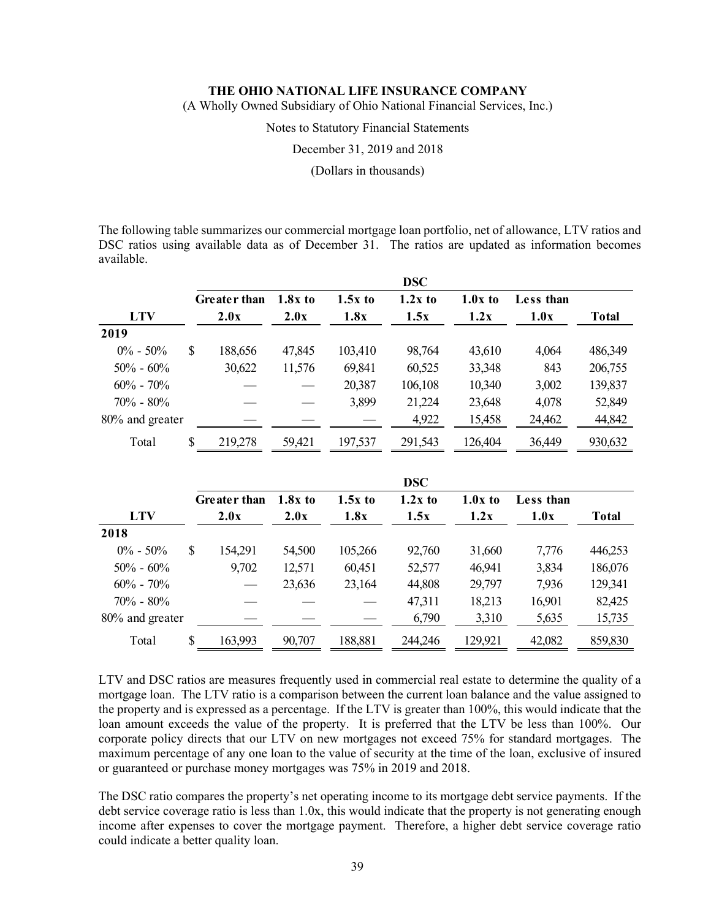The following table summarizes our commercial mortgage loan portfolio, net of allowance, LTV ratios and DSC ratios using available data as of December 31. The ratios are updated as information becomes available.

| | DSC | | | | | | |
|---|---|---|---|---|---|---|---|
| **LTV** | **Greater than 2.0x** | **1.8x to 2.0x** | **1.5x to 1.8x** | **1.2x to 1.5x** | **1.0x to 1.2x** | **Less than 1.0x** | **Total** |
| **2019** | | | | | | | |
| 0% - 50% | $ 188,656 | 47,845 | 103,410 | 98,764 | 43,610 | 4,064 | 486,349 |
| 50% - 60% | 30,622 | 11,576 | 69,841 | 60,525 | 33,348 | 843 | 206,755 |
| 60% - 70% | — | — | 20,387 | 106,108 | 10,340 | 3,002 | 139,837 |
| 70% - 80% | — | — | 3,899 | 21,224 | 23,648 | 4,078 | 52,849 |
| 80% and greater | — | — | — | 4,922 | 15,458 | 24,462 | 44,842 |
| Total | $ 219,278 | 59,421 | 197,537 | 291,543 | 126,404 | 36,449 | 930,632 |

| | DSC | | | | | | |
|---|---|---|---|---|---|---|---|
| **LTV** | **Greater than 2.0x** | **1.8x to 2.0x** | **1.5x to 1.8x** | **1.2x to 1.5x** | **1.0x to 1.2x** | **Less than 1.0x** | **Total** |
| **2018** | | | | | | | |
| 0% - 50% | $ 154,291 | 54,500 | 105,266 | 92,760 | 31,660 | 7,776 | 446,253 |
| 50% - 60% | 9,702 | 12,571 | 60,451 | 52,577 | 46,941 | 3,834 | 186,076 |
| 60% - 70% | — | 23,636 | 23,164 | 44,808 | 29,797 | 7,936 | 129,341 |
| 70% - 80% | — | — | — | 47,311 | 18,213 | 16,901 | 82,425 |
| 80% and greater | — | — | — | 6,790 | 3,310 | 5,635 | 15,735 |
| Total | $ 163,993 | 90,707 | 188,881 | 244,246 | 129,921 | 42,082 | 859,830 |

LTV and DSC ratios are measures frequently used in commercial real estate to determine the quality of a mortgage loan. The LTV ratio is a comparison between the current loan balance and the value assigned to the property and is expressed as a percentage. If the LTV is greater than 100%, this would indicate that the loan amount exceeds the value of the property. It is preferred that the LTV be less than 100%. Our corporate policy directs that our LTV on new mortgages not exceed 75% for standard mortgages. The maximum percentage of any one loan to the value of security at the time of the loan, exclusive of insured or guaranteed or purchase money mortgages was 75% in 2019 and 2018.

The DSC ratio compares the property's net operating income to its mortgage debt service payments. If the debt service coverage ratio is less than 1.0x, this would indicate that the property is not generating enough income after expenses to cover the mortgage payment. Therefore, a higher debt service coverage ratio could indicate a better quality loan.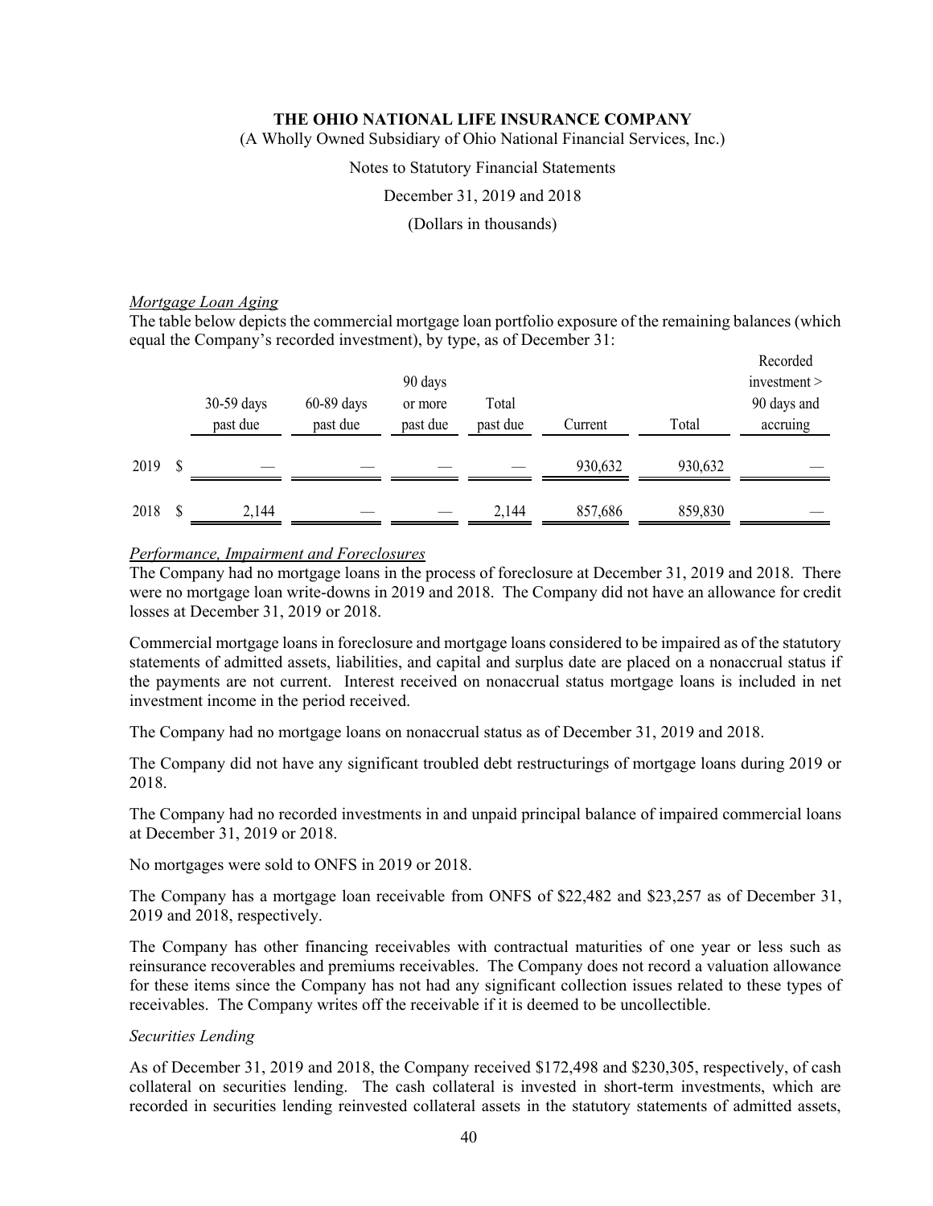*Mortgage Loan Aging*

The table below depicts the commercial mortgage loan portfolio exposure of the remaining balances (which equal the Company's recorded investment), by type, as of December 31:

| | 30-59 days past due | 60-89 days past due | 90 days or more past due | Total past due | Current | Total | Recorded investment > 90 days and accruing |
|---|---|---|---|---|---|---|---|
| 2019 | $ — | — | — | — | 930,632 | 930,632 | — |
| 2018 | $ 2,144 | — | — | 2,144 | 857,686 | 859,830 | — |

*Performance, Impairment and Foreclosures*

The Company had no mortgage loans in the process of foreclosure at December 31, 2019 and 2018. There were no mortgage loan write-downs in 2019 and 2018. The Company did not have an allowance for credit losses at December 31, 2019 or 2018.

Commercial mortgage loans in foreclosure and mortgage loans considered to be impaired as of the statutory statements of admitted assets, liabilities, and capital and surplus date are placed on a nonaccrual status if the payments are not current. Interest received on nonaccrual status mortgage loans is included in net investment income in the period received.

The Company had no mortgage loans on nonaccrual status as of December 31, 2019 and 2018.

The Company did not have any significant troubled debt restructurings of mortgage loans during 2019 or 2018.

The Company had no recorded investments in and unpaid principal balance of impaired commercial loans at December 31, 2019 or 2018.

No mortgages were sold to ONFS in 2019 or 2018.

The Company has a mortgage loan receivable from ONFS of $22,482 and $23,257 as of December 31, 2019 and 2018, respectively.

The Company has other financing receivables with contractual maturities of one year or less such as reinsurance recoverables and premiums receivables. The Company does not record a valuation allowance for these items since the Company has not had any significant collection issues related to these types of receivables. The Company writes off the receivable if it is deemed to be uncollectible.

*Securities Lending*

As of December 31, 2019 and 2018, the Company received $172,498 and $230,305, respectively, of cash collateral on securities lending. The cash collateral is invested in short-term investments, which are recorded in securities lending reinvested collateral assets in the statutory statements of admitted assets,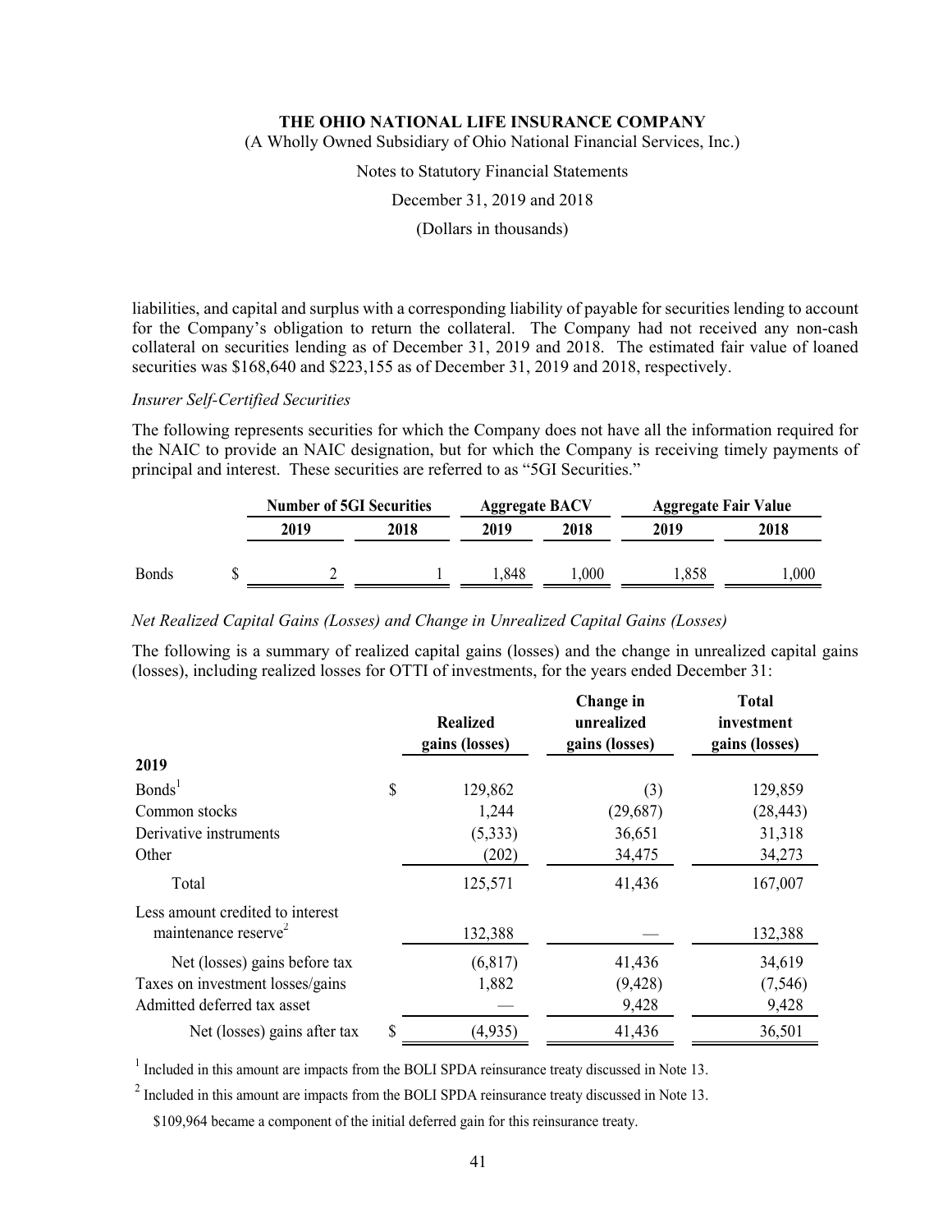liabilities, and capital and surplus with a corresponding liability of payable for securities lending to account for the Company's obligation to return the collateral. The Company had not received any non-cash collateral on securities lending as of December 31, 2019 and 2018. The estimated fair value of loaned securities was $168,640 and $223,155 as of December 31, 2019 and 2018, respectively.

*Insurer Self-Certified Securities*

The following represents securities for which the Company does not have all the information required for the NAIC to provide an NAIC designation, but for which the Company is receiving timely payments of principal and interest. These securities are referred to as "5GI Securities."

| | Number of 5GI Securities | | Aggregate BACV | | Aggregate Fair Value | |
|---|---|---|---|---|---|---|
| | 2019 | 2018 | 2019 | 2018 | 2019 | 2018 |
| Bonds | $ 2 | 1 | 1,848 | 1,000 | 1,858 | 1,000 |

*Net Realized Capital Gains (Losses) and Change in Unrealized Capital Gains (Losses)*

The following is a summary of realized capital gains (losses) and the change in unrealized capital gains (losses), including realized losses for OTTI of investments, for the years ended December 31:

| | Realized gains (losses) | Change in unrealized gains (losses) | Total investment gains (losses) |
|---|---|---|---|
| **2019** | | | |
| Bonds[1] | $ 129,862 | (3) | 129,859 |
| Common stocks | 1,244 | (29,687) | (28,443) |
| Derivative instruments | (5,333) | 36,651 | 31,318 |
| Other | (202) | 34,475 | 34,273 |
| Total | 125,571 | 41,436 | 167,007 |
| Less amount credited to interest maintenance reserve[2] | 132,388 | — | 132,388 |
| Net (losses) gains before tax | (6,817) | 41,436 | 34,619 |
| Taxes on investment losses/gains | 1,882 | (9,428) | (7,546) |
| Admitted deferred tax asset | — | 9,428 | 9,428 |
| Net (losses) gains after tax | $ (4,935) | 41,436 | 36,501 |

[1] Included in this amount are impacts from the BOLI SPDA reinsurance treaty discussed in Note 13.

[2] Included in this amount are impacts from the BOLI SPDA reinsurance treaty discussed in Note 13.

$109,964 became a component of the initial deferred gain for this reinsurance treaty.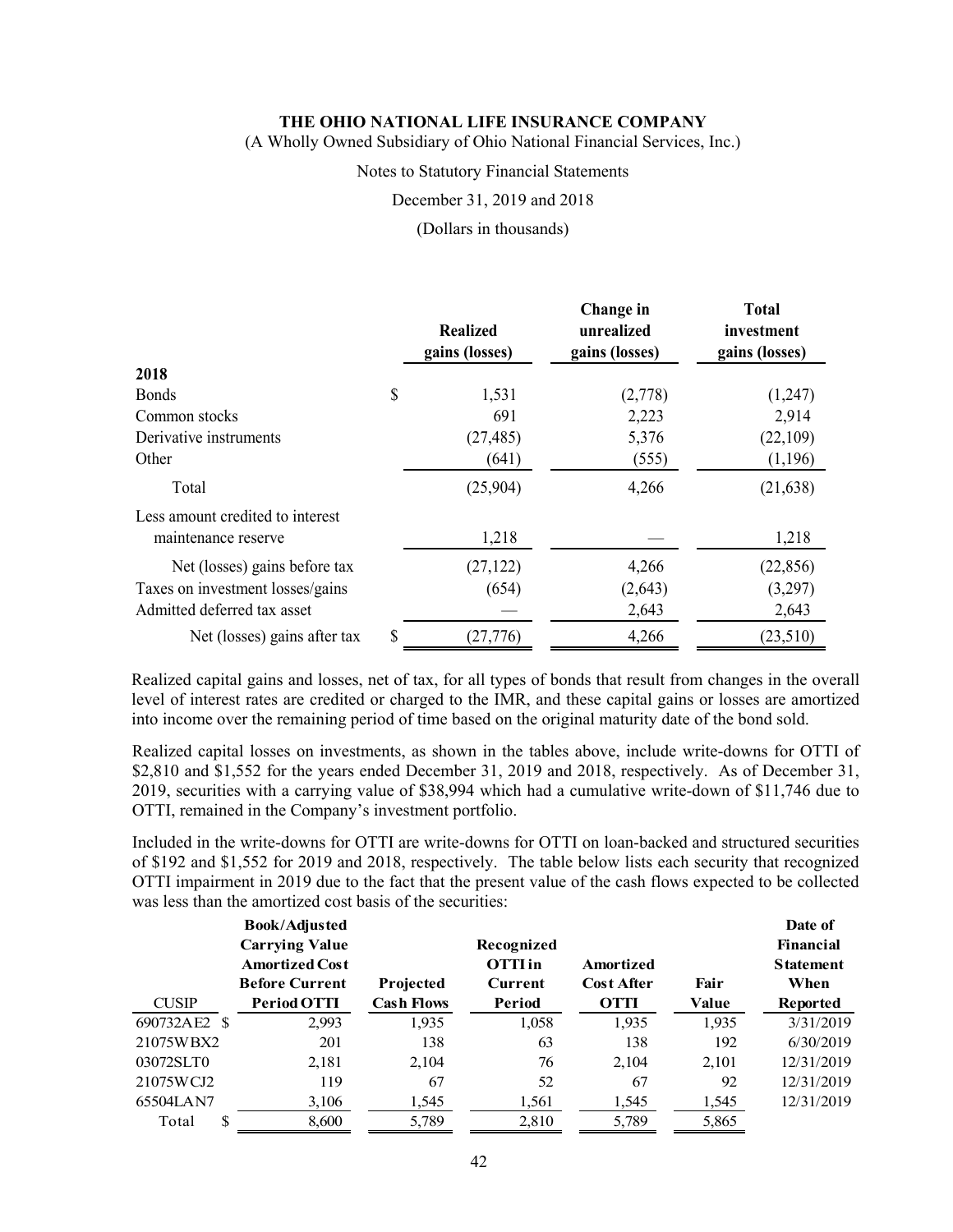**THE OHIO NATIONAL LIFE INSURANCE COMPANY**

(A Wholly Owned Subsidiary of Ohio National Financial Services, Inc.)

Notes to Statutory Financial Statements

December 31, 2019 and 2018

(Dollars in thousands)

| | Realized gains (losses) | Change in unrealized gains (losses) | Total investment gains (losses) |
|---|---|---|---|
| **2018** | | | |
| Bonds | $ 1,531 | (2,778) | (1,247) |
| Common stocks | 691 | 2,223 | 2,914 |
| Derivative instruments | (27,485) | 5,376 | (22,109) |
| Other | (641) | (555) | (1,196) |
| Total | (25,904) | 4,266 | (21,638) |
| Less amount credited to interest maintenance reserve | 1,218 | — | 1,218 |
| Net (losses) gains before tax | (27,122) | 4,266 | (22,856) |
| Taxes on investment losses/gains | (654) | (2,643) | (3,297) |
| Admitted deferred tax asset | — | 2,643 | 2,643 |
| Net (losses) gains after tax | $ (27,776) | 4,266 | (23,510) |

Realized capital gains and losses, net of tax, for all types of bonds that result from changes in the overall level of interest rates are credited or charged to the IMR, and these capital gains or losses are amortized into income over the remaining period of time based on the original maturity date of the bond sold.

Realized capital losses on investments, as shown in the tables above, include write-downs for OTTI of $2,810 and $1,552 for the years ended December 31, 2019 and 2018, respectively. As of December 31, 2019, securities with a carrying value of $38,994 which had a cumulative write-down of $11,746 due to OTTI, remained in the Company's investment portfolio.

Included in the write-downs for OTTI are write-downs for OTTI on loan-backed and structured securities of $192 and $1,552 for 2019 and 2018, respectively. The table below lists each security that recognized OTTI impairment in 2019 due to the fact that the present value of the cash flows expected to be collected was less than the amortized cost basis of the securities:

| CUSIP | Book/Adjusted Carrying Value Amortized Cost Before Current Period OTTI | Projected Cash Flows | Recognized OTTI in Current Period | Amortized Cost After OTTI | Fair Value | Date of Financial Statement When Reported |
|---|---|---|---|---|---|---|
| 690732AE2 | $ 2,993 | 1,935 | 1,058 | 1,935 | 1,935 | 3/31/2019 |
| 21075WBX2 | 201 | 138 | 63 | 138 | 192 | 6/30/2019 |
| 03072SLT0 | 2,181 | 2,104 | 76 | 2,104 | 2,101 | 12/31/2019 |
| 21075WCJ2 | 119 | 67 | 52 | 67 | 92 | 12/31/2019 |
| 65504LAN7 | 3,106 | 1,545 | 1,561 | 1,545 | 1,545 | 12/31/2019 |
| Total | $ 8,600 | 5,789 | 2,810 | 5,789 | 5,865 | |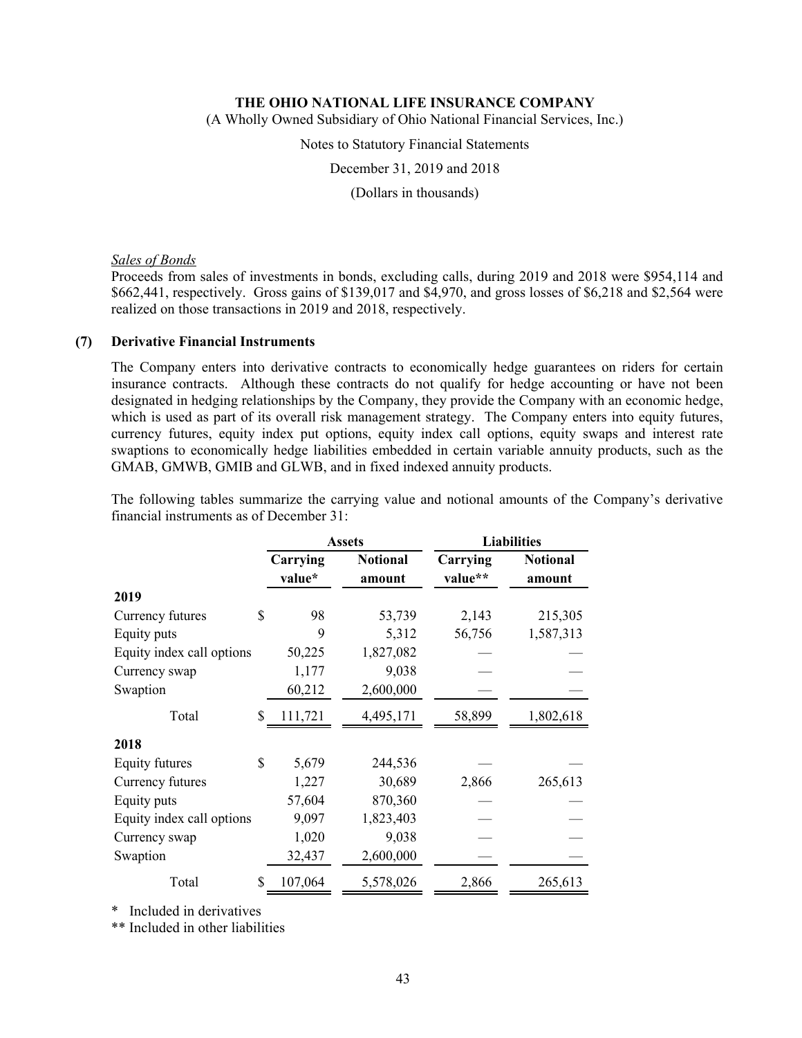*Sales of Bonds*
Proceeds from sales of investments in bonds, excluding calls, during 2019 and 2018 were \$954,114 and \$662,441, respectively. Gross gains of \$139,017 and \$4,970, and gross losses of \$6,218 and \$2,564 were realized on those transactions in 2019 and 2018, respectively.

## (7) Derivative Financial Instruments

The Company enters into derivative contracts to economically hedge guarantees on riders for certain insurance contracts. Although these contracts do not qualify for hedge accounting or have not been designated in hedging relationships by the Company, they provide the Company with an economic hedge, which is used as part of its overall risk management strategy. The Company enters into equity futures, currency futures, equity index put options, equity index call options, equity swaps and interest rate swaptions to economically hedge liabilities embedded in certain variable annuity products, such as the GMAB, GMWB, GMIB and GLWB, and in fixed indexed annuity products.

The following tables summarize the carrying value and notional amounts of the Company's derivative financial instruments as of December 31:

| | Assets | | Liabilities | |
|---|---|---|---|---|
| | Carrying value* | Notional amount | Carrying value** | Notional amount |
| **2019** | | | | |
| Currency futures | \$ 98 | 53,739 | 2,143 | 215,305 |
| Equity puts | 9 | 5,312 | 56,756 | 1,587,313 |
| Equity index call options | 50,225 | 1,827,082 | — | — |
| Currency swap | 1,177 | 9,038 | — | — |
| Swaption | 60,212 | 2,600,000 | — | — |
| Total | \$ 111,721 | 4,495,171 | 58,899 | 1,802,618 |
| **2018** | | | | |
| Equity futures | \$ 5,679 | 244,536 | — | — |
| Currency futures | 1,227 | 30,689 | 2,866 | 265,613 |
| Equity puts | 57,604 | 870,360 | — | — |
| Equity index call options | 9,097 | 1,823,403 | — | — |
| Currency swap | 1,020 | 9,038 | — | — |
| Swaption | 32,437 | 2,600,000 | — | — |
| Total | \$ 107,064 | 5,578,026 | 2,866 | 265,613 |

\* Included in derivatives
** Included in other liabilities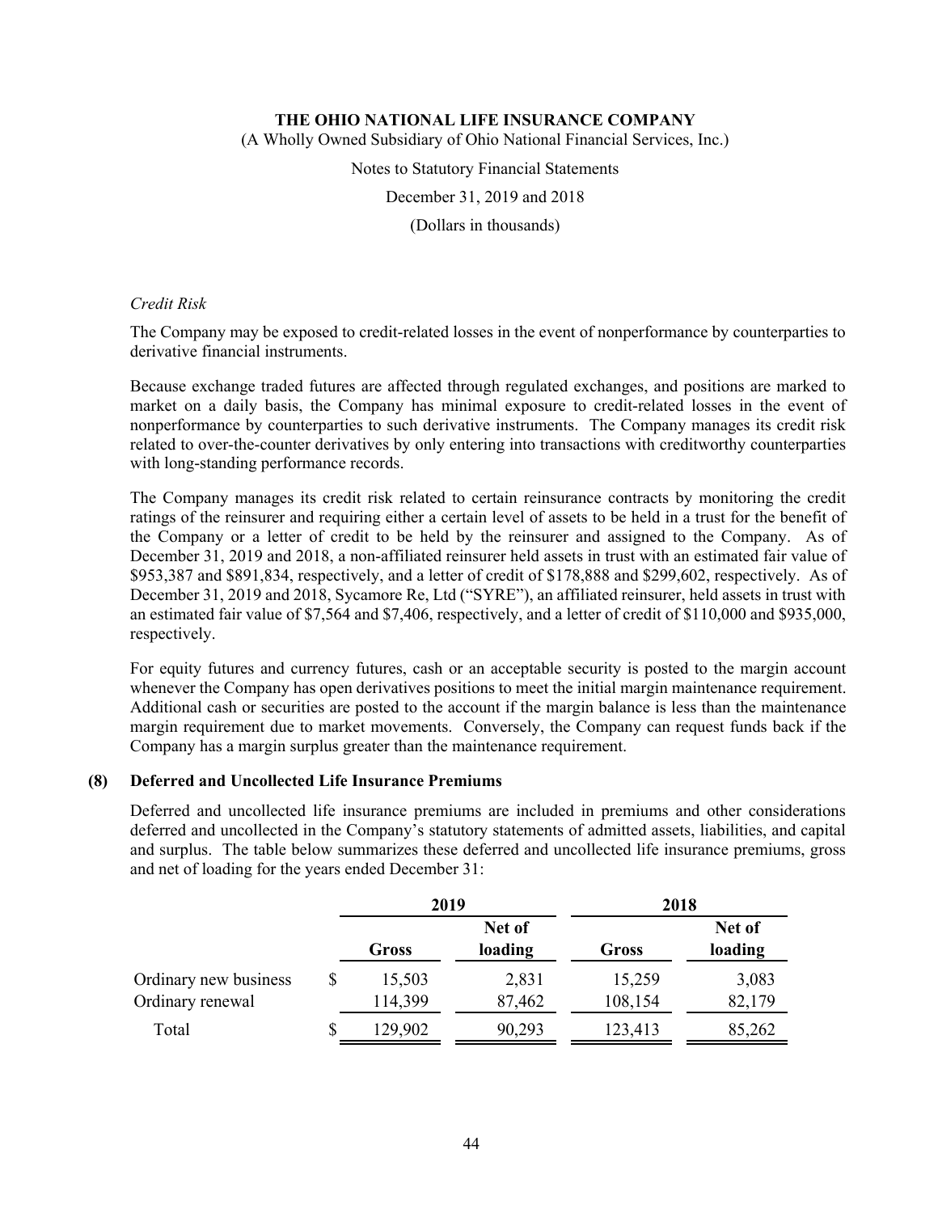*Credit Risk*

The Company may be exposed to credit-related losses in the event of nonperformance by counterparties to derivative financial instruments.

Because exchange traded futures are affected through regulated exchanges, and positions are marked to market on a daily basis, the Company has minimal exposure to credit-related losses in the event of nonperformance by counterparties to such derivative instruments. The Company manages its credit risk related to over-the-counter derivatives by only entering into transactions with creditworthy counterparties with long-standing performance records.

The Company manages its credit risk related to certain reinsurance contracts by monitoring the credit ratings of the reinsurer and requiring either a certain level of assets to be held in a trust for the benefit of the Company or a letter of credit to be held by the reinsurer and assigned to the Company. As of December 31, 2019 and 2018, a non-affiliated reinsurer held assets in trust with an estimated fair value of $953,387 and $891,834, respectively, and a letter of credit of $178,888 and $299,602, respectively. As of December 31, 2019 and 2018, Sycamore Re, Ltd ("SYRE"), an affiliated reinsurer, held assets in trust with an estimated fair value of $7,564 and $7,406, respectively, and a letter of credit of $110,000 and $935,000, respectively.

For equity futures and currency futures, cash or an acceptable security is posted to the margin account whenever the Company has open derivatives positions to meet the initial margin maintenance requirement. Additional cash or securities are posted to the account if the margin balance is less than the maintenance margin requirement due to market movements. Conversely, the Company can request funds back if the Company has a margin surplus greater than the maintenance requirement.

## (8) Deferred and Uncollected Life Insurance Premiums

Deferred and uncollected life insurance premiums are included in premiums and other considerations deferred and uncollected in the Company's statutory statements of admitted assets, liabilities, and capital and surplus. The table below summarizes these deferred and uncollected life insurance premiums, gross and net of loading for the years ended December 31:

| | 2019 | | 2018 | |
|---|---|---|---|---|
| | Gross | Net of loading | Gross | Net of loading |
| Ordinary new business | $ 15,503 | 2,831 | 15,259 | 3,083 |
| Ordinary renewal | 114,399 | 87,462 | 108,154 | 82,179 |
| Total | $ 129,902 | 90,293 | 123,413 | 85,262 |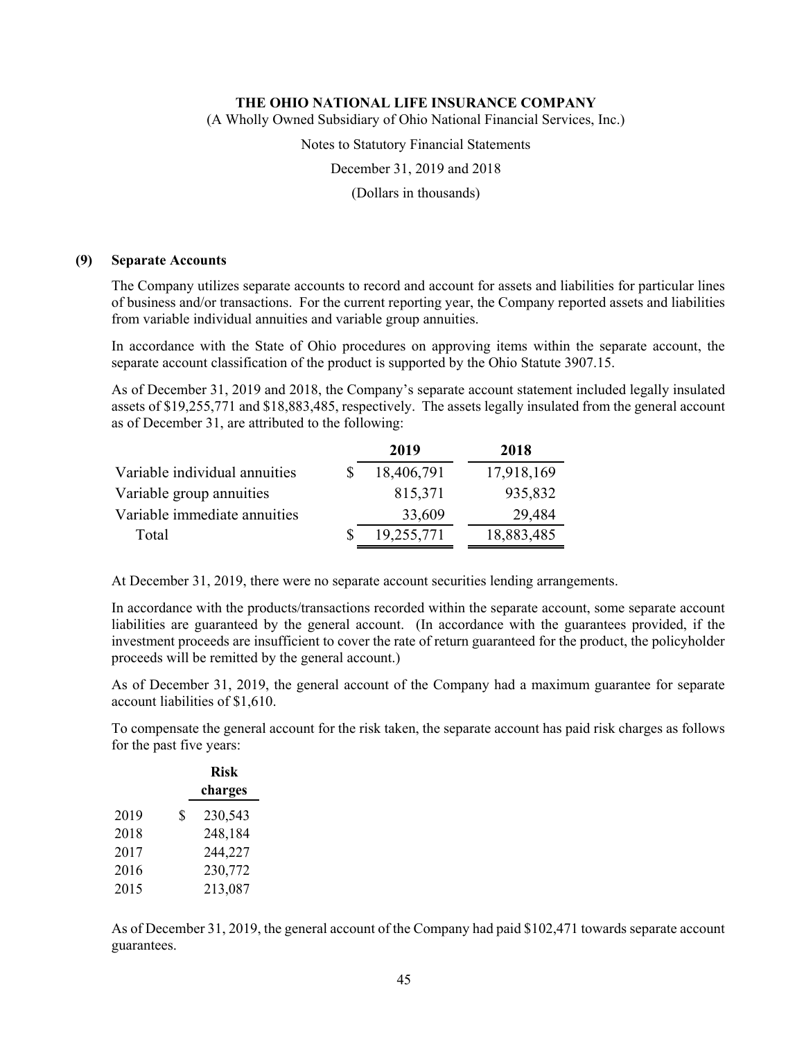### (9) Separate Accounts

The Company utilizes separate accounts to record and account for assets and liabilities for particular lines of business and/or transactions. For the current reporting year, the Company reported assets and liabilities from variable individual annuities and variable group annuities.

In accordance with the State of Ohio procedures on approving items within the separate account, the separate account classification of the product is supported by the Ohio Statute 3907.15.

As of December 31, 2019 and 2018, the Company's separate account statement included legally insulated assets of $19,255,771 and $18,883,485, respectively. The assets legally insulated from the general account as of December 31, are attributed to the following:

| | 2019 | 2018 |
|---|---|---|
| Variable individual annuities | $ 18,406,791 | 17,918,169 |
| Variable group annuities | 815,371 | 935,832 |
| Variable immediate annuities | 33,609 | 29,484 |
| Total | $ 19,255,771 | 18,883,485 |

At December 31, 2019, there were no separate account securities lending arrangements.

In accordance with the products/transactions recorded within the separate account, some separate account liabilities are guaranteed by the general account. (In accordance with the guarantees provided, if the investment proceeds are insufficient to cover the rate of return guaranteed for the product, the policyholder proceeds will be remitted by the general account.)

As of December 31, 2019, the general account of the Company had a maximum guarantee for separate account liabilities of $1,610.

To compensate the general account for the risk taken, the separate account has paid risk charges as follows for the past five years:

| | Risk charges |
|---|---|
| 2019 | $ 230,543 |
| 2018 | 248,184 |
| 2017 | 244,227 |
| 2016 | 230,772 |
| 2015 | 213,087 |

As of December 31, 2019, the general account of the Company had paid $102,471 towards separate account guarantees.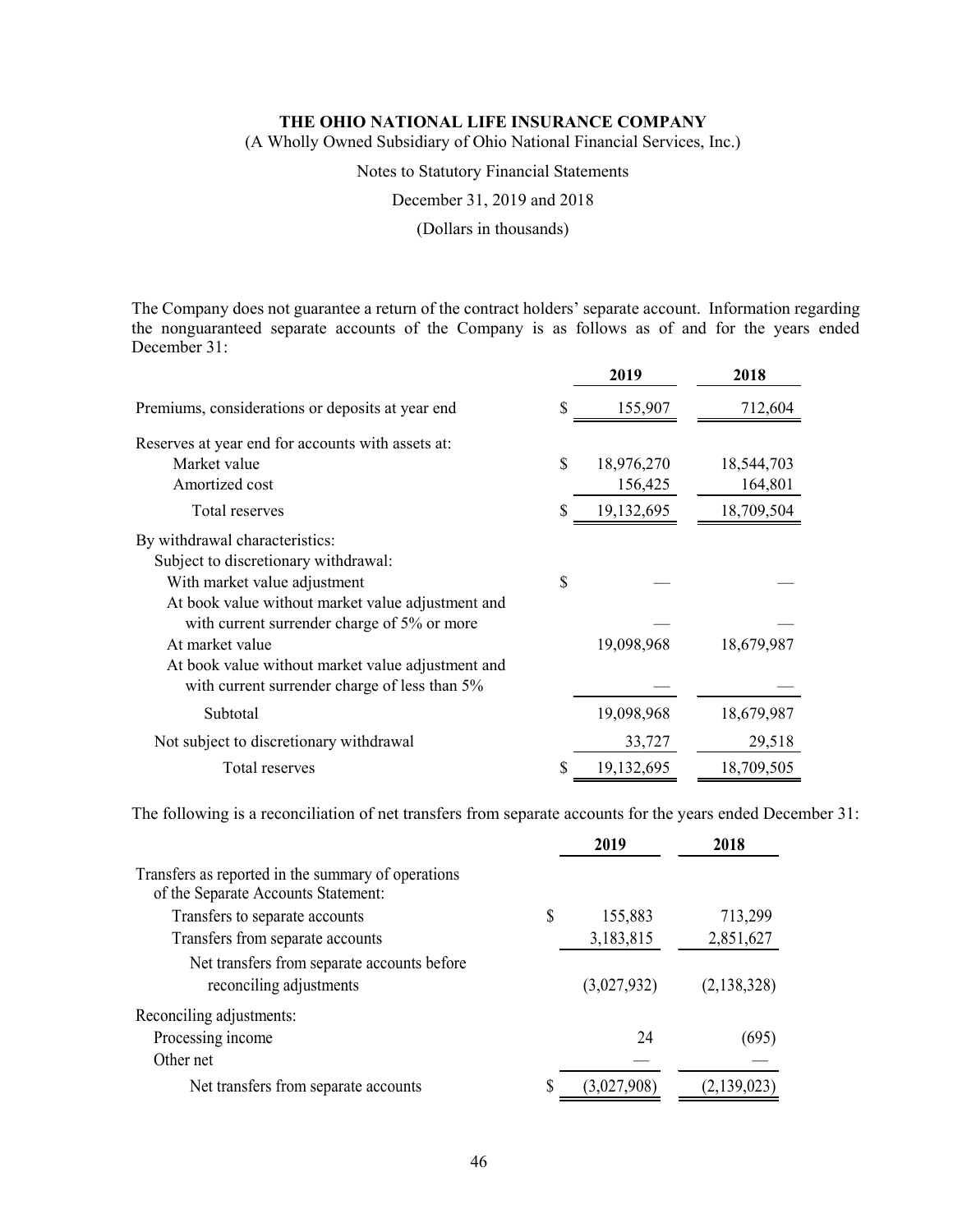The Company does not guarantee a return of the contract holders' separate account. Information regarding the nonguaranteed separate accounts of the Company is as follows as of and for the years ended December 31:

| | 2019 | 2018 |
|---|---|---|
| Premiums, considerations or deposits at year end | $ 155,907 | 712,604 |
| Reserves at year end for accounts with assets at: | | |
| Market value | $ 18,976,270 | 18,544,703 |
| Amortized cost | 156,425 | 164,801 |
| Total reserves | $ 19,132,695 | 18,709,504 |
| By withdrawal characteristics: | | |
| Subject to discretionary withdrawal: | | |
| With market value adjustment | $ — | — |
| At book value without market value adjustment and with current surrender charge of 5% or more | — | — |
| At market value | 19,098,968 | 18,679,987 |
| At book value without market value adjustment and with current surrender charge of less than 5% | — | — |
| Subtotal | 19,098,968 | 18,679,987 |
| Not subject to discretionary withdrawal | 33,727 | 29,518 |
| Total reserves | $ 19,132,695 | 18,709,505 |

The following is a reconciliation of net transfers from separate accounts for the years ended December 31:

| | 2019 | 2018 |
|---|---|---|
| Transfers as reported in the summary of operations of the Separate Accounts Statement: | | |
| Transfers to separate accounts | $ 155,883 | 713,299 |
| Transfers from separate accounts | 3,183,815 | 2,851,627 |
| Net transfers from separate accounts before reconciling adjustments | (3,027,932) | (2,138,328) |
| Reconciling adjustments: | | |
| Processing income | 24 | (695) |
| Other net | — | — |
| Net transfers from separate accounts | $ (3,027,908) | (2,139,023) |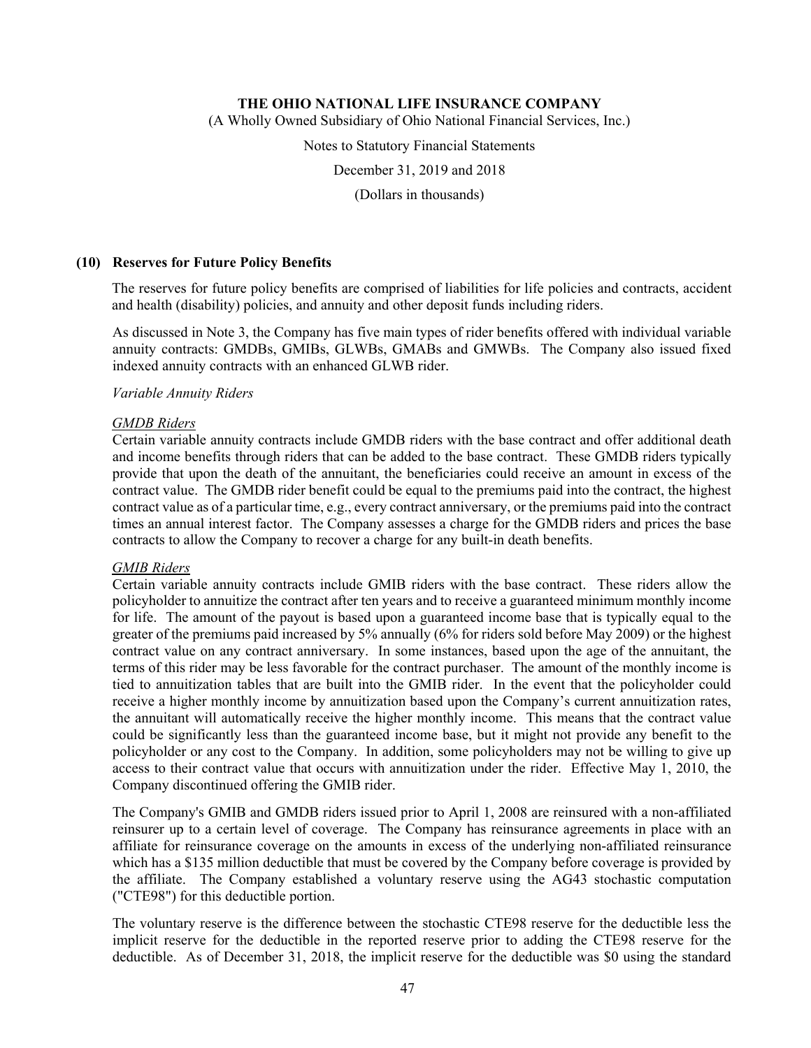## (10) Reserves for Future Policy Benefits

The reserves for future policy benefits are comprised of liabilities for life policies and contracts, accident and health (disability) policies, and annuity and other deposit funds including riders.

As discussed in Note 3, the Company has five main types of rider benefits offered with individual variable annuity contracts: GMDBs, GMIBs, GLWBs, GMABs and GMWBs. The Company also issued fixed indexed annuity contracts with an enhanced GLWB rider.

*Variable Annuity Riders*

*GMDB Riders*

Certain variable annuity contracts include GMDB riders with the base contract and offer additional death and income benefits through riders that can be added to the base contract. These GMDB riders typically provide that upon the death of the annuitant, the beneficiaries could receive an amount in excess of the contract value. The GMDB rider benefit could be equal to the premiums paid into the contract, the highest contract value as of a particular time, e.g., every contract anniversary, or the premiums paid into the contract times an annual interest factor. The Company assesses a charge for the GMDB riders and prices the base contracts to allow the Company to recover a charge for any built-in death benefits.

*GMIB Riders*

Certain variable annuity contracts include GMIB riders with the base contract. These riders allow the policyholder to annuitize the contract after ten years and to receive a guaranteed minimum monthly income for life. The amount of the payout is based upon a guaranteed income base that is typically equal to the greater of the premiums paid increased by 5% annually (6% for riders sold before May 2009) or the highest contract value on any contract anniversary. In some instances, based upon the age of the annuitant, the terms of this rider may be less favorable for the contract purchaser. The amount of the monthly income is tied to annuitization tables that are built into the GMIB rider. In the event that the policyholder could receive a higher monthly income by annuitization based upon the Company's current annuitization rates, the annuitant will automatically receive the higher monthly income. This means that the contract value could be significantly less than the guaranteed income base, but it might not provide any benefit to the policyholder or any cost to the Company. In addition, some policyholders may not be willing to give up access to their contract value that occurs with annuitization under the rider. Effective May 1, 2010, the Company discontinued offering the GMIB rider.

The Company's GMIB and GMDB riders issued prior to April 1, 2008 are reinsured with a non-affiliated reinsurer up to a certain level of coverage. The Company has reinsurance agreements in place with an affiliate for reinsurance coverage on the amounts in excess of the underlying non-affiliated reinsurance which has a $135 million deductible that must be covered by the Company before coverage is provided by the affiliate. The Company established a voluntary reserve using the AG43 stochastic computation ("CTE98") for this deductible portion.

The voluntary reserve is the difference between the stochastic CTE98 reserve for the deductible less the implicit reserve for the deductible in the reported reserve prior to adding the CTE98 reserve for the deductible. As of December 31, 2018, the implicit reserve for the deductible was $0 using the standard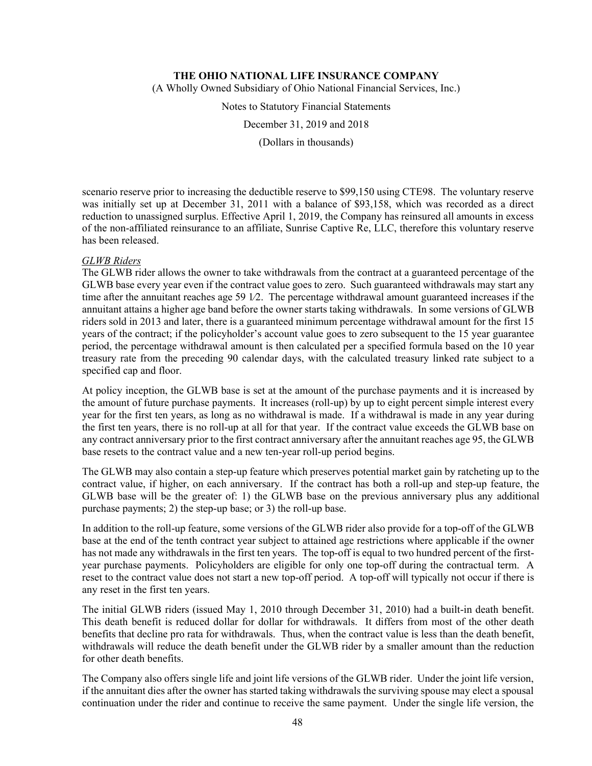scenario reserve prior to increasing the deductible reserve to $99,150 using CTE98. The voluntary reserve was initially set up at December 31, 2011 with a balance of $93,158, which was recorded as a direct reduction to unassigned surplus. Effective April 1, 2019, the Company has reinsured all amounts in excess of the non-affiliated reinsurance to an affiliate, Sunrise Captive Re, LLC, therefore this voluntary reserve has been released.

*GLWB Riders*

The GLWB rider allows the owner to take withdrawals from the contract at a guaranteed percentage of the GLWB base every year even if the contract value goes to zero. Such guaranteed withdrawals may start any time after the annuitant reaches age 59 1⁄2. The percentage withdrawal amount guaranteed increases if the annuitant attains a higher age band before the owner starts taking withdrawals. In some versions of GLWB riders sold in 2013 and later, there is a guaranteed minimum percentage withdrawal amount for the first 15 years of the contract; if the policyholder's account value goes to zero subsequent to the 15 year guarantee period, the percentage withdrawal amount is then calculated per a specified formula based on the 10 year treasury rate from the preceding 90 calendar days, with the calculated treasury linked rate subject to a specified cap and floor.

At policy inception, the GLWB base is set at the amount of the purchase payments and it is increased by the amount of future purchase payments. It increases (roll-up) by up to eight percent simple interest every year for the first ten years, as long as no withdrawal is made. If a withdrawal is made in any year during the first ten years, there is no roll-up at all for that year. If the contract value exceeds the GLWB base on any contract anniversary prior to the first contract anniversary after the annuitant reaches age 95, the GLWB base resets to the contract value and a new ten-year roll-up period begins.

The GLWB may also contain a step-up feature which preserves potential market gain by ratcheting up to the contract value, if higher, on each anniversary. If the contract has both a roll-up and step-up feature, the GLWB base will be the greater of: 1) the GLWB base on the previous anniversary plus any additional purchase payments; 2) the step-up base; or 3) the roll-up base.

In addition to the roll-up feature, some versions of the GLWB rider also provide for a top-off of the GLWB base at the end of the tenth contract year subject to attained age restrictions where applicable if the owner has not made any withdrawals in the first ten years. The top-off is equal to two hundred percent of the first-year purchase payments. Policyholders are eligible for only one top-off during the contractual term. A reset to the contract value does not start a new top-off period. A top-off will typically not occur if there is any reset in the first ten years.

The initial GLWB riders (issued May 1, 2010 through December 31, 2010) had a built-in death benefit. This death benefit is reduced dollar for dollar for withdrawals. It differs from most of the other death benefits that decline pro rata for withdrawals. Thus, when the contract value is less than the death benefit, withdrawals will reduce the death benefit under the GLWB rider by a smaller amount than the reduction for other death benefits.

The Company also offers single life and joint life versions of the GLWB rider. Under the joint life version, if the annuitant dies after the owner has started taking withdrawals the surviving spouse may elect a spousal continuation under the rider and continue to receive the same payment. Under the single life version, the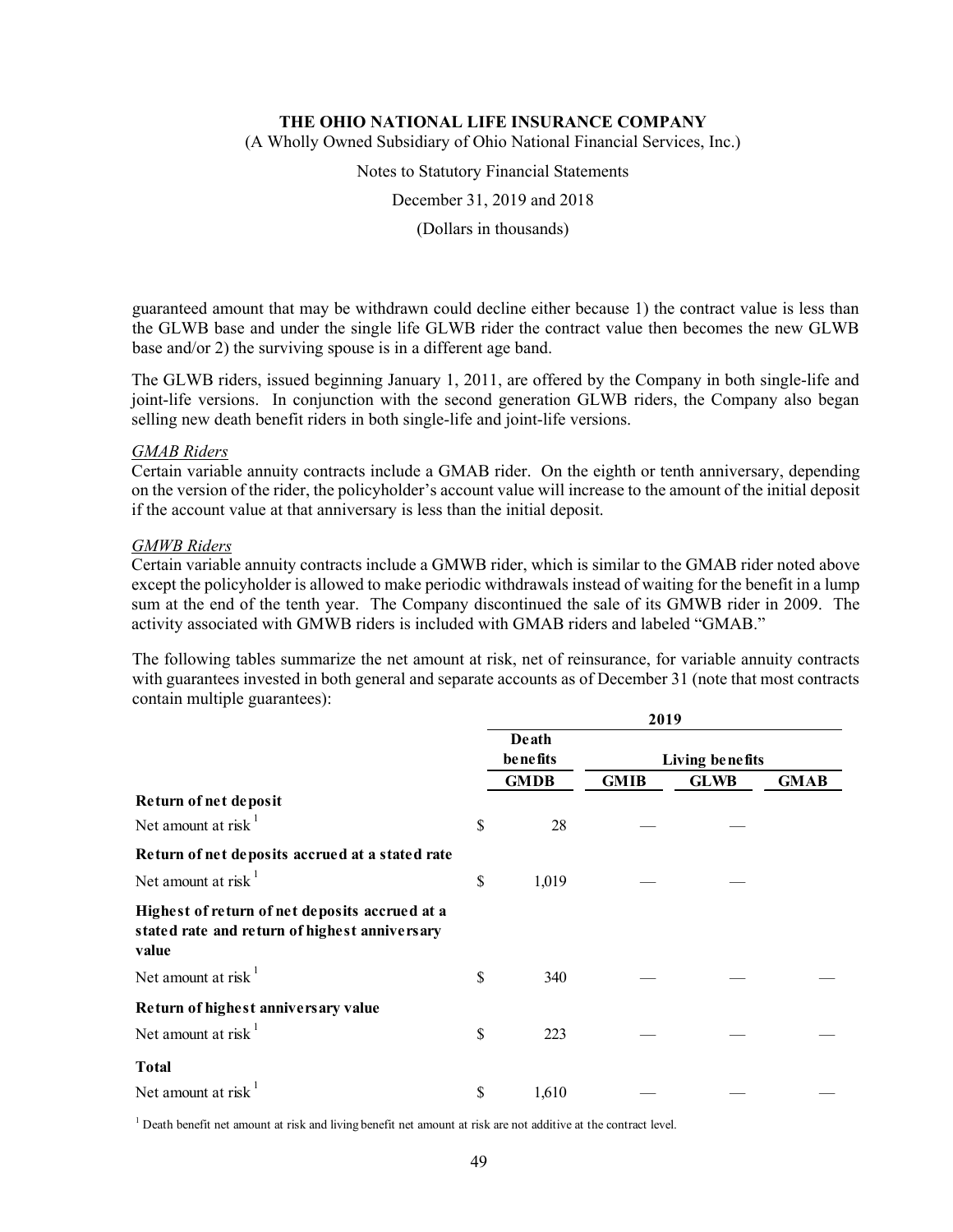guaranteed amount that may be withdrawn could decline either because 1) the contract value is less than the GLWB base and under the single life GLWB rider the contract value then becomes the new GLWB base and/or 2) the surviving spouse is in a different age band.

The GLWB riders, issued beginning January 1, 2011, are offered by the Company in both single-life and joint-life versions. In conjunction with the second generation GLWB riders, the Company also began selling new death benefit riders in both single-life and joint-life versions.

*GMAB Riders*
Certain variable annuity contracts include a GMAB rider. On the eighth or tenth anniversary, depending on the version of the rider, the policyholder's account value will increase to the amount of the initial deposit if the account value at that anniversary is less than the initial deposit.

*GMWB Riders*
Certain variable annuity contracts include a GMWB rider, which is similar to the GMAB rider noted above except the policyholder is allowed to make periodic withdrawals instead of waiting for the benefit in a lump sum at the end of the tenth year. The Company discontinued the sale of its GMWB rider in 2009. The activity associated with GMWB riders is included with GMAB riders and labeled "GMAB."

The following tables summarize the net amount at risk, net of reinsurance, for variable annuity contracts with guarantees invested in both general and separate accounts as of December 31 (note that most contracts contain multiple guarantees):

| | 2019 | | | | |
|---|---|---|---|---|---|
| | Death benefits | | Living benefits | | |
| | GMDB | | GMIB | GLWB | GMAB |
| **Return of net deposit** | | | | | |
| Net amount at risk [1] | $ | 28 | — | — | |
| **Return of net deposits accrued at a stated rate** | | | | | |
| Net amount at risk [1] | $ | 1,019 | — | — | |
| **Highest of return of net deposits accrued at a stated rate and return of highest anniversary value** | | | | | |
| Net amount at risk [1] | $ | 340 | — | — | — |
| **Return of highest anniversary value** | | | | | |
| Net amount at risk [1] | $ | 223 | — | — | — |
| **Total** | | | | | |
| Net amount at risk [1] | $ | 1,610 | — | — | — |

[1] Death benefit net amount at risk and living benefit net amount at risk are not additive at the contract level.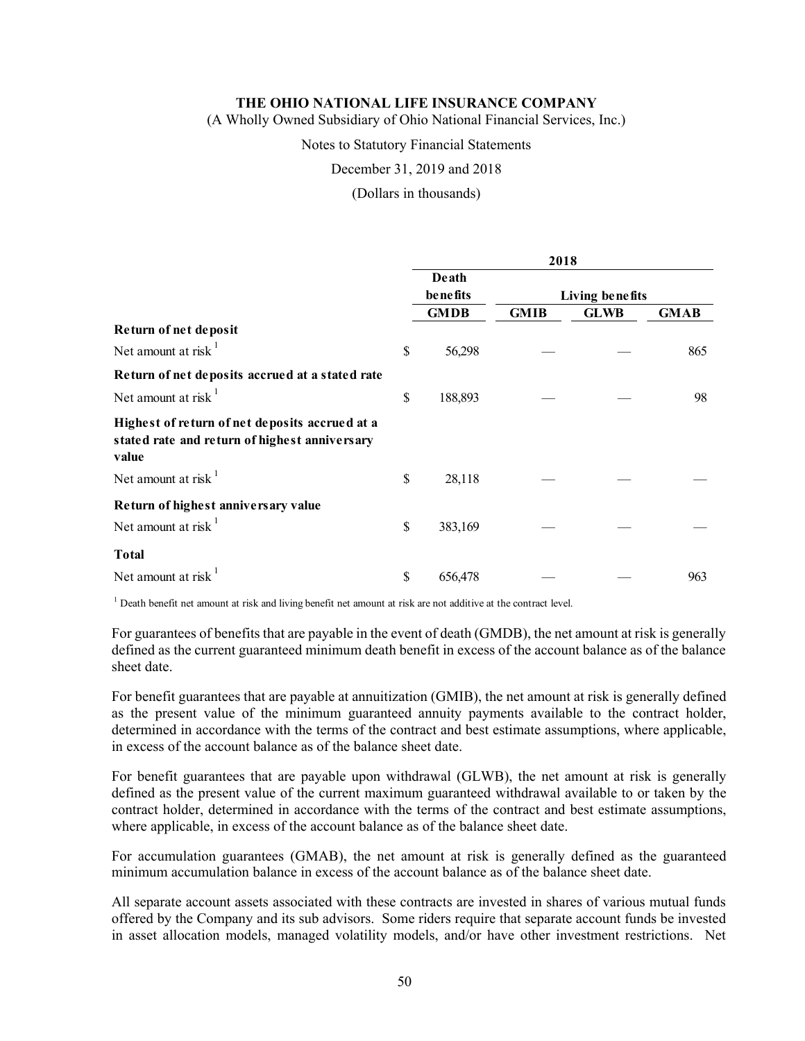| | 2018 | | | |
|---|---|---|---|---|
| | Death benefits | Living benefits | | |
| | GMDB | GMIB | GLWB | GMAB |
| **Return of net deposit** | | | | |
| Net amount at risk [1] | $ 56,298 | — | — | 865 |
| **Return of net deposits accrued at a stated rate** | | | | |
| Net amount at risk [1] | $ 188,893 | — | — | 98 |
| **Highest of return of net deposits accrued at a stated rate and return of highest anniversary value** | | | | |
| Net amount at risk [1] | $ 28,118 | — | — | — |
| **Return of highest anniversary value** | | | | |
| Net amount at risk [1] | $ 383,169 | — | — | — |
| **Total** | | | | |
| Net amount at risk [1] | $ 656,478 | — | — | 963 |

[1] Death benefit net amount at risk and living benefit net amount at risk are not additive at the contract level.

For guarantees of benefits that are payable in the event of death (GMDB), the net amount at risk is generally defined as the current guaranteed minimum death benefit in excess of the account balance as of the balance sheet date.

For benefit guarantees that are payable at annuitization (GMIB), the net amount at risk is generally defined as the present value of the minimum guaranteed annuity payments available to the contract holder, determined in accordance with the terms of the contract and best estimate assumptions, where applicable, in excess of the account balance as of the balance sheet date.

For benefit guarantees that are payable upon withdrawal (GLWB), the net amount at risk is generally defined as the present value of the current maximum guaranteed withdrawal available to or taken by the contract holder, determined in accordance with the terms of the contract and best estimate assumptions, where applicable, in excess of the account balance as of the balance sheet date.

For accumulation guarantees (GMAB), the net amount at risk is generally defined as the guaranteed minimum accumulation balance in excess of the account balance as of the balance sheet date.

All separate account assets associated with these contracts are invested in shares of various mutual funds offered by the Company and its sub advisors. Some riders require that separate account funds be invested in asset allocation models, managed volatility models, and/or have other investment restrictions. Net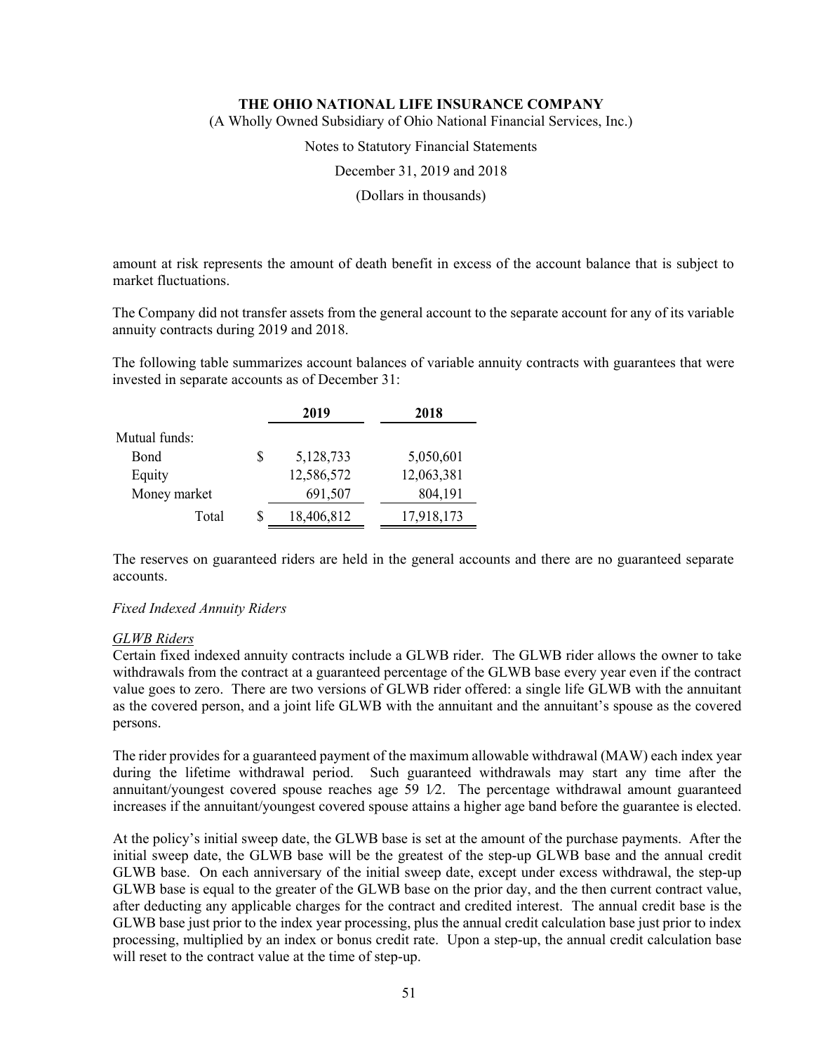amount at risk represents the amount of death benefit in excess of the account balance that is subject to market fluctuations.

The Company did not transfer assets from the general account to the separate account for any of its variable annuity contracts during 2019 and 2018.

The following table summarizes account balances of variable annuity contracts with guarantees that were invested in separate accounts as of December 31:

| | 2019 | 2018 |
|---|---|---|
| Mutual funds: | | |
| Bond | $ 5,128,733 | 5,050,601 |
| Equity | 12,586,572 | 12,063,381 |
| Money market | 691,507 | 804,191 |
| Total | $ 18,406,812 | 17,918,173 |

The reserves on guaranteed riders are held in the general accounts and there are no guaranteed separate accounts.

*Fixed Indexed Annuity Riders*

*GLWB Riders*

Certain fixed indexed annuity contracts include a GLWB rider. The GLWB rider allows the owner to take withdrawals from the contract at a guaranteed percentage of the GLWB base every year even if the contract value goes to zero. There are two versions of GLWB rider offered: a single life GLWB with the annuitant as the covered person, and a joint life GLWB with the annuitant and the annuitant's spouse as the covered persons.

The rider provides for a guaranteed payment of the maximum allowable withdrawal (MAW) each index year during the lifetime withdrawal period. Such guaranteed withdrawals may start any time after the annuitant/youngest covered spouse reaches age 59 1⁄2. The percentage withdrawal amount guaranteed increases if the annuitant/youngest covered spouse attains a higher age band before the guarantee is elected.

At the policy's initial sweep date, the GLWB base is set at the amount of the purchase payments. After the initial sweep date, the GLWB base will be the greatest of the step-up GLWB base and the annual credit GLWB base. On each anniversary of the initial sweep date, except under excess withdrawal, the step-up GLWB base is equal to the greater of the GLWB base on the prior day, and the then current contract value, after deducting any applicable charges for the contract and credited interest. The annual credit base is the GLWB base just prior to the index year processing, plus the annual credit calculation base just prior to index processing, multiplied by an index or bonus credit rate. Upon a step-up, the annual credit calculation base will reset to the contract value at the time of step-up.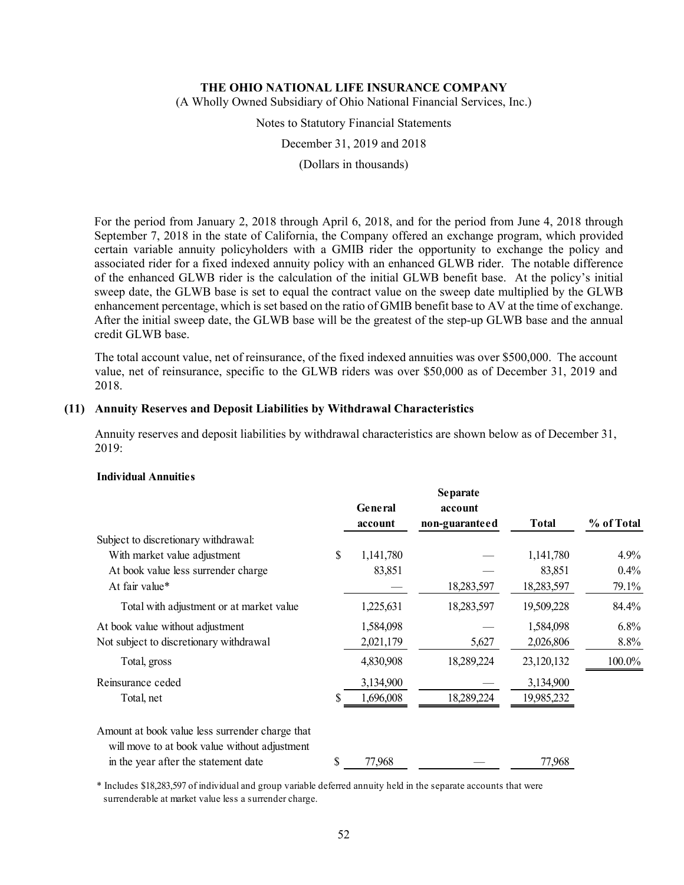For the period from January 2, 2018 through April 6, 2018, and for the period from June 4, 2018 through September 7, 2018 in the state of California, the Company offered an exchange program, which provided certain variable annuity policyholders with a GMIB rider the opportunity to exchange the policy and associated rider for a fixed indexed annuity policy with an enhanced GLWB rider. The notable difference of the enhanced GLWB rider is the calculation of the initial GLWB benefit base. At the policy's initial sweep date, the GLWB base is set to equal the contract value on the sweep date multiplied by the GLWB enhancement percentage, which is set based on the ratio of GMIB benefit base to AV at the time of exchange. After the initial sweep date, the GLWB base will be the greatest of the step-up GLWB base and the annual credit GLWB base.

The total account value, net of reinsurance, of the fixed indexed annuities was over $500,000. The account value, net of reinsurance, specific to the GLWB riders was over $50,000 as of December 31, 2019 and 2018.

## (11) Annuity Reserves and Deposit Liabilities by Withdrawal Characteristics

Annuity reserves and deposit liabilities by withdrawal characteristics are shown below as of December 31, 2019:

**Individual Annuities**

| | General account | Separate account non-guaranteed | Total | % of Total |
|---|---|---|---|---|
| Subject to discretionary withdrawal: | | | | |
| With market value adjustment | $ 1,141,780 | — | 1,141,780 | 4.9% |
| At book value less surrender charge | 83,851 | — | 83,851 | 0.4% |
| At fair value* | — | 18,283,597 | 18,283,597 | 79.1% |
| Total with adjustment or at market value | 1,225,631 | 18,283,597 | 19,509,228 | 84.4% |
| At book value without adjustment | 1,584,098 | — | 1,584,098 | 6.8% |
| Not subject to discretionary withdrawal | 2,021,179 | 5,627 | 2,026,806 | 8.8% |
| Total, gross | 4,830,908 | 18,289,224 | 23,120,132 | 100.0% |
| Reinsurance ceded | 3,134,900 | — | 3,134,900 | |
| Total, net | $ 1,696,008 | 18,289,224 | 19,985,232 | |
| Amount at book value less surrender charge that will move to at book value without adjustment in the year after the statement date | $ 77,968 | — | 77,968 | |

\* Includes $18,283,597 of individual and group variable deferred annuity held in the separate accounts that were surrenderable at market value less a surrender charge.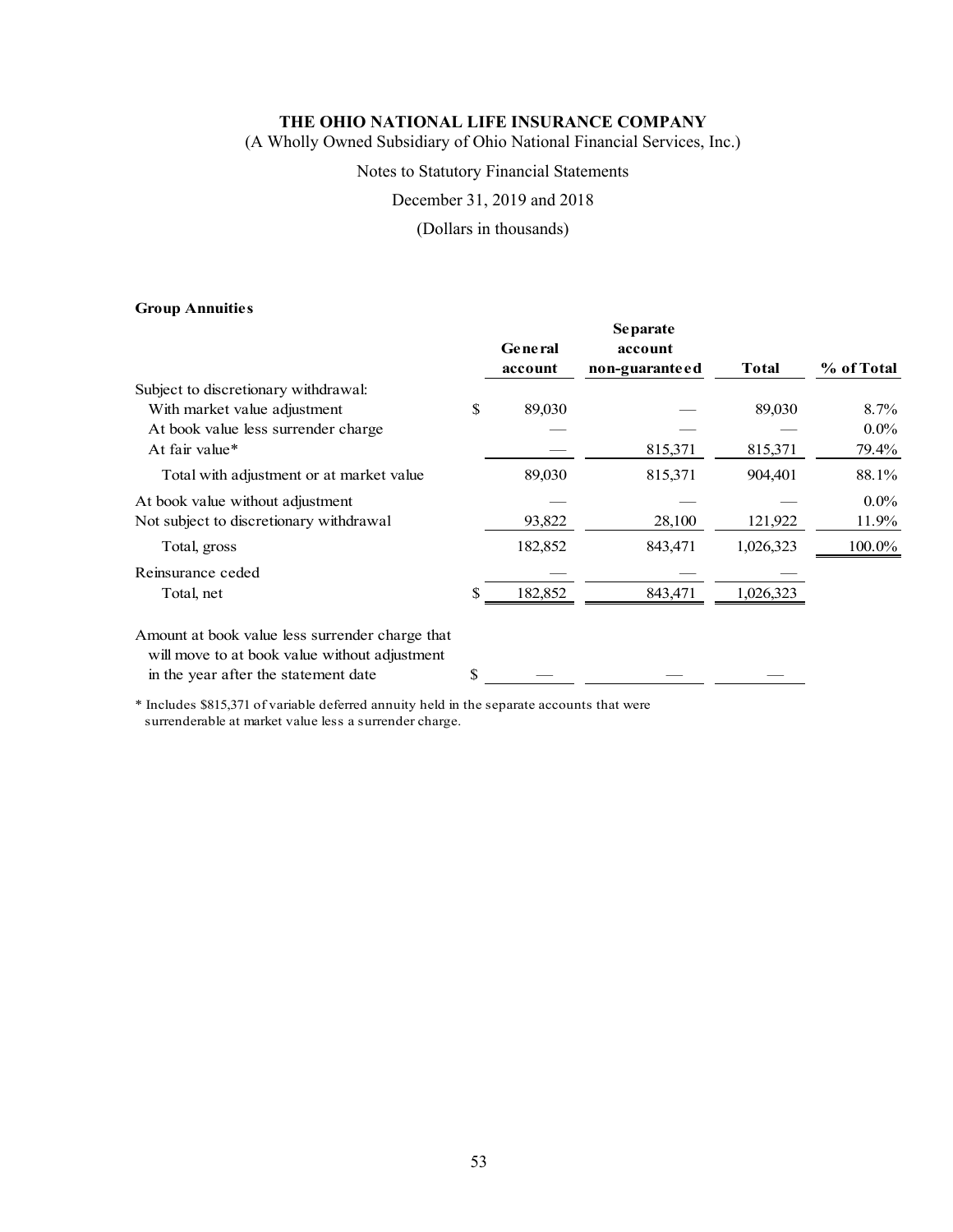### Group Annuities

| | General account | Separate account non-guaranteed | Total | % of Total |
|---|---|---|---|---|
| Subject to discretionary withdrawal: | | | | |
| With market value adjustment | $ 89,030 | — | 89,030 | 8.7% |
| At book value less surrender charge | — | — | — | 0.0% |
| At fair value* | — | 815,371 | 815,371 | 79.4% |
| Total with adjustment or at market value | 89,030 | 815,371 | 904,401 | 88.1% |
| At book value without adjustment | — | — | — | 0.0% |
| Not subject to discretionary withdrawal | 93,822 | 28,100 | 121,922 | 11.9% |
| Total, gross | 182,852 | 843,471 | 1,026,323 | 100.0% |
| Reinsurance ceded | — | — | — | |
| Total, net | $ 182,852 | 843,471 | 1,026,323 | |
| Amount at book value less surrender charge that will move to at book value without adjustment in the year after the statement date | $ — | — | — | |

* Includes $815,371 of variable deferred annuity held in the separate accounts that were surrenderable at market value less a surrender charge.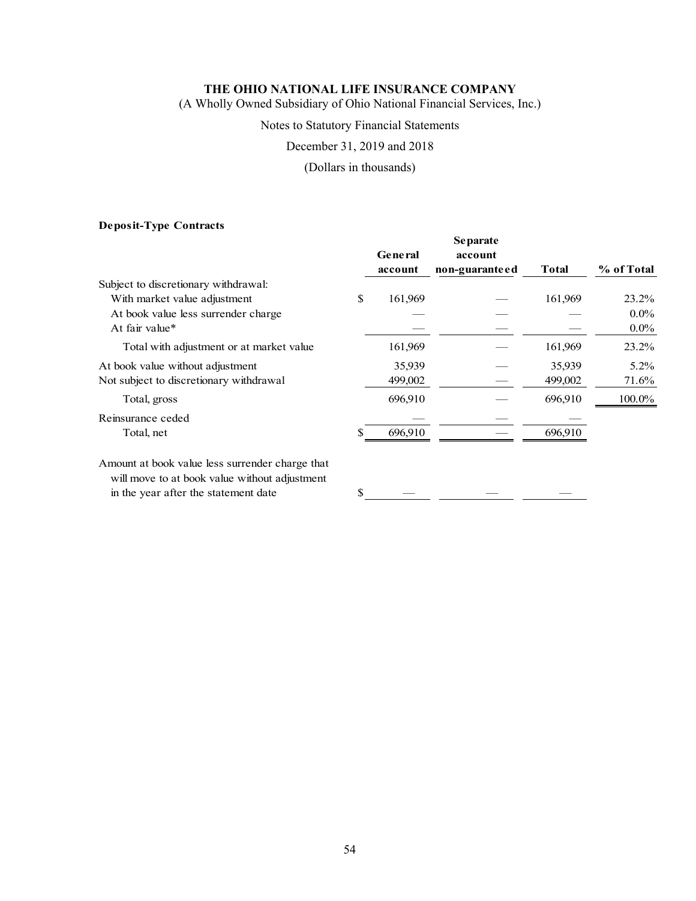**THE OHIO NATIONAL LIFE INSURANCE COMPANY**

(A Wholly Owned Subsidiary of Ohio National Financial Services, Inc.)

Notes to Statutory Financial Statements

December 31, 2019 and 2018

(Dollars in thousands)

**Deposit-Type Contracts**

| | General account | Separate account non-guaranteed | Total | % of Total |
|---|---|---|---|---|
| Subject to discretionary withdrawal: | | | | |
| With market value adjustment | $ 161,969 | — | 161,969 | 23.2% |
| At book value less surrender charge | — | — | — | 0.0% |
| At fair value* | — | — | — | 0.0% |
| Total with adjustment or at market value | 161,969 | — | 161,969 | 23.2% |
| At book value without adjustment | 35,939 | — | 35,939 | 5.2% |
| Not subject to discretionary withdrawal | 499,002 | — | 499,002 | 71.6% |
| Total, gross | 696,910 | — | 696,910 | 100.0% |
| Reinsurance ceded | — | — | — | |
| Total, net | $ 696,910 | — | 696,910 | |
| Amount at book value less surrender charge that will move to at book value without adjustment in the year after the statement date | $ — | — | — | |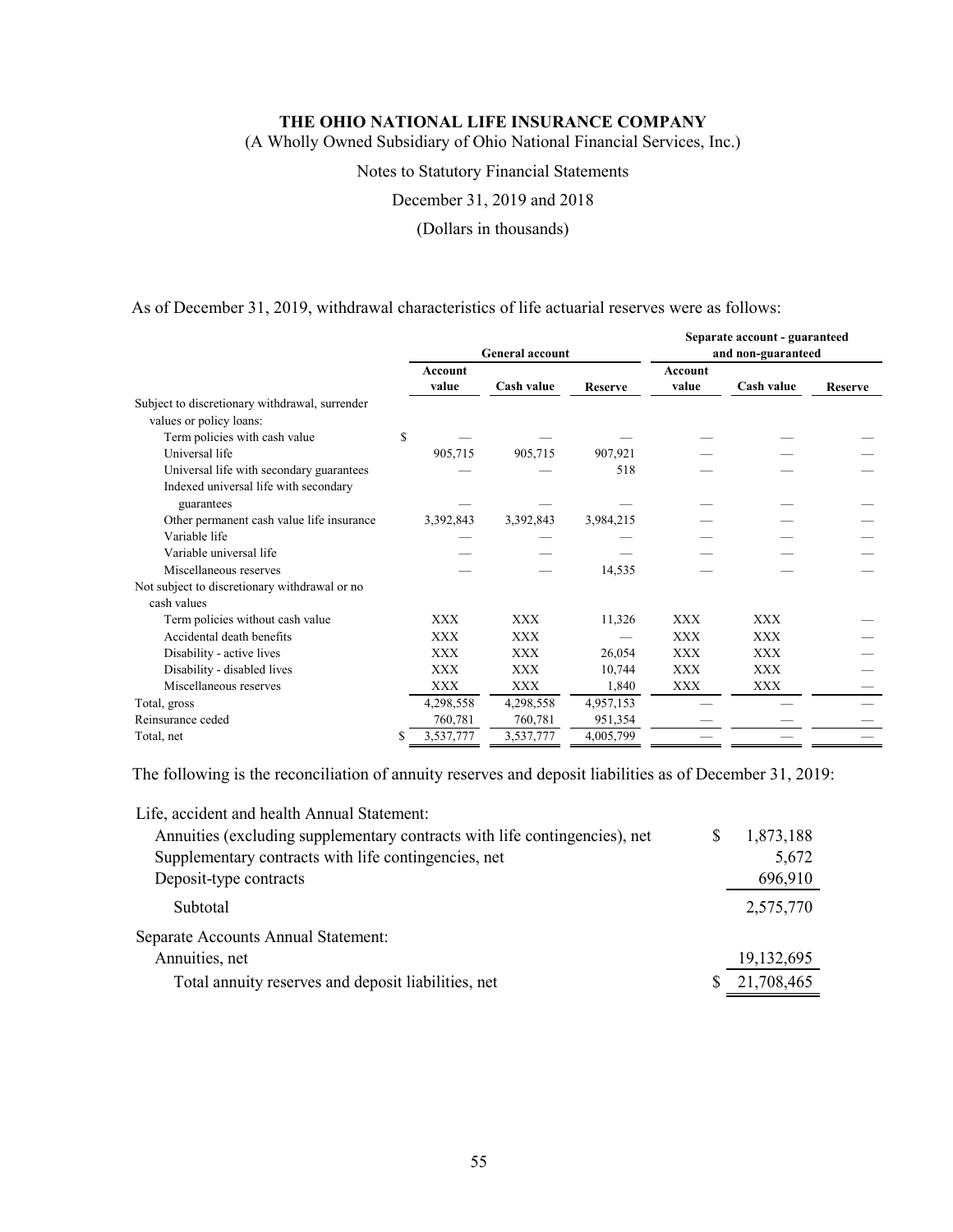As of December 31, 2019, withdrawal characteristics of life actuarial reserves were as follows:

| | General account | | | Separate account - guaranteed and non-guaranteed | | |
|---|---|---|---|---|---|---|
| | Account value | Cash value | Reserve | Account value | Cash value | Reserve |
| Subject to discretionary withdrawal, surrender values or policy loans: | | | | | | |
| Term policies with cash value | $ — | — | — | — | — | — |
| Universal life | 905,715 | 905,715 | 907,921 | — | — | — |
| Universal life with secondary guarantees | — | — | 518 | — | — | — |
| Indexed universal life with secondary guarantees | — | — | — | — | — | — |
| Other permanent cash value life insurance | 3,392,843 | 3,392,843 | 3,984,215 | — | — | — |
| Variable life | — | — | — | — | — | — |
| Variable universal life | — | — | — | — | — | — |
| Miscellaneous reserves | — | — | 14,535 | — | — | — |
| Not subject to discretionary withdrawal or no cash values | | | | | | |
| Term policies without cash value | XXX | XXX | 11,326 | XXX | XXX | — |
| Accidental death benefits | XXX | XXX | — | XXX | XXX | — |
| Disability - active lives | XXX | XXX | 26,054 | XXX | XXX | — |
| Disability - disabled lives | XXX | XXX | 10,744 | XXX | XXX | — |
| Miscellaneous reserves | XXX | XXX | 1,840 | XXX | XXX | — |
| Total, gross | 4,298,558 | 4,298,558 | 4,957,153 | — | — | — |
| Reinsurance ceded | 760,781 | 760,781 | 951,354 | — | — | — |
| Total, net | $ 3,537,777 | 3,537,777 | 4,005,799 | — | — | — |

The following is the reconciliation of annuity reserves and deposit liabilities as of December 31, 2019:

| | |
|---|---|
| Life, accident and health Annual Statement: | |
| Annuities (excluding supplementary contracts with life contingencies), net | $ 1,873,188 |
| Supplementary contracts with life contingencies, net | 5,672 |
| Deposit-type contracts | 696,910 |
| Subtotal | 2,575,770 |
| Separate Accounts Annual Statement: | |
| Annuities, net | 19,132,695 |
| Total annuity reserves and deposit liabilities, net | $ 21,708,465 |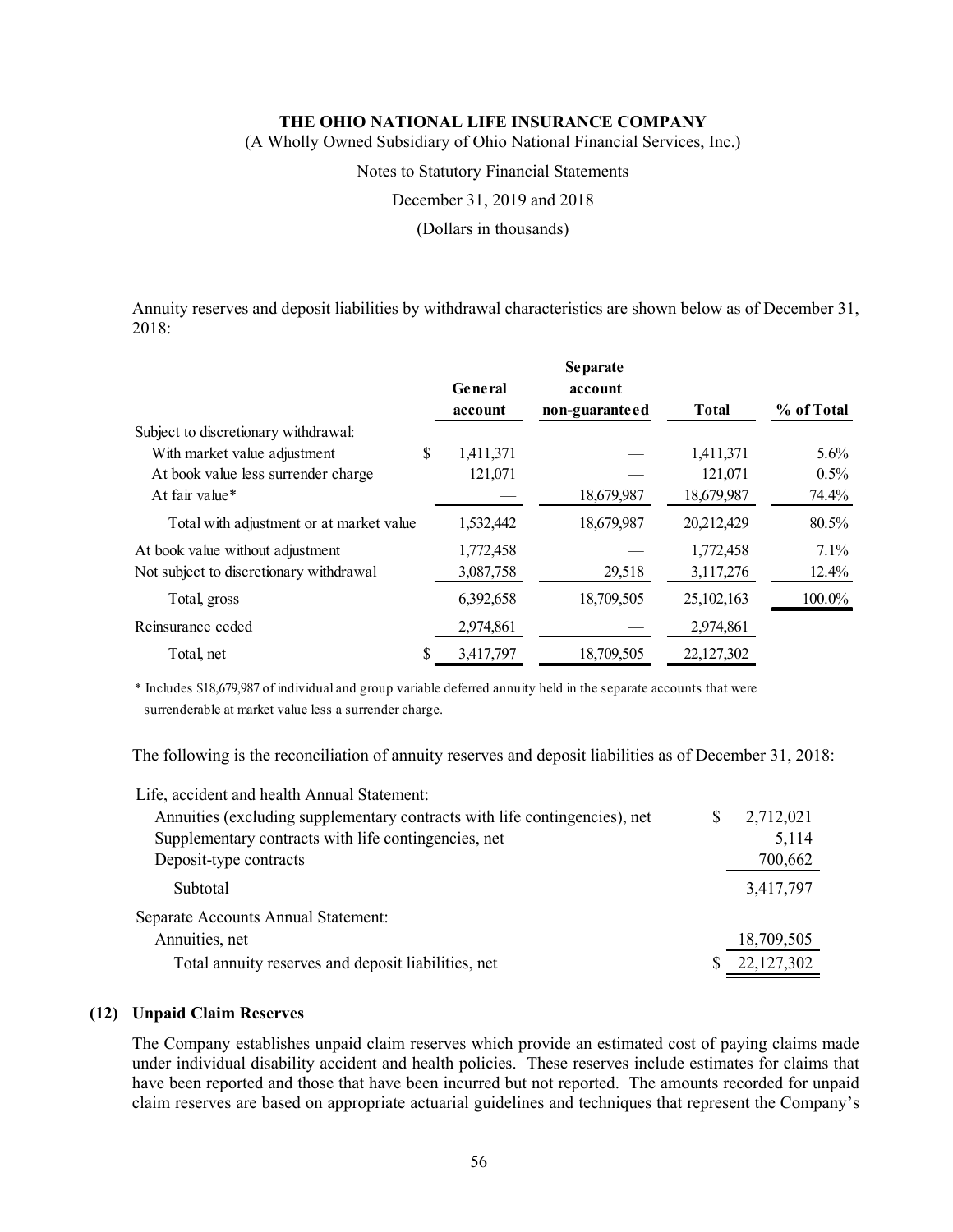Annuity reserves and deposit liabilities by withdrawal characteristics are shown below as of December 31, 2018:

| | General account | Separate account non-guaranteed | Total | % of Total |
|---|---|---|---|---|
| Subject to discretionary withdrawal: | | | | |
| With market value adjustment | $ 1,411,371 | — | 1,411,371 | 5.6% |
| At book value less surrender charge | 121,071 | — | 121,071 | 0.5% |
| At fair value* | — | 18,679,987 | 18,679,987 | 74.4% |
| Total with adjustment or at market value | 1,532,442 | 18,679,987 | 20,212,429 | 80.5% |
| At book value without adjustment | 1,772,458 | — | 1,772,458 | 7.1% |
| Not subject to discretionary withdrawal | 3,087,758 | 29,518 | 3,117,276 | 12.4% |
| Total, gross | 6,392,658 | 18,709,505 | 25,102,163 | 100.0% |
| Reinsurance ceded | 2,974,861 | — | 2,974,861 | |
| Total, net | $ 3,417,797 | 18,709,505 | 22,127,302 | |

* Includes $18,679,987 of individual and group variable deferred annuity held in the separate accounts that were surrenderable at market value less a surrender charge.

The following is the reconciliation of annuity reserves and deposit liabilities as of December 31, 2018:

| | |
|---|---|
| Life, accident and health Annual Statement: | |
| Annuities (excluding supplementary contracts with life contingencies), net | $ 2,712,021 |
| Supplementary contracts with life contingencies, net | 5,114 |
| Deposit-type contracts | 700,662 |
| Subtotal | 3,417,797 |
| Separate Accounts Annual Statement: | |
| Annuities, net | 18,709,505 |
| Total annuity reserves and deposit liabilities, net | $ 22,127,302 |

## (12) Unpaid Claim Reserves

The Company establishes unpaid claim reserves which provide an estimated cost of paying claims made under individual disability accident and health policies. These reserves include estimates for claims that have been reported and those that have been incurred but not reported. The amounts recorded for unpaid claim reserves are based on appropriate actuarial guidelines and techniques that represent the Company's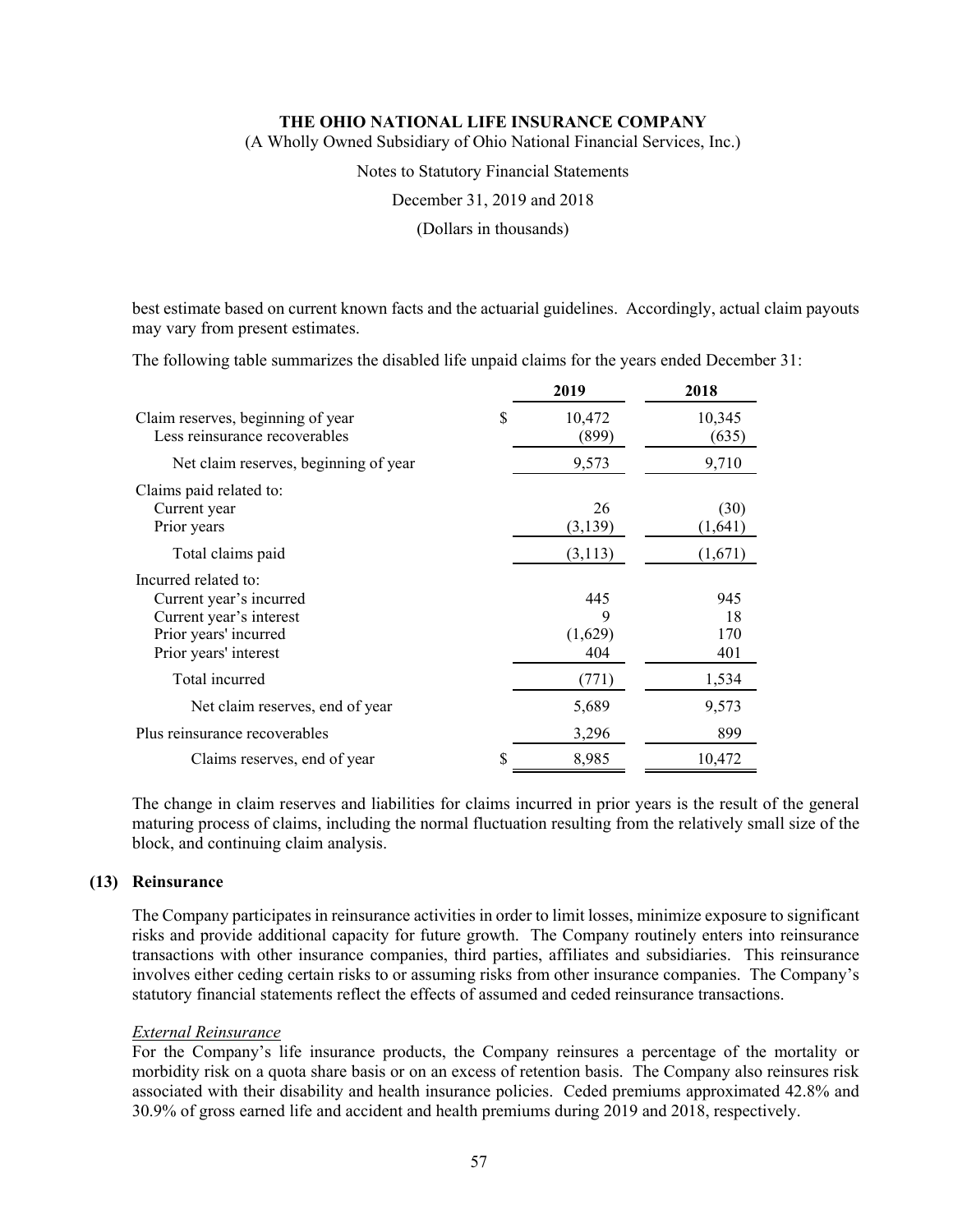best estimate based on current known facts and the actuarial guidelines. Accordingly, actual claim payouts may vary from present estimates.

The following table summarizes the disabled life unpaid claims for the years ended December 31:

| | | 2019 | 2018 |
|---|---|---|---|
| Claim reserves, beginning of year | $ | 10,472 | 10,345 |
| Less reinsurance recoverables | | (899) | (635) |
| Net claim reserves, beginning of year | | 9,573 | 9,710 |
| Claims paid related to: | | | |
| Current year | | 26 | (30) |
| Prior years | | (3,139) | (1,641) |
| Total claims paid | | (3,113) | (1,671) |
| Incurred related to: | | | |
| Current year's incurred | | 445 | 945 |
| Current year's interest | | 9 | 18 |
| Prior years' incurred | | (1,629) | 170 |
| Prior years' interest | | 404 | 401 |
| Total incurred | | (771) | 1,534 |
| Net claim reserves, end of year | | 5,689 | 9,573 |
| Plus reinsurance recoverables | | 3,296 | 899 |
| Claims reserves, end of year | $ | 8,985 | 10,472 |

The change in claim reserves and liabilities for claims incurred in prior years is the result of the general maturing process of claims, including the normal fluctuation resulting from the relatively small size of the block, and continuing claim analysis.

## (13) Reinsurance

The Company participates in reinsurance activities in order to limit losses, minimize exposure to significant risks and provide additional capacity for future growth. The Company routinely enters into reinsurance transactions with other insurance companies, third parties, affiliates and subsidiaries. This reinsurance involves either ceding certain risks to or assuming risks from other insurance companies. The Company's statutory financial statements reflect the effects of assumed and ceded reinsurance transactions.

*External Reinsurance*

For the Company's life insurance products, the Company reinsures a percentage of the mortality or morbidity risk on a quota share basis or on an excess of retention basis. The Company also reinsures risk associated with their disability and health insurance policies. Ceded premiums approximated 42.8% and 30.9% of gross earned life and accident and health premiums during 2019 and 2018, respectively.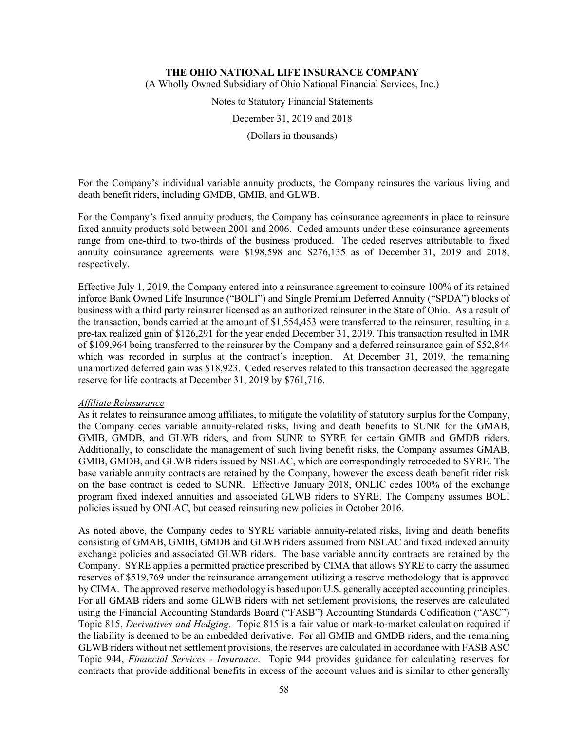For the Company's individual variable annuity products, the Company reinsures the various living and death benefit riders, including GMDB, GMIB, and GLWB.

For the Company's fixed annuity products, the Company has coinsurance agreements in place to reinsure fixed annuity products sold between 2001 and 2006. Ceded amounts under these coinsurance agreements range from one-third to two-thirds of the business produced. The ceded reserves attributable to fixed annuity coinsurance agreements were $198,598 and $276,135 as of December 31, 2019 and 2018, respectively.

Effective July 1, 2019, the Company entered into a reinsurance agreement to coinsure 100% of its retained inforce Bank Owned Life Insurance ("BOLI") and Single Premium Deferred Annuity ("SPDA") blocks of business with a third party reinsurer licensed as an authorized reinsurer in the State of Ohio. As a result of the transaction, bonds carried at the amount of $1,554,453 were transferred to the reinsurer, resulting in a pre-tax realized gain of $126,291 for the year ended December 31, 2019. This transaction resulted in IMR of $109,964 being transferred to the reinsurer by the Company and a deferred reinsurance gain of $52,844 which was recorded in surplus at the contract's inception. At December 31, 2019, the remaining unamortized deferred gain was $18,923. Ceded reserves related to this transaction decreased the aggregate reserve for life contracts at December 31, 2019 by $761,716.

*Affiliate Reinsurance*

As it relates to reinsurance among affiliates, to mitigate the volatility of statutory surplus for the Company, the Company cedes variable annuity-related risks, living and death benefits to SUNR for the GMAB, GMIB, GMDB, and GLWB riders, and from SUNR to SYRE for certain GMIB and GMDB riders. Additionally, to consolidate the management of such living benefit risks, the Company assumes GMAB, GMIB, GMDB, and GLWB riders issued by NSLAC, which are correspondingly retroceded to SYRE. The base variable annuity contracts are retained by the Company, however the excess death benefit rider risk on the base contract is ceded to SUNR. Effective January 2018, ONLIC cedes 100% of the exchange program fixed indexed annuities and associated GLWB riders to SYRE. The Company assumes BOLI policies issued by ONLAC, but ceased reinsuring new policies in October 2016.

As noted above, the Company cedes to SYRE variable annuity-related risks, living and death benefits consisting of GMAB, GMIB, GMDB and GLWB riders assumed from NSLAC and fixed indexed annuity exchange policies and associated GLWB riders. The base variable annuity contracts are retained by the Company. SYRE applies a permitted practice prescribed by CIMA that allows SYRE to carry the assumed reserves of $519,769 under the reinsurance arrangement utilizing a reserve methodology that is approved by CIMA. The approved reserve methodology is based upon U.S. generally accepted accounting principles. For all GMAB riders and some GLWB riders with net settlement provisions, the reserves are calculated using the Financial Accounting Standards Board ("FASB") Accounting Standards Codification ("ASC") Topic 815, *Derivatives and Hedging*. Topic 815 is a fair value or mark-to-market calculation required if the liability is deemed to be an embedded derivative. For all GMIB and GMDB riders, and the remaining GLWB riders without net settlement provisions, the reserves are calculated in accordance with FASB ASC Topic 944, *Financial Services - Insurance*. Topic 944 provides guidance for calculating reserves for contracts that provide additional benefits in excess of the account values and is similar to other generally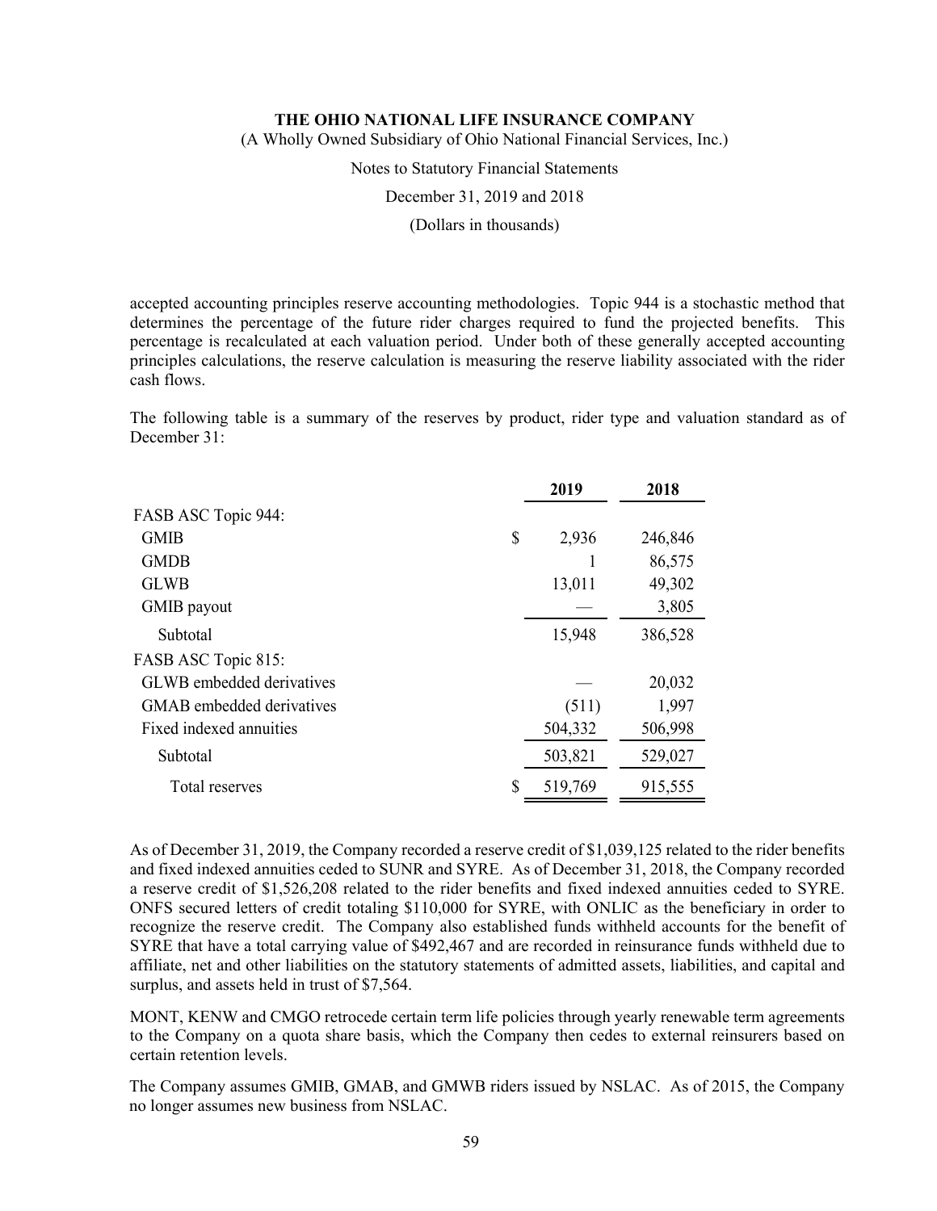accepted accounting principles reserve accounting methodologies. Topic 944 is a stochastic method that determines the percentage of the future rider charges required to fund the projected benefits. This percentage is recalculated at each valuation period. Under both of these generally accepted accounting principles calculations, the reserve calculation is measuring the reserve liability associated with the rider cash flows.

The following table is a summary of the reserves by product, rider type and valuation standard as of December 31:

| | 2019 | 2018 |
|---|---|---|
| FASB ASC Topic 944: | | |
| GMIB | $ 2,936 | 246,846 |
| GMDB | 1 | 86,575 |
| GLWB | 13,011 | 49,302 |
| GMIB payout | — | 3,805 |
| Subtotal | 15,948 | 386,528 |
| FASB ASC Topic 815: | | |
| GLWB embedded derivatives | — | 20,032 |
| GMAB embedded derivatives | (511) | 1,997 |
| Fixed indexed annuities | 504,332 | 506,998 |
| Subtotal | 503,821 | 529,027 |
| Total reserves | $ 519,769 | 915,555 |

As of December 31, 2019, the Company recorded a reserve credit of $1,039,125 related to the rider benefits and fixed indexed annuities ceded to SUNR and SYRE. As of December 31, 2018, the Company recorded a reserve credit of $1,526,208 related to the rider benefits and fixed indexed annuities ceded to SYRE. ONFS secured letters of credit totaling $110,000 for SYRE, with ONLIC as the beneficiary in order to recognize the reserve credit. The Company also established funds withheld accounts for the benefit of SYRE that have a total carrying value of $492,467 and are recorded in reinsurance funds withheld due to affiliate, net and other liabilities on the statutory statements of admitted assets, liabilities, and capital and surplus, and assets held in trust of $7,564.

MONT, KENW and CMGO retrocede certain term life policies through yearly renewable term agreements to the Company on a quota share basis, which the Company then cedes to external reinsurers based on certain retention levels.

The Company assumes GMIB, GMAB, and GMWB riders issued by NSLAC. As of 2015, the Company no longer assumes new business from NSLAC.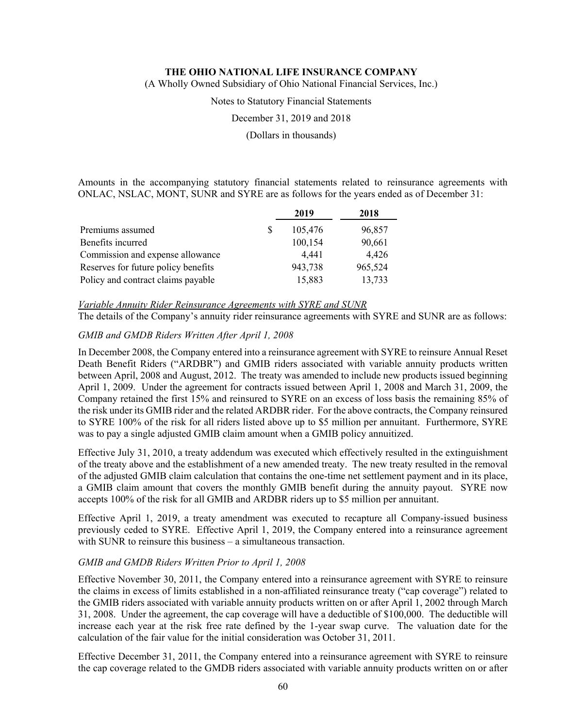Amounts in the accompanying statutory financial statements related to reinsurance agreements with ONLAC, NSLAC, MONT, SUNR and SYRE are as follows for the years ended as of December 31:

| | 2019 | 2018 |
|---|---|---|
| Premiums assumed | $ 105,476 | 96,857 |
| Benefits incurred | 100,154 | 90,661 |
| Commission and expense allowance | 4,441 | 4,426 |
| Reserves for future policy benefits | 943,738 | 965,524 |
| Policy and contract claims payable | 15,883 | 13,733 |

*Variable Annuity Rider Reinsurance Agreements with SYRE and SUNR*

The details of the Company's annuity rider reinsurance agreements with SYRE and SUNR are as follows:

*GMIB and GMDB Riders Written After April 1, 2008*

In December 2008, the Company entered into a reinsurance agreement with SYRE to reinsure Annual Reset Death Benefit Riders ("ARDBR") and GMIB riders associated with variable annuity products written between April, 2008 and August, 2012. The treaty was amended to include new products issued beginning April 1, 2009. Under the agreement for contracts issued between April 1, 2008 and March 31, 2009, the Company retained the first 15% and reinsured to SYRE on an excess of loss basis the remaining 85% of the risk under its GMIB rider and the related ARDBR rider. For the above contracts, the Company reinsured to SYRE 100% of the risk for all riders listed above up to $5 million per annuitant. Furthermore, SYRE was to pay a single adjusted GMIB claim amount when a GMIB policy annuitized.

Effective July 31, 2010, a treaty addendum was executed which effectively resulted in the extinguishment of the treaty above and the establishment of a new amended treaty. The new treaty resulted in the removal of the adjusted GMIB claim calculation that contains the one-time net settlement payment and in its place, a GMIB claim amount that covers the monthly GMIB benefit during the annuity payout. SYRE now accepts 100% of the risk for all GMIB and ARDBR riders up to $5 million per annuitant.

Effective April 1, 2019, a treaty amendment was executed to recapture all Company-issued business previously ceded to SYRE. Effective April 1, 2019, the Company entered into a reinsurance agreement with SUNR to reinsure this business – a simultaneous transaction.

*GMIB and GMDB Riders Written Prior to April 1, 2008*

Effective November 30, 2011, the Company entered into a reinsurance agreement with SYRE to reinsure the claims in excess of limits established in a non-affiliated reinsurance treaty ("cap coverage") related to the GMIB riders associated with variable annuity products written on or after April 1, 2002 through March 31, 2008. Under the agreement, the cap coverage will have a deductible of $100,000. The deductible will increase each year at the risk free rate defined by the 1-year swap curve. The valuation date for the calculation of the fair value for the initial consideration was October 31, 2011.

Effective December 31, 2011, the Company entered into a reinsurance agreement with SYRE to reinsure the cap coverage related to the GMDB riders associated with variable annuity products written on or after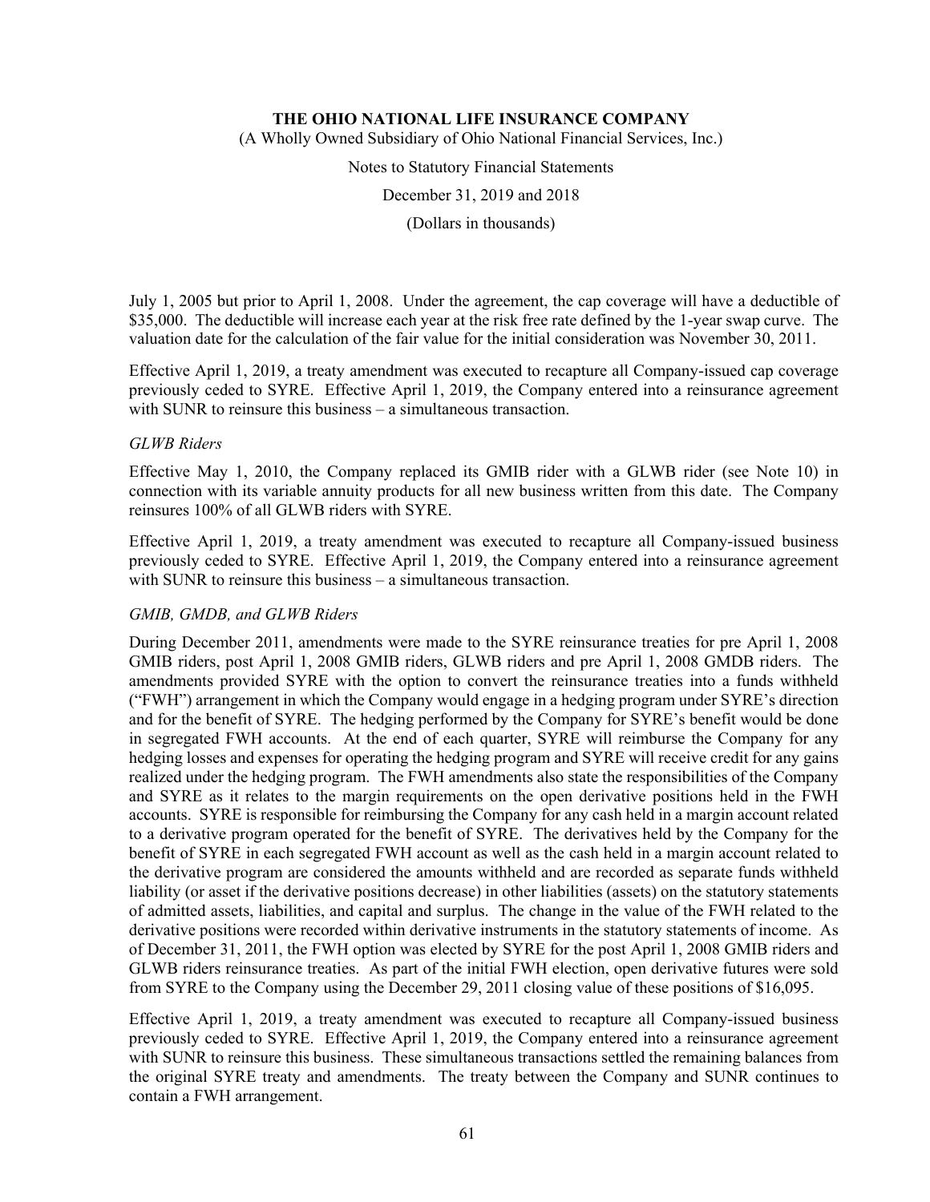July 1, 2005 but prior to April 1, 2008. Under the agreement, the cap coverage will have a deductible of $35,000. The deductible will increase each year at the risk free rate defined by the 1-year swap curve. The valuation date for the calculation of the fair value for the initial consideration was November 30, 2011.

Effective April 1, 2019, a treaty amendment was executed to recapture all Company-issued cap coverage previously ceded to SYRE. Effective April 1, 2019, the Company entered into a reinsurance agreement with SUNR to reinsure this business – a simultaneous transaction.

*GLWB Riders*

Effective May 1, 2010, the Company replaced its GMIB rider with a GLWB rider (see Note 10) in connection with its variable annuity products for all new business written from this date. The Company reinsures 100% of all GLWB riders with SYRE.

Effective April 1, 2019, a treaty amendment was executed to recapture all Company-issued business previously ceded to SYRE. Effective April 1, 2019, the Company entered into a reinsurance agreement with SUNR to reinsure this business – a simultaneous transaction.

*GMIB, GMDB, and GLWB Riders*

During December 2011, amendments were made to the SYRE reinsurance treaties for pre April 1, 2008 GMIB riders, post April 1, 2008 GMIB riders, GLWB riders and pre April 1, 2008 GMDB riders. The amendments provided SYRE with the option to convert the reinsurance treaties into a funds withheld ("FWH") arrangement in which the Company would engage in a hedging program under SYRE's direction and for the benefit of SYRE. The hedging performed by the Company for SYRE's benefit would be done in segregated FWH accounts. At the end of each quarter, SYRE will reimburse the Company for any hedging losses and expenses for operating the hedging program and SYRE will receive credit for any gains realized under the hedging program. The FWH amendments also state the responsibilities of the Company and SYRE as it relates to the margin requirements on the open derivative positions held in the FWH accounts. SYRE is responsible for reimbursing the Company for any cash held in a margin account related to a derivative program operated for the benefit of SYRE. The derivatives held by the Company for the benefit of SYRE in each segregated FWH account as well as the cash held in a margin account related to the derivative program are considered the amounts withheld and are recorded as separate funds withheld liability (or asset if the derivative positions decrease) in other liabilities (assets) on the statutory statements of admitted assets, liabilities, and capital and surplus. The change in the value of the FWH related to the derivative positions were recorded within derivative instruments in the statutory statements of income. As of December 31, 2011, the FWH option was elected by SYRE for the post April 1, 2008 GMIB riders and GLWB riders reinsurance treaties. As part of the initial FWH election, open derivative futures were sold from SYRE to the Company using the December 29, 2011 closing value of these positions of $16,095.

Effective April 1, 2019, a treaty amendment was executed to recapture all Company-issued business previously ceded to SYRE. Effective April 1, 2019, the Company entered into a reinsurance agreement with SUNR to reinsure this business. These simultaneous transactions settled the remaining balances from the original SYRE treaty and amendments. The treaty between the Company and SUNR continues to contain a FWH arrangement.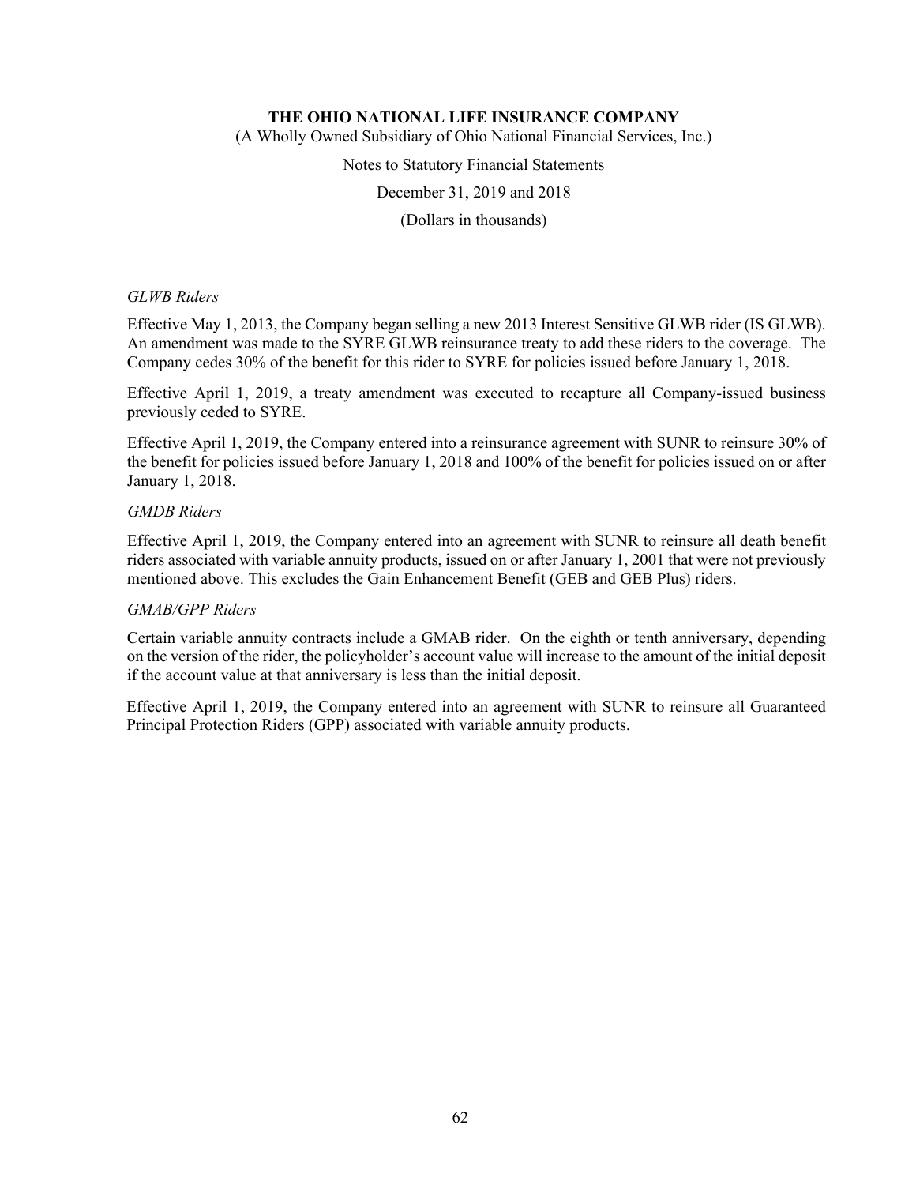*GLWB Riders*

Effective May 1, 2013, the Company began selling a new 2013 Interest Sensitive GLWB rider (IS GLWB). An amendment was made to the SYRE GLWB reinsurance treaty to add these riders to the coverage. The Company cedes 30% of the benefit for this rider to SYRE for policies issued before January 1, 2018.

Effective April 1, 2019, a treaty amendment was executed to recapture all Company-issued business previously ceded to SYRE.

Effective April 1, 2019, the Company entered into a reinsurance agreement with SUNR to reinsure 30% of the benefit for policies issued before January 1, 2018 and 100% of the benefit for policies issued on or after January 1, 2018.

*GMDB Riders*

Effective April 1, 2019, the Company entered into an agreement with SUNR to reinsure all death benefit riders associated with variable annuity products, issued on or after January 1, 2001 that were not previously mentioned above. This excludes the Gain Enhancement Benefit (GEB and GEB Plus) riders.

*GMAB/GPP Riders*

Certain variable annuity contracts include a GMAB rider. On the eighth or tenth anniversary, depending on the version of the rider, the policyholder's account value will increase to the amount of the initial deposit if the account value at that anniversary is less than the initial deposit.

Effective April 1, 2019, the Company entered into an agreement with SUNR to reinsure all Guaranteed Principal Protection Riders (GPP) associated with variable annuity products.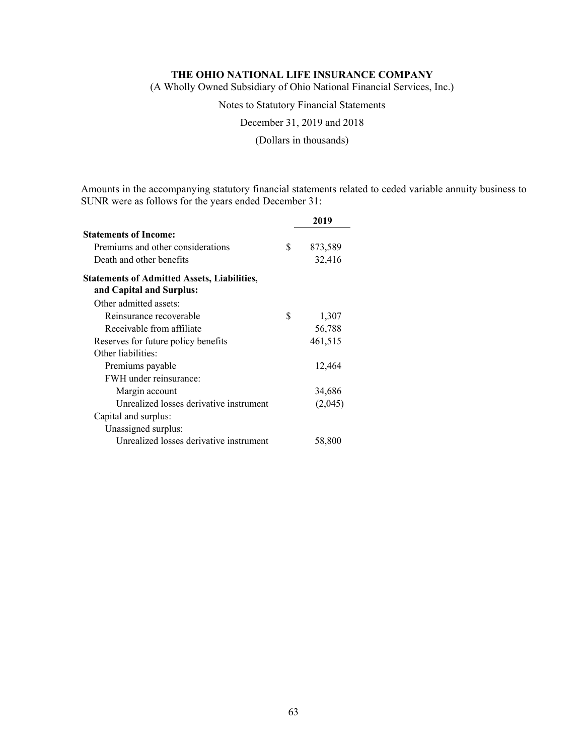Amounts in the accompanying statutory financial statements related to ceded variable annuity business to SUNR were as follows for the years ended December 31:

| | 2019 |
|---|---|
| **Statements of Income:** | |
| Premiums and other considerations | $ 873,589 |
| Death and other benefits | 32,416 |
| **Statements of Admitted Assets, Liabilities, and Capital and Surplus:** | |
| Other admitted assets: | |
| Reinsurance recoverable | $ 1,307 |
| Receivable from affiliate | 56,788 |
| Reserves for future policy benefits | 461,515 |
| Other liabilities: | |
| Premiums payable | 12,464 |
| FWH under reinsurance: | |
| Margin account | 34,686 |
| Unrealized losses derivative instrument | (2,045) |
| Capital and surplus: | |
| Unassigned surplus: | |
| Unrealized losses derivative instrument | 58,800 |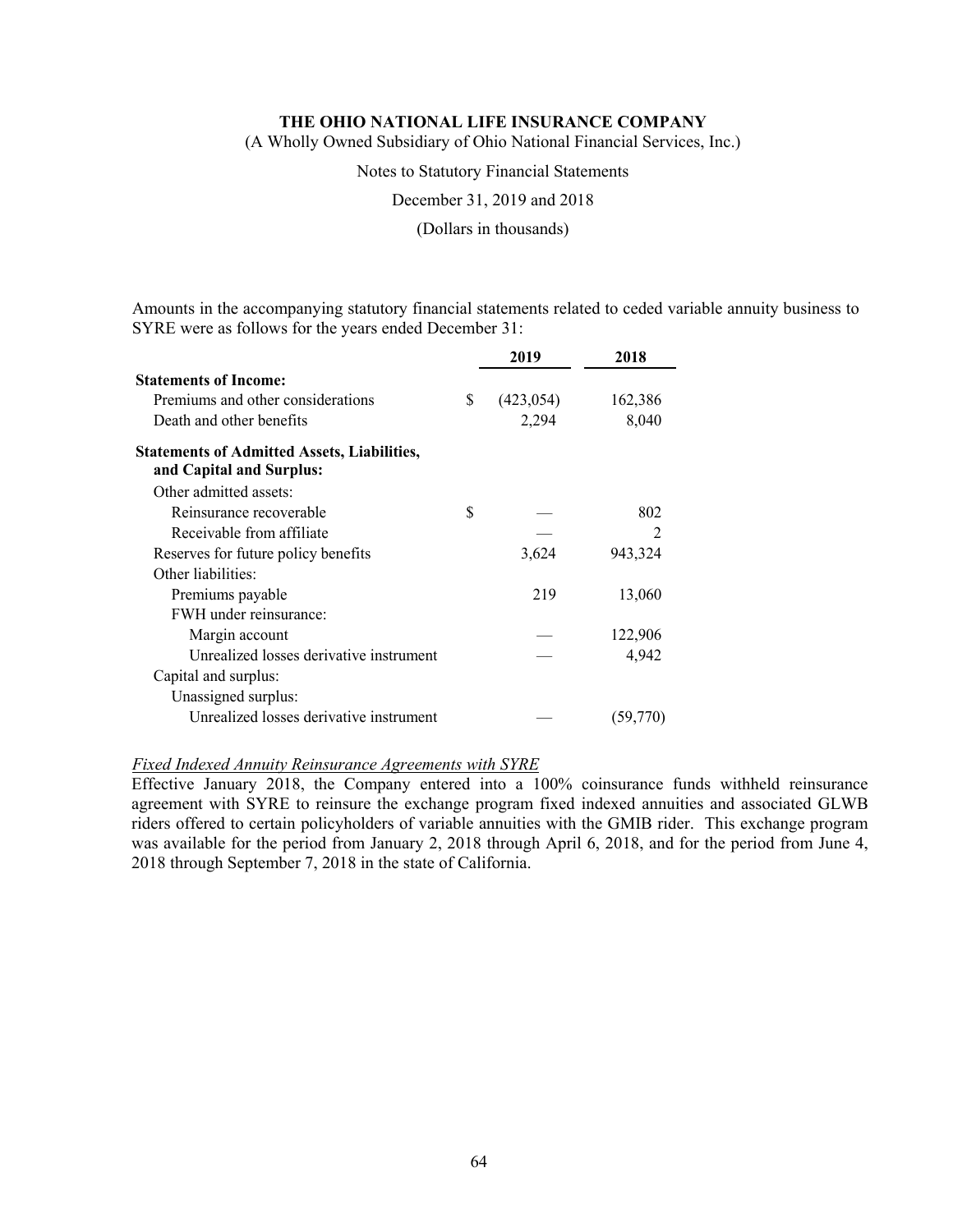Amounts in the accompanying statutory financial statements related to ceded variable annuity business to SYRE were as follows for the years ended December 31:

| | 2019 | 2018 |
|---|---|---|
| **Statements of Income:** | | |
| Premiums and other considerations | $ (423,054) | 162,386 |
| Death and other benefits | 2,294 | 8,040 |
| **Statements of Admitted Assets, Liabilities, and Capital and Surplus:** | | |
| Other admitted assets: | | |
| Reinsurance recoverable | $ — | 802 |
| Receivable from affiliate | — | 2 |
| Reserves for future policy benefits | 3,624 | 943,324 |
| Other liabilities: | | |
| Premiums payable | 219 | 13,060 |
| FWH under reinsurance: | | |
| Margin account | — | 122,906 |
| Unrealized losses derivative instrument | — | 4,942 |
| Capital and surplus: | | |
| Unassigned surplus: | | |
| Unrealized losses derivative instrument | — | (59,770) |

*Fixed Indexed Annuity Reinsurance Agreements with SYRE*

Effective January 2018, the Company entered into a 100% coinsurance funds withheld reinsurance agreement with SYRE to reinsure the exchange program fixed indexed annuities and associated GLWB riders offered to certain policyholders of variable annuities with the GMIB rider. This exchange program was available for the period from January 2, 2018 through April 6, 2018, and for the period from June 4, 2018 through September 7, 2018 in the state of California.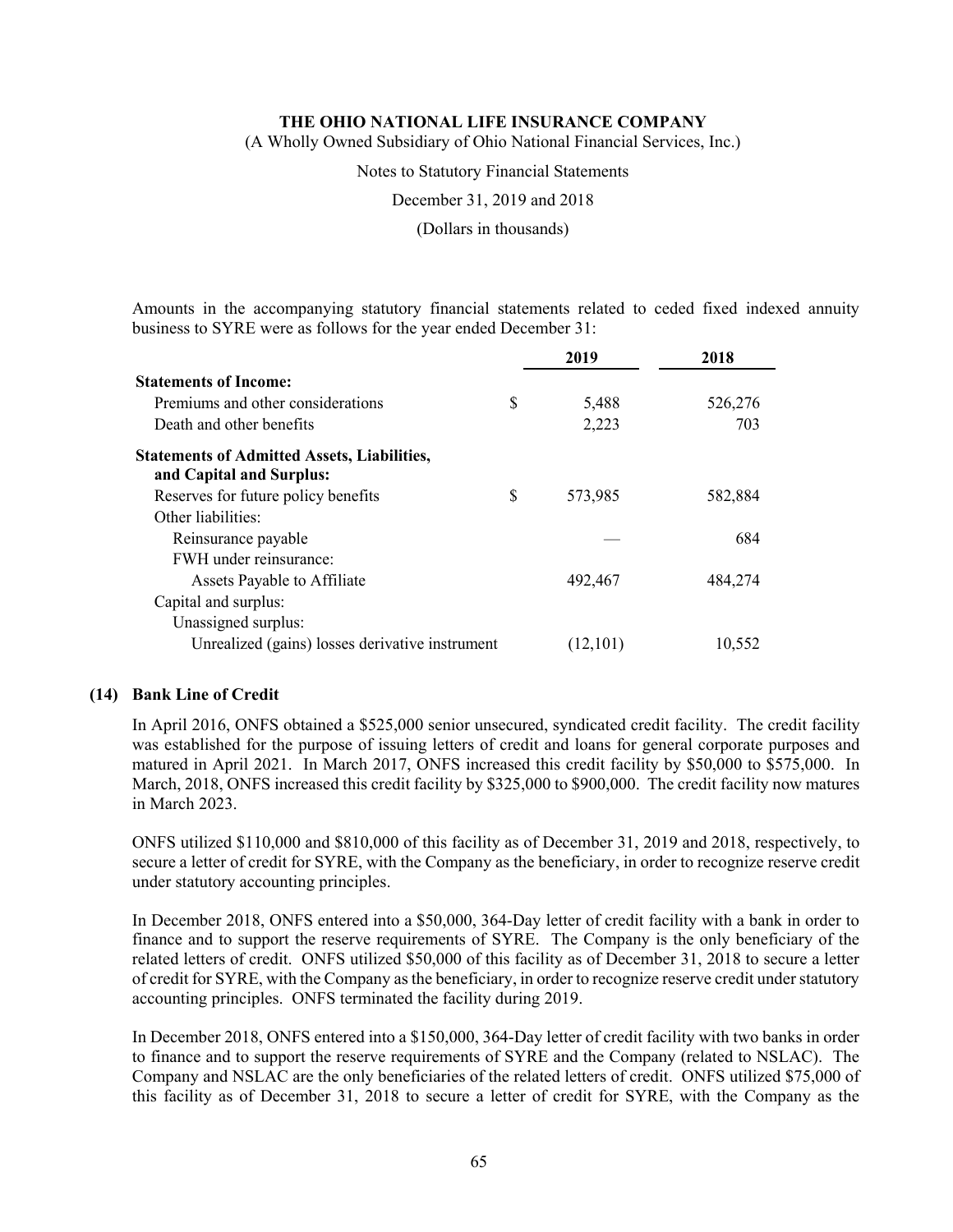Amounts in the accompanying statutory financial statements related to ceded fixed indexed annuity business to SYRE were as follows for the year ended December 31:

| | | 2019 | 2018 |
|---|---|---|---|
| **Statements of Income:** | | | |
| Premiums and other considerations | $ | 5,488 | 526,276 |
| Death and other benefits | | 2,223 | 703 |
| **Statements of Admitted Assets, Liabilities, and Capital and Surplus:** | | | |
| Reserves for future policy benefits | $ | 573,985 | 582,884 |
| Other liabilities: | | | |
| Reinsurance payable | | — | 684 |
| FWH under reinsurance: | | | |
| Assets Payable to Affiliate | | 492,467 | 484,274 |
| Capital and surplus: | | | |
| Unassigned surplus: | | | |
| Unrealized (gains) losses derivative instrument | | (12,101) | 10,552 |

## (14) Bank Line of Credit

In April 2016, ONFS obtained a $525,000 senior unsecured, syndicated credit facility. The credit facility was established for the purpose of issuing letters of credit and loans for general corporate purposes and matured in April 2021. In March 2017, ONFS increased this credit facility by $50,000 to $575,000. In March, 2018, ONFS increased this credit facility by $325,000 to $900,000. The credit facility now matures in March 2023.

ONFS utilized $110,000 and $810,000 of this facility as of December 31, 2019 and 2018, respectively, to secure a letter of credit for SYRE, with the Company as the beneficiary, in order to recognize reserve credit under statutory accounting principles.

In December 2018, ONFS entered into a $50,000, 364-Day letter of credit facility with a bank in order to finance and to support the reserve requirements of SYRE. The Company is the only beneficiary of the related letters of credit. ONFS utilized $50,000 of this facility as of December 31, 2018 to secure a letter of credit for SYRE, with the Company as the beneficiary, in order to recognize reserve credit under statutory accounting principles. ONFS terminated the facility during 2019.

In December 2018, ONFS entered into a $150,000, 364-Day letter of credit facility with two banks in order to finance and to support the reserve requirements of SYRE and the Company (related to NSLAC). The Company and NSLAC are the only beneficiaries of the related letters of credit. ONFS utilized $75,000 of this facility as of December 31, 2018 to secure a letter of credit for SYRE, with the Company as the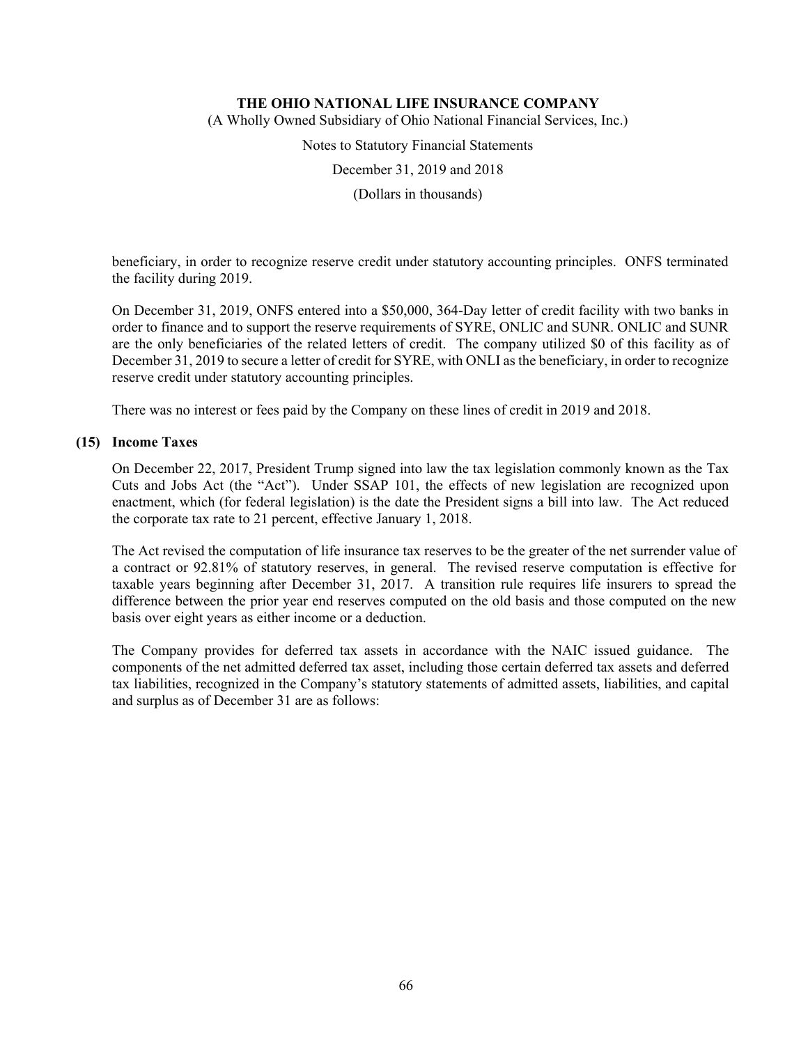beneficiary, in order to recognize reserve credit under statutory accounting principles. ONFS terminated the facility during 2019.

On December 31, 2019, ONFS entered into a $50,000, 364-Day letter of credit facility with two banks in order to finance and to support the reserve requirements of SYRE, ONLIC and SUNR. ONLIC and SUNR are the only beneficiaries of the related letters of credit. The company utilized $0 of this facility as of December 31, 2019 to secure a letter of credit for SYRE, with ONLI as the beneficiary, in order to recognize reserve credit under statutory accounting principles.

There was no interest or fees paid by the Company on these lines of credit in 2019 and 2018.

## (15) Income Taxes

On December 22, 2017, President Trump signed into law the tax legislation commonly known as the Tax Cuts and Jobs Act (the "Act"). Under SSAP 101, the effects of new legislation are recognized upon enactment, which (for federal legislation) is the date the President signs a bill into law. The Act reduced the corporate tax rate to 21 percent, effective January 1, 2018.

The Act revised the computation of life insurance tax reserves to be the greater of the net surrender value of a contract or 92.81% of statutory reserves, in general. The revised reserve computation is effective for taxable years beginning after December 31, 2017. A transition rule requires life insurers to spread the difference between the prior year end reserves computed on the old basis and those computed on the new basis over eight years as either income or a deduction.

The Company provides for deferred tax assets in accordance with the NAIC issued guidance. The components of the net admitted deferred tax asset, including those certain deferred tax assets and deferred tax liabilities, recognized in the Company's statutory statements of admitted assets, liabilities, and capital and surplus as of December 31 are as follows: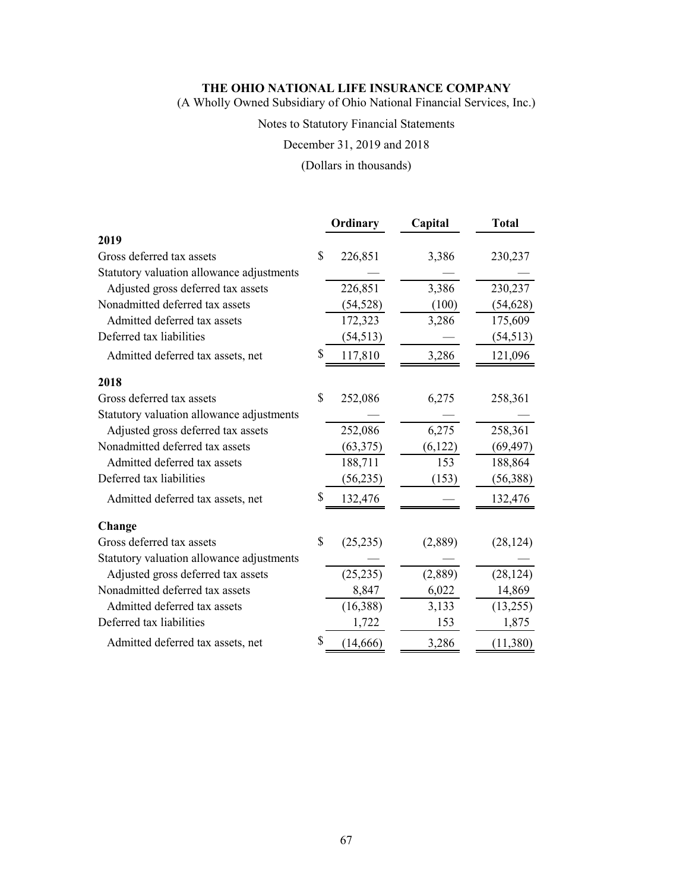**THE OHIO NATIONAL LIFE INSURANCE COMPANY**
(A Wholly Owned Subsidiary of Ohio National Financial Services, Inc.)

Notes to Statutory Financial Statements

December 31, 2019 and 2018

(Dollars in thousands)

| | Ordinary | Capital | Total |
|---|---|---|---|
| **2019** | | | |
| Gross deferred tax assets | $ 226,851 | 3,386 | 230,237 |
| Statutory valuation allowance adjustments | — | — | — |
| Adjusted gross deferred tax assets | 226,851 | 3,386 | 230,237 |
| Nonadmitted deferred tax assets | (54,528) | (100) | (54,628) |
| Admitted deferred tax assets | 172,323 | 3,286 | 175,609 |
| Deferred tax liabilities | (54,513) | — | (54,513) |
| Admitted deferred tax assets, net | $ 117,810 | 3,286 | 121,096 |
| **2018** | | | |
| Gross deferred tax assets | $ 252,086 | 6,275 | 258,361 |
| Statutory valuation allowance adjustments | — | — | — |
| Adjusted gross deferred tax assets | 252,086 | 6,275 | 258,361 |
| Nonadmitted deferred tax assets | (63,375) | (6,122) | (69,497) |
| Admitted deferred tax assets | 188,711 | 153 | 188,864 |
| Deferred tax liabilities | (56,235) | (153) | (56,388) |
| Admitted deferred tax assets, net | $ 132,476 | — | 132,476 |
| **Change** | | | |
| Gross deferred tax assets | $ (25,235) | (2,889) | (28,124) |
| Statutory valuation allowance adjustments | — | — | — |
| Adjusted gross deferred tax assets | (25,235) | (2,889) | (28,124) |
| Nonadmitted deferred tax assets | 8,847 | 6,022 | 14,869 |
| Admitted deferred tax assets | (16,388) | 3,133 | (13,255) |
| Deferred tax liabilities | 1,722 | 153 | 1,875 |
| Admitted deferred tax assets, net | $ (14,666) | 3,286 | (11,380) |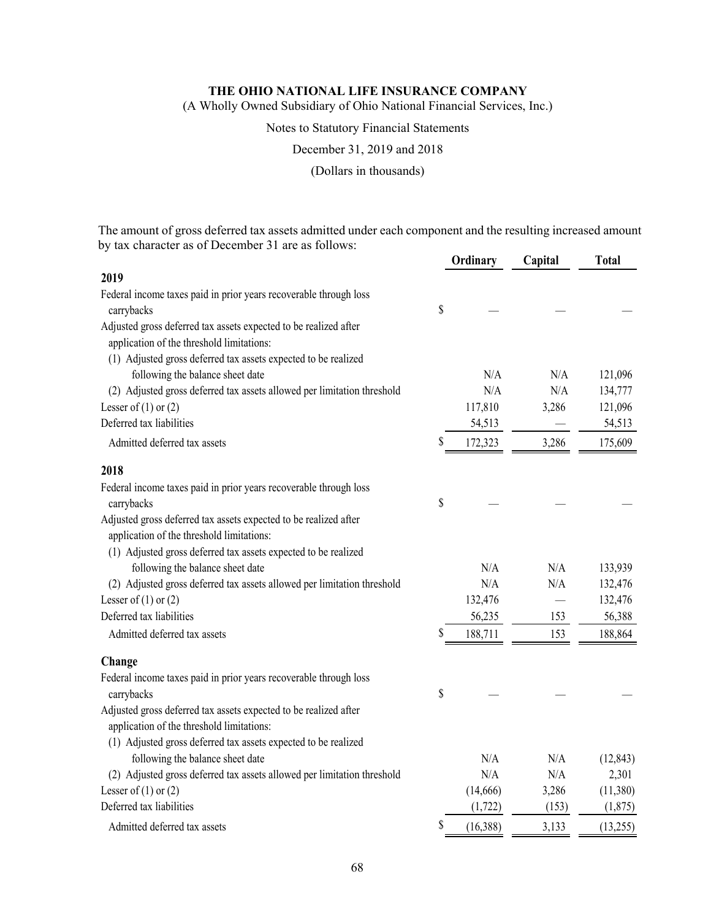The amount of gross deferred tax assets admitted under each component and the resulting increased amount by tax character as of December 31 are as follows:

| | | Ordinary | Capital | Total |
|---|---|---|---|---|
| **2019** | | | | |
| Federal income taxes paid in prior years recoverable through loss carrybacks | $ | — | — | — |
| Adjusted gross deferred tax assets expected to be realized after application of the threshold limitations: | | | | |
| (1) Adjusted gross deferred tax assets expected to be realized following the balance sheet date | | N/A | N/A | 121,096 |
| (2) Adjusted gross deferred tax assets allowed per limitation threshold | | N/A | N/A | 134,777 |
| Lesser of (1) or (2) | | 117,810 | 3,286 | 121,096 |
| Deferred tax liabilities | | 54,513 | — | 54,513 |
| Admitted deferred tax assets | $ | 172,323 | 3,286 | 175,609 |
| **2018** | | | | |
| Federal income taxes paid in prior years recoverable through loss carrybacks | $ | — | — | — |
| Adjusted gross deferred tax assets expected to be realized after application of the threshold limitations: | | | | |
| (1) Adjusted gross deferred tax assets expected to be realized following the balance sheet date | | N/A | N/A | 133,939 |
| (2) Adjusted gross deferred tax assets allowed per limitation threshold | | N/A | N/A | 132,476 |
| Lesser of (1) or (2) | | 132,476 | — | 132,476 |
| Deferred tax liabilities | | 56,235 | 153 | 56,388 |
| Admitted deferred tax assets | $ | 188,711 | 153 | 188,864 |
| **Change** | | | | |
| Federal income taxes paid in prior years recoverable through loss carrybacks | $ | — | — | — |
| Adjusted gross deferred tax assets expected to be realized after application of the threshold limitations: | | | | |
| (1) Adjusted gross deferred tax assets expected to be realized following the balance sheet date | | N/A | N/A | (12,843) |
| (2) Adjusted gross deferred tax assets allowed per limitation threshold | | N/A | N/A | 2,301 |
| Lesser of (1) or (2) | | (14,666) | 3,286 | (11,380) |
| Deferred tax liabilities | | (1,722) | (153) | (1,875) |
| Admitted deferred tax assets | $ | (16,388) | 3,133 | (13,255) |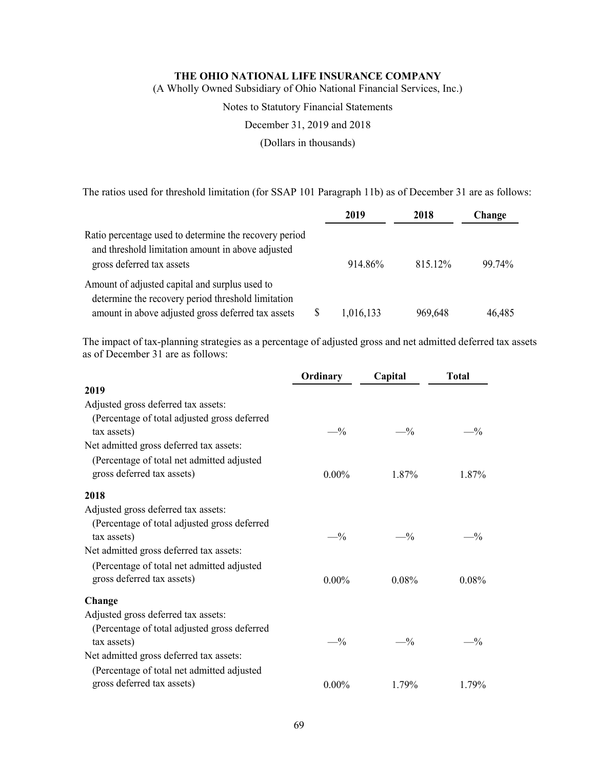**THE OHIO NATIONAL LIFE INSURANCE COMPANY**
(A Wholly Owned Subsidiary of Ohio National Financial Services, Inc.)

Notes to Statutory Financial Statements

December 31, 2019 and 2018

(Dollars in thousands)

The ratios used for threshold limitation (for SSAP 101 Paragraph 11b) as of December 31 are as follows:

| | 2019 | 2018 | Change |
|---|---|---|---|
| Ratio percentage used to determine the recovery period and threshold limitation amount in above adjusted gross deferred tax assets | 914.86% | 815.12% | 99.74% |
| Amount of adjusted capital and surplus used to determine the recovery period threshold limitation amount in above adjusted gross deferred tax assets | $ 1,016,133 | 969,648 | 46,485 |

The impact of tax-planning strategies as a percentage of adjusted gross and net admitted deferred tax assets as of December 31 are as follows:

| | Ordinary | Capital | Total |
|---|---|---|---|
| **2019** | | | |
| Adjusted gross deferred tax assets: | | | |
| (Percentage of total adjusted gross deferred tax assets) | —% | —% | —% |
| Net admitted gross deferred tax assets: | | | |
| (Percentage of total net admitted adjusted gross deferred tax assets) | 0.00% | 1.87% | 1.87% |
| **2018** | | | |
| Adjusted gross deferred tax assets: | | | |
| (Percentage of total adjusted gross deferred tax assets) | —% | —% | —% |
| Net admitted gross deferred tax assets: | | | |
| (Percentage of total net admitted adjusted gross deferred tax assets) | 0.00% | 0.08% | 0.08% |
| **Change** | | | |
| Adjusted gross deferred tax assets: | | | |
| (Percentage of total adjusted gross deferred tax assets) | —% | —% | —% |
| Net admitted gross deferred tax assets: | | | |
| (Percentage of total net admitted adjusted gross deferred tax assets) | 0.00% | 1.79% | 1.79% |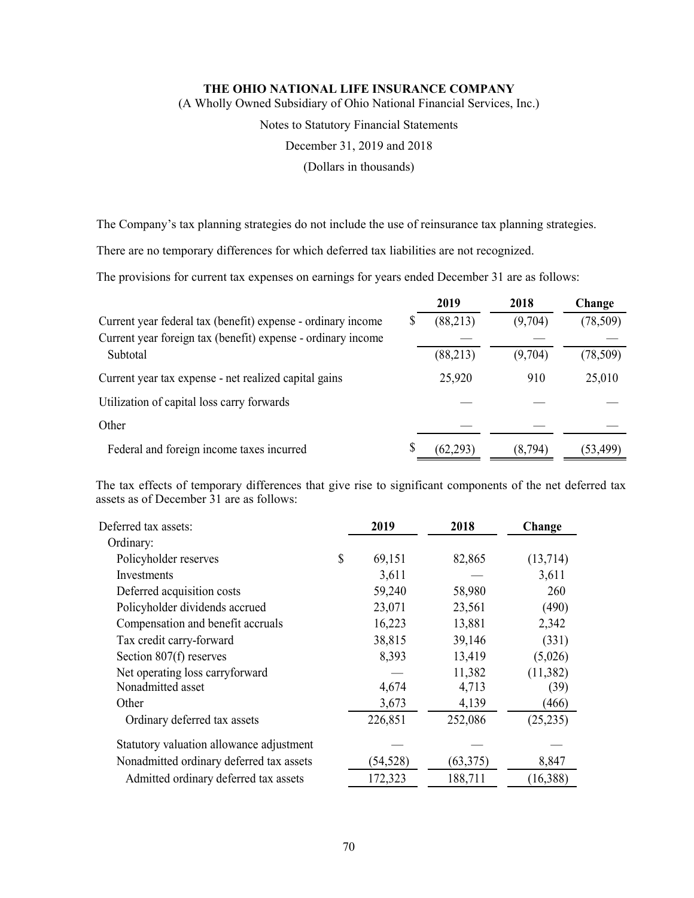The Company's tax planning strategies do not include the use of reinsurance tax planning strategies.

There are no temporary differences for which deferred tax liabilities are not recognized.

The provisions for current tax expenses on earnings for years ended December 31 are as follows:

| | 2019 | 2018 | Change |
|---|---|---|---|
| Current year federal tax (benefit) expense - ordinary income | $ (88,213) | (9,704) | (78,509) |
| Current year foreign tax (benefit) expense - ordinary income | — | — | — |
| Subtotal | (88,213) | (9,704) | (78,509) |
| Current year tax expense - net realized capital gains | 25,920 | 910 | 25,010 |
| Utilization of capital loss carry forwards | — | — | — |
| Other | — | — | — |
| Federal and foreign income taxes incurred | $ (62,293) | (8,794) | (53,499) |

The tax effects of temporary differences that give rise to significant components of the net deferred tax assets as of December 31 are as follows:

| | 2019 | 2018 | Change |
|---|---|---|---|
| Deferred tax assets: | | | |
| Ordinary: | | | |
| Policyholder reserves | $ 69,151 | 82,865 | (13,714) |
| Investments | 3,611 | — | 3,611 |
| Deferred acquisition costs | 59,240 | 58,980 | 260 |
| Policyholder dividends accrued | 23,071 | 23,561 | (490) |
| Compensation and benefit accruals | 16,223 | 13,881 | 2,342 |
| Tax credit carry-forward | 38,815 | 39,146 | (331) |
| Section 807(f) reserves | 8,393 | 13,419 | (5,026) |
| Net operating loss carryforward | — | 11,382 | (11,382) |
| Nonadmitted asset | 4,674 | 4,713 | (39) |
| Other | 3,673 | 4,139 | (466) |
| Ordinary deferred tax assets | 226,851 | 252,086 | (25,235) |
| Statutory valuation allowance adjustment | — | — | — |
| Nonadmitted ordinary deferred tax assets | (54,528) | (63,375) | 8,847 |
| Admitted ordinary deferred tax assets | 172,323 | 188,711 | (16,388) |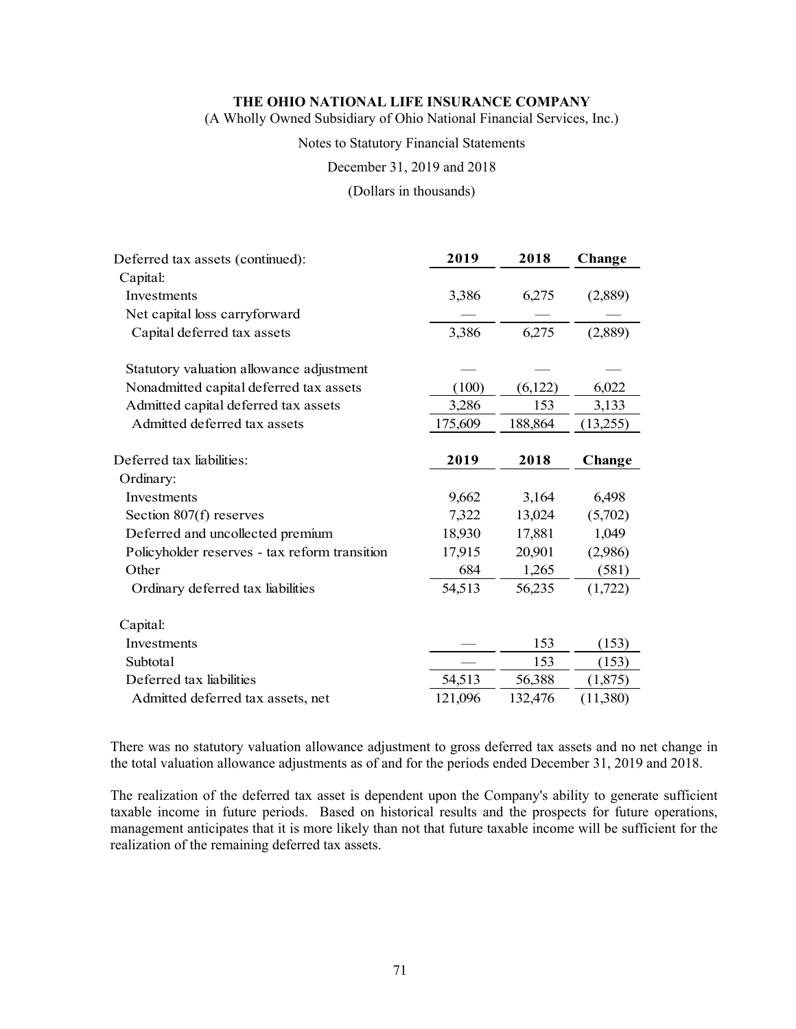**THE OHIO NATIONAL LIFE INSURANCE COMPANY**

(A Wholly Owned Subsidiary of Ohio National Financial Services, Inc.)

Notes to Statutory Financial Statements

December 31, 2019 and 2018

(Dollars in thousands)

| Deferred tax assets (continued): | 2019 | 2018 | Change |
|---|---|---|---|
| Capital: | | | |
| Investments | 3,386 | 6,275 | (2,889) |
| Net capital loss carryforward | — | — | — |
| Capital deferred tax assets | 3,386 | 6,275 | (2,889) |
| | | | |
| Statutory valuation allowance adjustment | — | — | — |
| Nonadmitted capital deferred tax assets | (100) | (6,122) | 6,022 |
| Admitted capital deferred tax assets | 3,286 | 153 | 3,133 |
| Admitted deferred tax assets | 175,609 | 188,864 | (13,255) |

| Deferred tax liabilities: | 2019 | 2018 | Change |
|---|---|---|---|
| Ordinary: | | | |
| Investments | 9,662 | 3,164 | 6,498 |
| Section 807(f) reserves | 7,322 | 13,024 | (5,702) |
| Deferred and uncollected premium | 18,930 | 17,881 | 1,049 |
| Policyholder reserves - tax reform transition | 17,915 | 20,901 | (2,986) |
| Other | 684 | 1,265 | (581) |
| Ordinary deferred tax liabilities | 54,513 | 56,235 | (1,722) |
| | | | |
| Capital: | | | |
| Investments | — | 153 | (153) |
| Subtotal | — | 153 | (153) |
| Deferred tax liabilities | 54,513 | 56,388 | (1,875) |
| Admitted deferred tax assets, net | 121,096 | 132,476 | (11,380) |

There was no statutory valuation allowance adjustment to gross deferred tax assets and no net change in the total valuation allowance adjustments as of and for the periods ended December 31, 2019 and 2018.

The realization of the deferred tax asset is dependent upon the Company's ability to generate sufficient taxable income in future periods. Based on historical results and the prospects for future operations, management anticipates that it is more likely than not that future taxable income will be sufficient for the realization of the remaining deferred tax assets.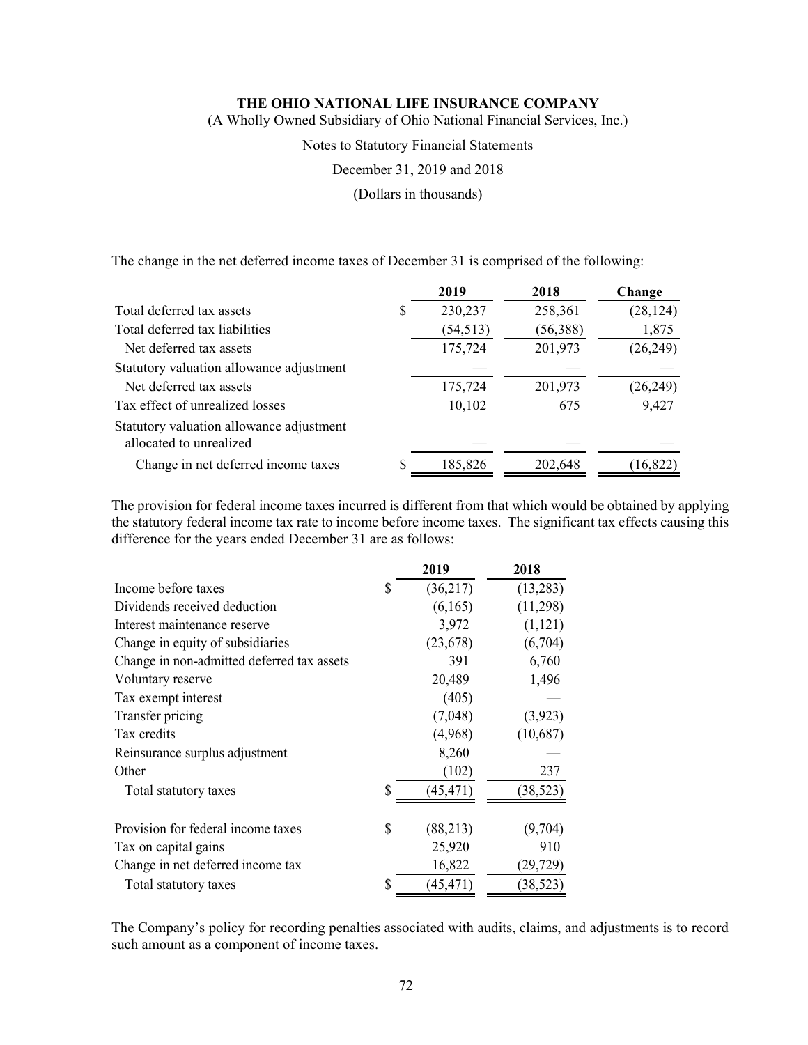The change in the net deferred income taxes of December 31 is comprised of the following:

| | 2019 | 2018 | Change |
|---|---|---|---|
| Total deferred tax assets | $ 230,237 | 258,361 | (28,124) |
| Total deferred tax liabilities | (54,513) | (56,388) | 1,875 |
| Net deferred tax assets | 175,724 | 201,973 | (26,249) |
| Statutory valuation allowance adjustment | — | — | — |
| Net deferred tax assets | 175,724 | 201,973 | (26,249) |
| Tax effect of unrealized losses | 10,102 | 675 | 9,427 |
| Statutory valuation allowance adjustment allocated to unrealized | — | — | — |
| Change in net deferred income taxes | $ 185,826 | 202,648 | (16,822) |

The provision for federal income taxes incurred is different from that which would be obtained by applying the statutory federal income tax rate to income before income taxes. The significant tax effects causing this difference for the years ended December 31 are as follows:

| | 2019 | 2018 |
|---|---|---|
| Income before taxes | $ (36,217) | (13,283) |
| Dividends received deduction | (6,165) | (11,298) |
| Interest maintenance reserve | 3,972 | (1,121) |
| Change in equity of subsidiaries | (23,678) | (6,704) |
| Change in non-admitted deferred tax assets | 391 | 6,760 |
| Voluntary reserve | 20,489 | 1,496 |
| Tax exempt interest | (405) | — |
| Transfer pricing | (7,048) | (3,923) |
| Tax credits | (4,968) | (10,687) |
| Reinsurance surplus adjustment | 8,260 | — |
| Other | (102) | 237 |
| Total statutory taxes | $ (45,471) | (38,523) |
| | | |
| Provision for federal income taxes | $ (88,213) | (9,704) |
| Tax on capital gains | 25,920 | 910 |
| Change in net deferred income tax | 16,822 | (29,729) |
| Total statutory taxes | $ (45,471) | (38,523) |

The Company's policy for recording penalties associated with audits, claims, and adjustments is to record such amount as a component of income taxes.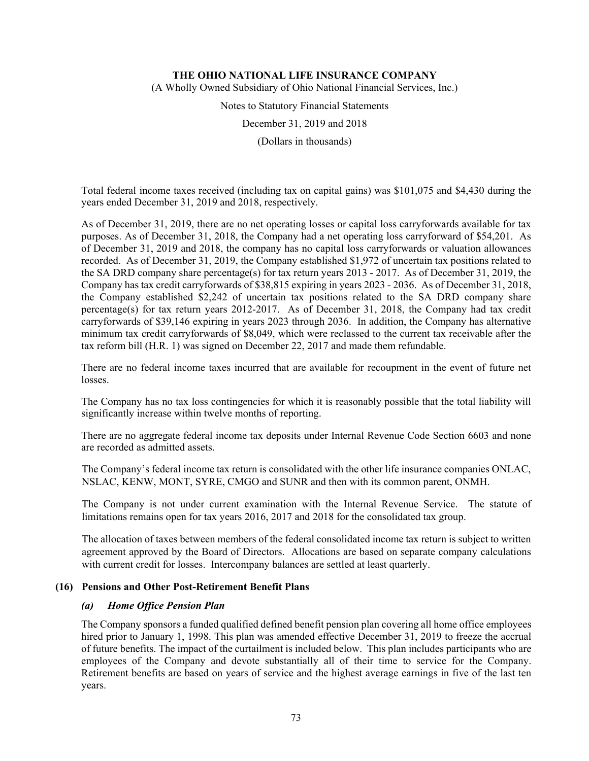Total federal income taxes received (including tax on capital gains) was $101,075 and $4,430 during the years ended December 31, 2019 and 2018, respectively.

As of December 31, 2019, there are no net operating losses or capital loss carryforwards available for tax purposes. As of December 31, 2018, the Company had a net operating loss carryforward of $54,201. As of December 31, 2019 and 2018, the company has no capital loss carryforwards or valuation allowances recorded. As of December 31, 2019, the Company established $1,972 of uncertain tax positions related to the SA DRD company share percentage(s) for tax return years 2013 - 2017. As of December 31, 2019, the Company has tax credit carryforwards of $38,815 expiring in years 2023 - 2036. As of December 31, 2018, the Company established $2,242 of uncertain tax positions related to the SA DRD company share percentage(s) for tax return years 2012-2017. As of December 31, 2018, the Company had tax credit carryforwards of $39,146 expiring in years 2023 through 2036. In addition, the Company has alternative minimum tax credit carryforwards of $8,049, which were reclassed to the current tax receivable after the tax reform bill (H.R. 1) was signed on December 22, 2017 and made them refundable.

There are no federal income taxes incurred that are available for recoupment in the event of future net losses.

The Company has no tax loss contingencies for which it is reasonably possible that the total liability will significantly increase within twelve months of reporting.

There are no aggregate federal income tax deposits under Internal Revenue Code Section 6603 and none are recorded as admitted assets.

The Company's federal income tax return is consolidated with the other life insurance companies ONLAC, NSLAC, KENW, MONT, SYRE, CMGO and SUNR and then with its common parent, ONMH.

The Company is not under current examination with the Internal Revenue Service. The statute of limitations remains open for tax years 2016, 2017 and 2018 for the consolidated tax group.

The allocation of taxes between members of the federal consolidated income tax return is subject to written agreement approved by the Board of Directors. Allocations are based on separate company calculations with current credit for losses. Intercompany balances are settled at least quarterly.

## (16) Pensions and Other Post-Retirement Benefit Plans

### *(a) Home Office Pension Plan*

The Company sponsors a funded qualified defined benefit pension plan covering all home office employees hired prior to January 1, 1998. This plan was amended effective December 31, 2019 to freeze the accrual of future benefits. The impact of the curtailment is included below. This plan includes participants who are employees of the Company and devote substantially all of their time to service for the Company. Retirement benefits are based on years of service and the highest average earnings in five of the last ten years.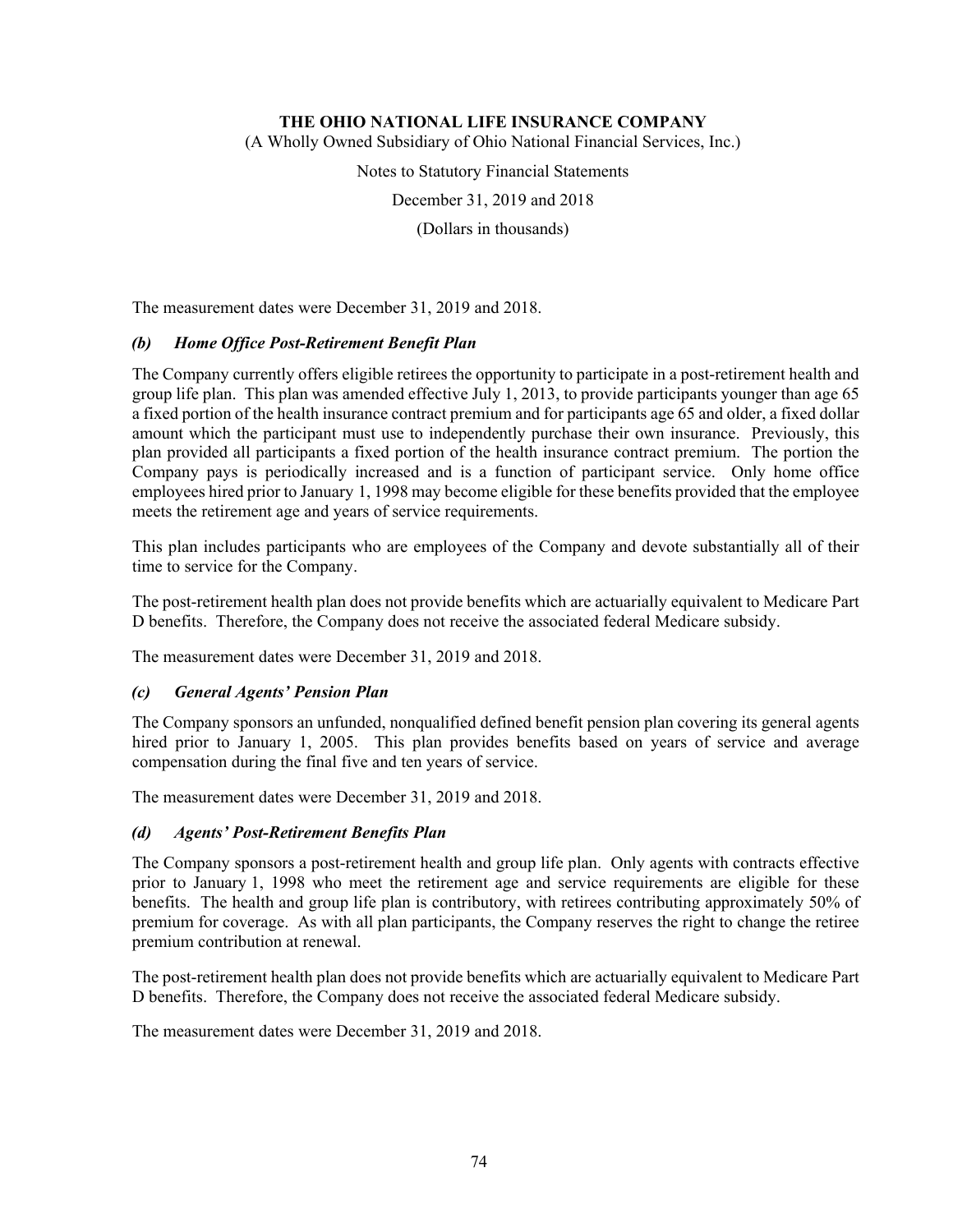The measurement dates were December 31, 2019 and 2018.

### *(b) Home Office Post-Retirement Benefit Plan*

The Company currently offers eligible retirees the opportunity to participate in a post-retirement health and group life plan. This plan was amended effective July 1, 2013, to provide participants younger than age 65 a fixed portion of the health insurance contract premium and for participants age 65 and older, a fixed dollar amount which the participant must use to independently purchase their own insurance. Previously, this plan provided all participants a fixed portion of the health insurance contract premium. The portion the Company pays is periodically increased and is a function of participant service. Only home office employees hired prior to January 1, 1998 may become eligible for these benefits provided that the employee meets the retirement age and years of service requirements.

This plan includes participants who are employees of the Company and devote substantially all of their time to service for the Company.

The post-retirement health plan does not provide benefits which are actuarially equivalent to Medicare Part D benefits. Therefore, the Company does not receive the associated federal Medicare subsidy.

The measurement dates were December 31, 2019 and 2018.

### *(c) General Agents' Pension Plan*

The Company sponsors an unfunded, nonqualified defined benefit pension plan covering its general agents hired prior to January 1, 2005. This plan provides benefits based on years of service and average compensation during the final five and ten years of service.

The measurement dates were December 31, 2019 and 2018.

### *(d) Agents' Post-Retirement Benefits Plan*

The Company sponsors a post-retirement health and group life plan. Only agents with contracts effective prior to January 1, 1998 who meet the retirement age and service requirements are eligible for these benefits. The health and group life plan is contributory, with retirees contributing approximately 50% of premium for coverage. As with all plan participants, the Company reserves the right to change the retiree premium contribution at renewal.

The post-retirement health plan does not provide benefits which are actuarially equivalent to Medicare Part D benefits. Therefore, the Company does not receive the associated federal Medicare subsidy.

The measurement dates were December 31, 2019 and 2018.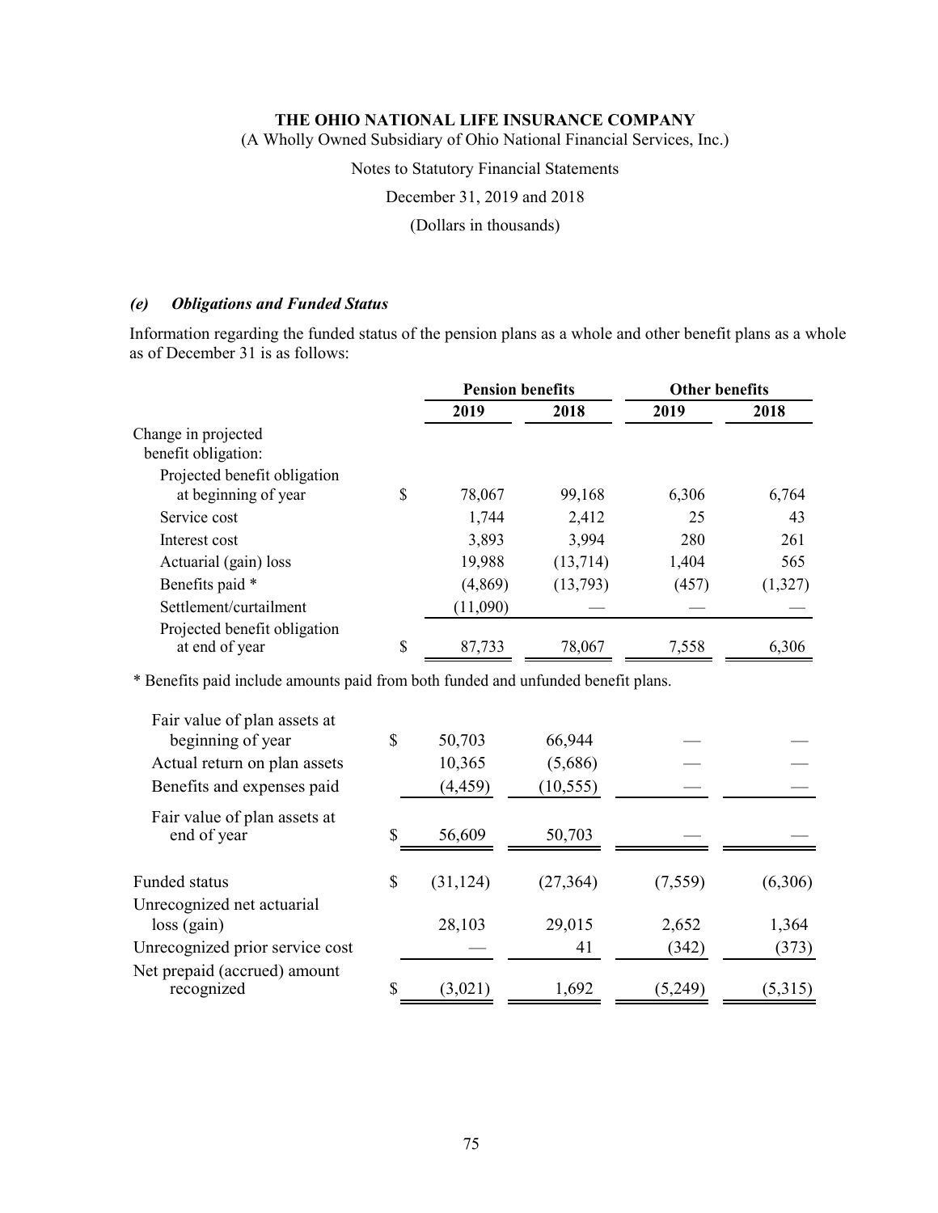### *(e) Obligations and Funded Status*

Information regarding the funded status of the pension plans as a whole and other benefit plans as a whole as of December 31 is as follows:

| | Pension benefits | | Other benefits | |
|---|---|---|---|---|
| | 2019 | 2018 | 2019 | 2018 |
| Change in projected benefit obligation: | | | | |
| Projected benefit obligation at beginning of year | $ 78,067 | 99,168 | 6,306 | 6,764 |
| Service cost | 1,744 | 2,412 | 25 | 43 |
| Interest cost | 3,893 | 3,994 | 280 | 261 |
| Actuarial (gain) loss | 19,988 | (13,714) | 1,404 | 565 |
| Benefits paid * | (4,869) | (13,793) | (457) | (1,327) |
| Settlement/curtailment | (11,090) | — | — | — |
| Projected benefit obligation at end of year | $ 87,733 | 78,067 | 7,558 | 6,306 |

\* Benefits paid include amounts paid from both funded and unfunded benefit plans.

| | Pension benefits | | Other benefits | |
|---|---|---|---|---|
| | 2019 | 2018 | 2019 | 2018 |
| Fair value of plan assets at beginning of year | $ 50,703 | 66,944 | — | — |
| Actual return on plan assets | 10,365 | (5,686) | — | — |
| Benefits and expenses paid | (4,459) | (10,555) | — | — |
| Fair value of plan assets at end of year | $ 56,609 | 50,703 | — | — |
| Funded status | $ (31,124) | (27,364) | (7,559) | (6,306) |
| Unrecognized net actuarial loss (gain) | 28,103 | 29,015 | 2,652 | 1,364 |
| Unrecognized prior service cost | — | 41 | (342) | (373) |
| Net prepaid (accrued) amount recognized | $ (3,021) | 1,692 | (5,249) | (5,315) |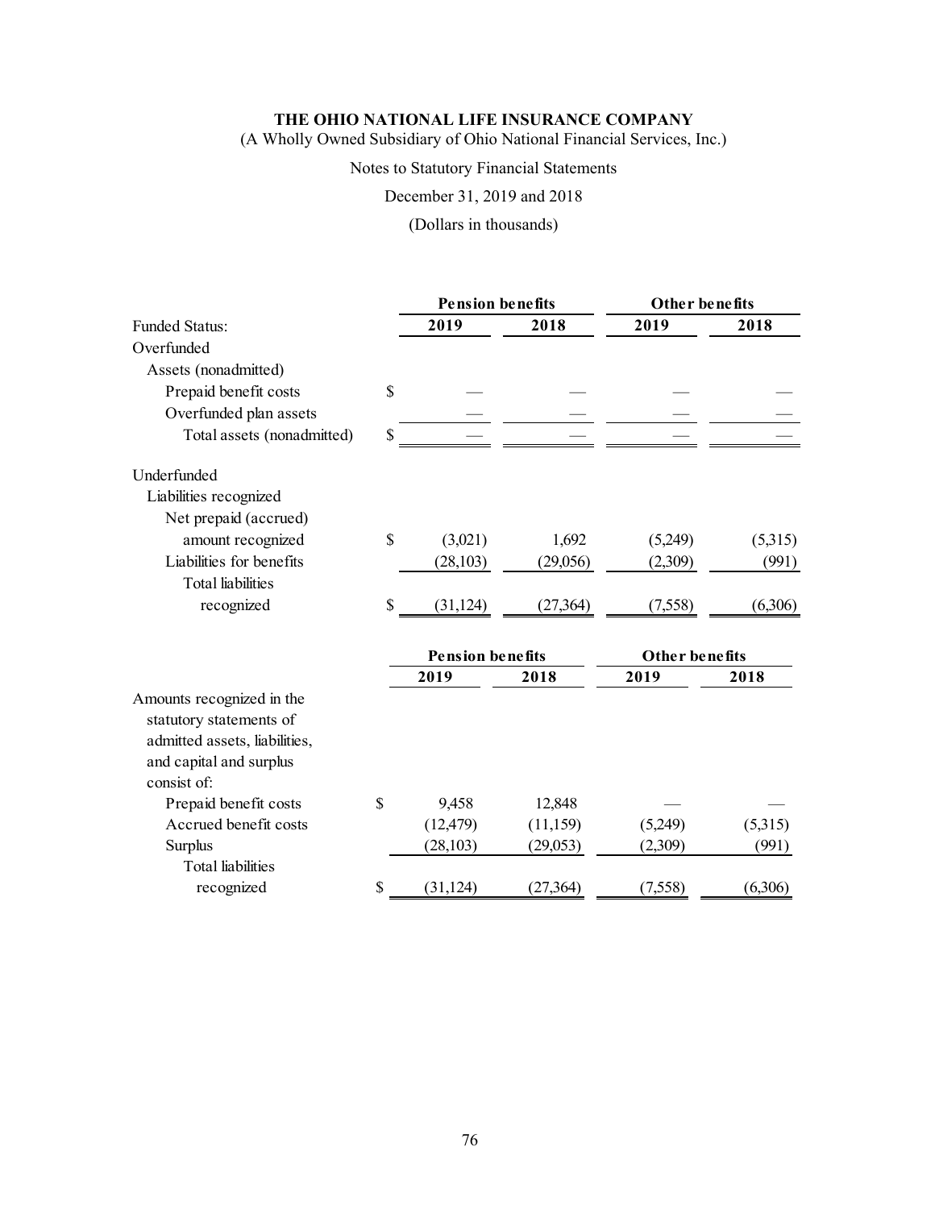**THE OHIO NATIONAL LIFE INSURANCE COMPANY**

(A Wholly Owned Subsidiary of Ohio National Financial Services, Inc.)

Notes to Statutory Financial Statements

December 31, 2019 and 2018

(Dollars in thousands)

| | | Pension benefits | | Other benefits | |
|---|---|---|---|---|---|
| Funded Status: | | 2019 | 2018 | 2019 | 2018 |
| Overfunded | | | | | |
| Assets (nonadmitted) | | | | | |
| Prepaid benefit costs | $ | — | — | — | — |
| Overfunded plan assets | | — | — | — | — |
| Total assets (nonadmitted) | $ | — | — | — | — |
| Underfunded | | | | | |
| Liabilities recognized | | | | | |
| Net prepaid (accrued) amount recognized | $ | (3,021) | 1,692 | (5,249) | (5,315) |
| Liabilities for benefits | | (28,103) | (29,056) | (2,309) | (991) |
| Total liabilities recognized | $ | (31,124) | (27,364) | (7,558) | (6,306) |

| | | Pension benefits | | Other benefits | |
|---|---|---|---|---|---|
| | | 2019 | 2018 | 2019 | 2018 |
| Amounts recognized in the statutory statements of admitted assets, liabilities, and capital and surplus consist of: | | | | | |
| Prepaid benefit costs | $ | 9,458 | 12,848 | — | — |
| Accrued benefit costs | | (12,479) | (11,159) | (5,249) | (5,315) |
| Surplus | | (28,103) | (29,053) | (2,309) | (991) |
| Total liabilities recognized | $ | (31,124) | (27,364) | (7,558) | (6,306) |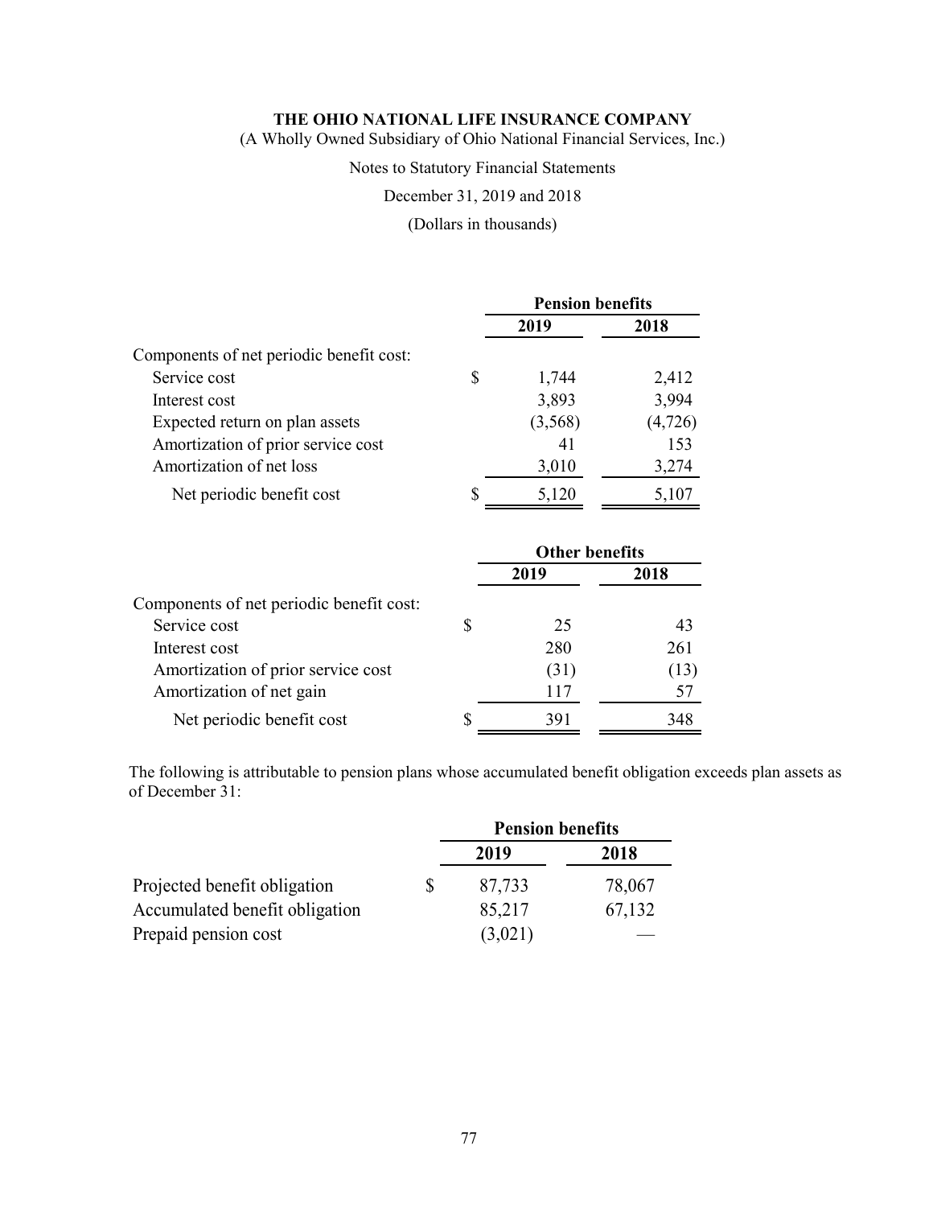| | Pension benefits | |
|---|---|---|
| | 2019 | 2018 |
| Components of net periodic benefit cost: | | |
| Service cost | $ 1,744 | 2,412 |
| Interest cost | 3,893 | 3,994 |
| Expected return on plan assets | (3,568) | (4,726) |
| Amortization of prior service cost | 41 | 153 |
| Amortization of net loss | 3,010 | 3,274 |
| Net periodic benefit cost | $ 5,120 | 5,107 |

| | Other benefits | |
|---|---|---|
| | 2019 | 2018 |
| Components of net periodic benefit cost: | | |
| Service cost | $ 25 | 43 |
| Interest cost | 280 | 261 |
| Amortization of prior service cost | (31) | (13) |
| Amortization of net gain | 117 | 57 |
| Net periodic benefit cost | $ 391 | 348 |

The following is attributable to pension plans whose accumulated benefit obligation exceeds plan assets as of December 31:

| | Pension benefits | |
|---|---|---|
| | 2019 | 2018 |
| Projected benefit obligation | $ 87,733 | 78,067 |
| Accumulated benefit obligation | 85,217 | 67,132 |
| Prepaid pension cost | (3,021) | — |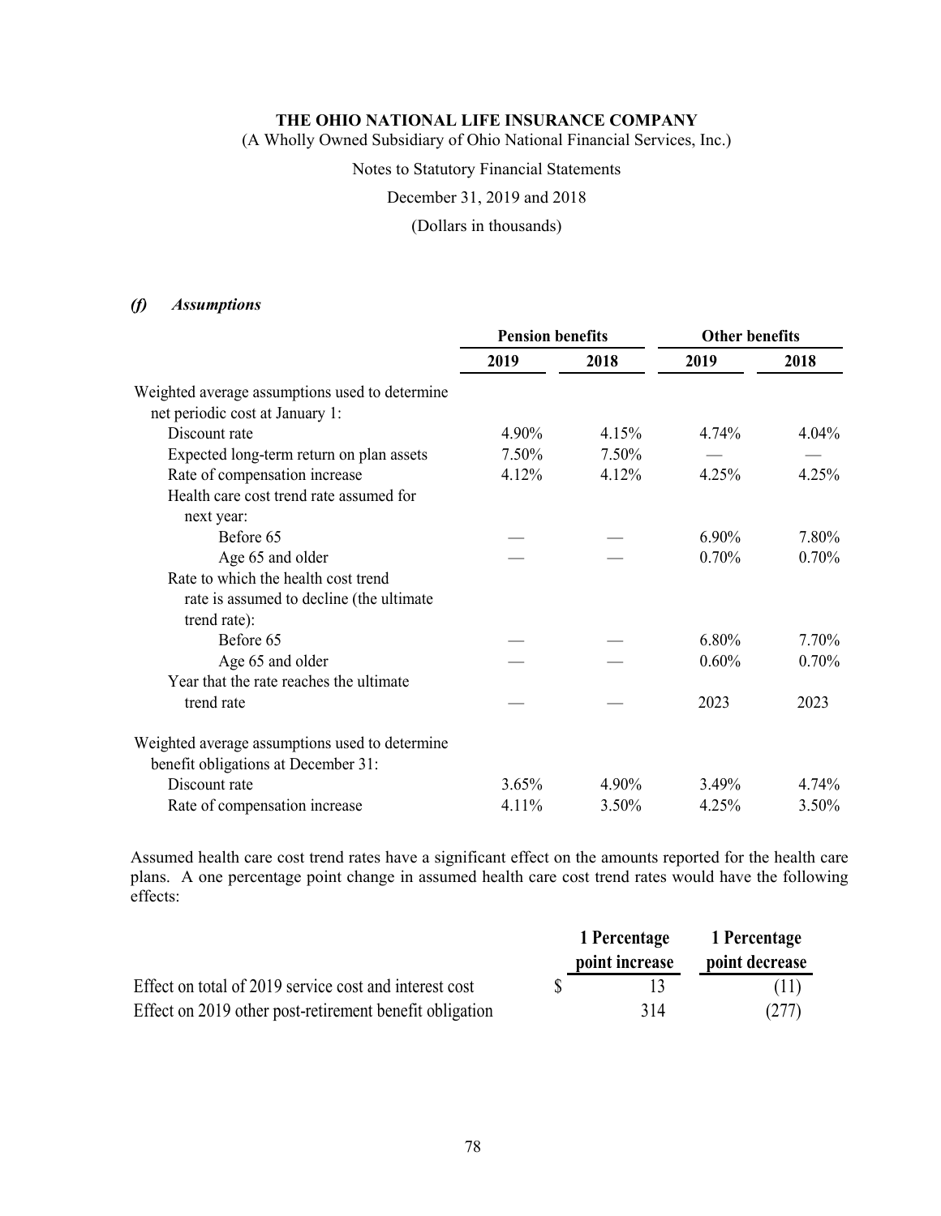### *(f) Assumptions*

| | Pension benefits | | Other benefits | |
|---|---|---|---|---|
| | 2019 | 2018 | 2019 | 2018 |
| Weighted average assumptions used to determine net periodic cost at January 1: | | | | |
| Discount rate | 4.90% | 4.15% | 4.74% | 4.04% |
| Expected long-term return on plan assets | 7.50% | 7.50% | — | — |
| Rate of compensation increase | 4.12% | 4.12% | 4.25% | 4.25% |
| Health care cost trend rate assumed for next year: | | | | |
| Before 65 | — | — | 6.90% | 7.80% |
| Age 65 and older | — | — | 0.70% | 0.70% |
| Rate to which the health cost trend rate is assumed to decline (the ultimate trend rate): | | | | |
| Before 65 | — | — | 6.80% | 7.70% |
| Age 65 and older | — | — | 0.60% | 0.70% |
| Year that the rate reaches the ultimate trend rate | — | — | 2023 | 2023 |
| Weighted average assumptions used to determine benefit obligations at December 31: | | | | |
| Discount rate | 3.65% | 4.90% | 3.49% | 4.74% |
| Rate of compensation increase | 4.11% | 3.50% | 4.25% | 3.50% |

Assumed health care cost trend rates have a significant effect on the amounts reported for the health care plans. A one percentage point change in assumed health care cost trend rates would have the following effects:

| | 1 Percentage point increase | 1 Percentage point decrease |
|---|---|---|
| Effect on total of 2019 service cost and interest cost | $ 13 | (11) |
| Effect on 2019 other post-retirement benefit obligation | 314 | (277) |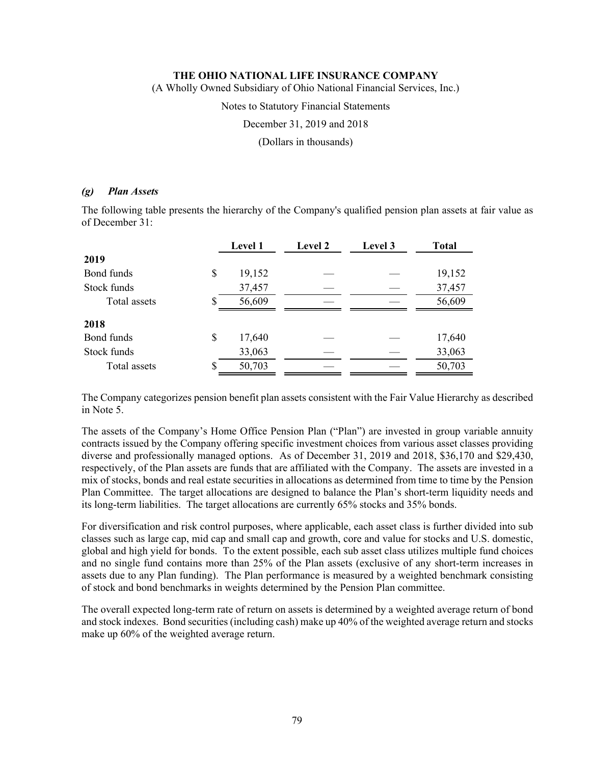### *(g) Plan Assets*

The following table presents the hierarchy of the Company's qualified pension plan assets at fair value as of December 31:

| | Level 1 | Level 2 | Level 3 | Total |
|---|---|---|---|---|
| **2019** | | | | |
| Bond funds | $ 19,152 | — | — | 19,152 |
| Stock funds | 37,457 | — | — | 37,457 |
| Total assets | $ 56,609 | — | — | 56,609 |
| **2018** | | | | |
| Bond funds | $ 17,640 | — | — | 17,640 |
| Stock funds | 33,063 | — | — | 33,063 |
| Total assets | $ 50,703 | — | — | 50,703 |

The Company categorizes pension benefit plan assets consistent with the Fair Value Hierarchy as described in Note 5.

The assets of the Company's Home Office Pension Plan ("Plan") are invested in group variable annuity contracts issued by the Company offering specific investment choices from various asset classes providing diverse and professionally managed options. As of December 31, 2019 and 2018, $36,170 and $29,430, respectively, of the Plan assets are funds that are affiliated with the Company. The assets are invested in a mix of stocks, bonds and real estate securities in allocations as determined from time to time by the Pension Plan Committee. The target allocations are designed to balance the Plan's short-term liquidity needs and its long-term liabilities. The target allocations are currently 65% stocks and 35% bonds.

For diversification and risk control purposes, where applicable, each asset class is further divided into sub classes such as large cap, mid cap and small cap and growth, core and value for stocks and U.S. domestic, global and high yield for bonds. To the extent possible, each sub asset class utilizes multiple fund choices and no single fund contains more than 25% of the Plan assets (exclusive of any short-term increases in assets due to any Plan funding). The Plan performance is measured by a weighted benchmark consisting of stock and bond benchmarks in weights determined by the Pension Plan committee.

The overall expected long-term rate of return on assets is determined by a weighted average return of bond and stock indexes. Bond securities (including cash) make up 40% of the weighted average return and stocks make up 60% of the weighted average return.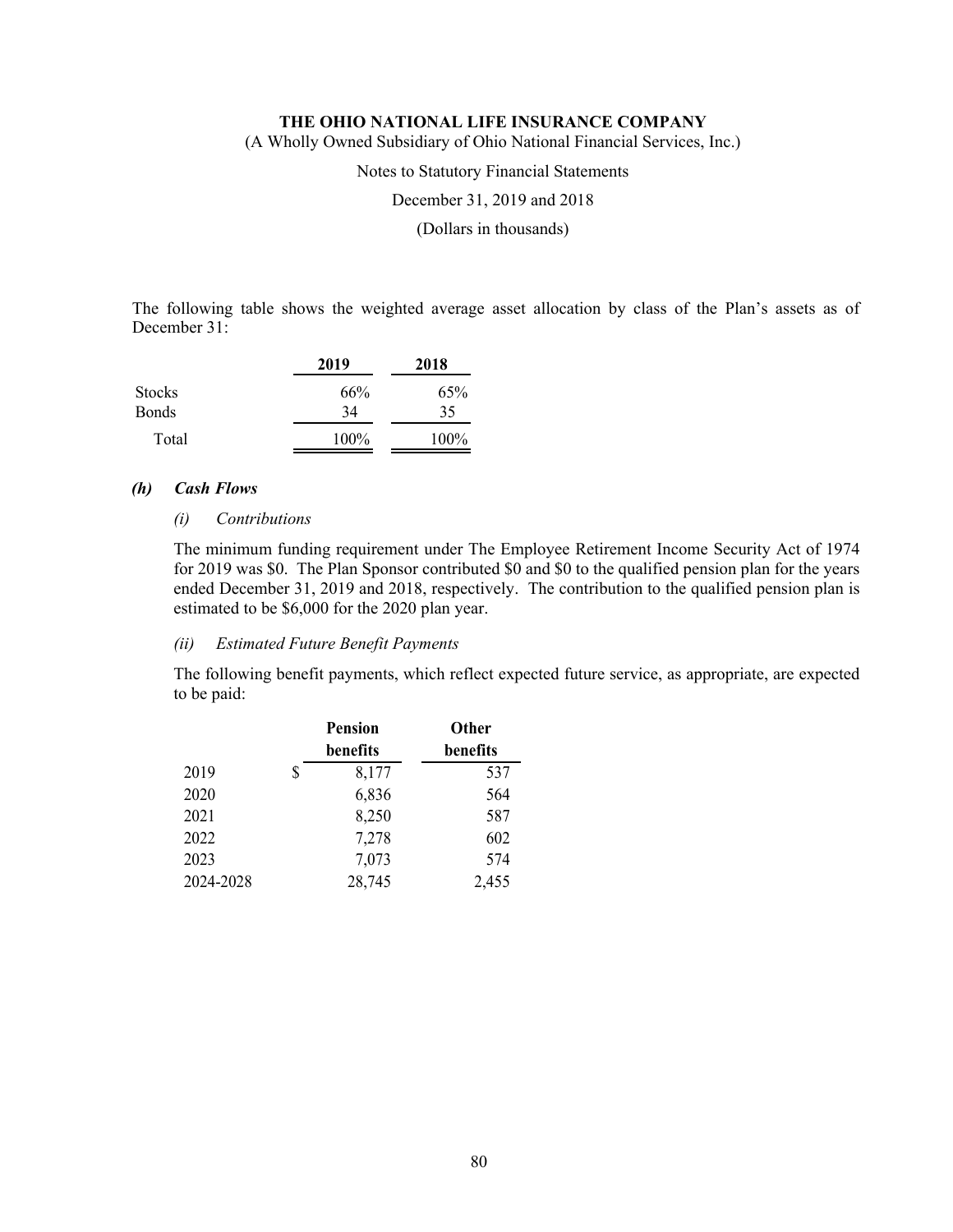The following table shows the weighted average asset allocation by class of the Plan's assets as of December 31:

| | 2019 | 2018 |
|---|---|---|
| Stocks | 66% | 65% |
| Bonds | 34 | 35 |
| Total | 100% | 100% |

### *(h) Cash Flows*

#### *(i) Contributions*

The minimum funding requirement under The Employee Retirement Income Security Act of 1974 for 2019 was $0. The Plan Sponsor contributed $0 and $0 to the qualified pension plan for the years ended December 31, 2019 and 2018, respectively. The contribution to the qualified pension plan is estimated to be $6,000 for the 2020 plan year.

#### *(ii) Estimated Future Benefit Payments*

The following benefit payments, which reflect expected future service, as appropriate, are expected to be paid:

| | Pension benefits | Other benefits |
|---|---|---|
| 2019 | $ 8,177 | 537 |
| 2020 | 6,836 | 564 |
| 2021 | 8,250 | 587 |
| 2022 | 7,278 | 602 |
| 2023 | 7,073 | 574 |
| 2024-2028 | 28,745 | 2,455 |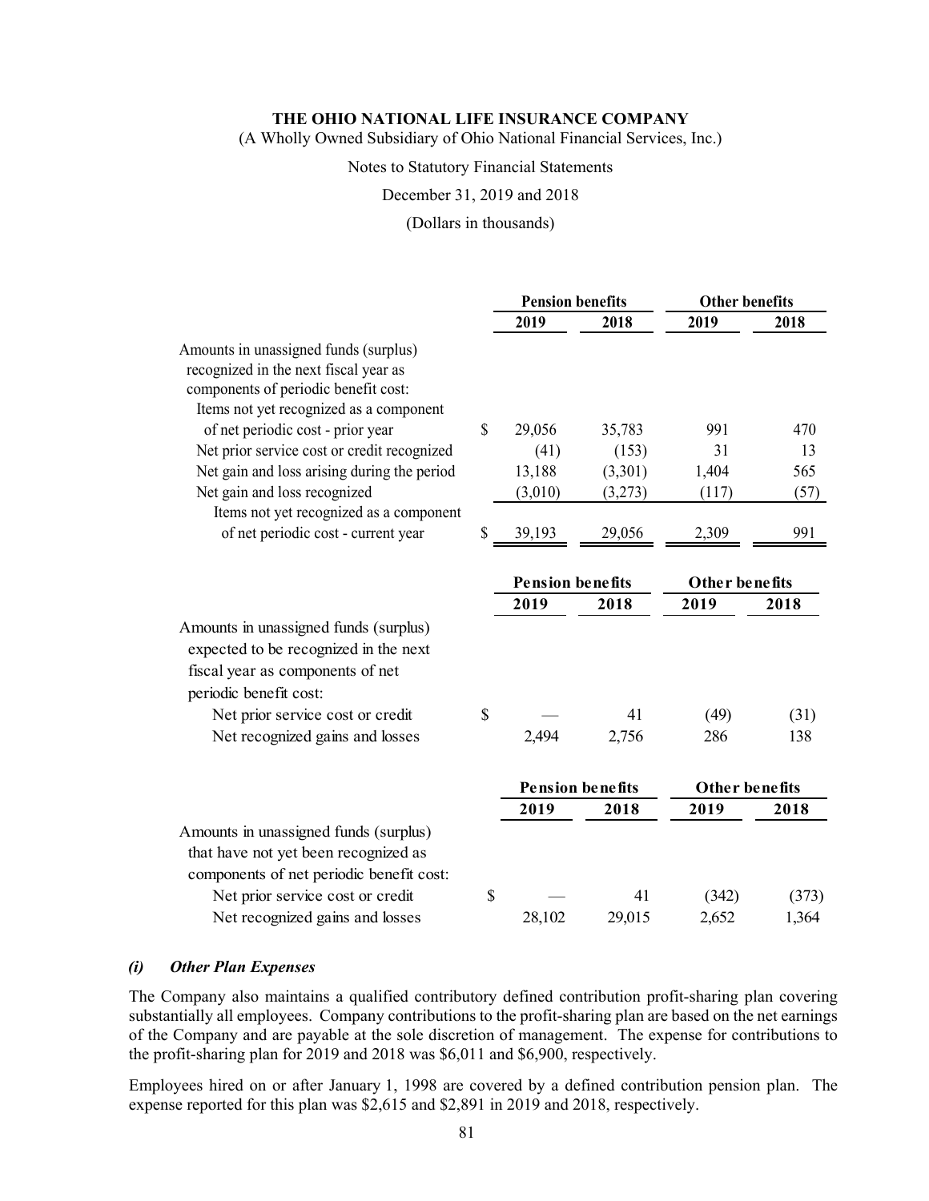| | Pension benefits | | Other benefits | |
|---|---|---|---|---|
| | 2019 | 2018 | 2019 | 2018 |
| Amounts in unassigned funds (surplus) recognized in the next fiscal year as components of periodic benefit cost: | | | | |
| Items not yet recognized as a component of net periodic cost - prior year | $ 29,056 | 35,783 | 991 | 470 |
| Net prior service cost or credit recognized | (41) | (153) | 31 | 13 |
| Net gain and loss arising during the period | 13,188 | (3,301) | 1,404 | 565 |
| Net gain and loss recognized | (3,010) | (3,273) | (117) | (57) |
| Items not yet recognized as a component of net periodic cost - current year | $ 39,193 | 29,056 | 2,309 | 991 |

| | Pension benefits | | Other benefits | |
|---|---|---|---|---|
| | 2019 | 2018 | 2019 | 2018 |
| Amounts in unassigned funds (surplus) expected to be recognized in the next fiscal year as components of net periodic benefit cost: | | | | |
| Net prior service cost or credit | $ — | 41 | (49) | (31) |
| Net recognized gains and losses | 2,494 | 2,756 | 286 | 138 |

| | Pension benefits | | Other benefits | |
|---|---|---|---|---|
| | 2019 | 2018 | 2019 | 2018 |
| Amounts in unassigned funds (surplus) that have not yet been recognized as components of net periodic benefit cost: | | | | |
| Net prior service cost or credit | $ — | 41 | (342) | (373) |
| Net recognized gains and losses | 28,102 | 29,015 | 2,652 | 1,364 |

### *(i) Other Plan Expenses*

The Company also maintains a qualified contributory defined contribution profit-sharing plan covering substantially all employees. Company contributions to the profit-sharing plan are based on the net earnings of the Company and are payable at the sole discretion of management. The expense for contributions to the profit-sharing plan for 2019 and 2018 was $6,011 and $6,900, respectively.

Employees hired on or after January 1, 1998 are covered by a defined contribution pension plan. The expense reported for this plan was $2,615 and $2,891 in 2019 and 2018, respectively.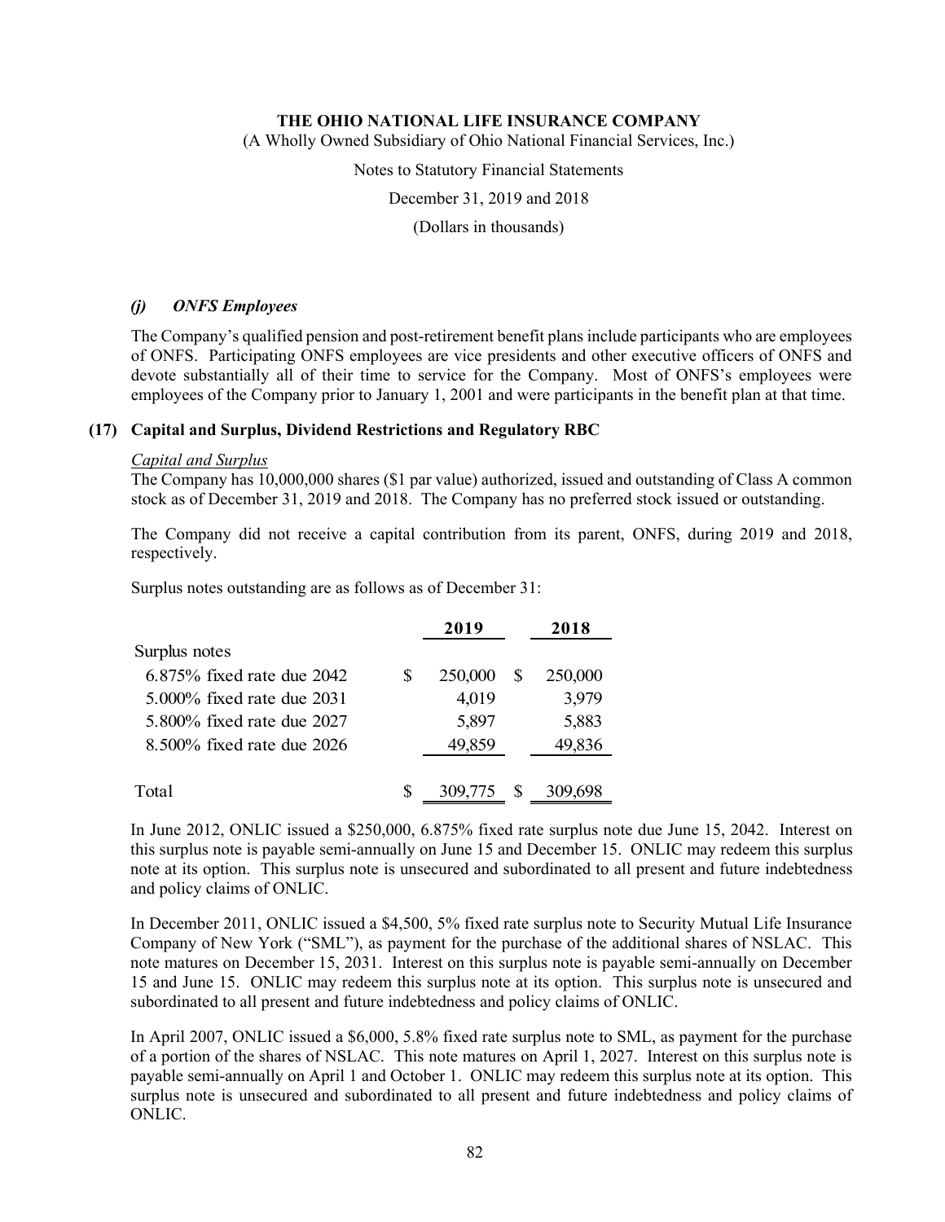### *(j) ONFS Employees*

The Company's qualified pension and post-retirement benefit plans include participants who are employees of ONFS. Participating ONFS employees are vice presidents and other executive officers of ONFS and devote substantially all of their time to service for the Company. Most of ONFS's employees were employees of the Company prior to January 1, 2001 and were participants in the benefit plan at that time.

## (17) Capital and Surplus, Dividend Restrictions and Regulatory RBC

*Capital and Surplus*

The Company has 10,000,000 shares ($1 par value) authorized, issued and outstanding of Class A common stock as of December 31, 2019 and 2018. The Company has no preferred stock issued or outstanding.

The Company did not receive a capital contribution from its parent, ONFS, during 2019 and 2018, respectively.

Surplus notes outstanding are as follows as of December 31:

| | 2019 | 2018 |
|---|---|---|
| Surplus notes | | |
| 6.875% fixed rate due 2042 | $ 250,000 | $ 250,000 |
| 5.000% fixed rate due 2031 | 4,019 | 3,979 |
| 5.800% fixed rate due 2027 | 5,897 | 5,883 |
| 8.500% fixed rate due 2026 | 49,859 | 49,836 |
| Total | $ 309,775 | $ 309,698 |

In June 2012, ONLIC issued a $250,000, 6.875% fixed rate surplus note due June 15, 2042. Interest on this surplus note is payable semi-annually on June 15 and December 15. ONLIC may redeem this surplus note at its option. This surplus note is unsecured and subordinated to all present and future indebtedness and policy claims of ONLIC.

In December 2011, ONLIC issued a $4,500, 5% fixed rate surplus note to Security Mutual Life Insurance Company of New York ("SML"), as payment for the purchase of the additional shares of NSLAC. This note matures on December 15, 2031. Interest on this surplus note is payable semi-annually on December 15 and June 15. ONLIC may redeem this surplus note at its option. This surplus note is unsecured and subordinated to all present and future indebtedness and policy claims of ONLIC.

In April 2007, ONLIC issued a $6,000, 5.8% fixed rate surplus note to SML, as payment for the purchase of a portion of the shares of NSLAC. This note matures on April 1, 2027. Interest on this surplus note is payable semi-annually on April 1 and October 1. ONLIC may redeem this surplus note at its option. This surplus note is unsecured and subordinated to all present and future indebtedness and policy claims of ONLIC.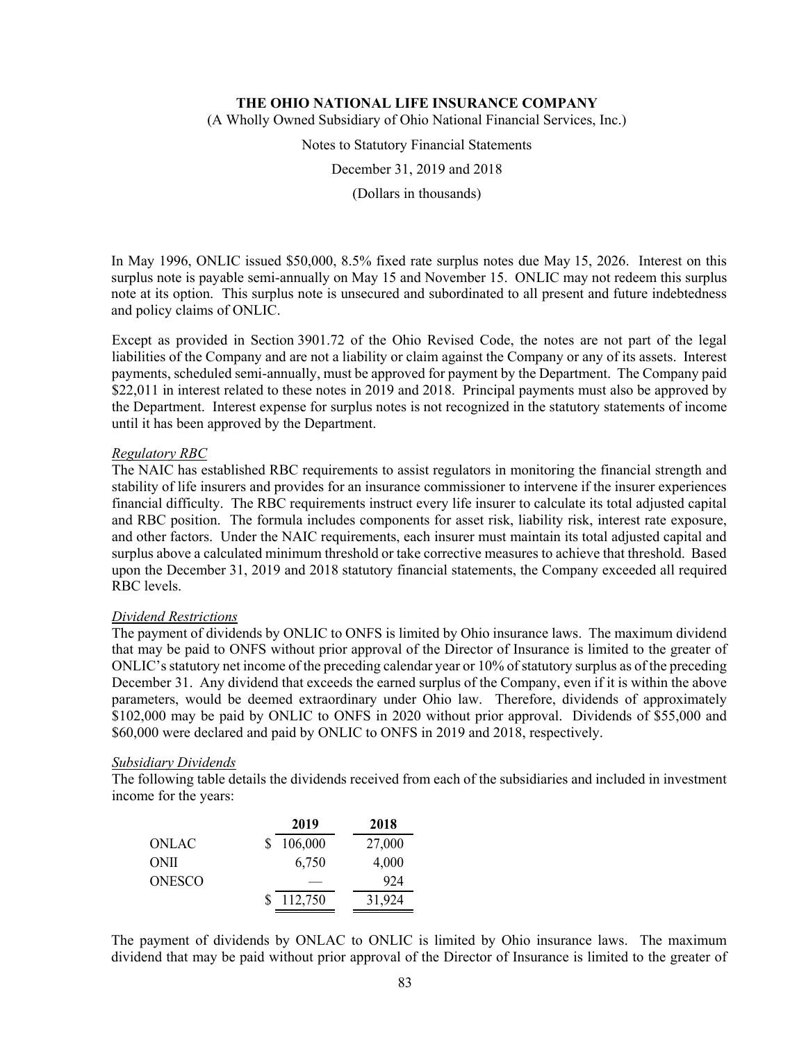In May 1996, ONLIC issued $50,000, 8.5% fixed rate surplus notes due May 15, 2026. Interest on this surplus note is payable semi-annually on May 15 and November 15. ONLIC may not redeem this surplus note at its option. This surplus note is unsecured and subordinated to all present and future indebtedness and policy claims of ONLIC.

Except as provided in Section 3901.72 of the Ohio Revised Code, the notes are not part of the legal liabilities of the Company and are not a liability or claim against the Company or any of its assets. Interest payments, scheduled semi-annually, must be approved for payment by the Department. The Company paid $22,011 in interest related to these notes in 2019 and 2018. Principal payments must also be approved by the Department. Interest expense for surplus notes is not recognized in the statutory statements of income until it has been approved by the Department.

*Regulatory RBC*

The NAIC has established RBC requirements to assist regulators in monitoring the financial strength and stability of life insurers and provides for an insurance commissioner to intervene if the insurer experiences financial difficulty. The RBC requirements instruct every life insurer to calculate its total adjusted capital and RBC position. The formula includes components for asset risk, liability risk, interest rate exposure, and other factors. Under the NAIC requirements, each insurer must maintain its total adjusted capital and surplus above a calculated minimum threshold or take corrective measures to achieve that threshold. Based upon the December 31, 2019 and 2018 statutory financial statements, the Company exceeded all required RBC levels.

*Dividend Restrictions*

The payment of dividends by ONLIC to ONFS is limited by Ohio insurance laws. The maximum dividend that may be paid to ONFS without prior approval of the Director of Insurance is limited to the greater of ONLIC's statutory net income of the preceding calendar year or 10% of statutory surplus as of the preceding December 31. Any dividend that exceeds the earned surplus of the Company, even if it is within the above parameters, would be deemed extraordinary under Ohio law. Therefore, dividends of approximately $102,000 may be paid by ONLIC to ONFS in 2020 without prior approval. Dividends of $55,000 and $60,000 were declared and paid by ONLIC to ONFS in 2019 and 2018, respectively.

*Subsidiary Dividends*

The following table details the dividends received from each of the subsidiaries and included in investment income for the years:

| | 2019 | 2018 |
|---|---|---|
| ONLAC | $ 106,000 | 27,000 |
| ONII | 6,750 | 4,000 |
| ONESCO | — | 924 |
| | $ 112,750 | 31,924 |

The payment of dividends by ONLAC to ONLIC is limited by Ohio insurance laws. The maximum dividend that may be paid without prior approval of the Director of Insurance is limited to the greater of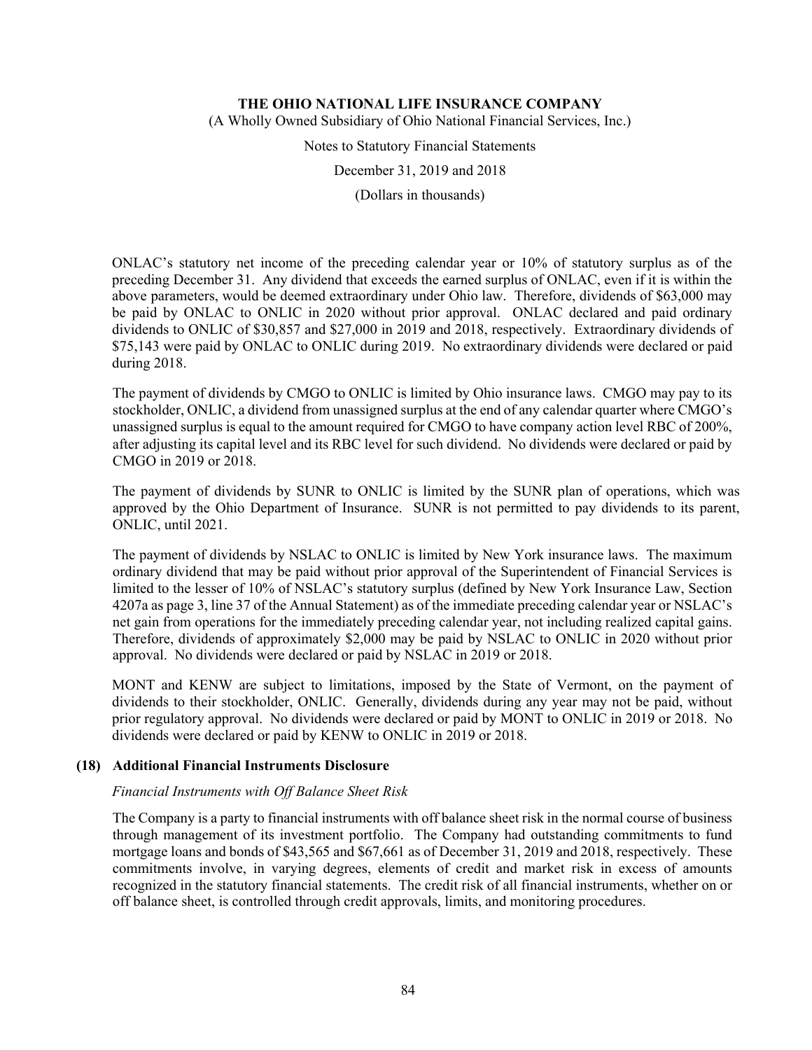ONLAC's statutory net income of the preceding calendar year or 10% of statutory surplus as of the preceding December 31. Any dividend that exceeds the earned surplus of ONLAC, even if it is within the above parameters, would be deemed extraordinary under Ohio law. Therefore, dividends of $63,000 may be paid by ONLAC to ONLIC in 2020 without prior approval. ONLAC declared and paid ordinary dividends to ONLIC of $30,857 and $27,000 in 2019 and 2018, respectively. Extraordinary dividends of $75,143 were paid by ONLAC to ONLIC during 2019. No extraordinary dividends were declared or paid during 2018.

The payment of dividends by CMGO to ONLIC is limited by Ohio insurance laws. CMGO may pay to its stockholder, ONLIC, a dividend from unassigned surplus at the end of any calendar quarter where CMGO's unassigned surplus is equal to the amount required for CMGO to have company action level RBC of 200%, after adjusting its capital level and its RBC level for such dividend. No dividends were declared or paid by CMGO in 2019 or 2018.

The payment of dividends by SUNR to ONLIC is limited by the SUNR plan of operations, which was approved by the Ohio Department of Insurance. SUNR is not permitted to pay dividends to its parent, ONLIC, until 2021.

The payment of dividends by NSLAC to ONLIC is limited by New York insurance laws. The maximum ordinary dividend that may be paid without prior approval of the Superintendent of Financial Services is limited to the lesser of 10% of NSLAC's statutory surplus (defined by New York Insurance Law, Section 4207a as page 3, line 37 of the Annual Statement) as of the immediate preceding calendar year or NSLAC's net gain from operations for the immediately preceding calendar year, not including realized capital gains. Therefore, dividends of approximately $2,000 may be paid by NSLAC to ONLIC in 2020 without prior approval. No dividends were declared or paid by NSLAC in 2019 or 2018.

MONT and KENW are subject to limitations, imposed by the State of Vermont, on the payment of dividends to their stockholder, ONLIC. Generally, dividends during any year may not be paid, without prior regulatory approval. No dividends were declared or paid by MONT to ONLIC in 2019 or 2018. No dividends were declared or paid by KENW to ONLIC in 2019 or 2018.

## (18) Additional Financial Instruments Disclosure

*Financial Instruments with Off Balance Sheet Risk*

The Company is a party to financial instruments with off balance sheet risk in the normal course of business through management of its investment portfolio. The Company had outstanding commitments to fund mortgage loans and bonds of $43,565 and $67,661 as of December 31, 2019 and 2018, respectively. These commitments involve, in varying degrees, elements of credit and market risk in excess of amounts recognized in the statutory financial statements. The credit risk of all financial instruments, whether on or off balance sheet, is controlled through credit approvals, limits, and monitoring procedures.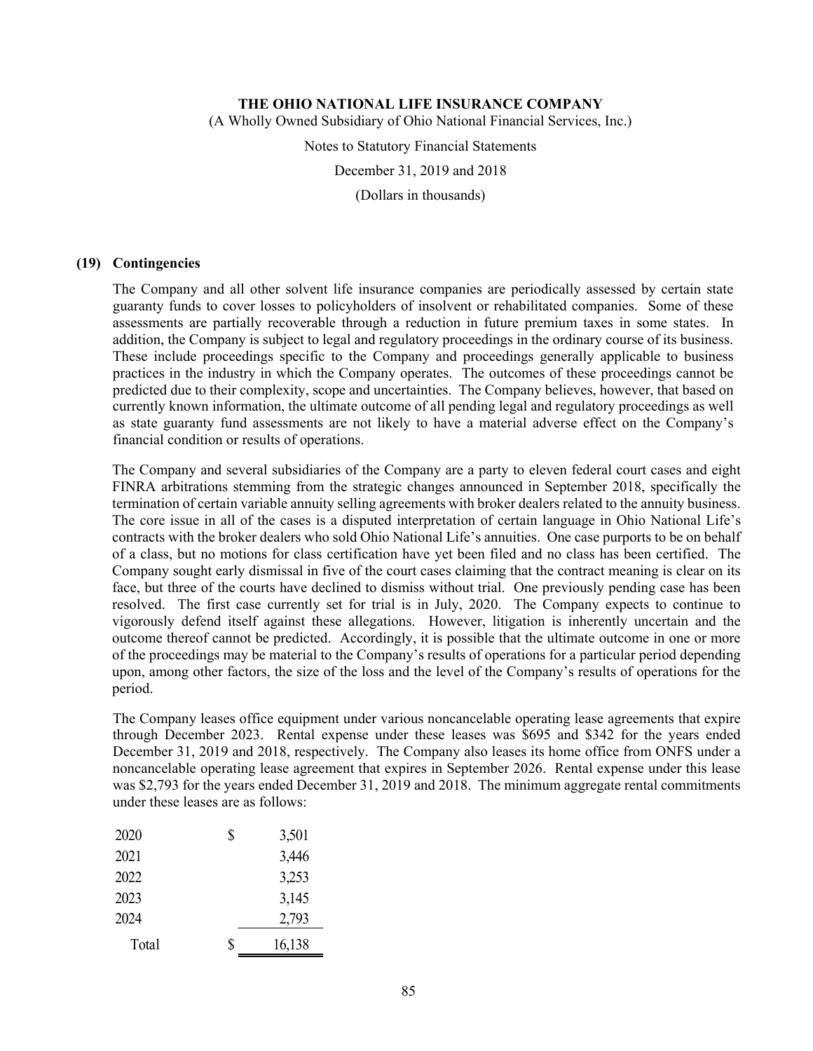### (19) Contingencies

The Company and all other solvent life insurance companies are periodically assessed by certain state guaranty funds to cover losses to policyholders of insolvent or rehabilitated companies. Some of these assessments are partially recoverable through a reduction in future premium taxes in some states. In addition, the Company is subject to legal and regulatory proceedings in the ordinary course of its business. These include proceedings specific to the Company and proceedings generally applicable to business practices in the industry in which the Company operates. The outcomes of these proceedings cannot be predicted due to their complexity, scope and uncertainties. The Company believes, however, that based on currently known information, the ultimate outcome of all pending legal and regulatory proceedings as well as state guaranty fund assessments are not likely to have a material adverse effect on the Company's financial condition or results of operations.

The Company and several subsidiaries of the Company are a party to eleven federal court cases and eight FINRA arbitrations stemming from the strategic changes announced in September 2018, specifically the termination of certain variable annuity selling agreements with broker dealers related to the annuity business. The core issue in all of the cases is a disputed interpretation of certain language in Ohio National Life's contracts with the broker dealers who sold Ohio National Life's annuities. One case purports to be on behalf of a class, but no motions for class certification have yet been filed and no class has been certified. The Company sought early dismissal in five of the court cases claiming that the contract meaning is clear on its face, but three of the courts have declined to dismiss without trial. One previously pending case has been resolved. The first case currently set for trial is in July, 2020. The Company expects to continue to vigorously defend itself against these allegations. However, litigation is inherently uncertain and the outcome thereof cannot be predicted. Accordingly, it is possible that the ultimate outcome in one or more of the proceedings may be material to the Company's results of operations for a particular period depending upon, among other factors, the size of the loss and the level of the Company's results of operations for the period.

The Company leases office equipment under various noncancelable operating lease agreements that expire through December 2023. Rental expense under these leases was $695 and $342 for the years ended December 31, 2019 and 2018, respectively. The Company also leases its home office from ONFS under a noncancelable operating lease agreement that expires in September 2026. Rental expense under this lease was $2,793 for the years ended December 31, 2019 and 2018. The minimum aggregate rental commitments under these leases are as follows:

| | | |
|---|---|---|
| 2020 | $ | 3,501 |
| 2021 | | 3,446 |
| 2022 | | 3,253 |
| 2023 | | 3,145 |
| 2024 | | 2,793 |
| Total | $ | 16,138 |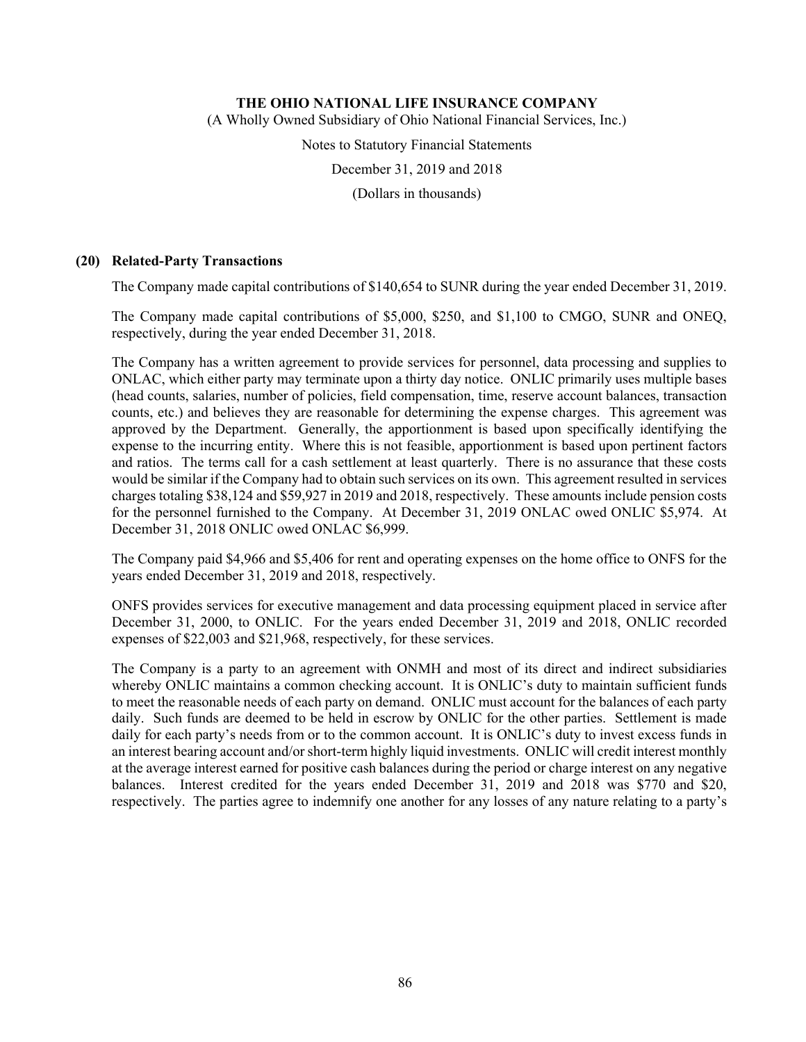### (20) Related-Party Transactions

The Company made capital contributions of $140,654 to SUNR during the year ended December 31, 2019.

The Company made capital contributions of $5,000, $250, and $1,100 to CMGO, SUNR and ONEQ, respectively, during the year ended December 31, 2018.

The Company has a written agreement to provide services for personnel, data processing and supplies to ONLAC, which either party may terminate upon a thirty day notice. ONLIC primarily uses multiple bases (head counts, salaries, number of policies, field compensation, time, reserve account balances, transaction counts, etc.) and believes they are reasonable for determining the expense charges. This agreement was approved by the Department. Generally, the apportionment is based upon specifically identifying the expense to the incurring entity. Where this is not feasible, apportionment is based upon pertinent factors and ratios. The terms call for a cash settlement at least quarterly. There is no assurance that these costs would be similar if the Company had to obtain such services on its own. This agreement resulted in services charges totaling $38,124 and $59,927 in 2019 and 2018, respectively. These amounts include pension costs for the personnel furnished to the Company. At December 31, 2019 ONLAC owed ONLIC $5,974. At December 31, 2018 ONLIC owed ONLAC $6,999.

The Company paid $4,966 and $5,406 for rent and operating expenses on the home office to ONFS for the years ended December 31, 2019 and 2018, respectively.

ONFS provides services for executive management and data processing equipment placed in service after December 31, 2000, to ONLIC. For the years ended December 31, 2019 and 2018, ONLIC recorded expenses of $22,003 and $21,968, respectively, for these services.

The Company is a party to an agreement with ONMH and most of its direct and indirect subsidiaries whereby ONLIC maintains a common checking account. It is ONLIC's duty to maintain sufficient funds to meet the reasonable needs of each party on demand. ONLIC must account for the balances of each party daily. Such funds are deemed to be held in escrow by ONLIC for the other parties. Settlement is made daily for each party's needs from or to the common account. It is ONLIC's duty to invest excess funds in an interest bearing account and/or short-term highly liquid investments. ONLIC will credit interest monthly at the average interest earned for positive cash balances during the period or charge interest on any negative balances. Interest credited for the years ended December 31, 2019 and 2018 was $770 and $20, respectively. The parties agree to indemnify one another for any losses of any nature relating to a party's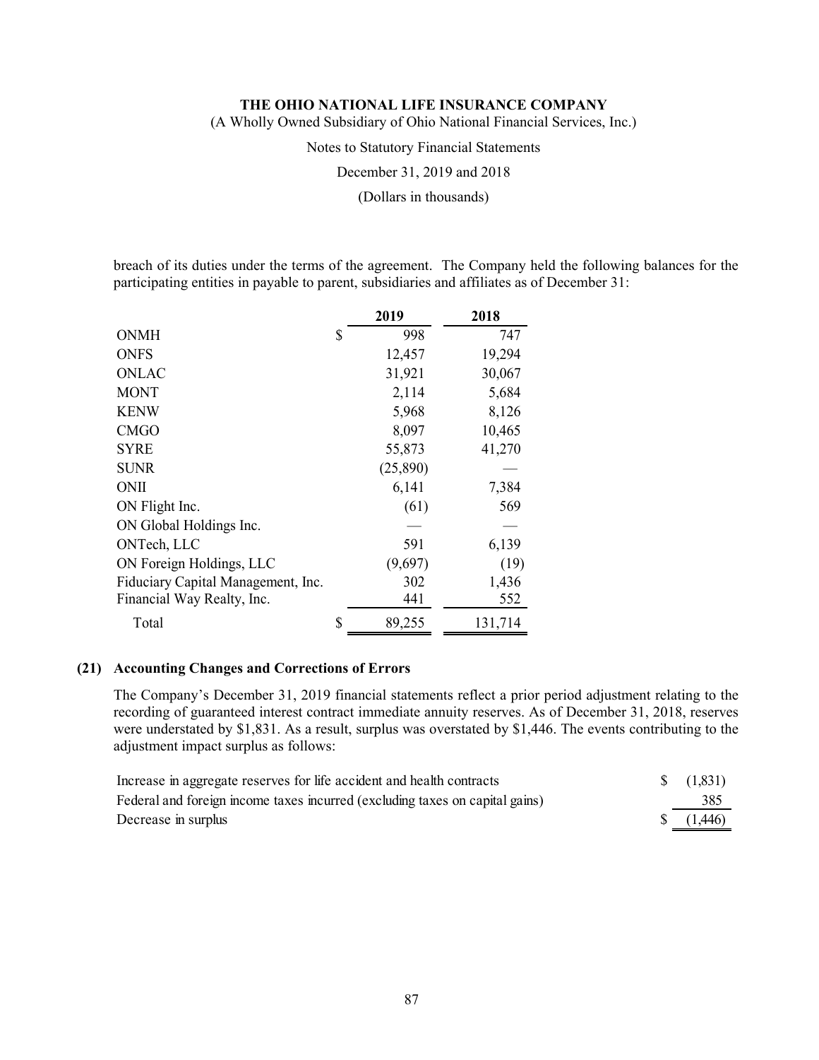breach of its duties under the terms of the agreement. The Company held the following balances for the participating entities in payable to parent, subsidiaries and affiliates as of December 31:

| | 2019 | 2018 |
|---|---|---|
| ONMH | $ 998 | 747 |
| ONFS | 12,457 | 19,294 |
| ONLAC | 31,921 | 30,067 |
| MONT | 2,114 | 5,684 |
| KENW | 5,968 | 8,126 |
| CMGO | 8,097 | 10,465 |
| SYRE | 55,873 | 41,270 |
| SUNR | (25,890) | — |
| ONII | 6,141 | 7,384 |
| ON Flight Inc. | (61) | 569 |
| ON Global Holdings Inc. | — | — |
| ONTech, LLC | 591 | 6,139 |
| ON Foreign Holdings, LLC | (9,697) | (19) |
| Fiduciary Capital Management, Inc. | 302 | 1,436 |
| Financial Way Realty, Inc. | 441 | 552 |
| Total | $ 89,255 | 131,714 |

## (21) Accounting Changes and Corrections of Errors

The Company's December 31, 2019 financial statements reflect a prior period adjustment relating to the recording of guaranteed interest contract immediate annuity reserves. As of December 31, 2018, reserves were understated by $1,831. As a result, surplus was overstated by $1,446. The events contributing to the adjustment impact surplus as follows:

| | |
|---|---|
| Increase in aggregate reserves for life accident and health contracts | $ (1,831) |
| Federal and foreign income taxes incurred (excluding taxes on capital gains) | 385 |
| Decrease in surplus | $ (1,446) |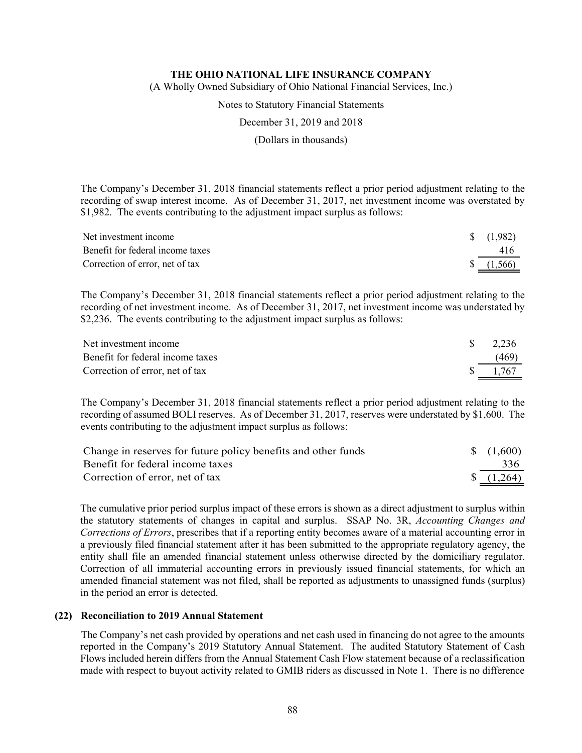The Company's December 31, 2018 financial statements reflect a prior period adjustment relating to the recording of swap interest income. As of December 31, 2017, net investment income was overstated by $1,982. The events contributing to the adjustment impact surplus as follows:

| | |
|---|---|
| Net investment income | $ (1,982) |
| Benefit for federal income taxes | 416 |
| Correction of error, net of tax | $ (1,566) |

The Company's December 31, 2018 financial statements reflect a prior period adjustment relating to the recording of net investment income. As of December 31, 2017, net investment income was understated by $2,236. The events contributing to the adjustment impact surplus as follows:

| | |
|---|---|
| Net investment income | $ 2,236 |
| Benefit for federal income taxes | (469) |
| Correction of error, net of tax | $ 1,767 |

The Company's December 31, 2018 financial statements reflect a prior period adjustment relating to the recording of assumed BOLI reserves. As of December 31, 2017, reserves were understated by $1,600. The events contributing to the adjustment impact surplus as follows:

| | |
|---|---|
| Change in reserves for future policy benefits and other funds | $ (1,600) |
| Benefit for federal income taxes | 336 |
| Correction of error, net of tax | $ (1,264) |

The cumulative prior period surplus impact of these errors is shown as a direct adjustment to surplus within the statutory statements of changes in capital and surplus. SSAP No. 3R, *Accounting Changes and Corrections of Errors*, prescribes that if a reporting entity becomes aware of a material accounting error in a previously filed financial statement after it has been submitted to the appropriate regulatory agency, the entity shall file an amended financial statement unless otherwise directed by the domiciliary regulator. Correction of all immaterial accounting errors in previously issued financial statements, for which an amended financial statement was not filed, shall be reported as adjustments to unassigned funds (surplus) in the period an error is detected.

## (22) Reconciliation to 2019 Annual Statement

The Company's net cash provided by operations and net cash used in financing do not agree to the amounts reported in the Company's 2019 Statutory Annual Statement. The audited Statutory Statement of Cash Flows included herein differs from the Annual Statement Cash Flow statement because of a reclassification made with respect to buyout activity related to GMIB riders as discussed in Note 1. There is no difference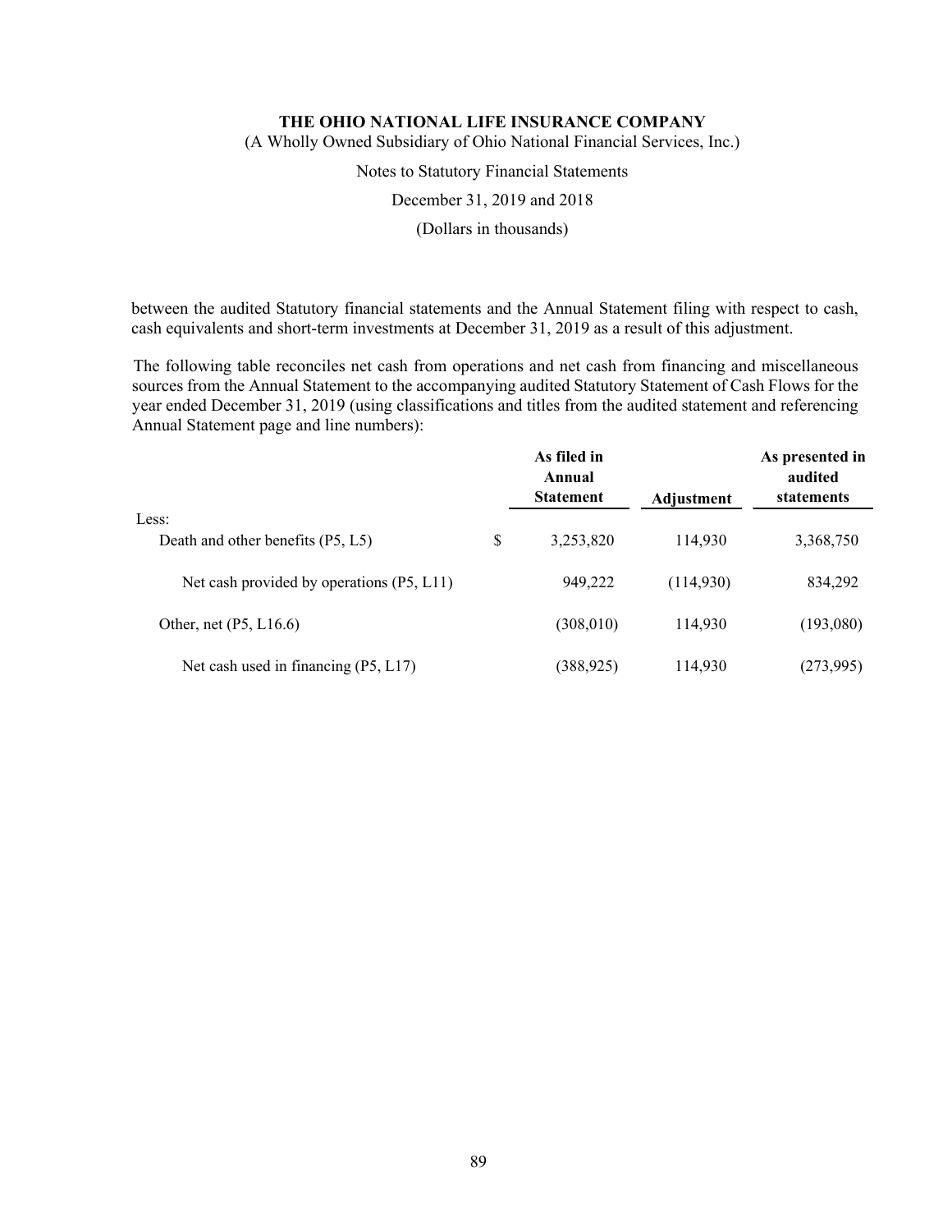between the audited Statutory financial statements and the Annual Statement filing with respect to cash, cash equivalents and short-term investments at December 31, 2019 as a result of this adjustment.

The following table reconciles net cash from operations and net cash from financing and miscellaneous sources from the Annual Statement to the accompanying audited Statutory Statement of Cash Flows for the year ended December 31, 2019 (using classifications and titles from the audited statement and referencing Annual Statement page and line numbers):

| | As filed in Annual Statement | Adjustment | As presented in audited statements |
|---|---|---|---|
| Less: | | | |
| Death and other benefits (P5, L5) | $ 3,253,820 | 114,930 | 3,368,750 |
| Net cash provided by operations (P5, L11) | 949,222 | (114,930) | 834,292 |
| Other, net (P5, L16.6) | (308,010) | 114,930 | (193,080) |
| Net cash used in financing (P5, L17) | (388,925) | 114,930 | (273,995) |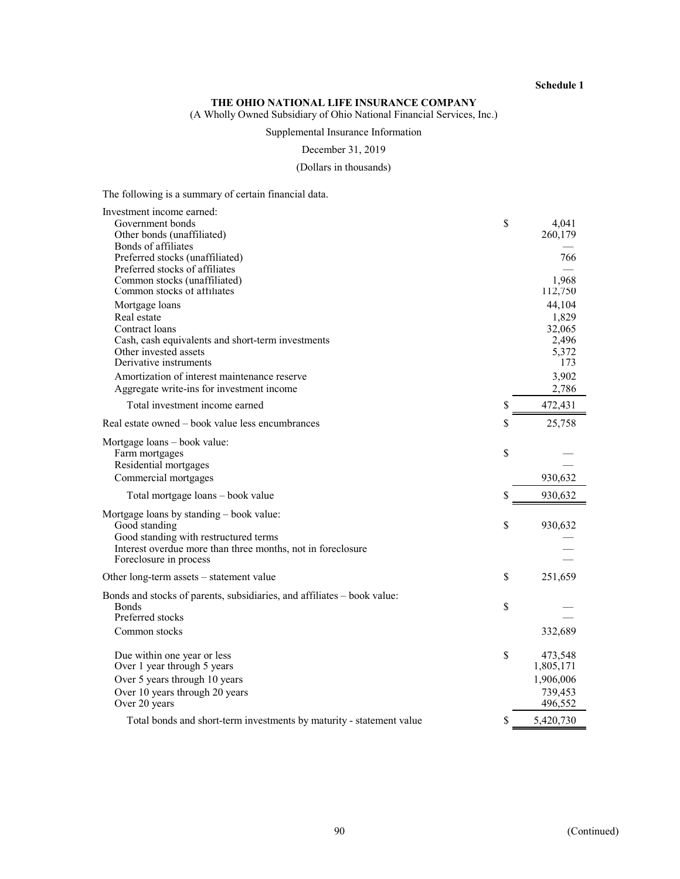**Schedule 1**

**THE OHIO NATIONAL LIFE INSURANCE COMPANY**

(A Wholly Owned Subsidiary of Ohio National Financial Services, Inc.)

Supplemental Insurance Information

December 31, 2019

(Dollars in thousands)

The following is a summary of certain financial data.

| | | |
|---|---|---|
| Investment income earned: | | |
| Government bonds | $ | 4,041 |
| Other bonds (unaffiliated) | | 260,179 |
| Bonds of affiliates | | — |
| Preferred stocks (unaffiliated) | | 766 |
| Preferred stocks of affiliates | | — |
| Common stocks (unaffiliated) | | 1,968 |
| Common stocks of affiliates | | 112,750 |
| Mortgage loans | | 44,104 |
| Real estate | | 1,829 |
| Contract loans | | 32,065 |
| Cash, cash equivalents and short-term investments | | 2,496 |
| Other invested assets | | 5,372 |
| Derivative instruments | | 173 |
| Amortization of interest maintenance reserve | | 3,902 |
| Aggregate write-ins for investment income | | 2,786 |
| Total investment income earned | $ | 472,431 |
| Real estate owned – book value less encumbrances | $ | 25,758 |
| Mortgage loans – book value: | | |
| Farm mortgages | $ | — |
| Residential mortgages | | — |
| Commercial mortgages | | 930,632 |
| Total mortgage loans – book value | $ | 930,632 |
| Mortgage loans by standing – book value: | | |
| Good standing | $ | 930,632 |
| Good standing with restructured terms | | — |
| Interest overdue more than three months, not in foreclosure | | — |
| Foreclosure in process | | — |
| Other long-term assets – statement value | $ | 251,659 |
| Bonds and stocks of parents, subsidiaries, and affiliates – book value: | | |
| Bonds | $ | — |
| Preferred stocks | | — |
| Common stocks | | 332,689 |
| Due within one year or less | $ | 473,548 |
| Over 1 year through 5 years | | 1,805,171 |
| Over 5 years through 10 years | | 1,906,006 |
| Over 10 years through 20 years | | 739,453 |
| Over 20 years | | 496,552 |
| Total bonds and short-term investments by maturity - statement value | $ | 5,420,730 |

(Continued)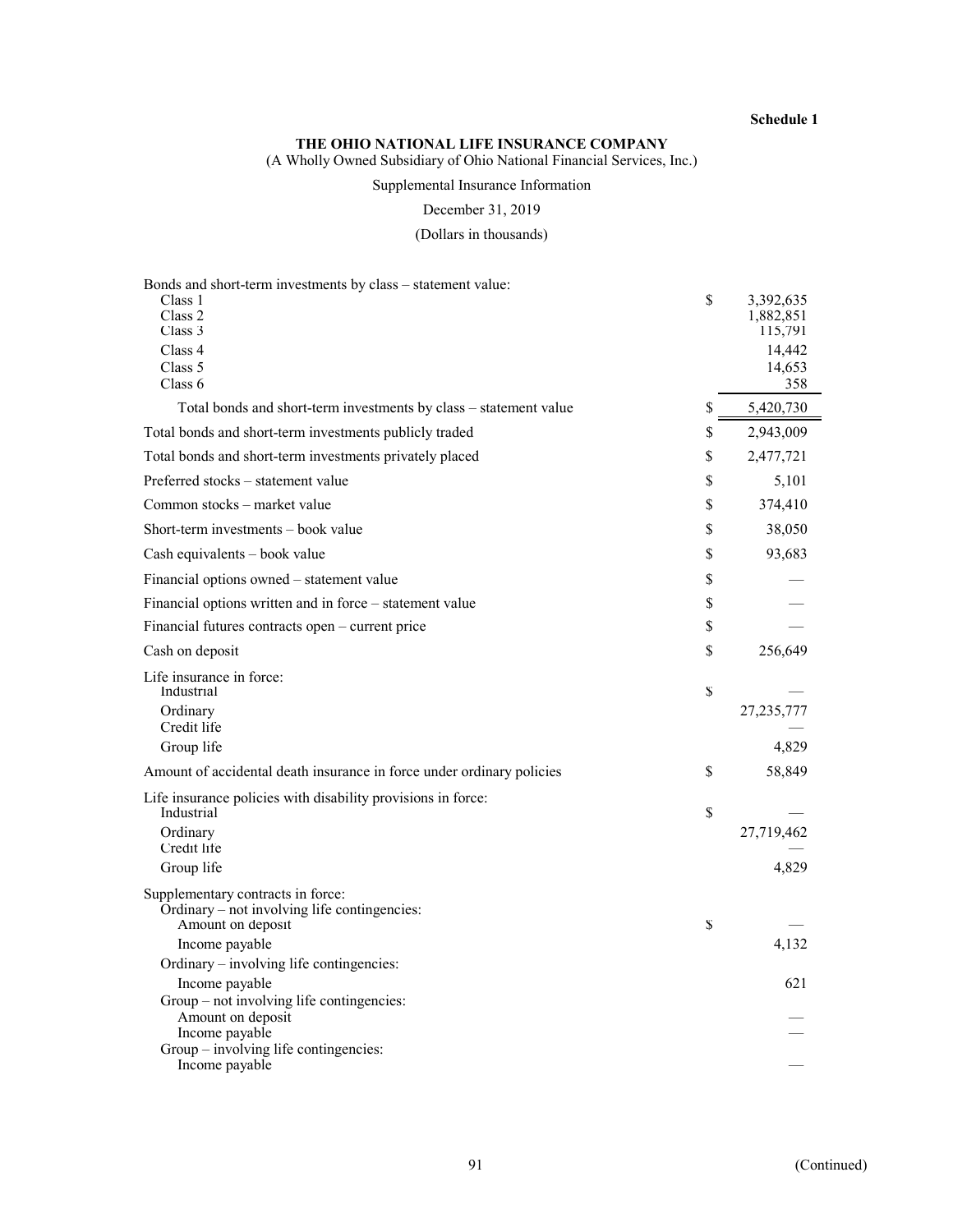**Schedule 1**

**THE OHIO NATIONAL LIFE INSURANCE COMPANY**

(A Wholly Owned Subsidiary of Ohio National Financial Services, Inc.)

Supplemental Insurance Information

December 31, 2019

(Dollars in thousands)

| | | |
|---|---|---|
| Bonds and short-term investments by class – statement value: | | |
| Class 1 | $ | 3,392,635 |
| Class 2 | | 1,882,851 |
| Class 3 | | 115,791 |
| Class 4 | | 14,442 |
| Class 5 | | 14,653 |
| Class 6 | | 358 |
| Total bonds and short-term investments by class – statement value | $ | 5,420,730 |
| Total bonds and short-term investments publicly traded | $ | 2,943,009 |
| Total bonds and short-term investments privately placed | $ | 2,477,721 |
| Preferred stocks – statement value | $ | 5,101 |
| Common stocks – market value | $ | 374,410 |
| Short-term investments – book value | $ | 38,050 |
| Cash equivalents – book value | $ | 93,683 |
| Financial options owned – statement value | $ | — |
| Financial options written and in force – statement value | $ | — |
| Financial futures contracts open – current price | $ | — |
| Cash on deposit | $ | 256,649 |
| Life insurance in force: | | |
| Industrial | $ | — |
| Ordinary | | 27,235,777 |
| Credit life | | — |
| Group life | | 4,829 |
| Amount of accidental death insurance in force under ordinary policies | $ | 58,849 |
| Life insurance policies with disability provisions in force: | | |
| Industrial | $ | — |
| Ordinary | | 27,719,462 |
| Credit life | | — |
| Group life | | 4,829 |
| Supplementary contracts in force: | | |
| Ordinary – not involving life contingencies: | | |
| Amount on deposit | $ | — |
| Income payable | | 4,132 |
| Ordinary – involving life contingencies: | | |
| Income payable | | 621 |
| Group – not involving life contingencies: | | |
| Amount on deposit | | — |
| Income payable | | — |
| Group – involving life contingencies: | | |
| Income payable | | — |

(Continued)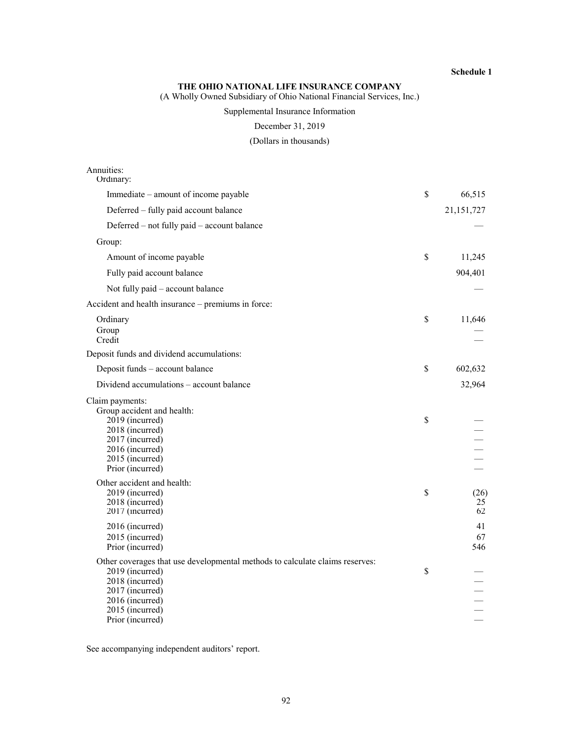**Schedule 1**

**THE OHIO NATIONAL LIFE INSURANCE COMPANY**

(A Wholly Owned Subsidiary of Ohio National Financial Services, Inc.)

Supplemental Insurance Information

December 31, 2019

(Dollars in thousands)

| | | |
|---|---|---|
| Annuities: | | |
| Ordinary: | | |
| Immediate – amount of income payable | $ | 66,515 |
| Deferred – fully paid account balance | | 21,151,727 |
| Deferred – not fully paid – account balance | | — |
| Group: | | |
| Amount of income payable | $ | 11,245 |
| Fully paid account balance | | 904,401 |
| Not fully paid – account balance | | — |
| Accident and health insurance – premiums in force: | | |
| Ordinary | $ | 11,646 |
| Group | | — |
| Credit | | — |
| Deposit funds and dividend accumulations: | | |
| Deposit funds – account balance | $ | 602,632 |
| Dividend accumulations – account balance | | 32,964 |
| Claim payments: | | |
| Group accident and health: | | |
| 2019 (incurred) | $ | — |
| 2018 (incurred) | | — |
| 2017 (incurred) | | — |
| 2016 (incurred) | | — |
| 2015 (incurred) | | — |
| Prior (incurred) | | — |
| Other accident and health: | | |
| 2019 (incurred) | $ | (26) |
| 2018 (incurred) | | 25 |
| 2017 (incurred) | | 62 |
| 2016 (incurred) | | 41 |
| 2015 (incurred) | | 67 |
| Prior (incurred) | | 546 |
| Other coverages that use developmental methods to calculate claims reserves: | | |
| 2019 (incurred) | $ | — |
| 2018 (incurred) | | — |
| 2017 (incurred) | | — |
| 2016 (incurred) | | — |
| 2015 (incurred) | | — |
| Prior (incurred) | | — |

See accompanying independent auditors' report.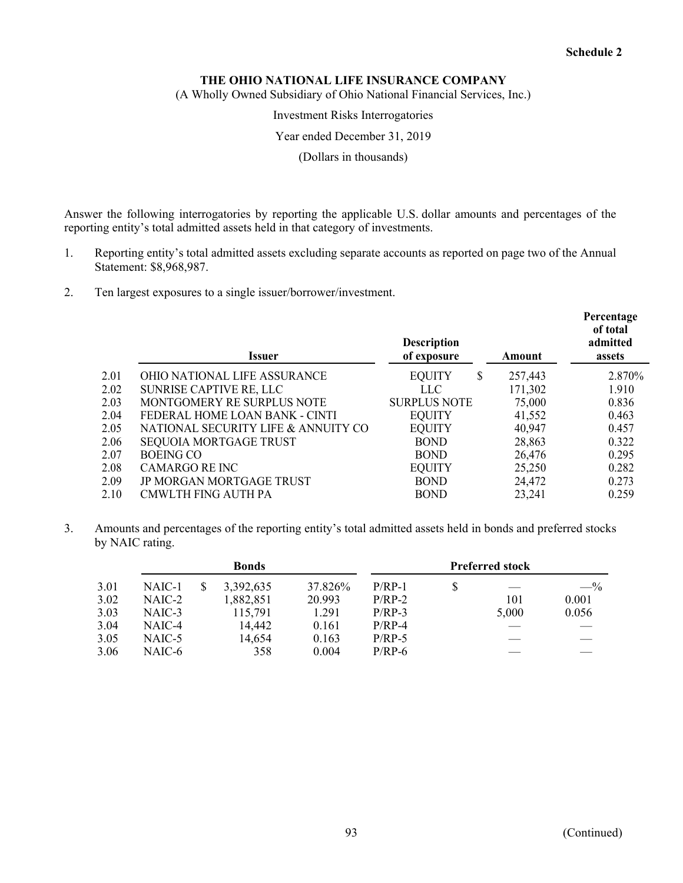Schedule 2

**THE OHIO NATIONAL LIFE INSURANCE COMPANY**

(A Wholly Owned Subsidiary of Ohio National Financial Services, Inc.)

Investment Risks Interrogatories

Year ended December 31, 2019

(Dollars in thousands)

Answer the following interrogatories by reporting the applicable U.S. dollar amounts and percentages of the reporting entity's total admitted assets held in that category of investments.

1. Reporting entity's total admitted assets excluding separate accounts as reported on page two of the Annual Statement: $8,968,987.

2. Ten largest exposures to a single issuer/borrower/investment.

| | Issuer | Description of exposure | Amount | Percentage of total admitted assets |
|---|---|---|---|---|
| 2.01 | OHIO NATIONAL LIFE ASSURANCE | EQUITY | $ 257,443 | 2.870% |
| 2.02 | SUNRISE CAPTIVE RE, LLC | LLC | 171,302 | 1.910 |
| 2.03 | MONTGOMERY RE SURPLUS NOTE | SURPLUS NOTE | 75,000 | 0.836 |
| 2.04 | FEDERAL HOME LOAN BANK - CINTI | EQUITY | 41,552 | 0.463 |
| 2.05 | NATIONAL SECURITY LIFE & ANNUITY CO | EQUITY | 40,947 | 0.457 |
| 2.06 | SEQUOIA MORTGAGE TRUST | BOND | 28,863 | 0.322 |
| 2.07 | BOEING CO | BOND | 26,476 | 0.295 |
| 2.08 | CAMARGO RE INC | EQUITY | 25,250 | 0.282 |
| 2.09 | JP MORGAN MORTGAGE TRUST | BOND | 24,472 | 0.273 |
| 2.10 | CMWLTH FING AUTH PA | BOND | 23,241 | 0.259 |

3. Amounts and percentages of the reporting entity's total admitted assets held in bonds and preferred stocks by NAIC rating.

| | Bonds | | | Preferred stock | | |
|---|---|---|---|---|---|---|
| 3.01 | NAIC-1 | $ 3,392,635 | 37.826% | P/RP-1 | $ — | —% |
| 3.02 | NAIC-2 | 1,882,851 | 20.993 | P/RP-2 | 101 | 0.001 |
| 3.03 | NAIC-3 | 115,791 | 1.291 | P/RP-3 | 5,000 | 0.056 |
| 3.04 | NAIC-4 | 14,442 | 0.161 | P/RP-4 | — | — |
| 3.05 | NAIC-5 | 14,654 | 0.163 | P/RP-5 | — | — |
| 3.06 | NAIC-6 | 358 | 0.004 | P/RP-6 | — | — |

(Continued)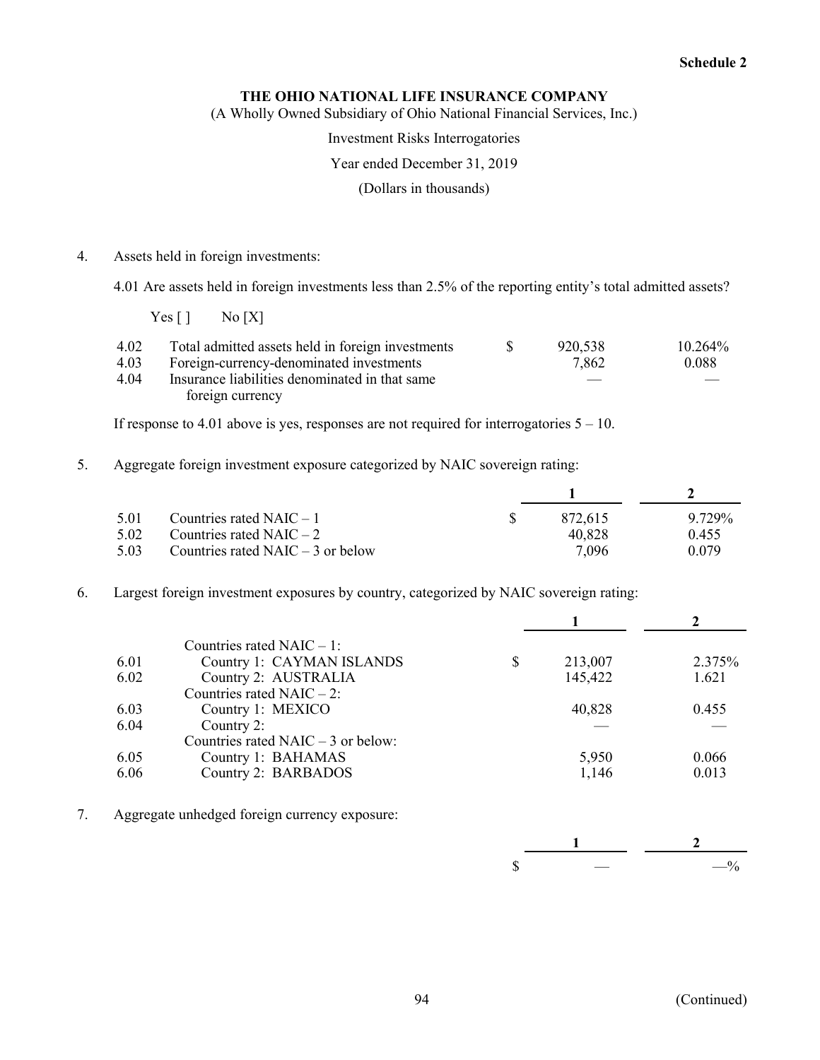Schedule 2

# THE OHIO NATIONAL LIFE INSURANCE COMPANY

(A Wholly Owned Subsidiary of Ohio National Financial Services, Inc.)

Investment Risks Interrogatories

Year ended December 31, 2019

(Dollars in thousands)

4. Assets held in foreign investments:

   4.01 Are assets held in foreign investments less than 2.5% of the reporting entity's total admitted assets?

   Yes [ ]  No [X]

| | | | | |
|---|---|---|---|---|
| 4.02 | Total admitted assets held in foreign investments | $ | 920,538 | 10.264% |
| 4.03 | Foreign-currency-denominated investments | | 7,862 | 0.088 |
| 4.04 | Insurance liabilities denominated in that same foreign currency | | — | — |

   If response to 4.01 above is yes, responses are not required for interrogatories 5 – 10.

5. Aggregate foreign investment exposure categorized by NAIC sovereign rating:

| | | | 1 | 2 |
|---|---|---|---|---|
| 5.01 | Countries rated NAIC – 1 | $ | 872,615 | 9.729% |
| 5.02 | Countries rated NAIC – 2 | | 40,828 | 0.455 |
| 5.03 | Countries rated NAIC – 3 or below | | 7,096 | 0.079 |

6. Largest foreign investment exposures by country, categorized by NAIC sovereign rating:

| | | | 1 | 2 |
|---|---|---|---|---|
| | Countries rated NAIC – 1: | | | |
| 6.01 | Country 1: CAYMAN ISLANDS | $ | 213,007 | 2.375% |
| 6.02 | Country 2: AUSTRALIA | | 145,422 | 1.621 |
| | Countries rated NAIC – 2: | | | |
| 6.03 | Country 1: MEXICO | | 40,828 | 0.455 |
| 6.04 | Country 2: | | — | — |
| | Countries rated NAIC – 3 or below: | | | |
| 6.05 | Country 1: BAHAMAS | | 5,950 | 0.066 |
| 6.06 | Country 2: BARBADOS | | 1,146 | 0.013 |

7. Aggregate unhedged foreign currency exposure:

| | 1 | 2 |
|---|---|---|
| $ | — | —% |

(Continued)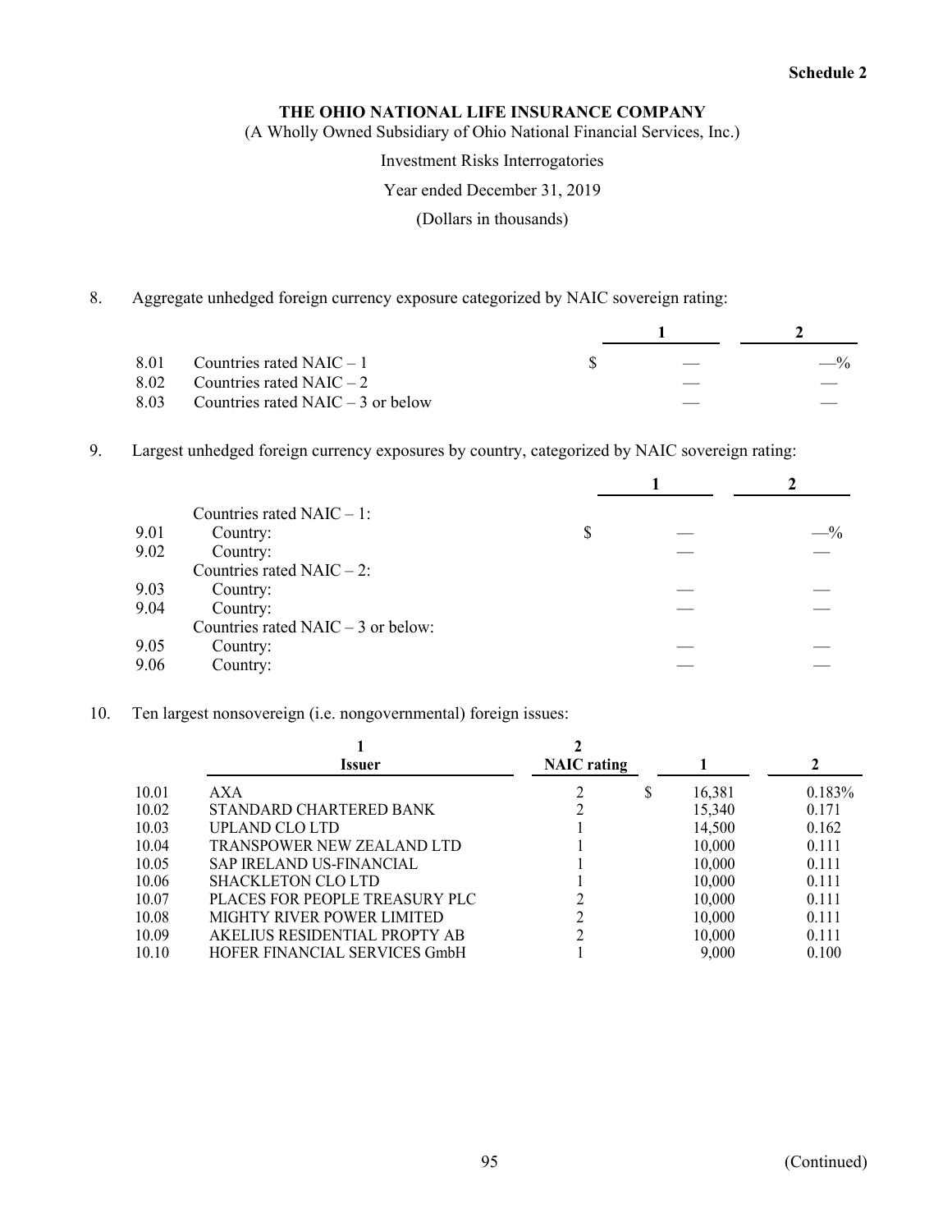**Schedule 2**

**THE OHIO NATIONAL LIFE INSURANCE COMPANY**

(A Wholly Owned Subsidiary of Ohio National Financial Services, Inc.)

Investment Risks Interrogatories

Year ended December 31, 2019

(Dollars in thousands)

8. Aggregate unhedged foreign currency exposure categorized by NAIC sovereign rating:

| | | 1 | 2 |
|---|---|---|---|
| 8.01 | Countries rated NAIC – 1 | $ — | —% |
| 8.02 | Countries rated NAIC – 2 | — | — |
| 8.03 | Countries rated NAIC – 3 or below | — | — |

9. Largest unhedged foreign currency exposures by country, categorized by NAIC sovereign rating:

| | | 1 | 2 |
|---|---|---|---|
| | Countries rated NAIC – 1: | | |
| 9.01 | Country: | $ — | —% |
| 9.02 | Country: | — | — |
| | Countries rated NAIC – 2: | | |
| 9.03 | Country: | — | — |
| 9.04 | Country: | — | — |
| | Countries rated NAIC – 3 or below: | | |
| 9.05 | Country: | — | — |
| 9.06 | Country: | — | — |

10. Ten largest nonsovereign (i.e. nongovernmental) foreign issues:

| | 1<br>Issuer | 2<br>NAIC rating | 1 | 2 |
|---|---|---|---|---|
| 10.01 | AXA | 2 | $ 16,381 | 0.183% |
| 10.02 | STANDARD CHARTERED BANK | 2 | 15,340 | 0.171 |
| 10.03 | UPLAND CLO LTD | 1 | 14,500 | 0.162 |
| 10.04 | TRANSPOWER NEW ZEALAND LTD | 1 | 10,000 | 0.111 |
| 10.05 | SAP IRELAND US-FINANCIAL | 1 | 10,000 | 0.111 |
| 10.06 | SHACKLETON CLO LTD | 1 | 10,000 | 0.111 |
| 10.07 | PLACES FOR PEOPLE TREASURY PLC | 2 | 10,000 | 0.111 |
| 10.08 | MIGHTY RIVER POWER LIMITED | 2 | 10,000 | 0.111 |
| 10.09 | AKELIUS RESIDENTIAL PROPTY AB | 2 | 10,000 | 0.111 |
| 10.10 | HOFER FINANCIAL SERVICES GmbH | 1 | 9,000 | 0.100 |

(Continued)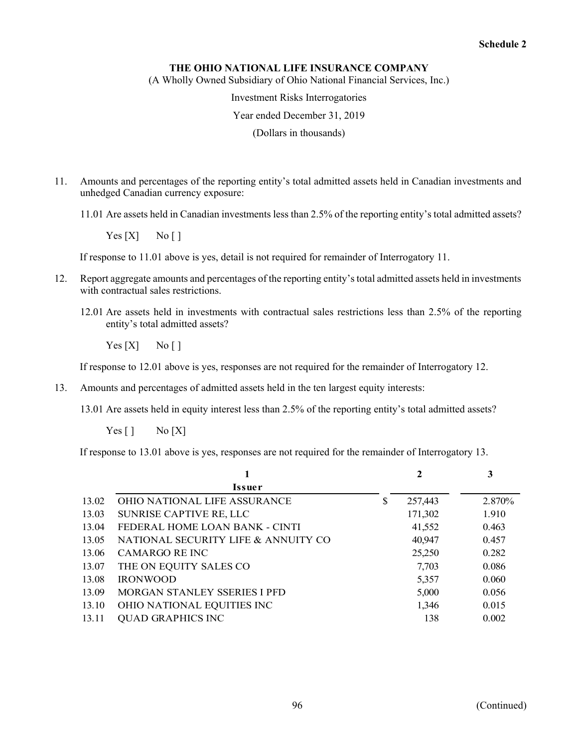**Schedule 2**

**THE OHIO NATIONAL LIFE INSURANCE COMPANY**

(A Wholly Owned Subsidiary of Ohio National Financial Services, Inc.)

Investment Risks Interrogatories

Year ended December 31, 2019

(Dollars in thousands)

11. Amounts and percentages of the reporting entity's total admitted assets held in Canadian investments and unhedged Canadian currency exposure:

    11.01 Are assets held in Canadian investments less than 2.5% of the reporting entity's total admitted assets?

    Yes [X]     No [ ]

    If response to 11.01 above is yes, detail is not required for remainder of Interrogatory 11.

12. Report aggregate amounts and percentages of the reporting entity's total admitted assets held in investments with contractual sales restrictions.

    12.01 Are assets held in investments with contractual sales restrictions less than 2.5% of the reporting entity's total admitted assets?

    Yes [X]     No [ ]

    If response to 12.01 above is yes, responses are not required for the remainder of Interrogatory 12.

13. Amounts and percentages of admitted assets held in the ten largest equity interests:

    13.01 Are assets held in equity interest less than 2.5% of the reporting entity's total admitted assets?

    Yes [ ]     No [X]

    If response to 13.01 above is yes, responses are not required for the remainder of Interrogatory 13.

| | 1<br>**Issuer** | 2 | 3 |
|---|---|---|---|
| 13.02 | OHIO NATIONAL LIFE ASSURANCE | $ 257,443 | 2.870% |
| 13.03 | SUNRISE CAPTIVE RE, LLC | 171,302 | 1.910 |
| 13.04 | FEDERAL HOME LOAN BANK - CINTI | 41,552 | 0.463 |
| 13.05 | NATIONAL SECURITY LIFE & ANNUITY CO | 40,947 | 0.457 |
| 13.06 | CAMARGO RE INC | 25,250 | 0.282 |
| 13.07 | THE ON EQUITY SALES CO | 7,703 | 0.086 |
| 13.08 | IRONWOOD | 5,357 | 0.060 |
| 13.09 | MORGAN STANLEY SSERIES I PFD | 5,000 | 0.056 |
| 13.10 | OHIO NATIONAL EQUITIES INC | 1,346 | 0.015 |
| 13.11 | QUAD GRAPHICS INC | 138 | 0.002 |

(Continued)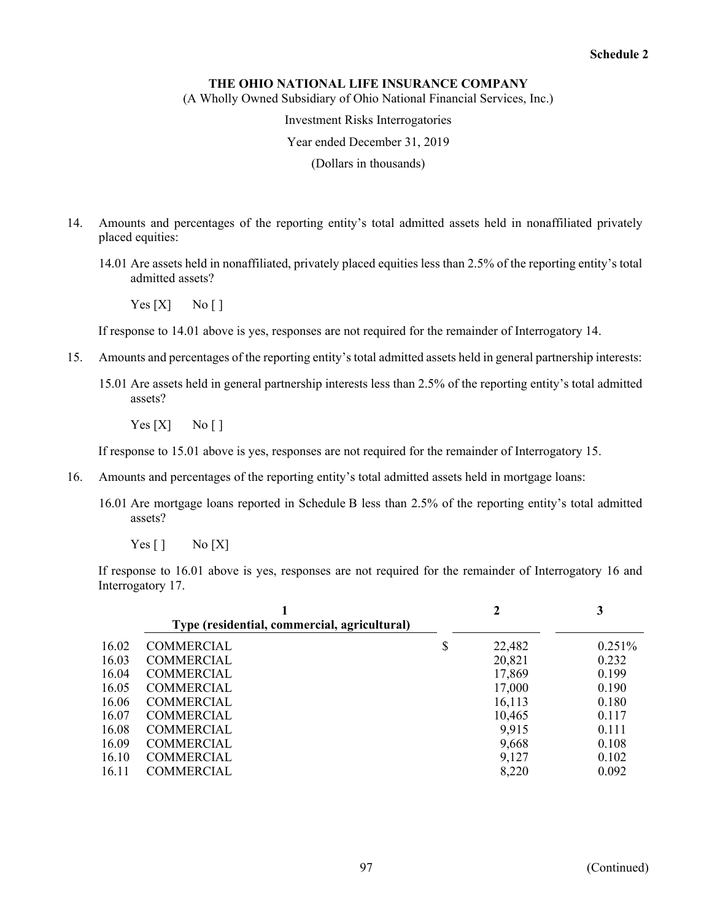Schedule 2

**THE OHIO NATIONAL LIFE INSURANCE COMPANY**

(A Wholly Owned Subsidiary of Ohio National Financial Services, Inc.)

Investment Risks Interrogatories

Year ended December 31, 2019

(Dollars in thousands)

14. Amounts and percentages of the reporting entity's total admitted assets held in nonaffiliated privately placed equities:

    14.01 Are assets held in nonaffiliated, privately placed equities less than 2.5% of the reporting entity's total admitted assets?

    Yes [X]    No [ ]

    If response to 14.01 above is yes, responses are not required for the remainder of Interrogatory 14.

15. Amounts and percentages of the reporting entity's total admitted assets held in general partnership interests:

    15.01 Are assets held in general partnership interests less than 2.5% of the reporting entity's total admitted assets?

    Yes [X]    No [ ]

    If response to 15.01 above is yes, responses are not required for the remainder of Interrogatory 15.

16. Amounts and percentages of the reporting entity's total admitted assets held in mortgage loans:

    16.01 Are mortgage loans reported in Schedule B less than 2.5% of the reporting entity's total admitted assets?

    Yes [ ]    No [X]

    If response to 16.01 above is yes, responses are not required for the remainder of Interrogatory 16 and Interrogatory 17.

| | 1<br>Type (residential, commercial, agricultural) | 2 | 3 |
|---|---|---|---|
| 16.02 | COMMERCIAL | $ 22,482 | 0.251% |
| 16.03 | COMMERCIAL | 20,821 | 0.232 |
| 16.04 | COMMERCIAL | 17,869 | 0.199 |
| 16.05 | COMMERCIAL | 17,000 | 0.190 |
| 16.06 | COMMERCIAL | 16,113 | 0.180 |
| 16.07 | COMMERCIAL | 10,465 | 0.117 |
| 16.08 | COMMERCIAL | 9,915 | 0.111 |
| 16.09 | COMMERCIAL | 9,668 | 0.108 |
| 16.10 | COMMERCIAL | 9,127 | 0.102 |
| 16.11 | COMMERCIAL | 8,220 | 0.092 |

(Continued)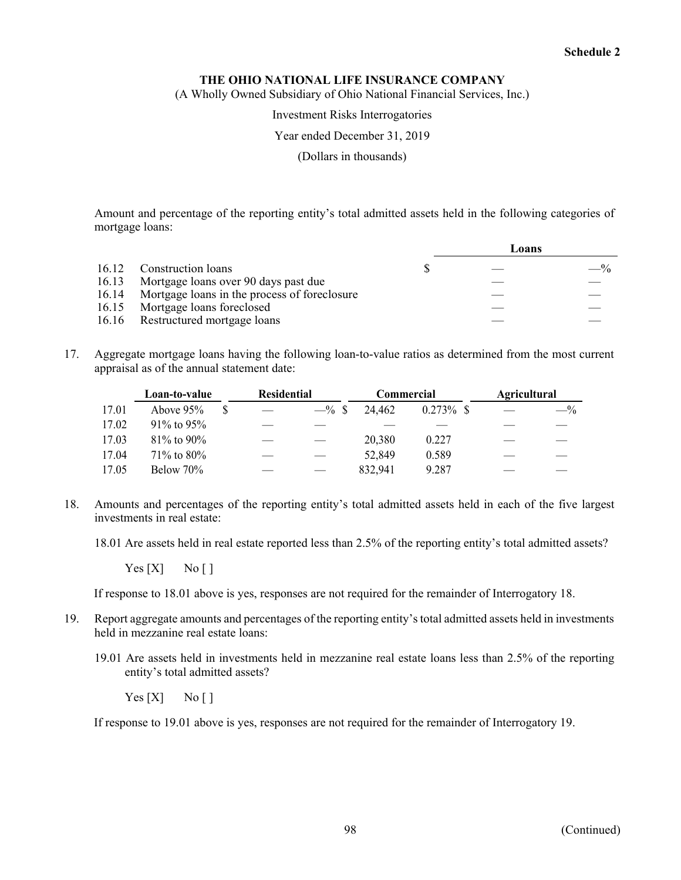**Schedule 2**

# THE OHIO NATIONAL LIFE INSURANCE COMPANY

(A Wholly Owned Subsidiary of Ohio National Financial Services, Inc.)

Investment Risks Interrogatories

Year ended December 31, 2019

(Dollars in thousands)

Amount and percentage of the reporting entity's total admitted assets held in the following categories of mortgage loans:

| | | Loans | |
|---|---|---|---|
| 16.12 | Construction loans | $ — | —% |
| 16.13 | Mortgage loans over 90 days past due | — | — |
| 16.14 | Mortgage loans in the process of foreclosure | — | — |
| 16.15 | Mortgage loans foreclosed | — | — |
| 16.16 | Restructured mortgage loans | — | — |

17. Aggregate mortgage loans having the following loan-to-value ratios as determined from the most current appraisal as of the annual statement date:

| | Loan-to-value | Residential | | Commercial | | Agricultural | |
|---|---|---|---|---|---|---|---|
| 17.01 | Above 95% | $ — | —% | $ 24,462 | 0.273% | $ — | —% |
| 17.02 | 91% to 95% | — | — | — | — | — | — |
| 17.03 | 81% to 90% | — | — | 20,380 | 0.227 | — | — |
| 17.04 | 71% to 80% | — | — | 52,849 | 0.589 | — | — |
| 17.05 | Below 70% | — | — | 832,941 | 9.287 | — | — |

18. Amounts and percentages of the reporting entity's total admitted assets held in each of the five largest investments in real estate:

    18.01 Are assets held in real estate reported less than 2.5% of the reporting entity's total admitted assets?

    Yes [X]  No [ ]

    If response to 18.01 above is yes, responses are not required for the remainder of Interrogatory 18.

19. Report aggregate amounts and percentages of the reporting entity's total admitted assets held in investments held in mezzanine real estate loans:

    19.01 Are assets held in investments held in mezzanine real estate loans less than 2.5% of the reporting entity's total admitted assets?

    Yes [X]  No [ ]

    If response to 19.01 above is yes, responses are not required for the remainder of Interrogatory 19.

(Continued)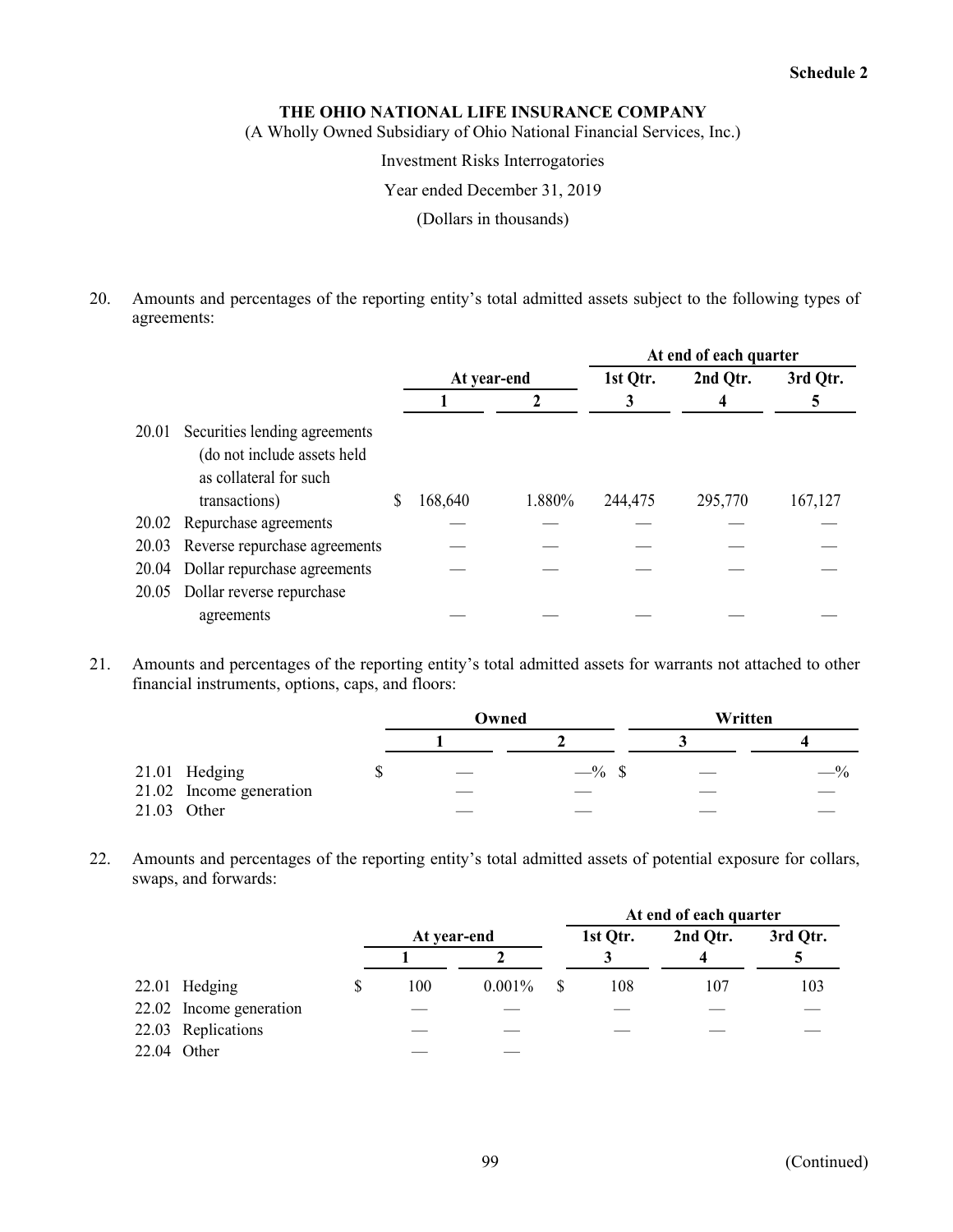**Schedule 2**

**THE OHIO NATIONAL LIFE INSURANCE COMPANY**

(A Wholly Owned Subsidiary of Ohio National Financial Services, Inc.)

Investment Risks Interrogatories

Year ended December 31, 2019

(Dollars in thousands)

20. Amounts and percentages of the reporting entity's total admitted assets subject to the following types of agreements:

| | | At year-end | | At end of each quarter | | |
|---|---|---|---|---|---|---|
| | | | | 1st Qtr. | 2nd Qtr. | 3rd Qtr. |
| | | 1 | 2 | 3 | 4 | 5 |
| 20.01 | Securities lending agreements (do not include assets held as collateral for such transactions) | $ 168,640 | 1.880% | 244,475 | 295,770 | 167,127 |
| 20.02 | Repurchase agreements | — | — | — | — | — |
| 20.03 | Reverse repurchase agreements | — | — | — | — | — |
| 20.04 | Dollar repurchase agreements | — | — | — | — | — |
| 20.05 | Dollar reverse repurchase agreements | — | — | — | — | — |

21. Amounts and percentages of the reporting entity's total admitted assets for warrants not attached to other financial instruments, options, caps, and floors:

| | | Owned | | Written | |
|---|---|---|---|---|---|
| | | 1 | 2 | 3 | 4 |
| 21.01 | Hedging | $ — | —% | $ — | —% |
| 21.02 | Income generation | — | — | — | — |
| 21.03 | Other | — | — | — | — |

22. Amounts and percentages of the reporting entity's total admitted assets of potential exposure for collars, swaps, and forwards:

| | | At year-end | | At end of each quarter | | |
|---|---|---|---|---|---|---|
| | | | | 1st Qtr. | 2nd Qtr. | 3rd Qtr. |
| | | 1 | 2 | 3 | 4 | 5 |
| 22.01 | Hedging | $ 100 | 0.001% | $ 108 | 107 | 103 |
| 22.02 | Income generation | — | — | — | — | — |
| 22.03 | Replications | — | — | — | — | — |
| 22.04 | Other | — | — | | | |

(Continued)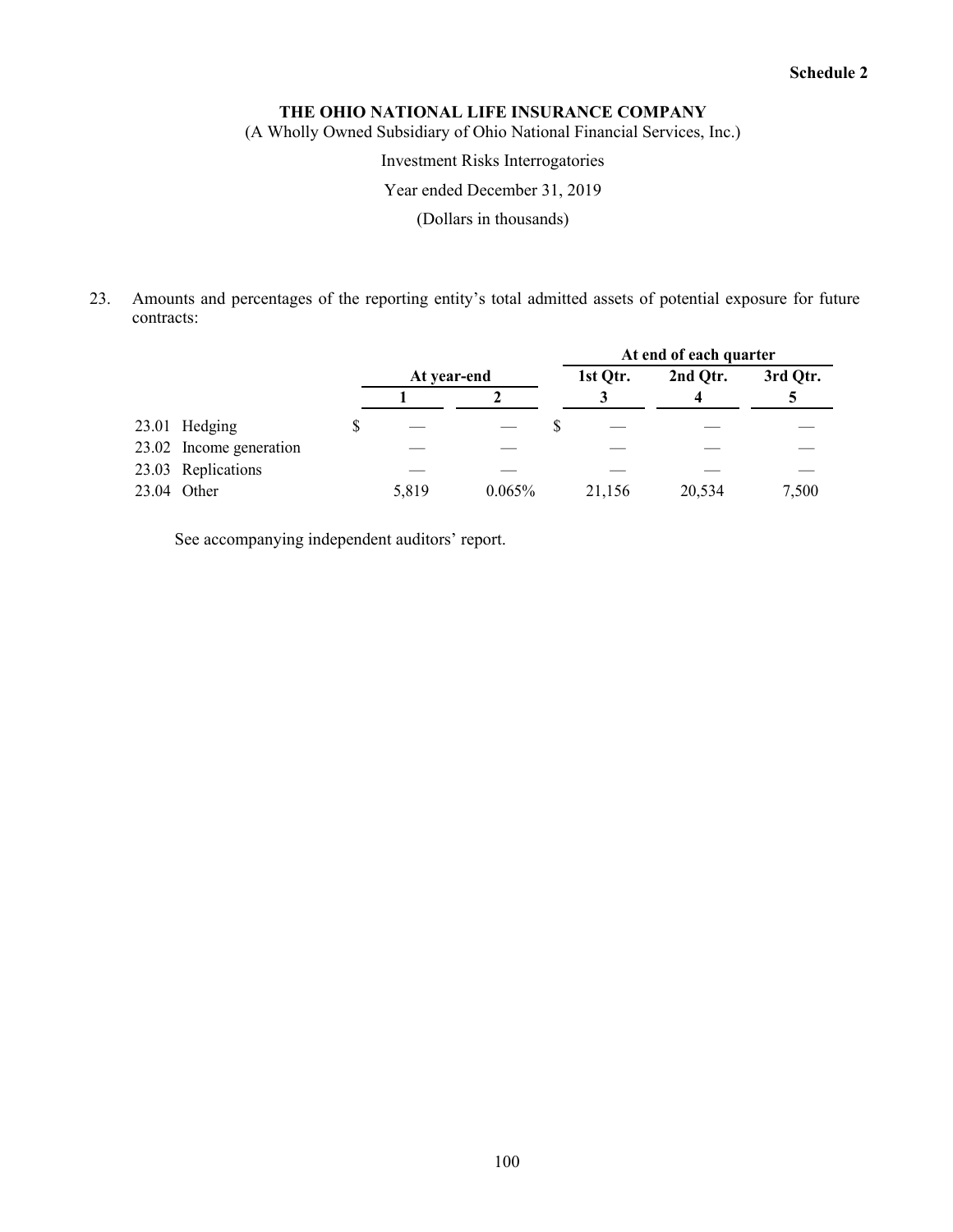**Schedule 2**

# THE OHIO NATIONAL LIFE INSURANCE COMPANY

(A Wholly Owned Subsidiary of Ohio National Financial Services, Inc.)

Investment Risks Interrogatories

Year ended December 31, 2019

(Dollars in thousands)

23. Amounts and percentages of the reporting entity's total admitted assets of potential exposure for future contracts:

| | At year-end | | At end of each quarter | | |
|---|---|---|---|---|---|
| | | | 1st Qtr. | 2nd Qtr. | 3rd Qtr. |
| | 1 | 2 | 3 | 4 | 5 |
| 23.01 Hedging | $ — | — | $ — | — | — |
| 23.02 Income generation | — | — | — | — | — |
| 23.03 Replications | — | — | — | — | — |
| 23.04 Other | 5,819 | 0.065% | 21,156 | 20,534 | 7,500 |

See accompanying independent auditors' report.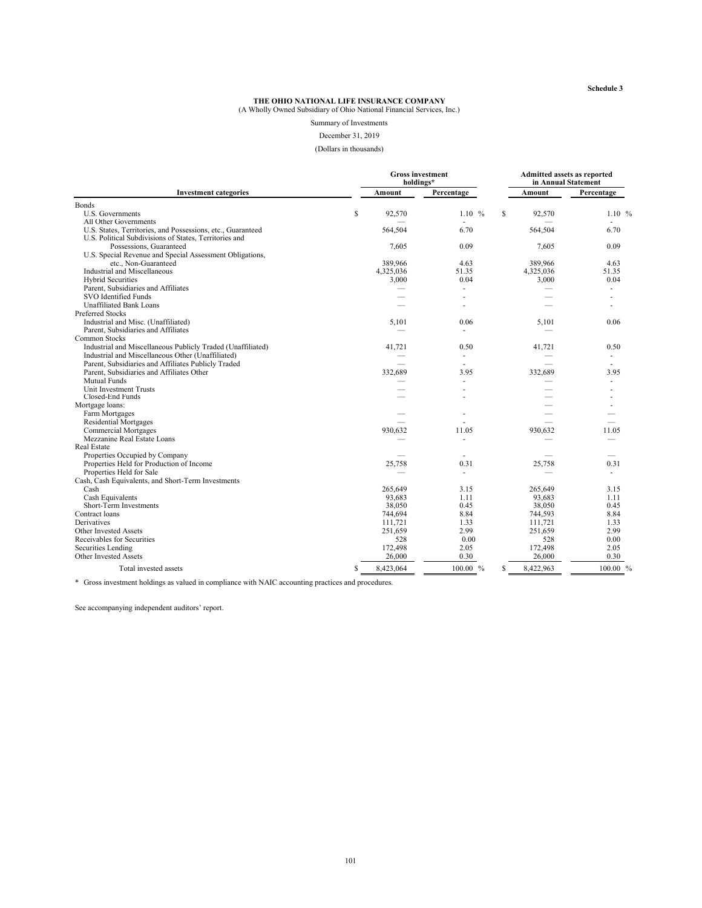Schedule 3

**THE OHIO NATIONAL LIFE INSURANCE COMPANY**
(A Wholly Owned Subsidiary of Ohio National Financial Services, Inc.)

Summary of Investments

December 31, 2019

(Dollars in thousands)

| Investment categories | Gross investment holdings* | | Admitted assets as reported in Annual Statement | |
|---|---|---|---|---|
| | Amount | Percentage | Amount | Percentage |
| Bonds | | | | |
| U.S. Governments | $ 92,570 | 1.10 % | $ 92,570 | 1.10 % |
| All Other Governments | — | - | — | - |
| U.S. States, Territories, and Possessions, etc., Guaranteed | 564,504 | 6.70 | 564,504 | 6.70 |
| U.S. Political Subdivisions of States, Territories and Possessions, Guaranteed | 7,605 | 0.09 | 7,605 | 0.09 |
| U.S. Special Revenue and Special Assessment Obligations, etc., Non-Guaranteed | 389,966 | 4.63 | 389,966 | 4.63 |
| Industrial and Miscellaneous | 4,325,036 | 51.35 | 4,325,036 | 51.35 |
| Hybrid Securities | 3,000 | 0.04 | 3,000 | 0.04 |
| Parent, Subsidiaries and Affiliates | — | - | — | - |
| SVO Identified Funds | — | - | — | - |
| Unaffiliated Bank Loans | — | - | — | - |
| Preferred Stocks | | | | |
| Industrial and Misc. (Unaffiliated) | 5,101 | 0.06 | 5,101 | 0.06 |
| Parent, Subsidiaries and Affiliates | — | - | — | |
| Common Stocks | | | | |
| Industrial and Miscellaneous Publicly Traded (Unaffiliated) | 41,721 | 0.50 | 41,721 | 0.50 |
| Industrial and Miscellaneous Other (Unaffiliated) | — | - | — | - |
| Parent, Subsidiaries and Affiliates Publicly Traded | — | - | — | - |
| Parent, Subsidiaries and Affiliates Other | 332,689 | 3.95 | 332,689 | 3.95 |
| Mutual Funds | — | - | — | - |
| Unit Investment Trusts | — | - | — | - |
| Closed-End Funds | — | - | — | - |
| Mortgage loans: | | | — | - |
| Farm Mortgages | — | - | — | — |
| Residential Mortgages | — | - | — | — |
| Commercial Mortgages | 930,632 | 11.05 | 930,632 | 11.05 |
| Mezzanine Real Estate Loans | — | - | — | — |
| Real Estate | | | | |
| Properties Occupied by Company | — | - | — | — |
| Properties Held for Production of Income | 25,758 | 0.31 | 25,758 | 0.31 |
| Properties Held for Sale | — | - | — | - |
| Cash, Cash Equivalents, and Short-Term Investments | | | | |
| Cash | 265,649 | 3.15 | 265,649 | 3.15 |
| Cash Equivalents | 93,683 | 1.11 | 93,683 | 1.11 |
| Short-Term Investments | 38,050 | 0.45 | 38,050 | 0.45 |
| Contract loans | 744,694 | 8.84 | 744,593 | 8.84 |
| Derivatives | 111,721 | 1.33 | 111,721 | 1.33 |
| Other Invested Assets | 251,659 | 2.99 | 251,659 | 2.99 |
| Receivables for Securities | 528 | 0.00 | 528 | 0.00 |
| Securities Lending | 172,498 | 2.05 | 172,498 | 2.05 |
| Other Invested Assets | 26,000 | 0.30 | 26,000 | 0.30 |
| Total invested assets | $ 8,423,064 | 100.00 % | $ 8,422,963 | 100.00 % |

\* Gross investment holdings as valued in compliance with NAIC accounting practices and procedures.

See accompanying independent auditors' report.